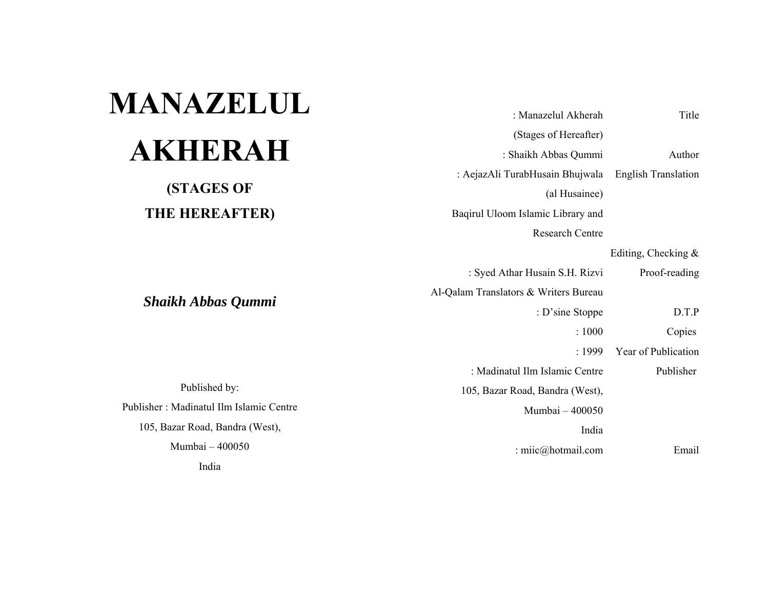# MANAZELUL AKHERAH

## (STAGES OF THE HEREAFTER)

***Shaikh Abbas Qummi***

Published by:

Publisher : Madinatul Ilm Islamic Centre

105, Bazar Road, Bandra (West),

Mumbai – 400050

India

| | |
|---|---|
| Title | : Manazelul Akherah (Stages of Hereafter) |
| Author | : Shaikh Abbas Qummi |
| English Translation | : AejazAli TurabHusain Bhujwala (al Husainee) Baqirul Uloom Islamic Library and Research Centre |
| Editing, Checking & Proof-reading | : Syed Athar Husain S.H. Rizvi Al-Qalam Translators & Writers Bureau |
| D.T.P | : D'sine Stoppe |
| Copies | : 1000 |
| Year of Publication | : 1999 |
| Publisher | : Madinatul Ilm Islamic Centre 105, Bazar Road, Bandra (West), Mumbai – 400050 India |
| Email | : miic@hotmail.com |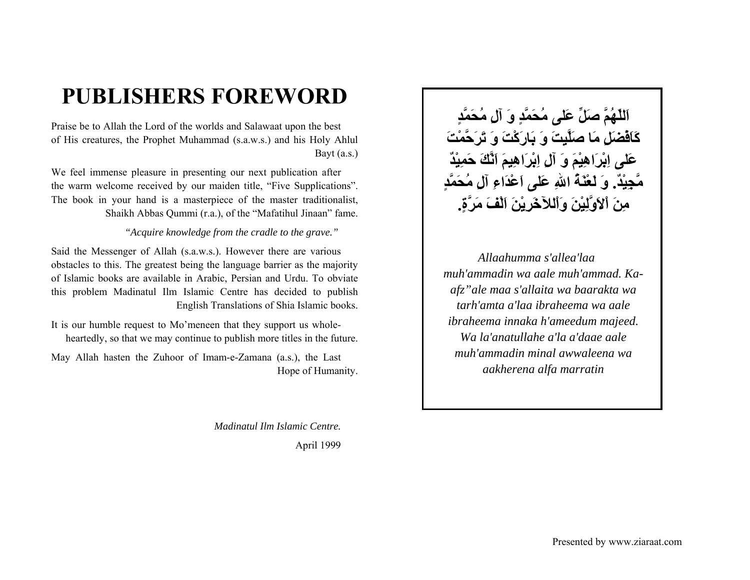# PUBLISHERS FOREWORD

Praise be to Allah the Lord of the worlds and Salawaat upon the best of His creatures, the Prophet Muhammad (s.a.w.s.) and his Holy Ahlul Bayt (a.s.)

We feel immense pleasure in presenting our next publication after the warm welcome received by our maiden title, "Five Supplications". The book in your hand is a masterpiece of the master traditionalist, Shaikh Abbas Qummi (r.a.), of the "Mafatihul Jinaan" fame.

*"Acquire knowledge from the cradle to the grave."*

Said the Messenger of Allah (s.a.w.s.). However there are various obstacles to this. The greatest being the language barrier as the majority of Islamic books are available in Arabic, Persian and Urdu. To obviate this problem Madinatul Ilm Islamic Centre has decided to publish English Translations of Shia Islamic books.

It is our humble request to Mo'meneen that they support us whole-heartedly, so that we may continue to publish more titles in the future.

May Allah hasten the Zuhoor of Imam-e-Zamana (a.s.), the Last Hope of Humanity.

*Madinatul Ilm Islamic Centre.*

April 1999

**اَللّٰهُمَّ صَلِّ عَلٰى مُحَمَّدٍ وَ آلِ مُحَمَّدٍ كَاَفْضَلِ مَا صَلَّيتَ وَ بَارَكْتَ وَ تَرَحَّمْتَ عَلٰى اِبْرَاهِيْمَ وَ آلِ اِبْرَاهِيمَ اَنَّكَ حَمِيْدٌ مَّجِيْدٌ. وَ لَعْنَةُ اللهِ عَلٰى اَعْدَاءِ آلِ مُحَمَّدٍ مِنَ اْلاَوَّلِيْنَ وَاْللاَخَرِيْنَ اَلْفَ مَرَّةٍ.**

*Allaahumma s'allea'laa muh'ammadin wa aale muh'ammad. Ka-afz"ale maa s'allaita wa baarakta wa tarh'amta a'laa ibraheema wa aale ibraheema innaka h'ameedum majeed. Wa la'anatullahe a'la a'daae aale muh'ammadin minal awwaleena wa aakherena alfa marratin*

Presented by www.ziaraat.com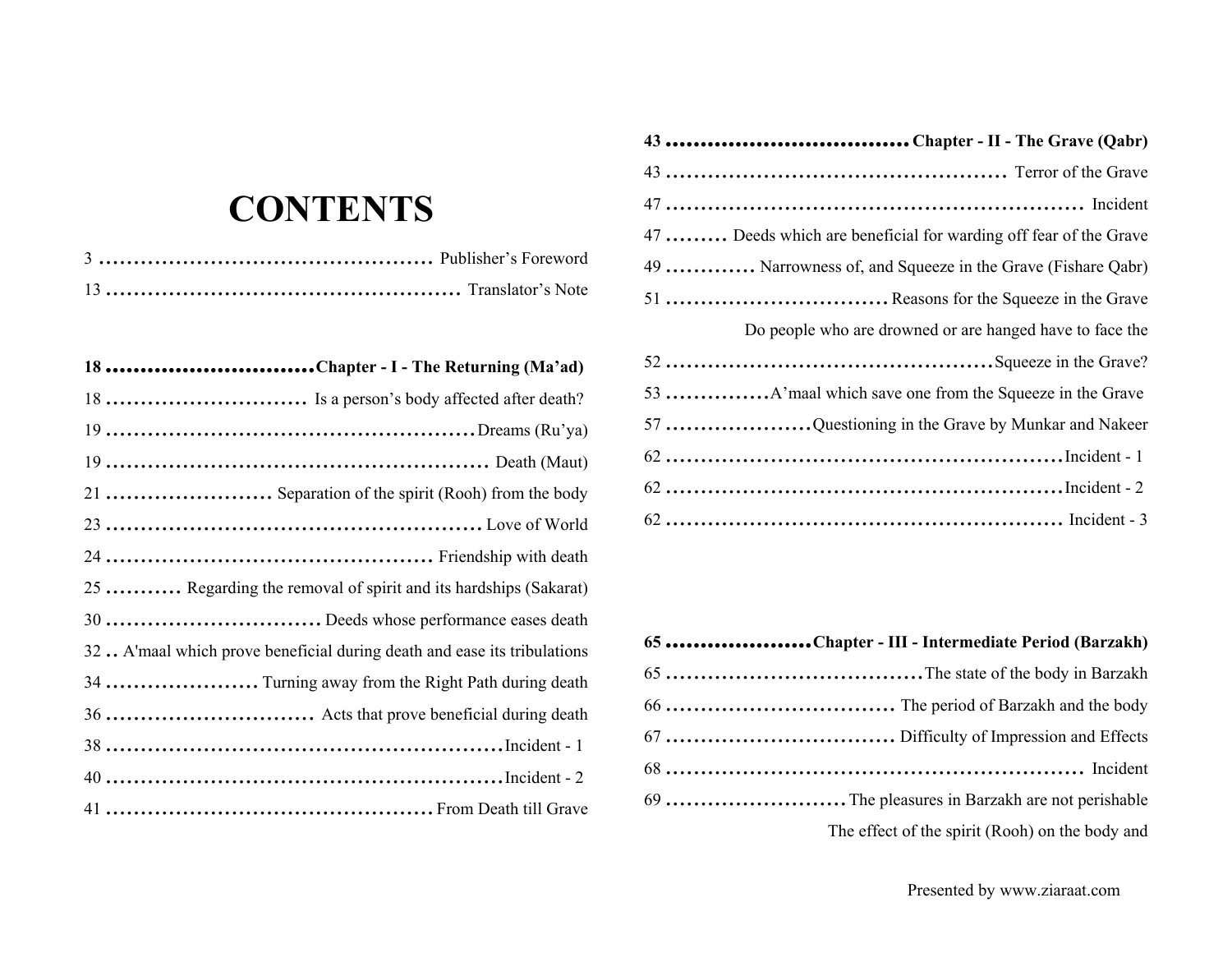# CONTENTS

3 ................................................ Publisher's Foreword

13 ................................................ Translator's Note

**18 ................................Chapter - I - The Returning (Ma'ad)**

18 .............................. Is a person's body affected after death?

19 ................................................Dreams (Ru'ya)

19 ................................................ Death (Maut)

21 ........................ Separation of the spirit (Rooh) from the body

23 ................................................Love of World

24 ................................................ Friendship with death

25 ........... Regarding the removal of spirit and its hardships (Sakarat)

30 ................................ Deeds whose performance eases death

32 .. A'maal which prove beneficial during death and ease its tribulations

34 ...................... Turning away from the Right Path during death

36 .............................. Acts that prove beneficial during death

38 ................................................Incident - 1

40 ................................................Incident - 2

41 ................................................From Death till Grave

**43 ....................................Chapter - II - The Grave (Qabr)**

43 ................................................ Terror of the Grave

47 ................................................ Incident

47 ......... Deeds which are beneficial for warding off fear of the Grave

49 ............. Narrowness of, and Squeeze in the Grave (Fishare Qabr)

51 ................................ Reasons for the Squeeze in the Grave

52 ..................... Do people who are drowned or are hanged have to face the Squeeze in the Grave?

53 ...............A'maal which save one from the Squeeze in the Grave

57 .....................Questioning in the Grave by Munkar and Nakeer

62 ................................................Incident - 1

62 ................................................Incident - 2

62 ................................................ Incident - 3

**65 ......................Chapter - III - Intermediate Period (Barzakh)**

65 .....................................The state of the body in Barzakh

66 ................................ The period of Barzakh and the body

67 ................................ Difficulty of Impression and Effects

68 ................................................ Incident

69 ..........................The pleasures in Barzakh are not perishable

The effect of the spirit (Rooh) on the body and

Presented by www.ziaraat.com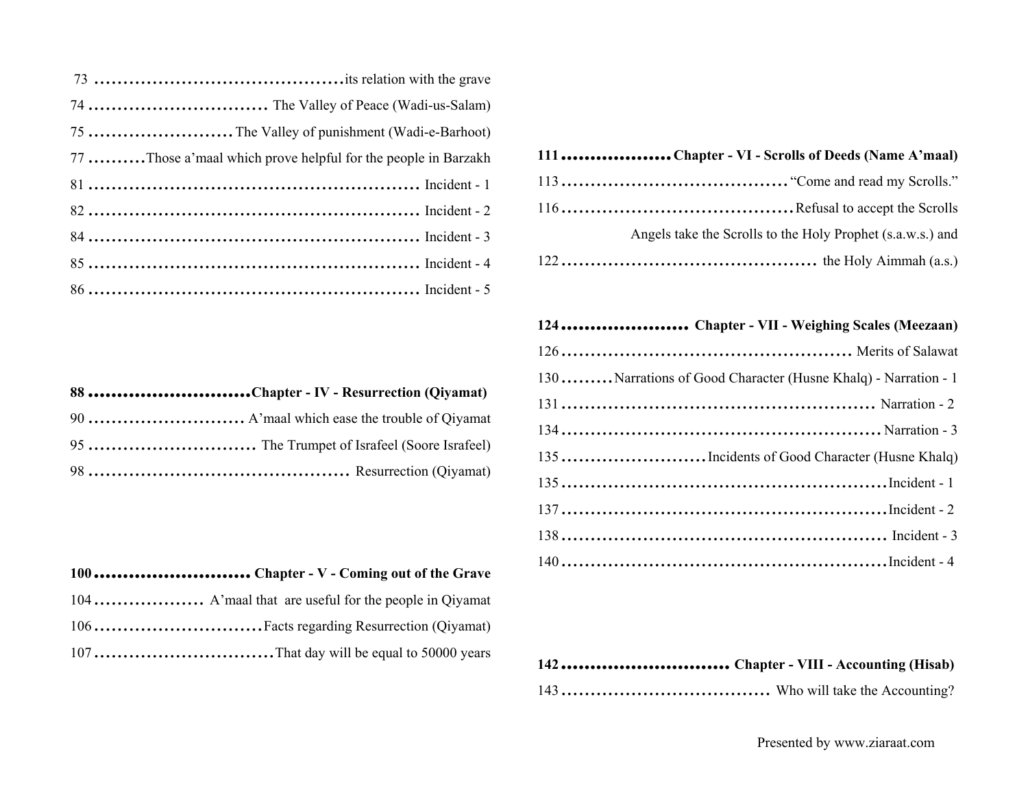73 ........................................... its relation with the grave

74 ............................... The Valley of Peace (Wadi-us-Salam)

75 ......................... The Valley of punishment (Wadi-e-Barhoot)

77 .......... Those a'maal which prove helpful for the people in Barzakh

81 ......................................................... Incident - 1

82 ......................................................... Incident - 2

84 ......................................................... Incident - 3

85 ......................................................... Incident - 4

86 ......................................................... Incident - 5

**88 ............................. Chapter - IV - Resurrection (Qiyamat)**

90 ........................... A'maal which ease the trouble of Qiyamat

95 ............................. The Trumpet of Israfeel (Soore Israfeel)

98 ............................................. Resurrection (Qiyamat)

**100 ............................ Chapter - V - Coming out of the Grave**

104 ................... A'maal that are useful for the people in Qiyamat

106 ............................. Facts regarding Resurrection (Qiyamat)

107 ............................... That day will be equal to 50000 years

**111 .................... Chapter - VI - Scrolls of Deeds (Name A'maal)**

113 ....................................... "Come and read my Scrolls."

116 ........................................ Refusal to accept the Scrolls

Angels take the Scrolls to the Holy Prophet (s.a.w.s.) and

122 ........................................... the Holy Aimmah (a.s.)

**124 ....................... Chapter - VII - Weighing Scales (Meezaan)**

126 ................................................ Merits of Salawat

130 ......... Narrations of Good Character (Husne Khalq) - Narration - 1

131 ..................................................... Narration - 2

134 ...................................................... Narration - 3

135 ......................... Incidents of Good Character (Husne Khalq)

135 ....................................................... Incident - 1

137 ....................................................... Incident - 2

138 ....................................................... Incident - 3

140 ....................................................... Incident - 4

**142 .............................. Chapter - VIII - Accounting (Hisab)**

143 ................................... Who will take the Accounting?

Presented by www.ziaraat.com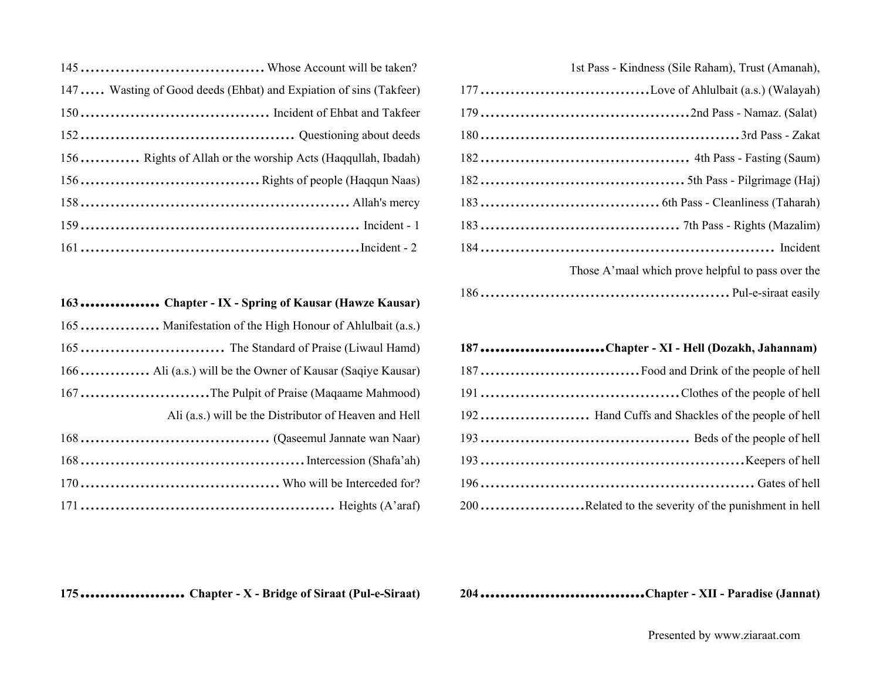145 ..................................... Whose Account will be taken?

147 ..... Wasting of Good deeds (Ehbat) and Expiation of sins (Takfeer)

150 ...................................... Incident of Ehbat and Takfeer

152 ........................................... Questioning about deeds

156 ............ Rights of Allah or the worship Acts (Haqqullah, Ibadah)

156 .................................... Rights of people (Haqqun Naas)

158 ...................................................... Allah's mercy

159 ....................................................... Incident - 1

161 .......................................................Incident - 2

**163 ................ Chapter - IX - Spring of Kausar (Hawze Kausar)**

165 ................ Manifestation of the High Honour of Ahlulbait (a.s.)

165 ............................. The Standard of Praise (Liwaul Hamd)

166 .............. Ali (a.s.) will be the Owner of Kausar (Saqiye Kausar)

167 ..........................The Pulpit of Praise (Maqaame Mahmood)

Ali (a.s.) will be the Distributor of Heaven and Hell

168 ...................................... (Qaseemul Jannate wan Naar)

168 ............................................Intercession (Shafa'ah)

170 ........................................ Who will be Interceded for?

171 .................................................. Heights (A'araf)

**175 ..................... Chapter - X - Bridge of Siraat (Pul-e-Siraat)**

1st Pass - Kindness (Sile Raham), Trust (Amanah),

177 ..................................Love of Ahlulbait (a.s.) (Walayah)

179 ..........................................2nd Pass - Namaz. (Salat)

180 ....................................................3rd Pass - Zakat

182 .......................................... 4th Pass - Fasting (Saum)

182 .......................................... 5th Pass - Pilgrimage (Haj)

183 .................................... 6th Pass - Cleanliness (Taharah)

183 ........................................ 7th Pass - Rights (Mazalim)

184 .......................................................... Incident

Those A'maal which prove helpful to pass over the

186 .................................................. Pul-e-siraat easily

**187 ..........................Chapter - XI - Hell (Dozakh, Jahannam)**

187 ................................Food and Drink of the people of hell

191 ........................................Clothes of the people of hell

192 ...................... Hand Cuffs and Shackles of the people of hell

193 .......................................... Beds of the people of hell

193 ....................................................Keepers of hell

196 ....................................................... Gates of hell

200 .....................Related to the severity of the punishment in hell

**204 ................................Chapter - XII - Paradise (Jannat)**

Presented by www.ziaraat.com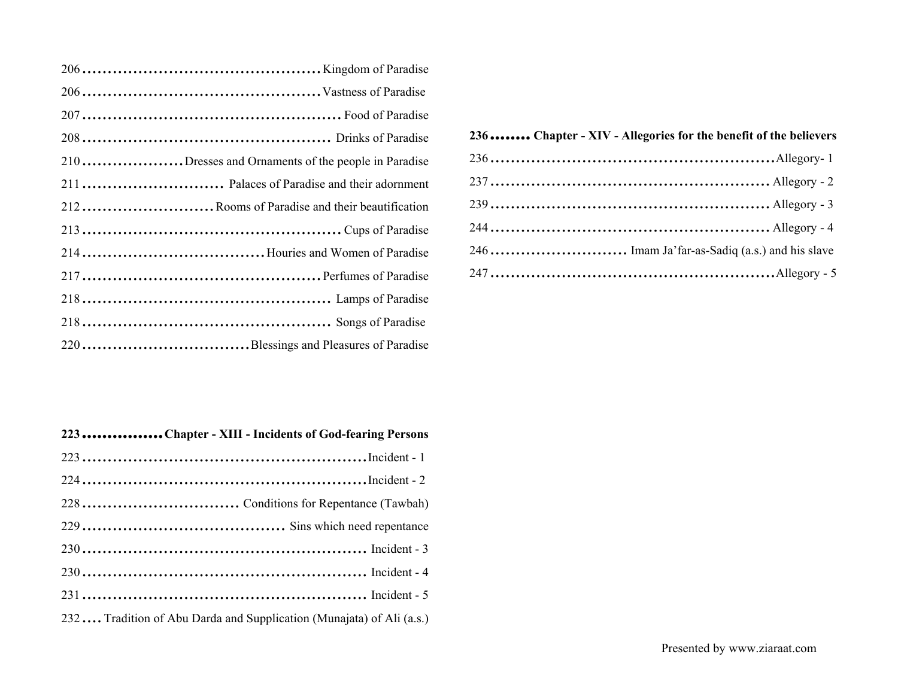206 ...... Kingdom of Paradise

206 ...... Vastness of Paradise

207 ...... Food of Paradise

208 ...... Drinks of Paradise

210 ...... Dresses and Ornaments of the people in Paradise

211 ...... Palaces of Paradise and their adornment

212 ...... Rooms of Paradise and their beautification

213 ...... Cups of Paradise

214 ...... Houries and Women of Paradise

217 ...... Perfumes of Paradise

218 ...... Lamps of Paradise

218 ...... Songs of Paradise

220 ...... Blessings and Pleasures of Paradise

**223 ...... Chapter - XIII - Incidents of God-fearing Persons**

223 ...... Incident - 1

224 ...... Incident - 2

228 ...... Conditions for Repentance (Tawbah)

229 ...... Sins which need repentance

230 ...... Incident - 3

230 ...... Incident - 4

231 ...... Incident - 5

232 ...... Tradition of Abu Darda and Supplication (Munajata) of Ali (a.s.)

**236 ...... Chapter - XIV - Allegories for the benefit of the believers**

236 ...... Allegory- 1

237 ...... Allegory - 2

239 ...... Allegory - 3

244 ...... Allegory - 4

246 ...... Imam Ja'far-as-Sadiq (a.s.) and his slave

247 ...... Allegory - 5

Presented by www.ziaraat.com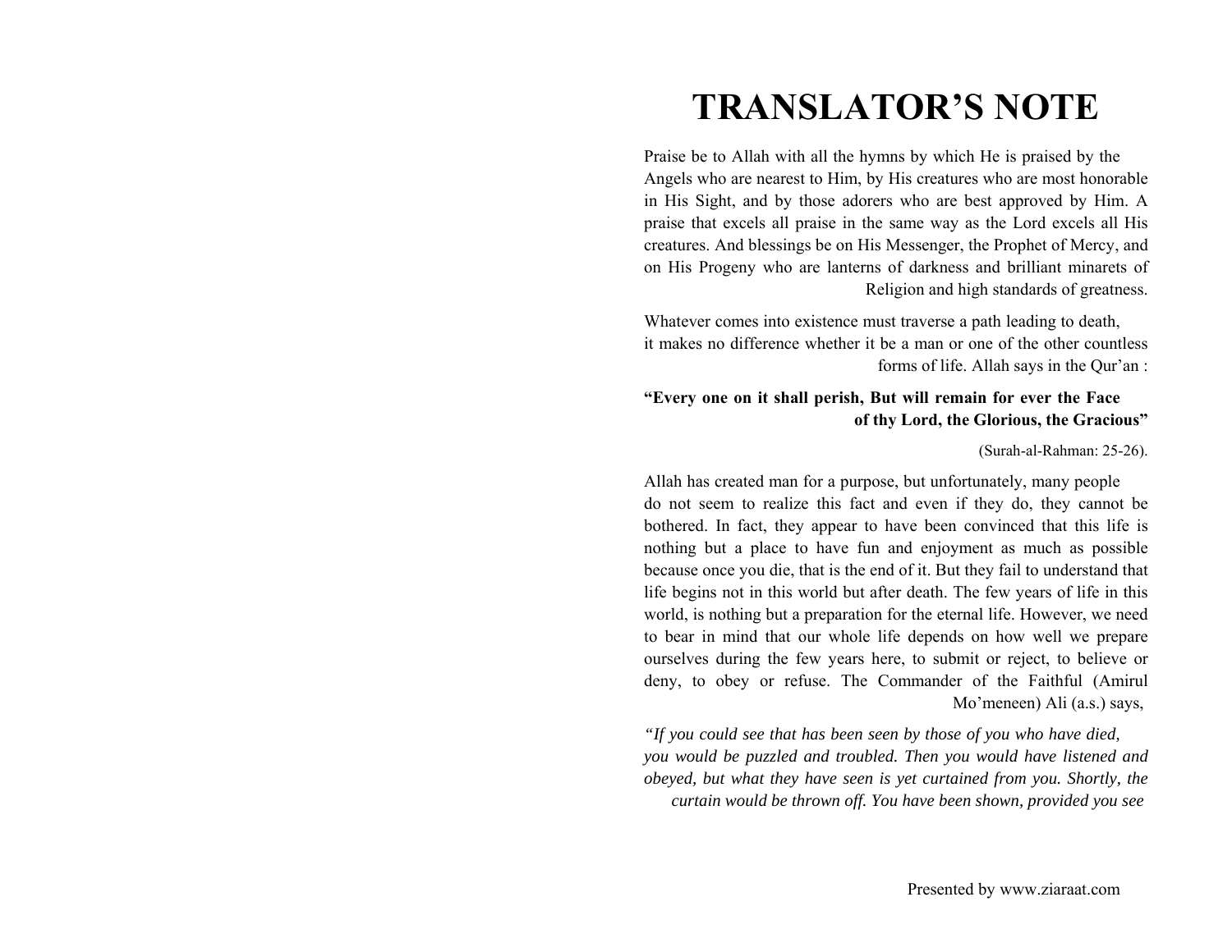# TRANSLATOR'S NOTE

Praise be to Allah with all the hymns by which He is praised by the Angels who are nearest to Him, by His creatures who are most honorable in His Sight, and by those adorers who are best approved by Him. A praise that excels all praise in the same way as the Lord excels all His creatures. And blessings be on His Messenger, the Prophet of Mercy, and on His Progeny who are lanterns of darkness and brilliant minarets of Religion and high standards of greatness.

Whatever comes into existence must traverse a path leading to death, it makes no difference whether it be a man or one of the other countless forms of life. Allah says in the Qur'an :

**"Every one on it shall perish, But will remain for ever the Face of thy Lord, the Glorious, the Gracious"**

(Surah-al-Rahman: 25-26).

Allah has created man for a purpose, but unfortunately, many people do not seem to realize this fact and even if they do, they cannot be bothered. In fact, they appear to have been convinced that this life is nothing but a place to have fun and enjoyment as much as possible because once you die, that is the end of it. But they fail to understand that life begins not in this world but after death. The few years of life in this world, is nothing but a preparation for the eternal life. However, we need to bear in mind that our whole life depends on how well we prepare ourselves during the few years here, to submit or reject, to believe or deny, to obey or refuse. The Commander of the Faithful (Amirul Mo'meneen) Ali (a.s.) says,

*"If you could see that has been seen by those of you who have died, you would be puzzled and troubled. Then you would have listened and obeyed, but what they have seen is yet curtained from you. Shortly, the curtain would be thrown off. You have been shown, provided you see*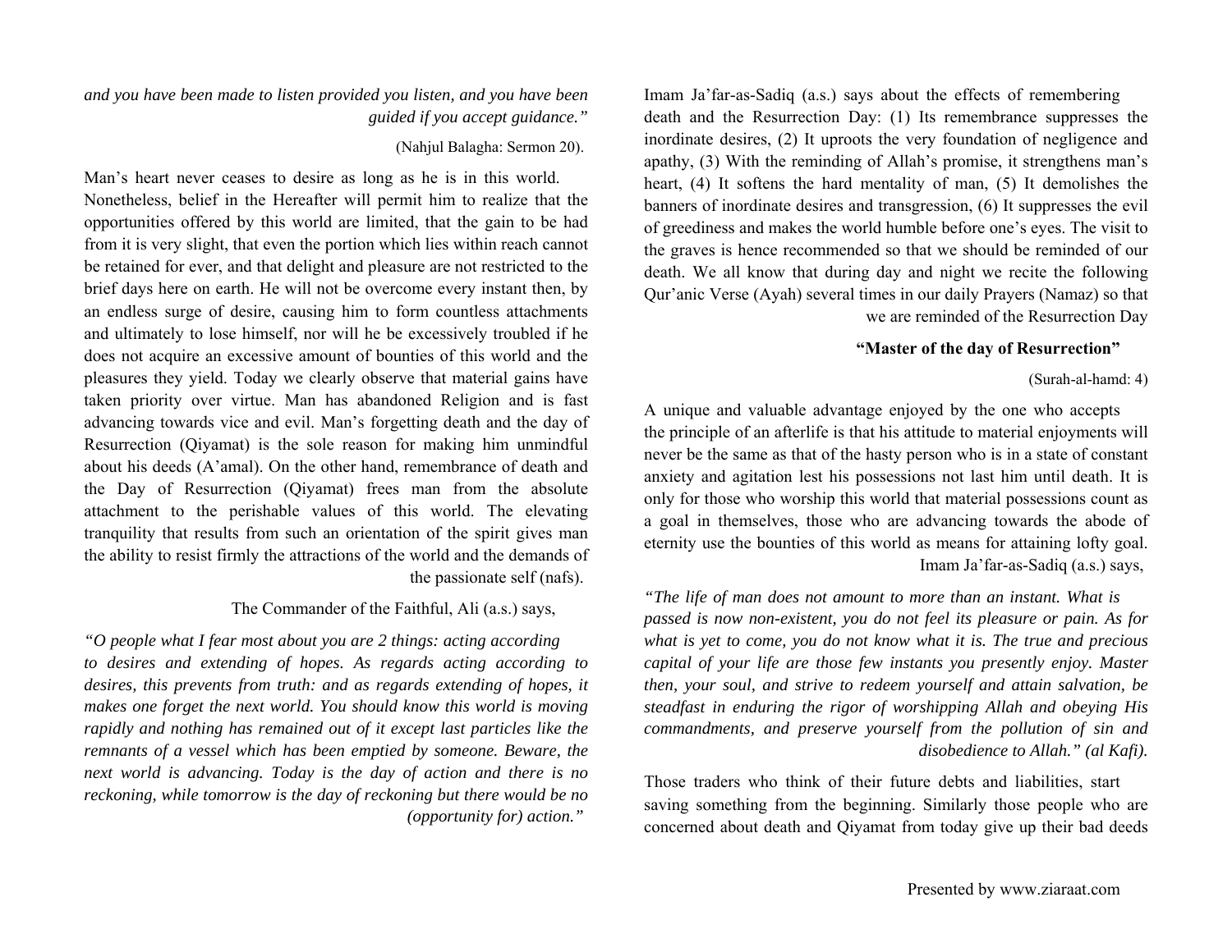*and you have been made to listen provided you listen, and you have been guided if you accept guidance."*

(Nahjul Balagha: Sermon 20).

Man's heart never ceases to desire as long as he is in this world. Nonetheless, belief in the Hereafter will permit him to realize that the opportunities offered by this world are limited, that the gain to be had from it is very slight, that even the portion which lies within reach cannot be retained for ever, and that delight and pleasure are not restricted to the brief days here on earth. He will not be overcome every instant then, by an endless surge of desire, causing him to form countless attachments and ultimately to lose himself, nor will he be excessively troubled if he does not acquire an excessive amount of bounties of this world and the pleasures they yield. Today we clearly observe that material gains have taken priority over virtue. Man has abandoned Religion and is fast advancing towards vice and evil. Man's forgetting death and the day of Resurrection (Qiyamat) is the sole reason for making him unmindful about his deeds (A'amal). On the other hand, remembrance of death and the Day of Resurrection (Qiyamat) frees man from the absolute attachment to the perishable values of this world. The elevating tranquility that results from such an orientation of the spirit gives man the ability to resist firmly the attractions of the world and the demands of the passionate self (nafs).

The Commander of the Faithful, Ali (a.s.) says,

*"O people what I fear most about you are 2 things: acting according to desires and extending of hopes. As regards acting according to desires, this prevents from truth: and as regards extending of hopes, it makes one forget the next world. You should know this world is moving rapidly and nothing has remained out of it except last particles like the remnants of a vessel which has been emptied by someone. Beware, the next world is advancing. Today is the day of action and there is no reckoning, while tomorrow is the day of reckoning but there would be no (opportunity for) action."*

Imam Ja'far-as-Sadiq (a.s.) says about the effects of remembering death and the Resurrection Day: (1) Its remembrance suppresses the inordinate desires, (2) It uproots the very foundation of negligence and apathy, (3) With the reminding of Allah's promise, it strengthens man's heart, (4) It softens the hard mentality of man, (5) It demolishes the banners of inordinate desires and transgression, (6) It suppresses the evil of greediness and makes the world humble before one's eyes. The visit to the graves is hence recommended so that we should be reminded of our death. We all know that during day and night we recite the following Qur'anic Verse (Ayah) several times in our daily Prayers (Namaz) so that we are reminded of the Resurrection Day

**"Master of the day of Resurrection"**

(Surah-al-hamd: 4)

A unique and valuable advantage enjoyed by the one who accepts the principle of an afterlife is that his attitude to material enjoyments will never be the same as that of the hasty person who is in a state of constant anxiety and agitation lest his possessions not last him until death. It is only for those who worship this world that material possessions count as a goal in themselves, those who are advancing towards the abode of eternity use the bounties of this world as means for attaining lofty goal. Imam Ja'far-as-Sadiq (a.s.) says,

*"The life of man does not amount to more than an instant. What is passed is now non-existent, you do not feel its pleasure or pain. As for what is yet to come, you do not know what it is. The true and precious capital of your life are those few instants you presently enjoy. Master then, your soul, and strive to redeem yourself and attain salvation, be steadfast in enduring the rigor of worshipping Allah and obeying His commandments, and preserve yourself from the pollution of sin and disobedience to Allah." (al Kafi).*

Those traders who think of their future debts and liabilities, start saving something from the beginning. Similarly those people who are concerned about death and Qiyamat from today give up their bad deeds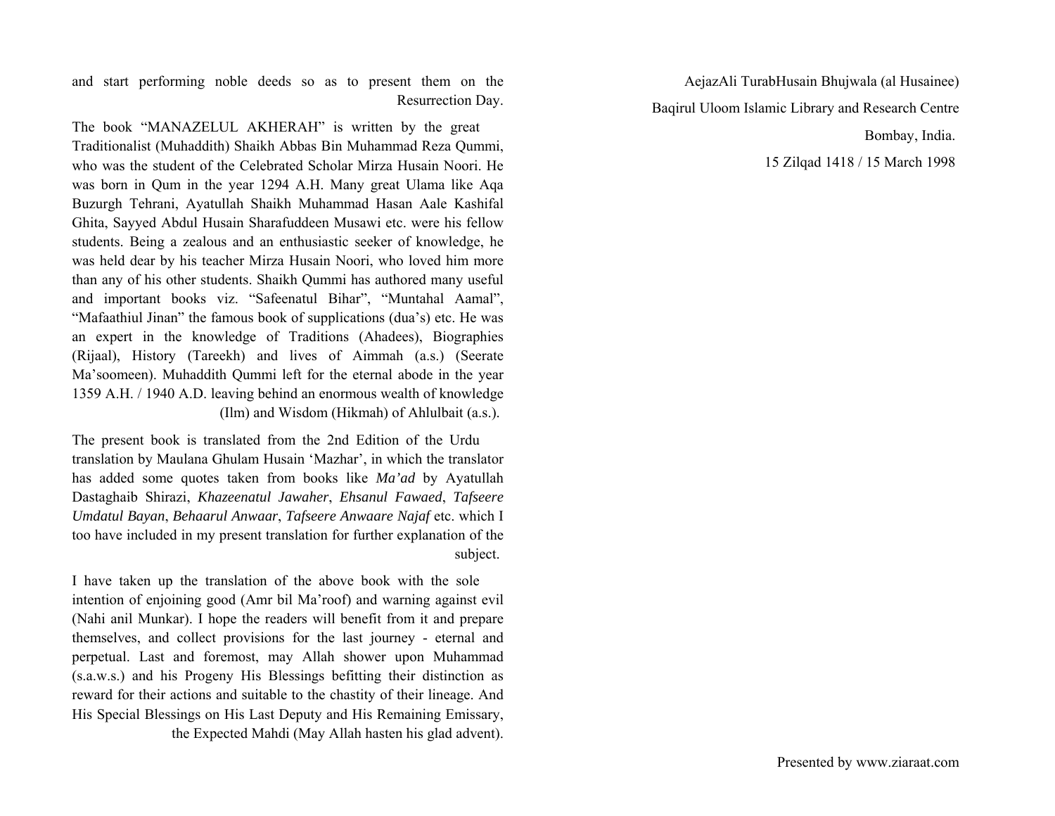and start performing noble deeds so as to present them on the Resurrection Day.

The book "MANAZELUL AKHERAH" is written by the great Traditionalist (Muhaddith) Shaikh Abbas Bin Muhammad Reza Qummi, who was the student of the Celebrated Scholar Mirza Husain Noori. He was born in Qum in the year 1294 A.H. Many great Ulama like Aqa Buzurgh Tehrani, Ayatullah Shaikh Muhammad Hasan Aale Kashifal Ghita, Sayyed Abdul Husain Sharafuddeen Musawi etc. were his fellow students. Being a zealous and an enthusiastic seeker of knowledge, he was held dear by his teacher Mirza Husain Noori, who loved him more than any of his other students. Shaikh Qummi has authored many useful and important books viz. "Safeenatul Bihar", "Muntahal Aamal", "Mafaathiul Jinan" the famous book of supplications (dua's) etc. He was an expert in the knowledge of Traditions (Ahadees), Biographies (Rijaal), History (Tareekh) and lives of Aimmah (a.s.) (Seerate Ma'soomeen). Muhaddith Qummi left for the eternal abode in the year 1359 A.H. / 1940 A.D. leaving behind an enormous wealth of knowledge (Ilm) and Wisdom (Hikmah) of Ahlulbait (a.s.).

The present book is translated from the 2nd Edition of the Urdu translation by Maulana Ghulam Husain 'Mazhar', in which the translator has added some quotes taken from books like *Ma'ad* by Ayatullah Dastaghaib Shirazi, *Khazeenatul Jawaher*, *Ehsanul Fawaed*, *Tafseere Umdatul Bayan*, *Behaarul Anwaar*, *Tafseere Anwaare Najaf* etc. which I too have included in my present translation for further explanation of the subject.

I have taken up the translation of the above book with the sole intention of enjoining good (Amr bil Ma'roof) and warning against evil (Nahi anil Munkar). I hope the readers will benefit from it and prepare themselves, and collect provisions for the last journey - eternal and perpetual. Last and foremost, may Allah shower upon Muhammad (s.a.w.s.) and his Progeny His Blessings befitting their distinction as reward for their actions and suitable to the chastity of their lineage. And His Special Blessings on His Last Deputy and His Remaining Emissary, the Expected Mahdi (May Allah hasten his glad advent).

AejazAli TurabHusain Bhujwala (al Husainee)

Baqirul Uloom Islamic Library and Research Centre

Bombay, India.

15 Zilqad 1418 / 15 March 1998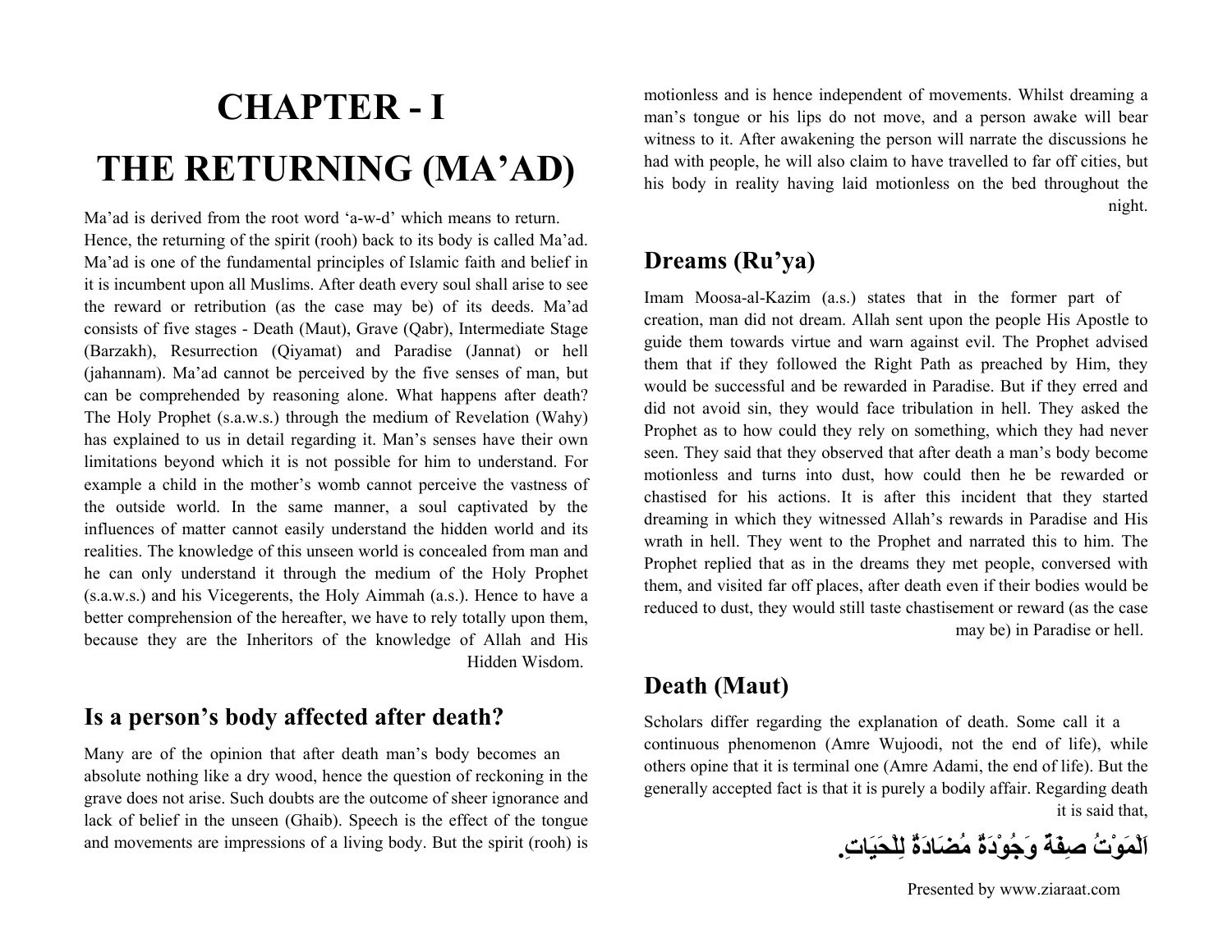# CHAPTER - I

# THE RETURNING (MA'AD)

Ma'ad is derived from the root word 'a-w-d' which means to return. Hence, the returning of the spirit (rooh) back to its body is called Ma'ad. Ma'ad is one of the fundamental principles of Islamic faith and belief in it is incumbent upon all Muslims. After death every soul shall arise to see the reward or retribution (as the case may be) of its deeds. Ma'ad consists of five stages - Death (Maut), Grave (Qabr), Intermediate Stage (Barzakh), Resurrection (Qiyamat) and Paradise (Jannat) or hell (jahannam). Ma'ad cannot be perceived by the five senses of man, but can be comprehended by reasoning alone. What happens after death? The Holy Prophet (s.a.w.s.) through the medium of Revelation (Wahy) has explained to us in detail regarding it. Man's senses have their own limitations beyond which it is not possible for him to understand. For example a child in the mother's womb cannot perceive the vastness of the outside world. In the same manner, a soul captivated by the influences of matter cannot easily understand the hidden world and its realities. The knowledge of this unseen world is concealed from man and he can only understand it through the medium of the Holy Prophet (s.a.w.s.) and his Vicegerents, the Holy Aimmah (a.s.). Hence to have a better comprehension of the hereafter, we have to rely totally upon them, because they are the Inheritors of the knowledge of Allah and His Hidden Wisdom.

## Is a person's body affected after death?

Many are of the opinion that after death man's body becomes an absolute nothing like a dry wood, hence the question of reckoning in the grave does not arise. Such doubts are the outcome of sheer ignorance and lack of belief in the unseen (Ghaib). Speech is the effect of the tongue and movements are impressions of a living body. But the spirit (rooh) is motionless and is hence independent of movements. Whilst dreaming a man's tongue or his lips do not move, and a person awake will bear witness to it. After awakening the person will narrate the discussions he had with people, he will also claim to have travelled to far off cities, but his body in reality having laid motionless on the bed throughout the night.

## Dreams (Ru'ya)

Imam Moosa-al-Kazim (a.s.) states that in the former part of creation, man did not dream. Allah sent upon the people His Apostle to guide them towards virtue and warn against evil. The Prophet advised them that if they followed the Right Path as preached by Him, they would be successful and be rewarded in Paradise. But if they erred and did not avoid sin, they would face tribulation in hell. They asked the Prophet as to how could they rely on something, which they had never seen. They said that they observed that after death a man's body become motionless and turns into dust, how could then he be rewarded or chastised for his actions. It is after this incident that they started dreaming in which they witnessed Allah's rewards in Paradise and His wrath in hell. They went to the Prophet and narrated this to him. The Prophet replied that as in the dreams they met people, conversed with them, and visited far off places, after death even if their bodies would be reduced to dust, they would still taste chastisement or reward (as the case may be) in Paradise or hell.

## Death (Maut)

Scholars differ regarding the explanation of death. Some call it a continuous phenomenon (Amre Wujoodi, not the end of life), while others opine that it is terminal one (Amre Adami, the end of life). But the generally accepted fact is that it is purely a bodily affair. Regarding death it is said that,

اَلْمَوْتُ صِفَةٌ وَجُوْدَةٌ مُضَادَةٌ لِلْحَيَاتِ.

Presented by www.ziaraat.com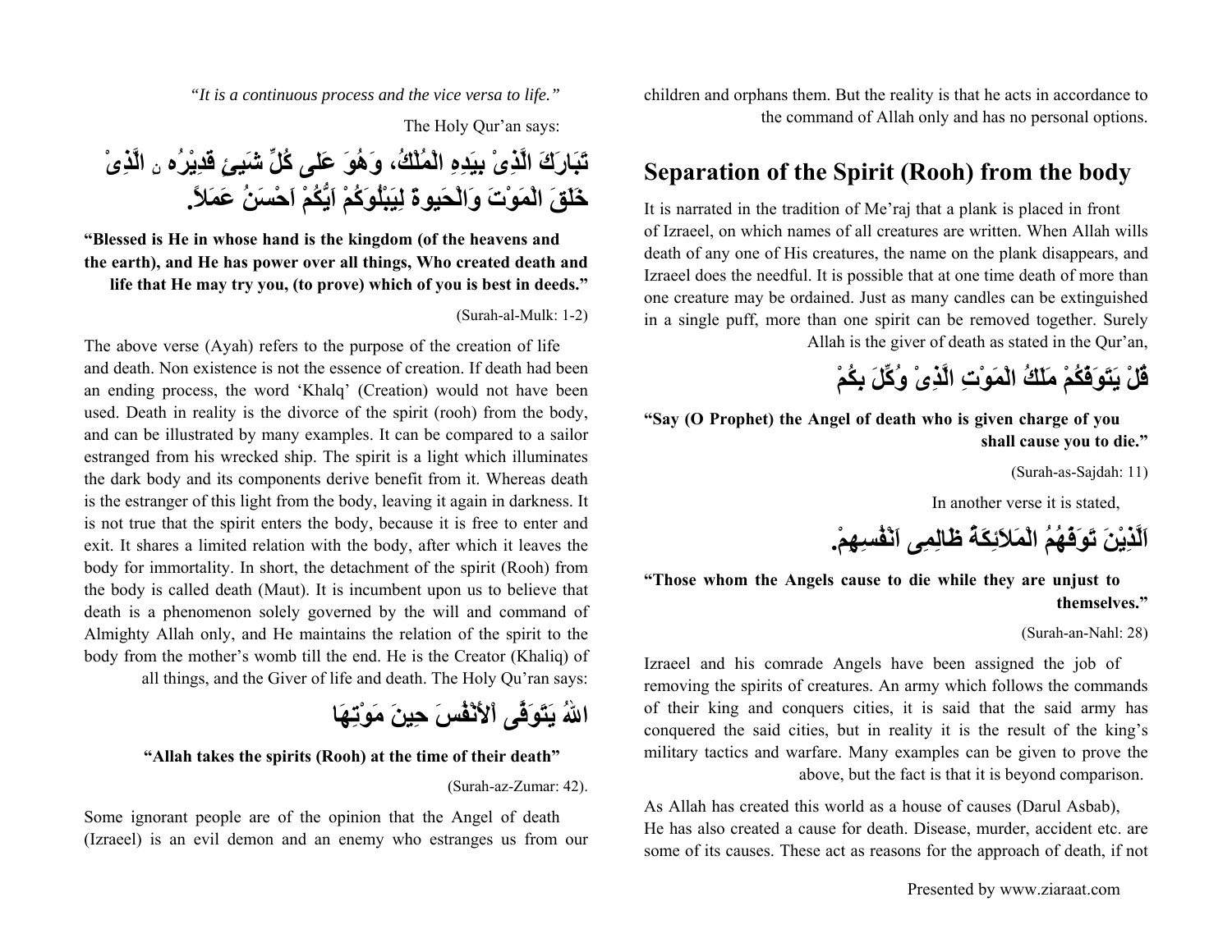*"It is a continuous process and the vice versa to life."*

The Holy Qur'an says:

تَبَارَكَ الَّذِىْ بِيَدِهِ الْمُلْكُ، وَهُوَ عَلٰى كُلِّ شَيئٍ قَدِيْرُه ۝ الَّذِىْ خَلَقَ الْمَوْتَ وَالْحَيوة لِيَبْلُوَكُمْ اَيُّكُمْ اَحْسَنُ عَمَلاً.

**"Blessed is He in whose hand is the kingdom (of the heavens and the earth), and He has power over all things, Who created death and life that He may try you, (to prove) which of you is best in deeds."**

(Surah-al-Mulk: 1-2)

The above verse (Ayah) refers to the purpose of the creation of life and death. Non existence is not the essence of creation. If death had been an ending process, the word 'Khalq' (Creation) would not have been used. Death in reality is the divorce of the spirit (rooh) from the body, and can be illustrated by many examples. It can be compared to a sailor estranged from his wrecked ship. The spirit is a light which illuminates the dark body and its components derive benefit from it. Whereas death is the estranger of this light from the body, leaving it again in darkness. It is not true that the spirit enters the body, because it is free to enter and exit. It shares a limited relation with the body, after which it leaves the body for immortality. In short, the detachment of the spirit (Rooh) from the body is called death (Maut). It is incumbent upon us to believe that death is a phenomenon solely governed by the will and command of Almighty Allah only, and He maintains the relation of the spirit to the body from the mother's womb till the end. He is the Creator (Khaliq) of all things, and the Giver of life and death. The Holy Qu'ran says:

اللهُ يَتَوَفَّى اْلأَنْفُسَ حِينَ مَوْتِهَا

**"Allah takes the spirits (Rooh) at the time of their death"**

(Surah-az-Zumar: 42).

Some ignorant people are of the opinion that the Angel of death (Izraeel) is an evil demon and an enemy who estranges us from our children and orphans them. But the reality is that he acts in accordance to the command of Allah only and has no personal options.

## Separation of the Spirit (Rooh) from the body

It is narrated in the tradition of Me'raj that a plank is placed in front of Izraeel, on which names of all creatures are written. When Allah wills death of any one of His creatures, the name on the plank disappears, and Izraeel does the needful. It is possible that at one time death of more than one creature may be ordained. Just as many candles can be extinguished in a single puff, more than one spirit can be removed together. Surely Allah is the giver of death as stated in the Qur'an,

قُلْ يَتَوَفّكُمْ مَلَكُ الْمَوْتِ الَّذِىْ وُكِّلَ بِكُمْ

**"Say (O Prophet) the Angel of death who is given charge of you shall cause you to die."**

(Surah-as-Sajdah: 11)

In another verse it is stated,

اَلَّذِيْنَ تَوَفّهُمُ الْمَلاَئِكَةُ ظَالِمِى اَنْفُسِهِمْ.

**"Those whom the Angels cause to die while they are unjust to themselves."**

(Surah-an-Nahl: 28)

Izraeel and his comrade Angels have been assigned the job of removing the spirits of creatures. An army which follows the commands of their king and conquers cities, it is said that the said army has conquered the said cities, but in reality it is the result of the king's military tactics and warfare. Many examples can be given to prove the above, but the fact is that it is beyond comparison.

As Allah has created this world as a house of causes (Darul Asbab), He has also created a cause for death. Disease, murder, accident etc. are some of its causes. These act as reasons for the approach of death, if not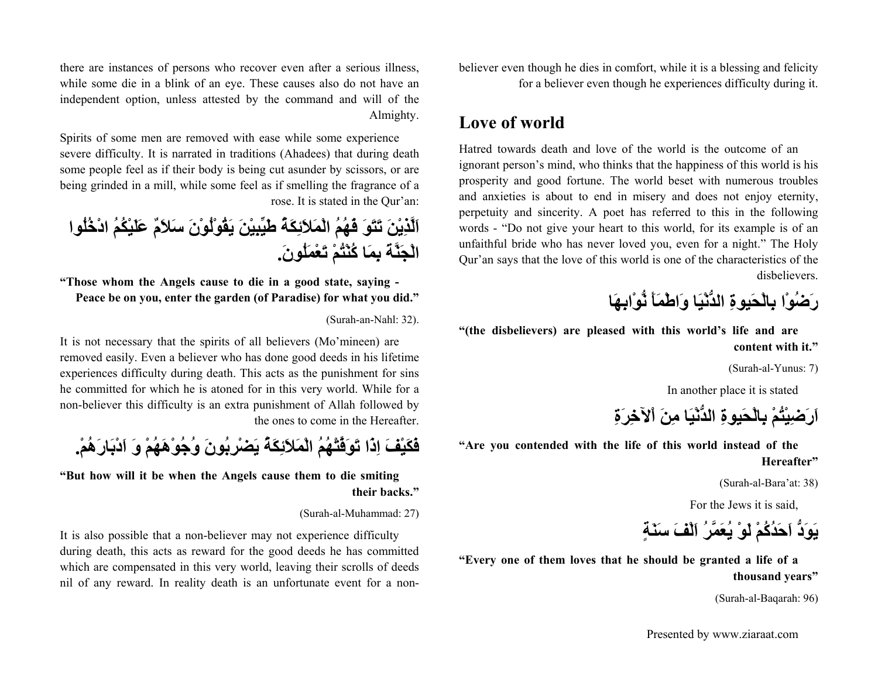there are instances of persons who recover even after a serious illness, while some die in a blink of an eye. These causes also do not have an independent option, unless attested by the command and will of the Almighty.

Spirits of some men are removed with ease while some experience severe difficulty. It is narrated in traditions (Ahadees) that during death some people feel as if their body is being cut asunder by scissors, or are being grinded in a mill, while some feel as if smelling the fragrance of a rose. It is stated in the Qur'an:

اَلَّذِيْنَ تَتَوَ فّهُمُ الْمَلاَئِكَةُ طَيِّبِيْنَ يَقُوْلُوْنَ سَلاَمٌ عَلَيْكُمُ ادْخُلُوا الْجَنَّةَ بِمَا كُنْتُمْ تَعْمَلُونَ.

**"Those whom the Angels cause to die in a good state, saying - Peace be on you, enter the garden (of Paradise) for what you did."**

(Surah-an-Nahl: 32).

It is not necessary that the spirits of all believers (Mo'mineen) are removed easily. Even a believer who has done good deeds in his lifetime experiences difficulty during death. This acts as the punishment for sins he committed for which he is atoned for in this very world. While for a non-believer this difficulty is an extra punishment of Allah followed by the ones to come in the Hereafter.

فَكَيْفَ اِذَا تَوَفَّتْهُمُ الْمَلاَئِكَةُ يَضْرِبُونَ وُجُوْهَهُمْ وَ اَدْبَارَهُمْ.

**"But how will it be when the Angels cause them to die smiting their backs."**

(Surah-al-Muhammad: 27)

It is also possible that a non-believer may not experience difficulty during death, this acts as reward for the good deeds he has committed which are compensated in this very world, leaving their scrolls of deeds nil of any reward. In reality death is an unfortunate event for a non-believer even though he dies in comfort, while it is a blessing and felicity for a believer even though he experiences difficulty during it.

## Love of world

Hatred towards death and love of the world is the outcome of an ignorant person's mind, who thinks that the happiness of this world is his prosperity and good fortune. The world beset with numerous troubles and anxieties is about to end in misery and does not enjoy eternity, perpetuity and sincerity. A poet has referred to this in the following words - "Do not give your heart to this world, for its example is of an unfaithful bride who has never loved you, even for a night." The Holy Qur'an says that the love of this world is one of the characteristics of the disbelievers.

رَضُوْا بِالْحَيوةِ الدُّنْيَا وَاطْمَأَ نُّوْابِهَا

**"(the disbelievers) are pleased with this world's life and are content with it."**

(Surah-al-Yunus: 7)

In another place it is stated

اَرَضِيْتُمْ بِالْحَيوةِ الدُّنْيَا مِنَ اْلآخِرَةِ

**"Are you contended with the life of this world instead of the Hereafter"**

(Surah-al-Bara'at: 38)

For the Jews it is said,

يَوَدُّ اَحَدُكُمْ لَوْ يُعَمَّرُ اَلْفَ سَنَةٍ

**"Every one of them loves that he should be granted a life of a thousand years"**

(Surah-al-Baqarah: 96)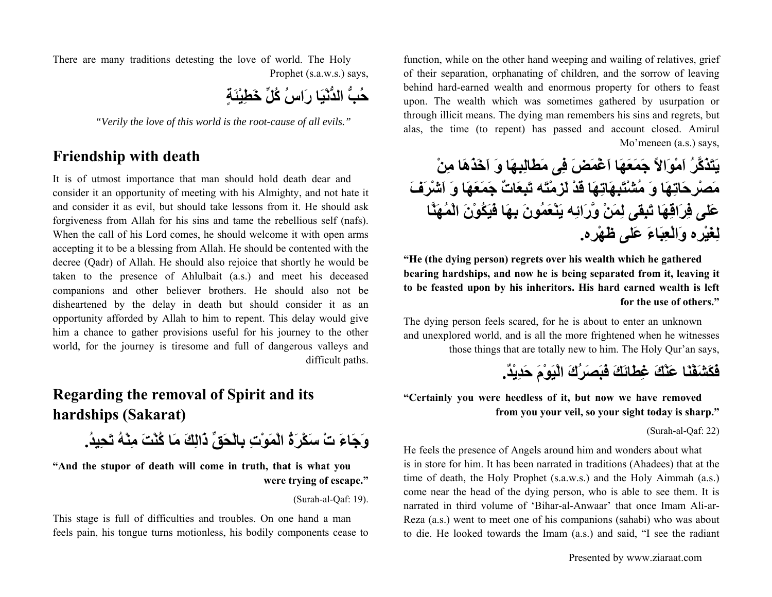There are many traditions detesting the love of world. The Holy Prophet (s.a.w.s.) says,

حُبُّ الدُّنْيَا رَاسُ كُلِّ خَطِيْئَةٍ

*“Verily the love of this world is the root-cause of all evils.”*

## Friendship with death

It is of utmost importance that man should hold death dear and consider it an opportunity of meeting with his Almighty, and not hate it and consider it as evil, but should take lessons from it. He should ask forgiveness from Allah for his sins and tame the rebellious self (nafs). When the call of his Lord comes, he should welcome it with open arms accepting it to be a blessing from Allah. He should be contented with the decree (Qadr) of Allah. He should also rejoice that shortly he would be taken to the presence of Ahlulbait (a.s.) and meet his deceased companions and other believer brothers. He should also not be disheartened by the delay in death but should consider it as an opportunity afforded by Allah to him to repent. This delay would give him a chance to gather provisions useful for his journey to the other world, for the journey is tiresome and full of dangerous valleys and difficult paths.

## Regarding the removal of Spirit and its hardships (Sakarat)

وَجَاءَ تْ سَكْرَةُ الْمَوْتِ بِالْحَقِّ ذَالِكَ مَا كُنْتَ مِنْهُ تَحِيدُ.

**“And the stupor of death will come in truth, that is what you were trying of escape.”**

(Surah-al-Qaf: 19).

This stage is full of difficulties and troubles. On one hand a man feels pain, his tongue turns motionless, his bodily components cease to function, while on the other hand weeping and wailing of relatives, grief of their separation, orphanating of children, and the sorrow of leaving behind hard-earned wealth and enormous property for others to feast upon. The wealth which was sometimes gathered by usurpation or through illicit means. The dying man remembers his sins and regrets, but alas, the time (to repent) has passed and account closed. Amirul Mo’meneen (a.s.) says,

يَتَذَكَّرُ اَمْوَالاً جَمَعَهَا اَغْمَضَ فِى مَطَالِبِهَا وَ اَخَذَهَا مِنْ مَصْرِحَاتِهَا وَ مُشْتَبِهَاتِهَا قَدْ لَزِمَتْه تَبِعَاتٌ جَمَعَهَا وَ اَشْرَفَ عَلى فِرَاقِهَا تَبقى لِمَنْ وَّرَائِه يَنْعَمُونَ بِهَا فَيَكُوْنَ الْمُهَنَّا لِغَيْرِه وَالْعِبَاءَ عَلى ظَهْرِه.

**“He (the dying person) regrets over his wealth which he gathered bearing hardships, and now he is being separated from it, leaving it to be feasted upon by his inheritors. His hard earned wealth is left for the use of others.”**

The dying person feels scared, for he is about to enter an unknown and unexplored world, and is all the more frightened when he witnesses those things that are totally new to him. The Holy Qur’an says,

فَكَشَفْنَا عَنْكَ غِطَائَكَ فَبَصَرُكَ الْيَوْمَ حَدِيْدٌ.

**“Certainly you were heedless of it, but now we have removed from you your veil, so your sight today is sharp.”**

(Surah-al-Qaf: 22)

He feels the presence of Angels around him and wonders about what is in store for him. It has been narrated in traditions (Ahadees) that at the time of death, the Holy Prophet (s.a.w.s.) and the Holy Aimmah (a.s.) come near the head of the dying person, who is able to see them. It is narrated in third volume of ‘Bihar-al-Anwaar’ that once Imam Ali-ar-Reza (a.s.) went to meet one of his companions (sahabi) who was about to die. He looked towards the Imam (a.s.) and said, “I see the radiant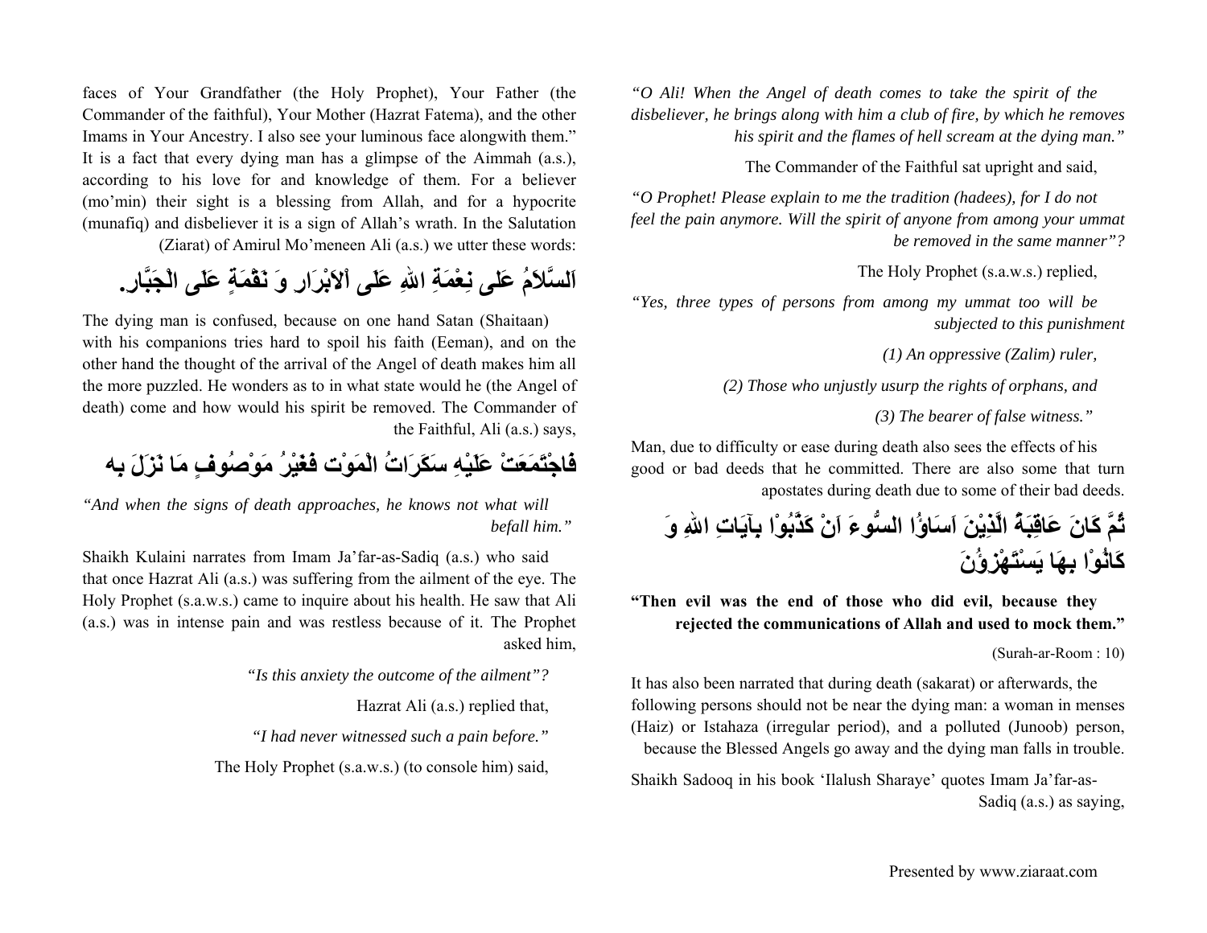faces of Your Grandfather (the Holy Prophet), Your Father (the Commander of the faithful), Your Mother (Hazrat Fatema), and the other Imams in Your Ancestry. I also see your luminous face alongwith them." It is a fact that every dying man has a glimpse of the Aimmah (a.s.), according to his love for and knowledge of them. For a believer (mo'min) their sight is a blessing from Allah, and for a hypocrite (munafiq) and disbeliever it is a sign of Allah's wrath. In the Salutation (Ziarat) of Amirul Mo'meneen Ali (a.s.) we utter these words:

اَلسَّلاَمُ عَلى نِعْمَةِ اللهِ عَلَى اْلاَبْرَارِ وَ نَقْمَةٍ عَلَى الْجَبَّارِ.

The dying man is confused, because on one hand Satan (Shaitaan) with his companions tries hard to spoil his faith (Eeman), and on the other hand the thought of the arrival of the Angel of death makes him all the more puzzled. He wonders as to in what state would he (the Angel of death) come and how would his spirit be removed. The Commander of the Faithful, Ali (a.s.) says,

فَاجْتَمَعَتْ عَلَيْهِ سَكَرَاتُ الْمَوْتِ فَغَيْرُ مَوْصُوفٍ مَا نَزَلَ بِه

*"And when the signs of death approaches, he knows not what will befall him."*

Shaikh Kulaini narrates from Imam Ja'far-as-Sadiq (a.s.) who said that once Hazrat Ali (a.s.) was suffering from the ailment of the eye. The Holy Prophet (s.a.w.s.) came to inquire about his health. He saw that Ali (a.s.) was in intense pain and was restless because of it. The Prophet asked him,

*"Is this anxiety the outcome of the ailment"?*

Hazrat Ali (a.s.) replied that,

*"I had never witnessed such a pain before."*

The Holy Prophet (s.a.w.s.) (to console him) said,

*"O Ali! When the Angel of death comes to take the spirit of the disbeliever, he brings along with him a club of fire, by which he removes his spirit and the flames of hell scream at the dying man."*

The Commander of the Faithful sat upright and said,

*"O Prophet! Please explain to me the tradition (hadees), for I do not feel the pain anymore. Will the spirit of anyone from among your ummat be removed in the same manner"?*

The Holy Prophet (s.a.w.s.) replied,

*"Yes, three types of persons from among my ummat too will be subjected to this punishment*

*(1) An oppressive (Zalim) ruler,*

*(2) Those who unjustly usurp the rights of orphans, and*

*(3) The bearer of false witness."*

Man, due to difficulty or ease during death also sees the effects of his good or bad deeds that he committed. There are also some that turn apostates during death due to some of their bad deeds.

ثُمَّ كَانَ عَاقِبَةَ الَّذِيْنَ اَسَاوُا السُّوءَ اَنْ كَذَّبُوْا بِآيَاتِ اللهِ وَ كَانُوْا بِهَا يَسْتَهْزِؤُنَ

**"Then evil was the end of those who did evil, because they rejected the communications of Allah and used to mock them."**

(Surah-ar-Room : 10)

It has also been narrated that during death (sakarat) or afterwards, the following persons should not be near the dying man: a woman in menses (Haiz) or Istahaza (irregular period), and a polluted (Junoob) person, because the Blessed Angels go away and the dying man falls in trouble.

Shaikh Sadooq in his book 'Ilalush Sharaye' quotes Imam Ja'far-as-Sadiq (a.s.) as saying,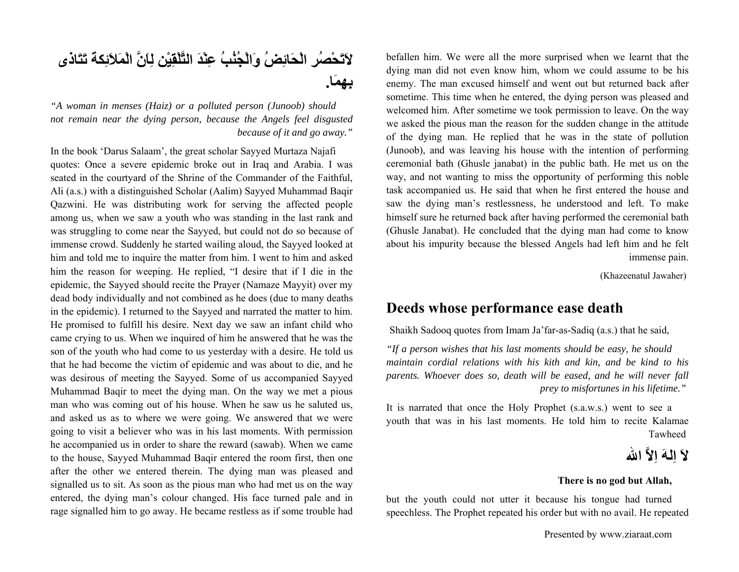لاَتَحْضُرِ الْحَائِضُ وَالْجُنُبُ عِنْدَ التَّلْقِيْنِ لِاَنَّ الْمَلاَئِكَةَ تَتَاذى بِهِمَا.

*“A woman in menses (Haiz) or a polluted person (Junoob) should not remain near the dying person, because the Angels feel disgusted because of it and go away.”*

In the book ‘Darus Salaam’, the great scholar Sayyed Murtaza Najafi quotes: Once a severe epidemic broke out in Iraq and Arabia. I was seated in the courtyard of the Shrine of the Commander of the Faithful, Ali (a.s.) with a distinguished Scholar (Aalim) Sayyed Muhammad Baqir Qazwini. He was distributing work for serving the affected people among us, when we saw a youth who was standing in the last rank and was struggling to come near the Sayyed, but could not do so because of immense crowd. Suddenly he started wailing aloud, the Sayyed looked at him and told me to inquire the matter from him. I went to him and asked him the reason for weeping. He replied, “I desire that if I die in the epidemic, the Sayyed should recite the Prayer (Namaze Mayyit) over my dead body individually and not combined as he does (due to many deaths in the epidemic). I returned to the Sayyed and narrated the matter to him. He promised to fulfill his desire. Next day we saw an infant child who came crying to us. When we inquired of him he answered that he was the son of the youth who had come to us yesterday with a desire. He told us that he had become the victim of epidemic and was about to die, and he was desirous of meeting the Sayyed. Some of us accompanied Sayyed Muhammad Baqir to meet the dying man. On the way we met a pious man who was coming out of his house. When he saw us he saluted us, and asked us as to where we were going. We answered that we were going to visit a believer who was in his last moments. With permission he accompanied us in order to share the reward (sawab). When we came to the house, Sayyed Muhammad Baqir entered the room first, then one after the other we entered therein. The dying man was pleased and signalled us to sit. As soon as the pious man who had met us on the way entered, the dying man’s colour changed. His face turned pale and in rage signalled him to go away. He became restless as if some trouble had befallen him. We were all the more surprised when we learnt that the dying man did not even know him, whom we could assume to be his enemy. The man excused himself and went out but returned back after sometime. This time when he entered, the dying person was pleased and welcomed him. After sometime we took permission to leave. On the way we asked the pious man the reason for the sudden change in the attitude of the dying man. He replied that he was in the state of pollution (Junoob), and was leaving his house with the intention of performing ceremonial bath (Ghusle janabat) in the public bath. He met us on the way, and not wanting to miss the opportunity of performing this noble task accompanied us. He said that when he first entered the house and saw the dying man’s restlessness, he understood and left. To make himself sure he returned back after having performed the ceremonial bath (Ghusle Janabat). He concluded that the dying man had come to know about his impurity because the blessed Angels had left him and he felt immense pain.

(Khazeenatul Jawaher)

## Deeds whose performance ease death

Shaikh Sadooq quotes from Imam Ja’far-as-Sadiq (a.s.) that he said,

*“If a person wishes that his last moments should be easy, he should maintain cordial relations with his kith and kin, and be kind to his parents. Whoever does so, death will be eased, and he will never fall prey to misfortunes in his lifetime.”*

It is narrated that once the Holy Prophet (s.a.w.s.) went to see a youth that was in his last moments. He told him to recite Kalamae Tawheed

**لاَ اِلهَ اِلاَّ الله**

**There is no god but Allah,**

but the youth could not utter it because his tongue had turned speechless. The Prophet repeated his order but with no avail. He repeated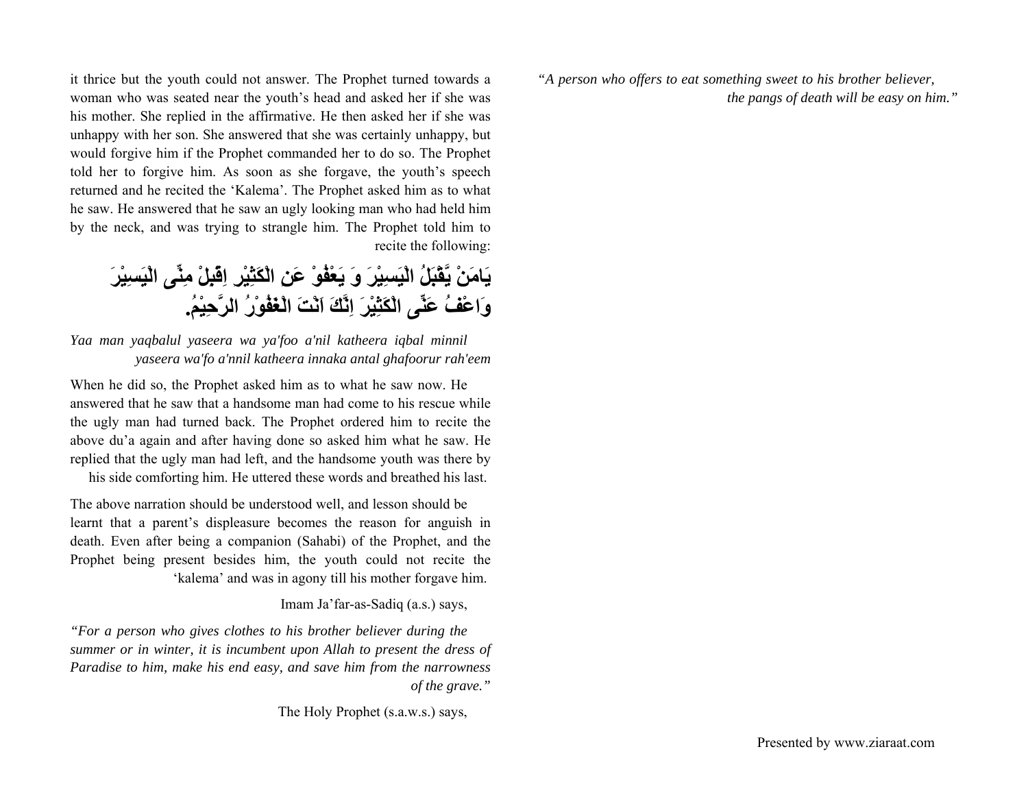it thrice but the youth could not answer. The Prophet turned towards a woman who was seated near the youth's head and asked her if she was his mother. She replied in the affirmative. He then asked her if she was unhappy with her son. She answered that she was certainly unhappy, but would forgive him if the Prophet commanded her to do so. The Prophet told her to forgive him. As soon as she forgave, the youth's speech returned and he recited the 'Kalema'. The Prophet asked him as to what he saw. He answered that he saw an ugly looking man who had held him by the neck, and was trying to strangle him. The Prophet told him to recite the following:

**يَامَنْ يَّقْبَلُ الْيَسِيْرَ وَ يَعْفُوْ عَنِ الْكَثِيْرِ اِقْبَلْ مِنِّى الْيَسِيْرَ وَاعْفُ عَنِّى الْكَثِيْرَ اِنَّكَ اَنْتَ الْغفُوْرُ الرَّحِيْمُ.**

*Yaa man yaqbalul yaseera wa ya'foo a'nil katheera iqbal minnil yaseera wa'fo a'nnil katheera innaka antal ghafoorur rah'eem*

When he did so, the Prophet asked him as to what he saw now. He answered that he saw that a handsome man had come to his rescue while the ugly man had turned back. The Prophet ordered him to recite the above du'a again and after having done so asked him what he saw. He replied that the ugly man had left, and the handsome youth was there by his side comforting him. He uttered these words and breathed his last.

The above narration should be understood well, and lesson should be learnt that a parent's displeasure becomes the reason for anguish in death. Even after being a companion (Sahabi) of the Prophet, and the Prophet being present besides him, the youth could not recite the 'kalema' and was in agony till his mother forgave him.

Imam Ja'far-as-Sadiq (a.s.) says,

*"For a person who gives clothes to his brother believer during the summer or in winter, it is incumbent upon Allah to present the dress of Paradise to him, make his end easy, and save him from the narrowness of the grave."*

The Holy Prophet (s.a.w.s.) says,

*"A person who offers to eat something sweet to his brother believer, the pangs of death will be easy on him."*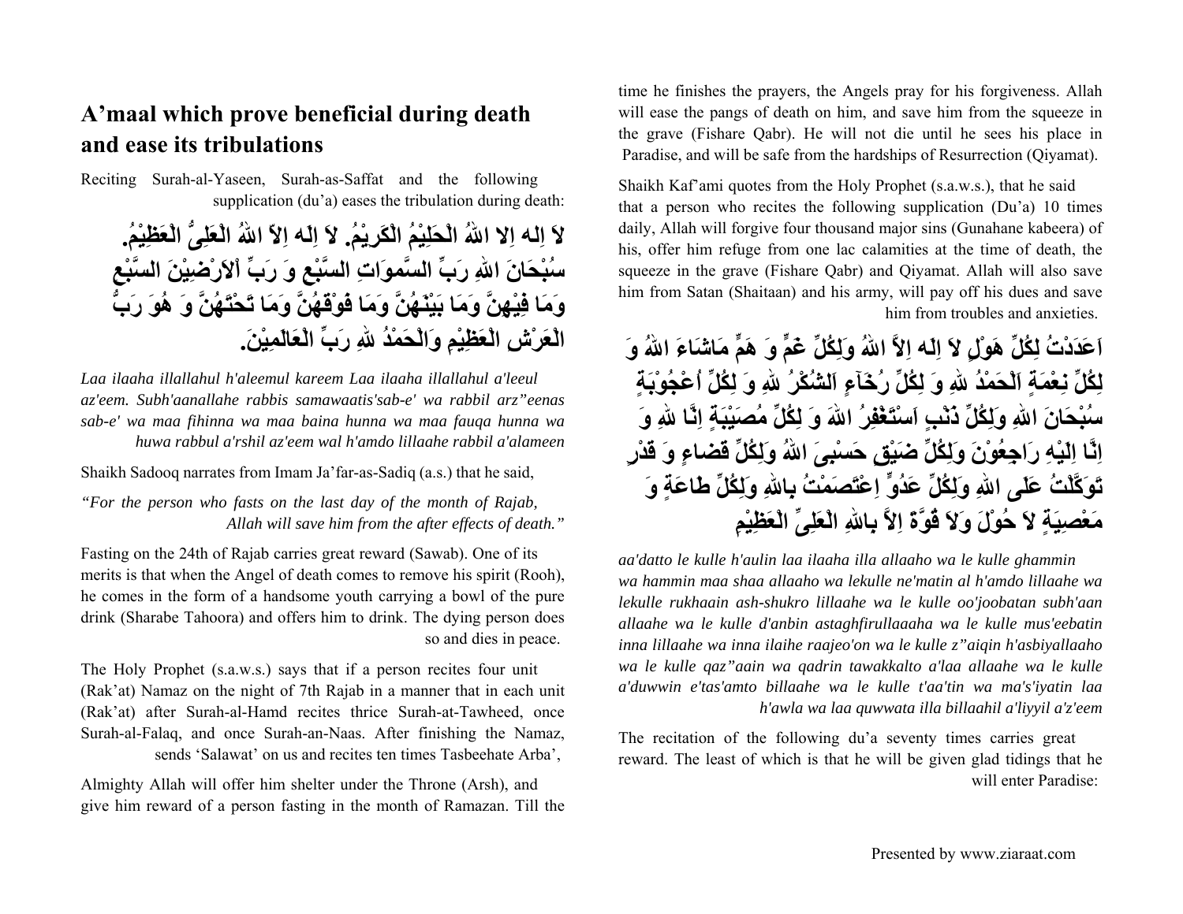## A'maal which prove beneficial during death and ease its tribulations

Reciting Surah-al-Yaseen, Surah-as-Saffat and the following supplication (du'a) eases the tribulation during death:

لاَ اِلـه اِلا اللهُ الْحَلِيْمُ الْكَرِيْمُ. لاَ اِلَـه اِلاَّ اللهُ الْعَلِىُّ الْعَظِيْمُ. سُبْحَانَ اللهِ رَبِّ السَّموَاتِ السَّبْعِ وَ رَبِّ الاَرْضِيْنَ السَّبْعِ وَمَا فِيْهِنَّ وَمَا بَيْنَهُنَّ وَمَا فَوْقَهُنَّ وَمَا تَحْتَهُنَّ وَ هُوَ رَبُّ الْعَرْشِ الْعَظِيْمِ وَالْحَمْدُ للهِ رَبِّ الْعَالَمِيْنَ.

*Laa ilaaha illallahul h'aleemul kareem Laa ilaaha illallahul a'leeul az'eem. Subh'aanallahe rabbis samawaatis'sab-e' wa rabbil arz"eenas sab-e' wa maa fihinna wa maa baina hunna wa maa fauqa hunna wa huwa rabbul a'rshil az'eem wal h'amdo lillaahe rabbil a'alameen*

Shaikh Sadooq narrates from Imam Ja'far-as-Sadiq (a.s.) that he said,

*"For the person who fasts on the last day of the month of Rajab, Allah will save him from the after effects of death."*

Fasting on the 24th of Rajab carries great reward (Sawab). One of its merits is that when the Angel of death comes to remove his spirit (Rooh), he comes in the form of a handsome youth carrying a bowl of the pure drink (Sharabe Tahoora) and offers him to drink. The dying person does so and dies in peace.

The Holy Prophet (s.a.w.s.) says that if a person recites four unit (Rak'at) Namaz on the night of 7th Rajab in a manner that in each unit (Rak'at) after Surah-al-Hamd recites thrice Surah-at-Tawheed, once Surah-al-Falaq, and once Surah-an-Naas. After finishing the Namaz, sends 'Salawat' on us and recites ten times Tasbeehate Arba',

Almighty Allah will offer him shelter under the Throne (Arsh), and give him reward of a person fasting in the month of Ramazan. Till the time he finishes the prayers, the Angels pray for his forgiveness. Allah will ease the pangs of death on him, and save him from the squeeze in the grave (Fishare Qabr). He will not die until he sees his place in Paradise, and will be safe from the hardships of Resurrection (Qiyamat).

Shaikh Kaf'ami quotes from the Holy Prophet (s.a.w.s.), that he said that a person who recites the following supplication (Du'a) 10 times daily, Allah will forgive four thousand major sins (Gunahane kabeera) of his, offer him refuge from one lac calamities at the time of death, the squeeze in the grave (Fishare Qabr) and Qiyamat. Allah will also save him from Satan (Shaitaan) and his army, will pay off his dues and save him from troubles and anxieties.

اَعَدَدْتُ لِكُلِّ هَوْلٍ لاَ اِلَـه اِلاَّ اللهُ وَلِكُلِّ غَمٍّ وَ هَمٍّ مَاشَاءَ اللهُ وَ لِكُلِّ نِعْمَةٍ اَلْحَمْدُ للهِ وَ لِكُلِّ رُخَآءٍ اَلشُّكْرُ للهِ وَ لِكُلِّ اُعْجُوْبَةٍ سُبْحَانَ اللهِ وَلِكُلِّ ذَنْبٍ اَسْتَغْفِرُ اللهَ وَ لِكُلِّ مُصَيْبَةٍ اِنَّا للهِ وَ اِنَّا اِلَيْهِ رَاجِعُوْنَ وَلِكُلِّ ضَيْقٍ حَسْبِىَ اللهُ وَلِكُلِّ قضاءٍ وَ قَدْرٍ تَوَكَّلْتُ عَلَى اللهِ وَلِكُلِّ عَدُوٍّ اِعْتَصَمْتُ بِاللهِ وَلِكُلِّ طَاعَةٍ وَ مَعْصِيَةٍ لاَ حُوْلَ وَلاَ قُوَّةَ اِلاَّ بِاللهِ الْعَلِىِّ الْعَظِيْمِ

*aa'datto le kulle h'aulin laa ilaaha illa allaaho wa le kulle ghammin wa hammin maa shaa allaaho wa lekulle ne'matin al h'amdo lillaahe wa lekulle rukhaain ash-shukro lillaahe wa le kulle oo'joobatan subh'aan allaahe wa le kulle d'anbin astaghfirullaaaha wa le kulle mus'eebatin inna lillaahe wa inna ilaihe raajeo'on wa le kulle z"aiqin h'asbiyallaaho wa le kulle qaz"aain wa qadrin tawakkalto a'laa allaahe wa le kulle a'duwwin e'tas'amto billaahe wa le kulle t'aa'tin wa ma's'iyatin laa h'awla wa laa quwwata illa billaahil a'liyyil a'z'eem*

The recitation of the following du'a seventy times carries great reward. The least of which is that he will be given glad tidings that he will enter Paradise: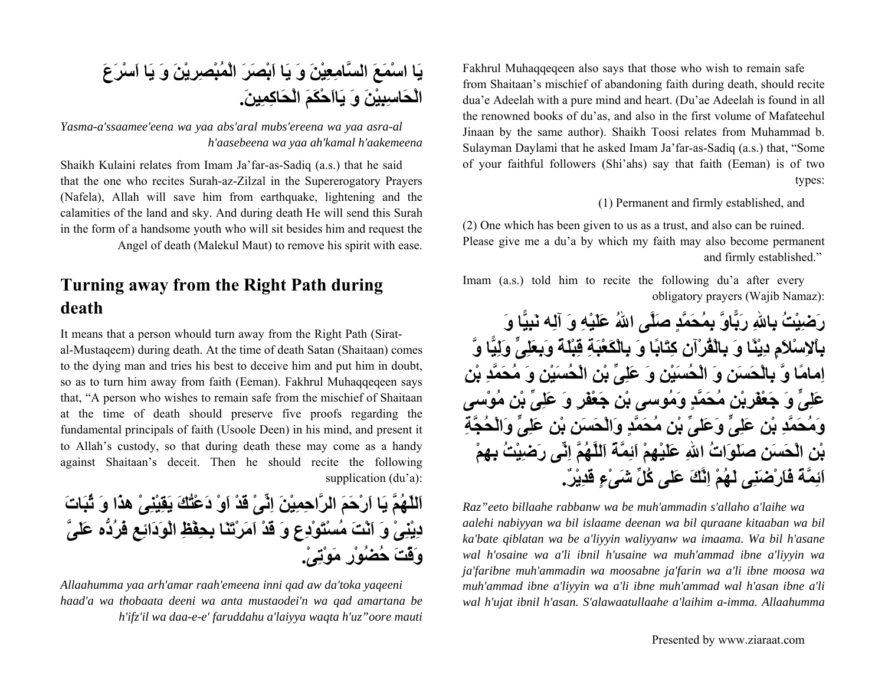يَا اسْمَعَ السَّامِعِيْنَ وَ يَا اَبْصَرَ الْمُبْصِرِيْنَ وَ يَا اَسْرَعَ الْحَاسِبِيْنَ وَ يَااَحْكَمَ الْحَاكِمِينَ.

*Yasma-a'ssaamee'eena wa yaa abs'aral mubs'ereena wa yaa asra-al h'aasebeena wa yaa ah'kamal h'aakemeena*

Shaikh Kulaini relates from Imam Ja'far-as-Sadiq (a.s.) that he said that the one who recites Surah-az-Zilzal in the Supererogatory Prayers (Nafela), Allah will save him from earthquake, lightening and the calamities of the land and sky. And during death He will send this Surah in the form of a handsome youth who will sit besides him and request the Angel of death (Malekul Maut) to remove his spirit with ease.

## Turning away from the Right Path during death

It means that a person whould turn away from the Right Path (Sirat-al-Mustaqeem) during death. At the time of death Satan (Shaitaan) comes to the dying man and tries his best to deceive him and put him in doubt, so as to turn him away from faith (Eeman). Fakhrul Muhaqqeqeen says that, "A person who wishes to remain safe from the mischief of Shaitaan at the time of death should preserve five proofs regarding the fundamental principals of faith (Usoole Deen) in his mind, and present it to Allah's custody, so that during death these may come as a handy against Shaitaan's deceit. Then he should recite the following supplication (du'a):

اَللّٰهُمَّ يَا اَرْحَمَ الرَّاحِمِيْنَ اِنِّىْ قَدْ اَوْ دَعْتُكَ يَقِيْنِىْ هذَا وَ ثُبَاتَ دِيْنِىْ وَ اَنْتَ مُسْتَوْدِع وَ قَدْ اَمَرْتَنَا بِحِفْظِ الْوَدَائِع فَرُدُّه عَلَىَّ وَقْتَ حُضُوْر مَوْتِىْ.

*Allaahumma yaa arh'amar raah'emeena inni qad aw da'toka yaqeeni haad'a wa thobaata deeni wa anta mustaodei'n wa qad amartana be h'ifz'il wa daa-e-e' faruddahu a'laiyya waqta h'uz"oore mauti*

Fakhrul Muhaqqeqeen also says that those who wish to remain safe from Shaitaan's mischief of abandoning faith during death, should recite dua'e Adeelah with a pure mind and heart. (Du'ae Adeelah is found in all the renowned books of du'as, and also in the first volume of Mafateehul Jinaan by the same author). Shaikh Toosi relates from Muhammad b. Sulayman Daylami that he asked Imam Ja'far-as-Sadiq (a.s.) that, "Some of your faithful followers (Shi'ahs) say that faith (Eeman) is of two types:

(1) Permanent and firmly established, and

(2) One which has been given to us as a trust, and also can be ruined. Please give me a du'a by which my faith may also become permanent and firmly established."

Imam (a.s.) told him to recite the following du'a after every obligatory prayers (Wajib Namaz):

رَضِيْتُ بِاللهِ رَبًّاوَّ بِمُحَمَّدٍ صَلَّى اللهُ عَلَيْهِ وَ آلِه نَبِيًّا وَ بِالْاِسْلَامِ دِيْنًا وَ بِالْقُرْآنِ كِتَابًا وَ بِالْكَعْبَةِ قِبْلَةً وَبِعَلِىٍّ وَلِيًّا وَّ اِمامًا وَّ بِالْحَسَنِ وَ الْحُسَيْنِ وَ عَلِىِّ بْنِ الْحُسَيْنِ وَ مُحَمَّدِ بْنِ عَلِىٍّ وَ جَعْفَرِبْنِ مُحَمَّدٍ وَمُوسى بْنِ جَعْفَرٍ وَ عَلِىِّ بْنِ مُوْسى وَمُحَمَّدِ بْنِ عَلِىٍّ وَعَلِىِّ بْنِ مُحَمَّدٍ وَالْحَسَنِ بْنِ عَلِىٍّ وَالْحُجَّةِ بْنِ الْحَسَنِ صَلَوَاتُ اللهِ عَلَيْهِمْ اَئِمَّةً اَللّٰهُمَّ اِنِّى رَضِيْتُ بِهِمْ اَئِمَّةً فَارْضَنِى لَهُمْ اِنَّكَ عَلى كُلِّ شَىْءٍ قَدِيْرٌ.

*Raz"eeto billaahe rabbanw wa be muh'ammadin s'allaho a'laihe wa aalehi nabiyyan wa bil islaame deenan wa bil quraane kitaaban wa bil ka'bate qiblatan wa be a'liyyin waliyyanw wa imaama. Wa bil h'asane wal h'osaine wa a'li ibnil h'usaine wa muh'ammad ibne a'liyyin wa ja'faribne muh'ammadin wa moosabne ja'farin wa a'li ibne moosa wa muh'ammad ibne a'liyyin wa a'li ibne muh'ammad wal h'asan ibne a'li wal h'ujat ibnil h'asan. S'alawaatullaahe a'laihim a-imma. Allaahumma*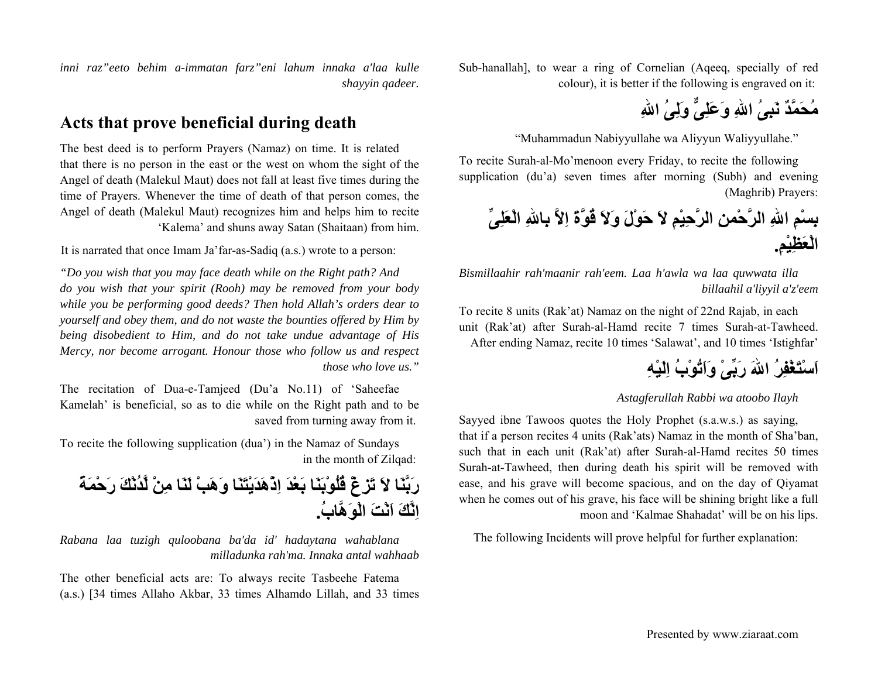*inni raz"eeto behim a-immatan farz"eni lahum innaka a'laa kulle shayyin qadeer.*

## Acts that prove beneficial during death

The best deed is to perform Prayers (Namaz) on time. It is related that there is no person in the east or the west on whom the sight of the Angel of death (Malekul Maut) does not fall at least five times during the time of Prayers. Whenever the time of death of that person comes, the Angel of death (Malekul Maut) recognizes him and helps him to recite 'Kalema' and shuns away Satan (Shaitaan) from him.

It is narrated that once Imam Ja'far-as-Sadiq (a.s.) wrote to a person:

*"Do you wish that you may face death while on the Right path? And do you wish that your spirit (Rooh) may be removed from your body while you be performing good deeds? Then hold Allah's orders dear to yourself and obey them, and do not waste the bounties offered by Him by being disobedient to Him, and do not take undue advantage of His Mercy, nor become arrogant. Honour those who follow us and respect those who love us."*

The recitation of Dua-e-Tamjeed (Du'a No.11) of 'Saheefae Kamelah' is beneficial, so as to die while on the Right path and to be saved from turning away from it.

To recite the following supplication (dua') in the Namaz of Sundays in the month of Zilqad:

**رَبَّنَا لاَ تَزِغْ قُلُوْبَنَا بَعْدَ اِذْهَدَيْتَنَا وَهَبْ لَنَا مِنْ لَدُنْكَ رَحْمَةً اِنَّكَ اَنْتَ الْوَهَّابُ.**

*Rabana laa tuzigh quloobana ba'da id' hadaytana wahablana milladunka rah'ma. Innaka antal wahhaab*

The other beneficial acts are: To always recite Tasbeehe Fatema (a.s.) [34 times Allaho Akbar, 33 times Alhamdo Lillah, and 33 times Sub-hanallah], to wear a ring of Cornelian (Aqeeq, specially of red colour), it is better if the following is engraved on it:

**مُحَمَّدٌ نَبِيُ اللهِ وَعَلِيٌّ وَلِيُ اللهِ**

"Muhammadun Nabiyyullahe wa Aliyyun Waliyyullahe."

To recite Surah-al-Mo'menoon every Friday, to recite the following supplication (du'a) seven times after morning (Subh) and evening (Maghrib) Prayers:

**بِسْمِ اللهِ الرَّحْمنِ الرَّحِيْمِ لاَ حَوْلَ وَلاَ قُوَّةَ اِلاَّ بِاللهِ الْعَلِيِّ الْعَظِيْمِ.**

*Bismillaahir rah'maanir rah'eem. Laa h'awla wa laa quwwata illa billaahil a'liyyil a'z'eem*

To recite 8 units (Rak'at) Namaz on the night of 22nd Rajab, in each unit (Rak'at) after Surah-al-Hamd recite 7 times Surah-at-Tawheed. After ending Namaz, recite 10 times 'Salawat', and 10 times 'Istighfar'

**اَسْتَغْفِرُ اللهَ رَبِّىْ وَاَتُوْبُ اِلَيْهِ**

*Astagferullah Rabbi wa atoobo Ilayh*

Sayyed ibne Tawoos quotes the Holy Prophet (s.a.w.s.) as saying, that if a person recites 4 units (Rak'ats) Namaz in the month of Sha'ban, such that in each unit (Rak'at) after Surah-al-Hamd recites 50 times Surah-at-Tawheed, then during death his spirit will be removed with ease, and his grave will become spacious, and on the day of Qiyamat when he comes out of his grave, his face will be shining bright like a full moon and 'Kalmae Shahadat' will be on his lips.

The following Incidents will prove helpful for further explanation: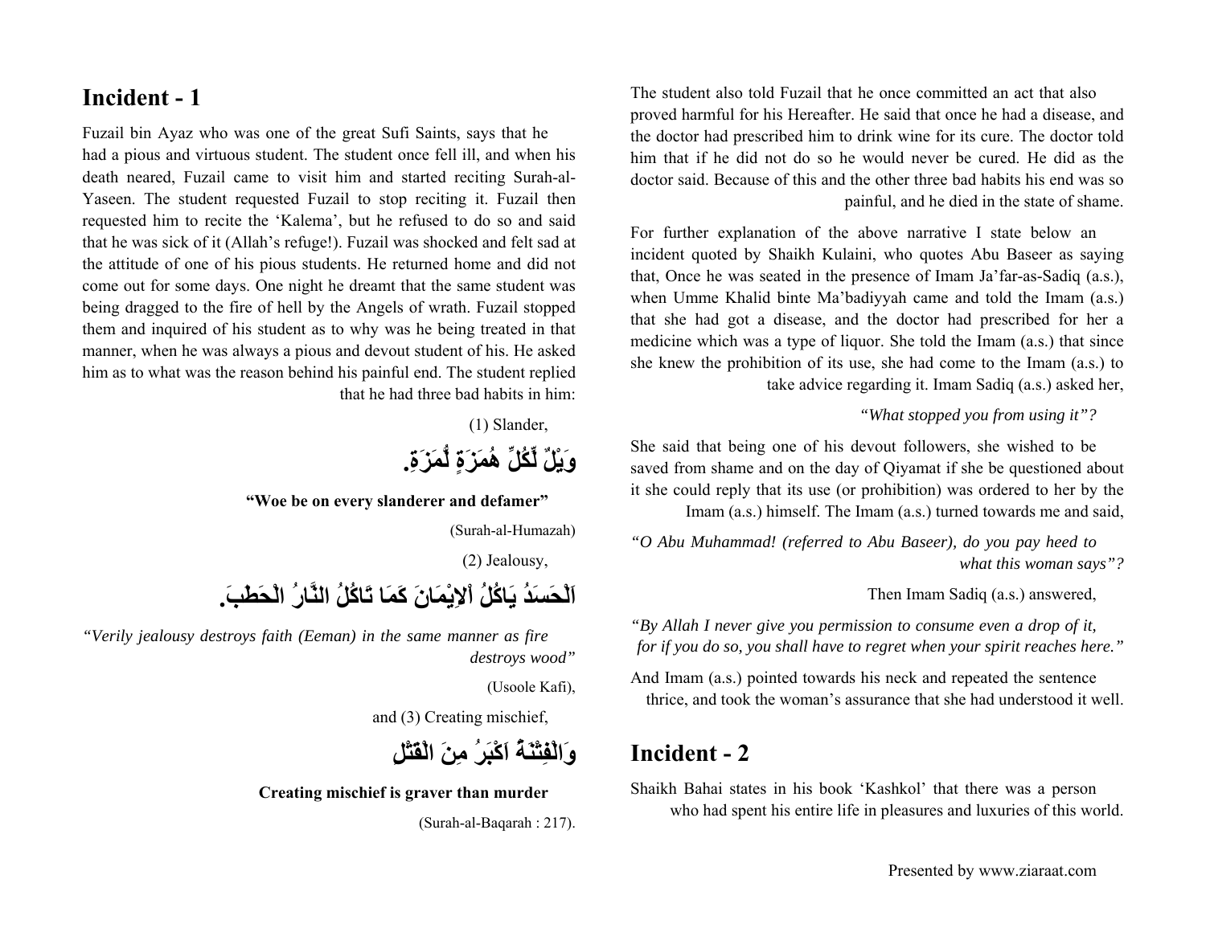## Incident - 1

Fuzail bin Ayaz who was one of the great Sufi Saints, says that he had a pious and virtuous student. The student once fell ill, and when his death neared, Fuzail came to visit him and started reciting Surah-al-Yaseen. The student requested Fuzail to stop reciting it. Fuzail then requested him to recite the 'Kalema', but he refused to do so and said that he was sick of it (Allah's refuge!). Fuzail was shocked and felt sad at the attitude of one of his pious students. He returned home and did not come out for some days. One night he dreamt that the same student was being dragged to the fire of hell by the Angels of wrath. Fuzail stopped them and inquired of his student as to why was he being treated in that manner, when he was always a pious and devout student of his. He asked him as to what was the reason behind his painful end. The student replied that he had three bad habits in him:

(1) Slander,

وَيْلٌ لِّكُلِّ هُمَزَةٍ لُّمَزَةٍ.

**"Woe be on every slanderer and defamer"**

(Surah-al-Humazah)

(2) Jealousy,

اَلْحَسَدُ يَاكُلُ اْلاِيْمَانَ كَمَا تَاكُلُ النَّارُ الْحَطبَ.

*"Verily jealousy destroys faith (Eeman) in the same manner as fire destroys wood"*

(Usoole Kafi),

and (3) Creating mischief,

وَالْفِتْنَةُ اَكْبَرُ مِنَ الْقَتْل

**Creating mischief is graver than murder**

(Surah-al-Baqarah : 217).

The student also told Fuzail that he once committed an act that also proved harmful for his Hereafter. He said that once he had a disease, and the doctor had prescribed him to drink wine for its cure. The doctor told him that if he did not do so he would never be cured. He did as the doctor said. Because of this and the other three bad habits his end was so painful, and he died in the state of shame.

For further explanation of the above narrative I state below an incident quoted by Shaikh Kulaini, who quotes Abu Baseer as saying that, Once he was seated in the presence of Imam Ja'far-as-Sadiq (a.s.), when Umme Khalid binte Ma'badiyyah came and told the Imam (a.s.) that she had got a disease, and the doctor had prescribed for her a medicine which was a type of liquor. She told the Imam (a.s.) that since she knew the prohibition of its use, she had come to the Imam (a.s.) to take advice regarding it. Imam Sadiq (a.s.) asked her,

*"What stopped you from using it"?*

She said that being one of his devout followers, she wished to be saved from shame and on the day of Qiyamat if she be questioned about it she could reply that its use (or prohibition) was ordered to her by the Imam (a.s.) himself. The Imam (a.s.) turned towards me and said,

*"O Abu Muhammad! (referred to Abu Baseer), do you pay heed to what this woman says"?*

Then Imam Sadiq (a.s.) answered,

*"By Allah I never give you permission to consume even a drop of it, for if you do so, you shall have to regret when your spirit reaches here."*

And Imam (a.s.) pointed towards his neck and repeated the sentence thrice, and took the woman's assurance that she had understood it well.

## Incident - 2

Shaikh Bahai states in his book 'Kashkol' that there was a person who had spent his entire life in pleasures and luxuries of this world.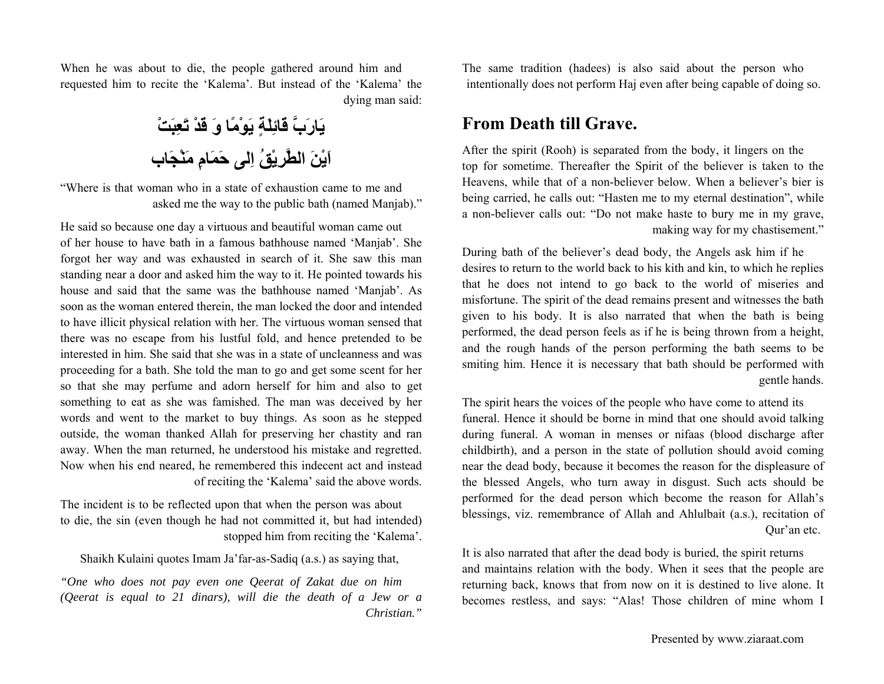When he was about to die, the people gathered around him and requested him to recite the 'Kalema'. But instead of the 'Kalema' the dying man said:

يَارَبَّ قَائِلَةٍ يَوْمًا وَ قَدْ تَعِبَتْ
اَيْنَ الطَّرِيْقُ اِلى حَمَامِ مَنْجَاب

"Where is that woman who in a state of exhaustion came to me and asked me the way to the public bath (named Manjab)."

He said so because one day a virtuous and beautiful woman came out of her house to have bath in a famous bathhouse named 'Manjab'. She forgot her way and was exhausted in search of it. She saw this man standing near a door and asked him the way to it. He pointed towards his house and said that the same was the bathhouse named 'Manjab'. As soon as the woman entered therein, the man locked the door and intended to have illicit physical relation with her. The virtuous woman sensed that there was no escape from his lustful fold, and hence pretended to be interested in him. She said that she was in a state of uncleanness and was proceeding for a bath. She told the man to go and get some scent for her so that she may perfume and adorn herself for him and also to get something to eat as she was famished. The man was deceived by her words and went to the market to buy things. As soon as he stepped outside, the woman thanked Allah for preserving her chastity and ran away. When the man returned, he understood his mistake and regretted. Now when his end neared, he remembered this indecent act and instead of reciting the 'Kalema' said the above words.

The incident is to be reflected upon that when the person was about to die, the sin (even though he had not committed it, but had intended) stopped him from reciting the 'Kalema'.

Shaikh Kulaini quotes Imam Ja'far-as-Sadiq (a.s.) as saying that,

*"One who does not pay even one Qeerat of Zakat due on him (Qeerat is equal to 21 dinars), will die the death of a Jew or a Christian."*

The same tradition (hadees) is also said about the person who intentionally does not perform Haj even after being capable of doing so.

## From Death till Grave.

After the spirit (Rooh) is separated from the body, it lingers on the top for sometime. Thereafter the Spirit of the believer is taken to the Heavens, while that of a non-believer below. When a believer's bier is being carried, he calls out: "Hasten me to my eternal destination", while a non-believer calls out: "Do not make haste to bury me in my grave, making way for my chastisement."

During bath of the believer's dead body, the Angels ask him if he desires to return to the world back to his kith and kin, to which he replies that he does not intend to go back to the world of miseries and misfortune. The spirit of the dead remains present and witnesses the bath given to his body. It is also narrated that when the bath is being performed, the dead person feels as if he is being thrown from a height, and the rough hands of the person performing the bath seems to be smiting him. Hence it is necessary that bath should be performed with gentle hands.

The spirit hears the voices of the people who have come to attend its funeral. Hence it should be borne in mind that one should avoid talking during funeral. A woman in menses or nifaas (blood discharge after childbirth), and a person in the state of pollution should avoid coming near the dead body, because it becomes the reason for the displeasure of the blessed Angels, who turn away in disgust. Such acts should be performed for the dead person which become the reason for Allah's blessings, viz. remembrance of Allah and Ahlulbait (a.s.), recitation of Qur'an etc.

It is also narrated that after the dead body is buried, the spirit returns and maintains relation with the body. When it sees that the people are returning back, knows that from now on it is destined to live alone. It becomes restless, and says: "Alas! Those children of mine whom I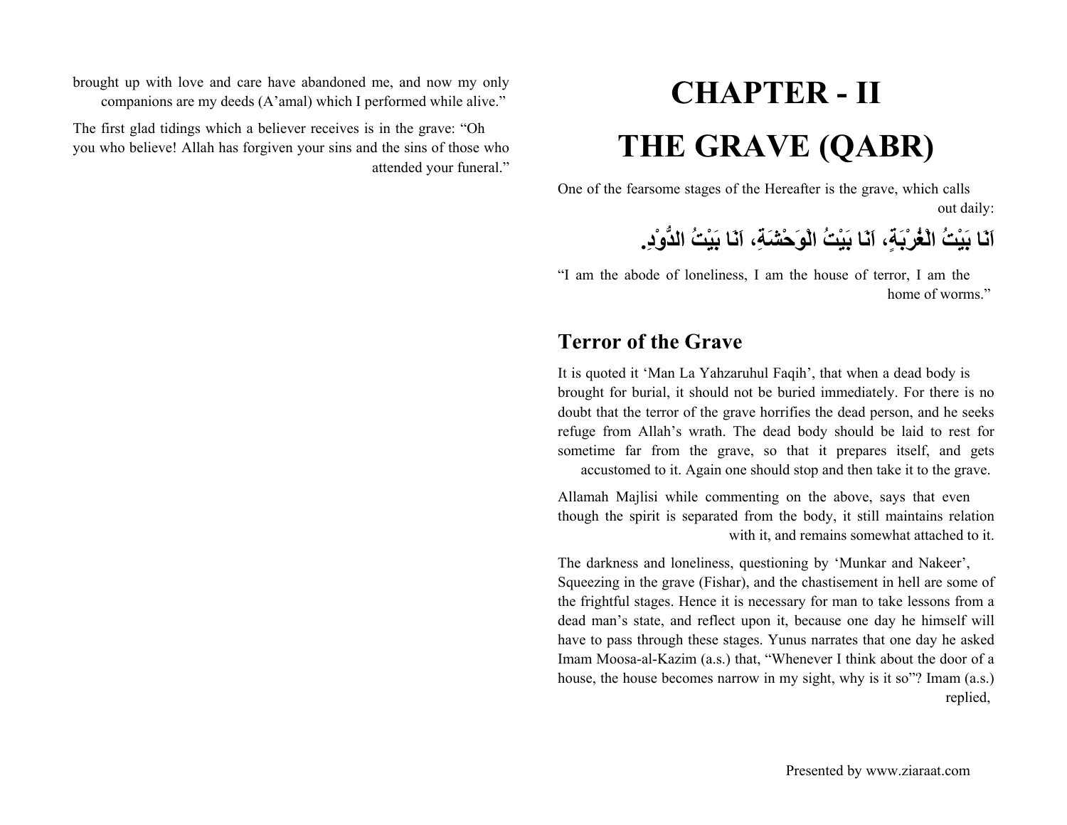brought up with love and care have abandoned me, and now my only companions are my deeds (A'amal) which I performed while alive."

The first glad tidings which a believer receives is in the grave: "Oh you who believe! Allah has forgiven your sins and the sins of those who attended your funeral."

# CHAPTER - II

# THE GRAVE (QABR)

One of the fearsome stages of the Hereafter is the grave, which calls out daily:

اَنَا بَيْتُ الْغُرْبَةِ، اَنَا بَيْتُ الْوَحْشَةِ، اَنَا بَيْتُ الدُّوْدِ.

"I am the abode of loneliness, I am the house of terror, I am the home of worms."

## Terror of the Grave

It is quoted it 'Man La Yahzaruhul Faqih', that when a dead body is brought for burial, it should not be buried immediately. For there is no doubt that the terror of the grave horrifies the dead person, and he seeks refuge from Allah's wrath. The dead body should be laid to rest for sometime far from the grave, so that it prepares itself, and gets accustomed to it. Again one should stop and then take it to the grave.

Allamah Majlisi while commenting on the above, says that even though the spirit is separated from the body, it still maintains relation with it, and remains somewhat attached to it.

The darkness and loneliness, questioning by 'Munkar and Nakeer', Squeezing in the grave (Fishar), and the chastisement in hell are some of the frightful stages. Hence it is necessary for man to take lessons from a dead man's state, and reflect upon it, because one day he himself will have to pass through these stages. Yunus narrates that one day he asked Imam Moosa-al-Kazim (a.s.) that, "Whenever I think about the door of a house, the house becomes narrow in my sight, why is it so"? Imam (a.s.) replied,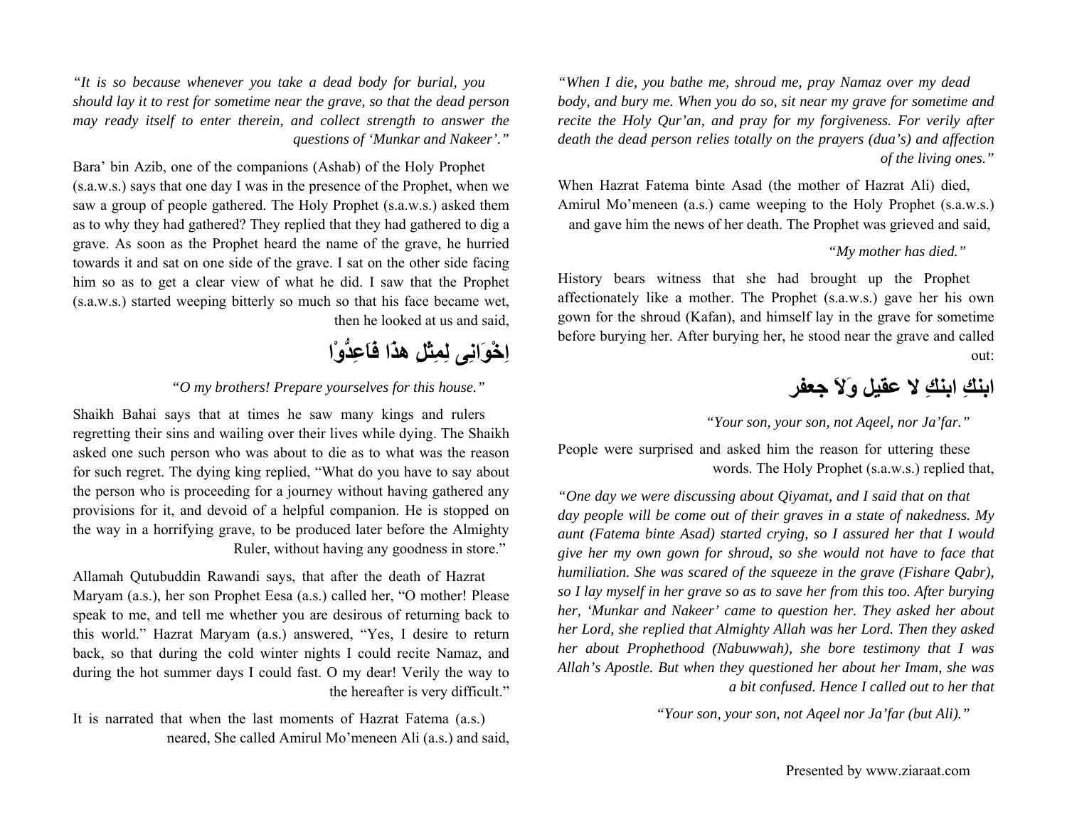*"It is so because whenever you take a dead body for burial, you should lay it to rest for sometime near the grave, so that the dead person may ready itself to enter therein, and collect strength to answer the questions of 'Munkar and Nakeer'."*

Bara' bin Azib, one of the companions (Ashab) of the Holy Prophet (s.a.w.s.) says that one day I was in the presence of the Prophet, when we saw a group of people gathered. The Holy Prophet (s.a.w.s.) asked them as to why they had gathered? They replied that they had gathered to dig a grave. As soon as the Prophet heard the name of the grave, he hurried towards it and sat on one side of the grave. I sat on the other side facing him so as to get a clear view of what he did. I saw that the Prophet (s.a.w.s.) started weeping bitterly so much so that his face became wet, then he looked at us and said,

اِخْوَانِی لِمِثْلِ هذَا فَاَعِدُّوْا

*"O my brothers! Prepare yourselves for this house."*

Shaikh Bahai says that at times he saw many kings and rulers regretting their sins and wailing over their lives while dying. The Shaikh asked one such person who was about to die as to what was the reason for such regret. The dying king replied, "What do you have to say about the person who is proceeding for a journey without having gathered any provisions for it, and devoid of a helpful companion. He is stopped on the way in a horrifying grave, to be produced later before the Almighty Ruler, without having any goodness in store."

Allamah Qutubuddin Rawandi says, that after the death of Hazrat Maryam (a.s.), her son Prophet Eesa (a.s.) called her, "O mother! Please speak to me, and tell me whether you are desirous of returning back to this world." Hazrat Maryam (a.s.) answered, "Yes, I desire to return back, so that during the cold winter nights I could recite Namaz, and during the hot summer days I could fast. O my dear! Verily the way to the hereafter is very difficult."

It is narrated that when the last moments of Hazrat Fatema (a.s.) neared, She called Amirul Mo'meneen Ali (a.s.) and said,

*"When I die, you bathe me, shroud me, pray Namaz over my dead body, and bury me. When you do so, sit near my grave for sometime and recite the Holy Qur'an, and pray for my forgiveness. For verily after death the dead person relies totally on the prayers (dua's) and affection of the living ones."*

When Hazrat Fatema binte Asad (the mother of Hazrat Ali) died, Amirul Mo'meneen (a.s.) came weeping to the Holy Prophet (s.a.w.s.) and gave him the news of her death. The Prophet was grieved and said,

*"My mother has died."*

History bears witness that she had brought up the Prophet affectionately like a mother. The Prophet (s.a.w.s.) gave her his own gown for the shroud (Kafan), and himself lay in the grave for sometime before burying her. After burying her, he stood near the grave and called out:

ابنكِ ابنكِ لا عقيل وَلاَ جعفر

*"Your son, your son, not Aqeel, nor Ja'far."*

People were surprised and asked him the reason for uttering these words. The Holy Prophet (s.a.w.s.) replied that,

*"One day we were discussing about Qiyamat, and I said that on that day people will be come out of their graves in a state of nakedness. My aunt (Fatema binte Asad) started crying, so I assured her that I would give her my own gown for shroud, so she would not have to face that humiliation. She was scared of the squeeze in the grave (Fishare Qabr), so I lay myself in her grave so as to save her from this too. After burying her, 'Munkar and Nakeer' came to question her. They asked her about her Lord, she replied that Almighty Allah was her Lord. Then they asked her about Prophethood (Nabuwwah), she bore testimony that I was Allah's Apostle. But when they questioned her about her Imam, she was a bit confused. Hence I called out to her that*

*"Your son, your son, not Aqeel nor Ja'far (but Ali)."*

Presented by www.ziaraat.com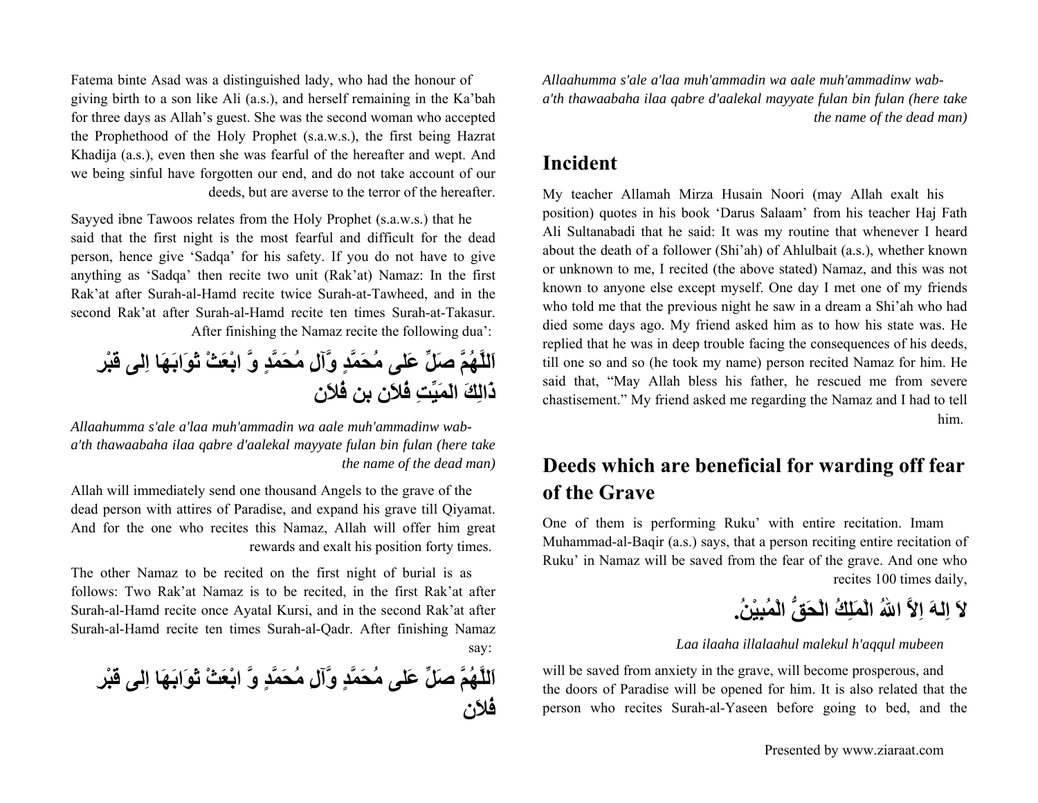Fatema binte Asad was a distinguished lady, who had the honour of giving birth to a son like Ali (a.s.), and herself remaining in the Ka'bah for three days as Allah's guest. She was the second woman who accepted the Prophethood of the Holy Prophet (s.a.w.s.), the first being Hazrat Khadija (a.s.), even then she was fearful of the hereafter and wept. And we being sinful have forgotten our end, and do not take account of our deeds, but are averse to the terror of the hereafter.

Sayyed ibne Tawoos relates from the Holy Prophet (s.a.w.s.) that he said that the first night is the most fearful and difficult for the dead person, hence give 'Sadqa' for his safety. If you do not have to give anything as 'Sadqa' then recite two unit (Rak'at) Namaz: In the first Rak'at after Surah-al-Hamd recite twice Surah-at-Tawheed, and in the second Rak'at after Surah-al-Hamd recite ten times Surah-at-Takasur. After finishing the Namaz recite the following dua':

اَللَّهُمَّ صَلِّ عَلى مُحَمَّدٍ وَّآلِ مُحَمَّدٍ وَّ ابْعَثْ ثَوَابَهَا اِلى قَبْرِ ذَالِكَ الْمَيِّتِ فُلاَن بن فُلاَن

*Allaahumma s'ale a'laa muh'ammadin wa aale muh'ammadinw wab-a'th thawaabaha ilaa qabre d'aalekal mayyate fulan bin fulan (here take the name of the dead man)*

Allah will immediately send one thousand Angels to the grave of the dead person with attires of Paradise, and expand his grave till Qiyamat. And for the one who recites this Namaz, Allah will offer him great rewards and exalt his position forty times.

The other Namaz to be recited on the first night of burial is as follows: Two Rak'at Namaz is to be recited, in the first Rak'at after Surah-al-Hamd recite once Ayatal Kursi, and in the second Rak'at after Surah-al-Hamd recite ten times Surah-al-Qadr. After finishing Namaz say:

اَللَّهُمَّ صَلِّ عَلى مُحَمَّدٍ وَّآلِ مُحَمَّدٍ وَّ ابْعَثْ ثَوَابَهَا اِلى قَبْرِ فُلاَن

*Allaahumma s'ale a'laa muh'ammadin wa aale muh'ammadinw wab-a'th thawaabaha ilaa qabre d'aalekal mayyate fulan bin fulan (here take the name of the dead man)*

## Incident

My teacher Allamah Mirza Husain Noori (may Allah exalt his position) quotes in his book 'Darus Salaam' from his teacher Haj Fath Ali Sultanabadi that he said: It was my routine that whenever I heard about the death of a follower (Shi'ah) of Ahlulbait (a.s.), whether known or unknown to me, I recited (the above stated) Namaz, and this was not known to anyone else except myself. One day I met one of my friends who told me that the previous night he saw in a dream a Shi'ah who had died some days ago. My friend asked him as to how his state was. He replied that he was in deep trouble facing the consequences of his deeds, till one so and so (he took my name) person recited Namaz for him. He said that, "May Allah bless his father, he rescued me from severe chastisement." My friend asked me regarding the Namaz and I had to tell him.

## Deeds which are beneficial for warding off fear of the Grave

One of them is performing Ruku' with entire recitation. Imam Muhammad-al-Baqir (a.s.) says, that a person reciting entire recitation of Ruku' in Namaz will be saved from the fear of the grave. And one who recites 100 times daily,

لاَ اِلهَ اِلاَّ اللهُ الْمَلِكُ الْحَقُّ الْمُبِيْنُ.

*Laa ilaaha illalaahul malekul h'aqqul mubeen*

will be saved from anxiety in the grave, will become prosperous, and the doors of Paradise will be opened for him. It is also related that the person who recites Surah-al-Yaseen before going to bed, and the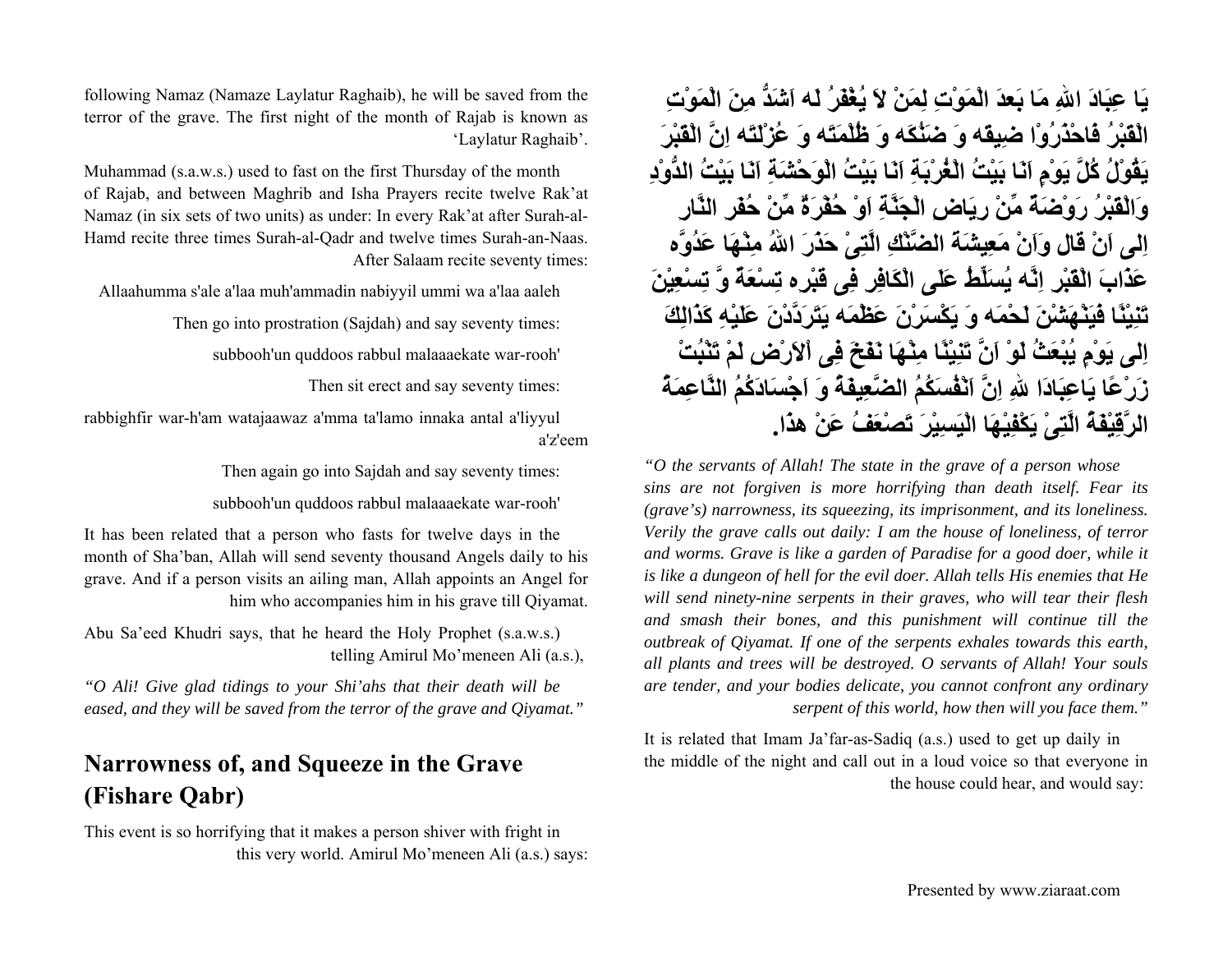following Namaz (Namaze Laylatur Raghaib), he will be saved from the terror of the grave. The first night of the month of Rajab is known as 'Laylatur Raghaib'.

Muhammad (s.a.w.s.) used to fast on the first Thursday of the month of Rajab, and between Maghrib and Isha Prayers recite twelve Rak'at Namaz (in six sets of two units) as under: In every Rak'at after Surah-al-Hamd recite three times Surah-al-Qadr and twelve times Surah-an-Naas. After Salaam recite seventy times:

Allaahumma s'ale a'laa muh'ammadin nabiyyil ummi wa a'laa aaleh

Then go into prostration (Sajdah) and say seventy times:

subbooh'un quddoos rabbul malaaaekate war-rooh'

Then sit erect and say seventy times:

rabbighfir war-h'am watajaawaz a'mma ta'lamo innaka antal a'liyyul a'z'eem

Then again go into Sajdah and say seventy times:

subbooh'un quddoos rabbul malaaaekate war-rooh'

It has been related that a person who fasts for twelve days in the month of Sha'ban, Allah will send seventy thousand Angels daily to his grave. And if a person visits an ailing man, Allah appoints an Angel for him who accompanies him in his grave till Qiyamat.

Abu Sa'eed Khudri says, that he heard the Holy Prophet (s.a.w.s.) telling Amirul Mo'meneen Ali (a.s.),

*"O Ali! Give glad tidings to your Shi'ahs that their death will be eased, and they will be saved from the terror of the grave and Qiyamat."*

## Narrowness of, and Squeeze in the Grave (Fishare Qabr)

This event is so horrifying that it makes a person shiver with fright in this very world. Amirul Mo'meneen Ali (a.s.) says:

يَا عِبَادَ اللهِ مَا بَعدَ الْمَوْتِ لِمَنْ لاَ يُغْفَرُ لَه اَشَدُّ مِنَ الْمَوْتِ الْقَبْرُ فَاحْذَرُوْا ضِيقِه وَ ضَنْكَه وَ ظُلْمَتَه وَ عُزْلَتَه اِنَّ الْقَبْرَ يَقُوْلُ كُلَّ يَوْمٍ اَنَا بَيْتُ الْغُرْبَةِ اَنَا بَيْتُ الْوَحْشَةِ اَنَا بيْتُ الدُّوْدِ وَالْقَبْرُ رَوْضَةٌ مِّنْ رِيَاضِ الْجَنَّةِ اَوْ حُفْرَةٌ مِّنْ حُفَرِ النَّارِ اِلى اَنْ قَال وَاَنْ مَعِيشَةَ الضَّنْكِ الَّتِىْ حَذَرَ اللهُ مِنْهَا عَدُوَّه عَذَابَ الْقَبْرِ اِنَّه يُسَلِّطُ عَلَى الْكَافِرِ فِى قَبْرِه تِسْعَةً وَّ تِسْعِيْنَ تَنِيْنًا فَيَنْهَشْنَ لَحْمَه وَ يَكْسَرْنَ عَظْمَه يَتَرَدَّدْنَ عَلَيْهِ كَذَالِكَ اِلى يَوْمٍ يُبْعَثُ لَوْ اَنَّ تَنِيْنًا مِنْهَا نَفَخَ فِى اْلاَرْضِ لَمْ تَنْبُتْ زَرْعًا يَاعِبَادَا للهِ اِنَّ اَنْفُسَكُمُ الضَّعِيفَةَ وَ اَجْسَادَكُمُ النَّاعِمَةَ الرَّقِيْقَةَ الَّتِىْ يَكْفِيْهَا الْيَسِيْرَ تَضْعَفُ عَنْ هذَا.

*"O the servants of Allah! The state in the grave of a person whose sins are not forgiven is more horrifying than death itself. Fear its (grave's) narrowness, its squeezing, its imprisonment, and its loneliness. Verily the grave calls out daily: I am the house of loneliness, of terror and worms. Grave is like a garden of Paradise for a good doer, while it is like a dungeon of hell for the evil doer. Allah tells His enemies that He will send ninety-nine serpents in their graves, who will tear their flesh and smash their bones, and this punishment will continue till the outbreak of Qiyamat. If one of the serpents exhales towards this earth, all plants and trees will be destroyed. O servants of Allah! Your souls are tender, and your bodies delicate, you cannot confront any ordinary serpent of this world, how then will you face them."*

It is related that Imam Ja'far-as-Sadiq (a.s.) used to get up daily in the middle of the night and call out in a loud voice so that everyone in the house could hear, and would say: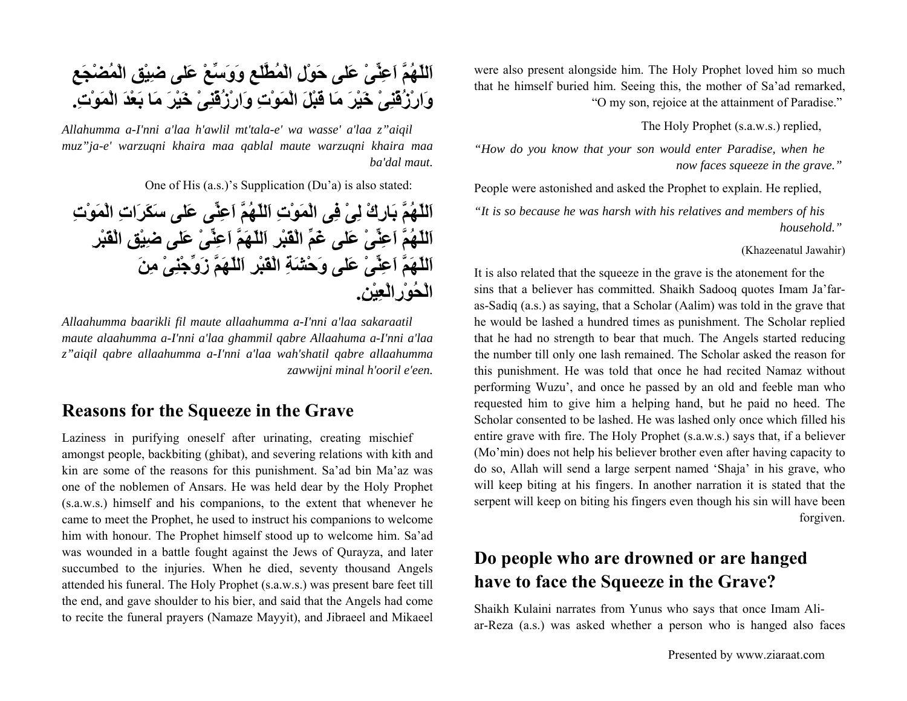اَللّٰهُمَّ اَعِنِّیْ عَلٰی حَوْلِ الْمُطَّلَعِ وَوَسِّعْ عَلٰی ضِیْقِ الْمُضْجَعِ وَارْزُقْنِیْ خَیْرَ مَا قَبْلَ الْمَوْتِ وَارْزُقْنِیْ خَیْرَ مَا بَعْدَ الْمَوْتِ.

*Allahumma a-I'nni a'laa h'awlil mt'tala-e' wa wasse' a'laa z"aiqil muz"ja-e' warzuqni khaira maa qablal maute warzuqni khaira maa ba'dal maut.*

One of His (a.s.)'s Supplication (Du'a) is also stated:

اَللّٰهُمَّ بَارِكْ لِیْ فِی الْمَوْتِ اَللّٰهُمَّ اَعِنِّی عَلٰی سَکَرَاتِ الْمَوْتِ اَللّٰهُمَّ اَعِنِّیْ عَلٰی غَمِّ الْقَبْرِ اَللّٰهَمَّ اَعِنِّیْ عَلٰی ضِیْقِ الْقَبْرِ اَللّٰهَمَّ اَعِنِّیْ عَلٰی وَحْشَةِ الْقَبْرِ اَللّٰهَمَّ زَوِّجْنِیْ مِنَ الْحُوْرِالْعِیْنِ.

*Allaahumma baarikli fil maute allaahumma a-I'nni a'laa sakaraatil maute alaahumma a-I'nni a'laa ghammil qabre Allaahuma a-I'nni a'laa z"aiqil qabre allaahumma a-I'nni a'laa wah'shatil qabre allaahumma zawwijni minal h'ooril e'een.*

## Reasons for the Squeeze in the Grave

Laziness in purifying oneself after urinating, creating mischief amongst people, backbiting (ghibat), and severing relations with kith and kin are some of the reasons for this punishment. Sa'ad bin Ma'az was one of the noblemen of Ansars. He was held dear by the Holy Prophet (s.a.w.s.) himself and his companions, to the extent that whenever he came to meet the Prophet, he used to instruct his companions to welcome him with honour. The Prophet himself stood up to welcome him. Sa'ad was wounded in a battle fought against the Jews of Qurayza, and later succumbed to the injuries. When he died, seventy thousand Angels attended his funeral. The Holy Prophet (s.a.w.s.) was present bare feet till the end, and gave shoulder to his bier, and said that the Angels had come to recite the funeral prayers (Namaze Mayyit), and Jibraeel and Mikaeel were also present alongside him. The Holy Prophet loved him so much that he himself buried him. Seeing this, the mother of Sa'ad remarked, "O my son, rejoice at the attainment of Paradise."

The Holy Prophet (s.a.w.s.) replied,

*"How do you know that your son would enter Paradise, when he now faces squeeze in the grave."*

People were astonished and asked the Prophet to explain. He replied,

*"It is so because he was harsh with his relatives and members of his household."*

(Khazeenatul Jawahir)

It is also related that the squeeze in the grave is the atonement for the sins that a believer has committed. Shaikh Sadooq quotes Imam Ja'far-as-Sadiq (a.s.) as saying, that a Scholar (Aalim) was told in the grave that he would be lashed a hundred times as punishment. The Scholar replied that he had no strength to bear that much. The Angels started reducing the number till only one lash remained. The Scholar asked the reason for this punishment. He was told that once he had recited Namaz without performing Wuzu', and once he passed by an old and feeble man who requested him to give him a helping hand, but he paid no heed. The Scholar consented to be lashed. He was lashed only once which filled his entire grave with fire. The Holy Prophet (s.a.w.s.) says that, if a believer (Mo'min) does not help his believer brother even after having capacity to do so, Allah will send a large serpent named 'Shaja' in his grave, who will keep biting at his fingers. In another narration it is stated that the serpent will keep on biting his fingers even though his sin will have been forgiven.

## Do people who are drowned or are hanged have to face the Squeeze in the Grave?

Shaikh Kulaini narrates from Yunus who says that once Imam Ali-ar-Reza (a.s.) was asked whether a person who is hanged also faces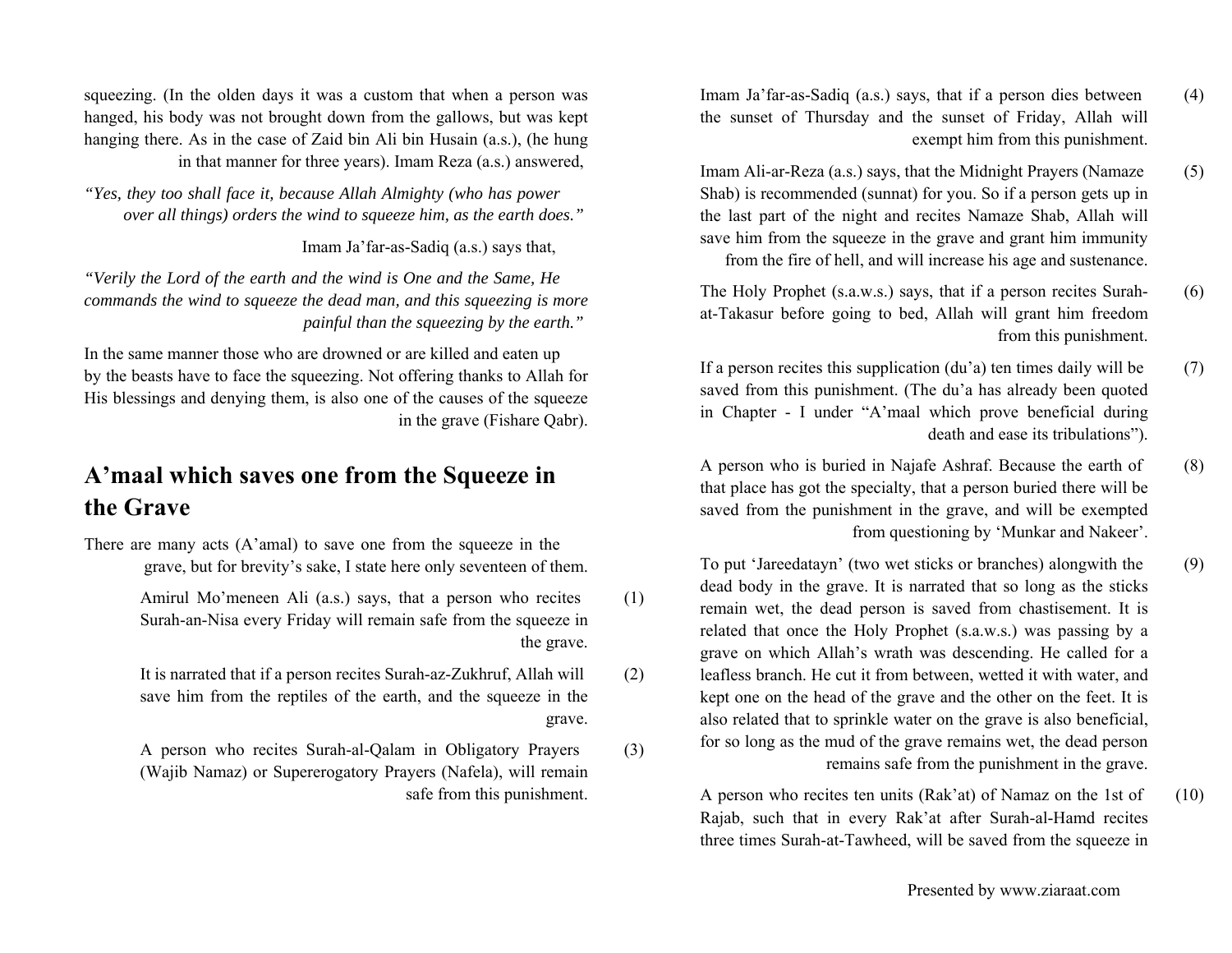squeezing. (In the olden days it was a custom that when a person was hanged, his body was not brought down from the gallows, but was kept hanging there. As in the case of Zaid bin Ali bin Husain (a.s.), (he hung in that manner for three years). Imam Reza (a.s.) answered,

*"Yes, they too shall face it, because Allah Almighty (who has power over all things) orders the wind to squeeze him, as the earth does."*

Imam Ja'far-as-Sadiq (a.s.) says that,

*"Verily the Lord of the earth and the wind is One and the Same, He commands the wind to squeeze the dead man, and this squeezing is more painful than the squeezing by the earth."*

In the same manner those who are drowned or are killed and eaten up by the beasts have to face the squeezing. Not offering thanks to Allah for His blessings and denying them, is also one of the causes of the squeeze in the grave (Fishare Qabr).

## A'maal which saves one from the Squeeze in the Grave

There are many acts (A'amal) to save one from the squeeze in the grave, but for brevity's sake, I state here only seventeen of them.

(1) Amirul Mo'meneen Ali (a.s.) says, that a person who recites Surah-an-Nisa every Friday will remain safe from the squeeze in the grave.

(2) It is narrated that if a person recites Surah-az-Zukhruf, Allah will save him from the reptiles of the earth, and the squeeze in the grave.

(3) A person who recites Surah-al-Qalam in Obligatory Prayers (Wajib Namaz) or Supererogatory Prayers (Nafela), will remain safe from this punishment.

(4) Imam Ja'far-as-Sadiq (a.s.) says, that if a person dies between the sunset of Thursday and the sunset of Friday, Allah will exempt him from this punishment.

(5) Imam Ali-ar-Reza (a.s.) says, that the Midnight Prayers (Namaze Shab) is recommended (sunnat) for you. So if a person gets up in the last part of the night and recites Namaze Shab, Allah will save him from the squeeze in the grave and grant him immunity from the fire of hell, and will increase his age and sustenance.

(6) The Holy Prophet (s.a.w.s.) says, that if a person recites Surah-at-Takasur before going to bed, Allah will grant him freedom from this punishment.

(7) If a person recites this supplication (du'a) ten times daily will be saved from this punishment. (The du'a has already been quoted in Chapter - I under "A'maal which prove beneficial during death and ease its tribulations").

(8) A person who is buried in Najafe Ashraf. Because the earth of that place has got the specialty, that a person buried there will be saved from the punishment in the grave, and will be exempted from questioning by 'Munkar and Nakeer'.

(9) To put 'Jareedatayn' (two wet sticks or branches) alongwith the dead body in the grave. It is narrated that so long as the sticks remain wet, the dead person is saved from chastisement. It is related that once the Holy Prophet (s.a.w.s.) was passing by a grave on which Allah's wrath was descending. He called for a leafless branch. He cut it from between, wetted it with water, and kept one on the head of the grave and the other on the feet. It is also related that to sprinkle water on the grave is also beneficial, for so long as the mud of the grave remains wet, the dead person remains safe from the punishment in the grave.

(10) A person who recites ten units (Rak'at) of Namaz on the 1st of Rajab, such that in every Rak'at after Surah-al-Hamd recites three times Surah-at-Tawheed, will be saved from the squeeze in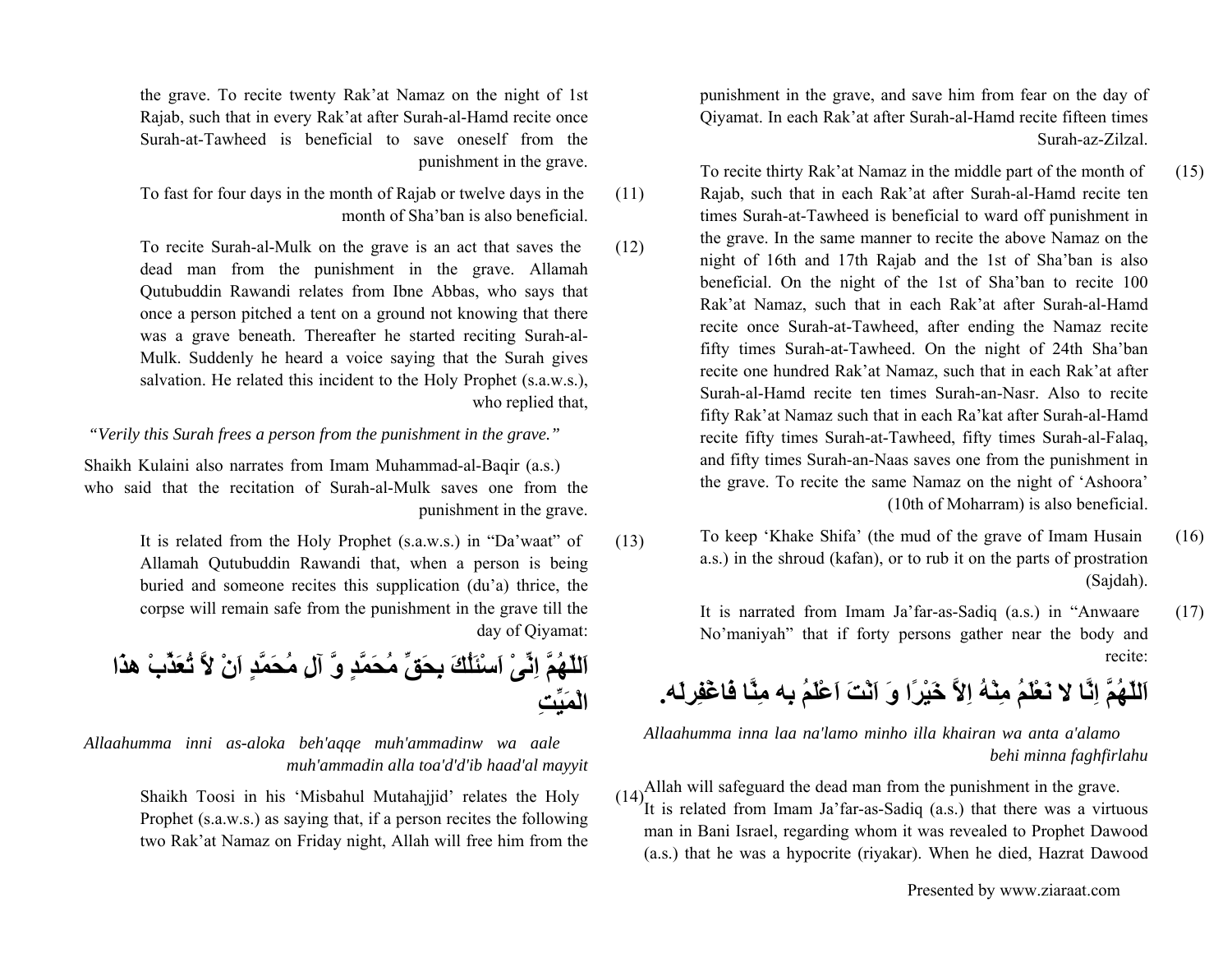the grave. To recite twenty Rak'at Namaz on the night of 1st Rajab, such that in every Rak'at after Surah-al-Hamd recite once Surah-at-Tawheed is beneficial to save oneself from the punishment in the grave.

(11) To fast for four days in the month of Rajab or twelve days in the month of Sha'ban is also beneficial.

(12) To recite Surah-al-Mulk on the grave is an act that saves the dead man from the punishment in the grave. Allamah Qutubuddin Rawandi relates from Ibne Abbas, who says that once a person pitched a tent on a ground not knowing that there was a grave beneath. Thereafter he started reciting Surah-al-Mulk. Suddenly he heard a voice saying that the Surah gives salvation. He related this incident to the Holy Prophet (s.a.w.s.), who replied that,

*"Verily this Surah frees a person from the punishment in the grave."*

Shaikh Kulaini also narrates from Imam Muhammad-al-Baqir (a.s.) who said that the recitation of Surah-al-Mulk saves one from the punishment in the grave.

(13) It is related from the Holy Prophet (s.a.w.s.) in "Da'waat" of Allamah Qutubuddin Rawandi that, when a person is being buried and someone recites this supplication (du'a) thrice, the corpse will remain safe from the punishment in the grave till the day of Qiyamat:

**اَللّٰهُمَّ اِنِّىْ اَسْئَلُكَ بِحَقِّ مُحَمَّدٍ وَّ آلِ مُحَمَّدٍ اَنْ لاَّ تُعَذِّبْ هذَا الْمَيِّتِ**

*Allaahumma inni as-aloka beh'aqqe muh'ammadinw wa aale muh'ammadin alla toa'd'd'ib haad'al mayyit*

(14) Shaikh Toosi in his 'Misbahul Mutahajjid' relates the Holy Prophet (s.a.w.s.) as saying that, if a person recites the following two Rak'at Namaz on Friday night, Allah will free him from the punishment in the grave, and save him from fear on the day of Qiyamat. In each Rak'at after Surah-al-Hamd recite fifteen times Surah-az-Zilzal.

(15) To recite thirty Rak'at Namaz in the middle part of the month of Rajab, such that in each Rak'at after Surah-al-Hamd recite ten times Surah-at-Tawheed is beneficial to ward off punishment in the grave. In the same manner to recite the above Namaz on the night of 16th and 17th Rajab and the 1st of Sha'ban is also beneficial. On the night of the 1st of Sha'ban to recite 100 Rak'at Namaz, such that in each Rak'at after Surah-al-Hamd recite once Surah-at-Tawheed, after ending the Namaz recite fifty times Surah-at-Tawheed. On the night of 24th Sha'ban recite one hundred Rak'at Namaz, such that in each Rak'at after Surah-al-Hamd recite ten times Surah-an-Nasr. Also to recite fifty Rak'at Namaz such that in each Ra'kat after Surah-al-Hamd recite fifty times Surah-at-Tawheed, fifty times Surah-al-Falaq, and fifty times Surah-an-Naas saves one from the punishment in the grave. To recite the same Namaz on the night of 'Ashoora' (10th of Moharram) is also beneficial.

(16) To keep 'Khake Shifa' (the mud of the grave of Imam Husain a.s.) in the shroud (kafan), or to rub it on the parts of prostration (Sajdah).

(17) It is narrated from Imam Ja'far-as-Sadiq (a.s.) in "Anwaare No'maniyah" that if forty persons gather near the body and recite:

**اَللّٰهُمَّ اِنَّا لا نَعْلَمُ مِنْهُ اِلاَّ خَيْرًا وَ اَنْتَ اَعْلَمُ بِه مِنَّا فَاغْفِرلَه.**

*Allaahumma inna laa na'lamo minho illa khairan wa anta a'alamo behi minna faghfirlahu*

Allah will safeguard the dead man from the punishment in the grave.

It is related from Imam Ja'far-as-Sadiq (a.s.) that there was a virtuous man in Bani Israel, regarding whom it was revealed to Prophet Dawood (a.s.) that he was a hypocrite (riyakar). When he died, Hazrat Dawood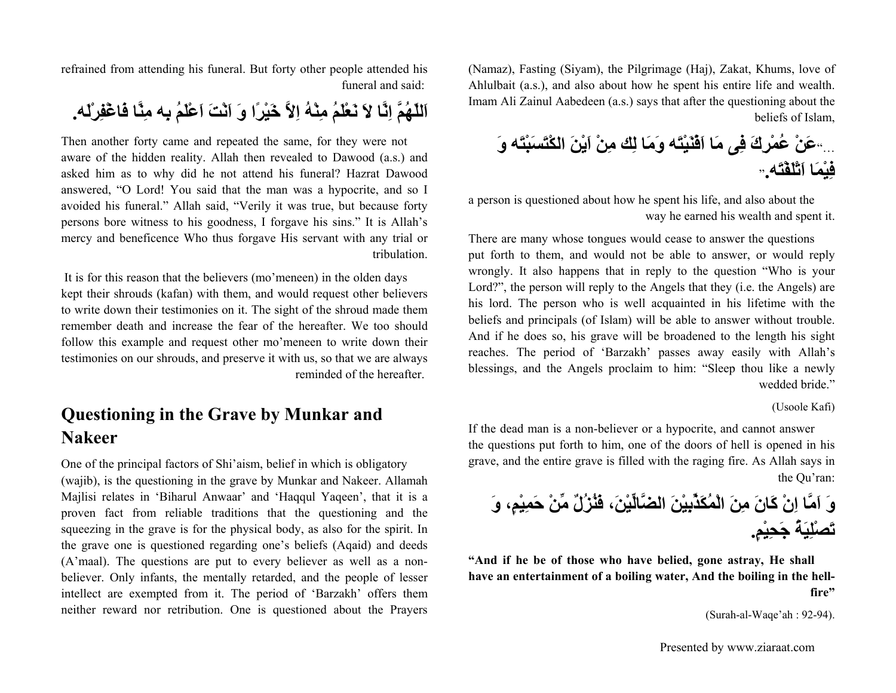refrained from attending his funeral. But forty other people attended his funeral and said:

اَللّٰهُمَّ اِنَّا لاَ نَعْلَمُ مِنْهُ اِلاَّ خَيْرًا وَ اَنْتَ اَعْلَمُ بِه مِنَّا فَاغْفِرْلَه.

Then another forty came and repeated the same, for they were not aware of the hidden reality. Allah then revealed to Dawood (a.s.) and asked him as to why did he not attend his funeral? Hazrat Dawood answered, "O Lord! You said that the man was a hypocrite, and so I avoided his funeral." Allah said, "Verily it was true, but because forty persons bore witness to his goodness, I forgave his sins." It is Allah's mercy and beneficence Who thus forgave His servant with any trial or tribulation.

It is for this reason that the believers (mo'meneen) in the olden days kept their shrouds (kafan) with them, and would request other believers to write down their testimonies on it. The sight of the shroud made them remember death and increase the fear of the hereafter. We too should follow this example and request other mo'meneen to write down their testimonies on our shrouds, and preserve it with us, so that we are always reminded of the hereafter.

## Questioning in the Grave by Munkar and Nakeer

One of the principal factors of Shi'aism, belief in which is obligatory (wajib), is the questioning in the grave by Munkar and Nakeer. Allamah Majlisi relates in 'Biharul Anwaar' and 'Haqqul Yaqeen', that it is a proven fact from reliable traditions that the questioning and the squeezing in the grave is for the physical body, as also for the spirit. In the grave one is questioned regarding one's beliefs (Aqaid) and deeds (A'maal). The questions are put to every believer as well as a non-believer. Only infants, the mentally retarded, and the people of lesser intellect are exempted from it. The period of 'Barzakh' offers them neither reward nor retribution. One is questioned about the Prayers (Namaz), Fasting (Siyam), the Pilgrimage (Haj), Zakat, Khums, love of Ahlulbait (a.s.), and also about how he spent his entire life and wealth. Imam Ali Zainul Aabedeen (a.s.) says that after the questioning about the beliefs of Islam,

..."عَنْ عُمْرِكَ فِى مَا اَفْنَيْتَه وَمَا لِك مِنْ اَيْنَ اكْتَسَبْتَه وَ فِيْمَا اَتْلَفْتَه."

a person is questioned about how he spent his life, and also about the way he earned his wealth and spent it.

There are many whose tongues would cease to answer the questions put forth to them, and would not be able to answer, or would reply wrongly. It also happens that in reply to the question "Who is your Lord?", the person will reply to the Angels that they (i.e. the Angels) are his lord. The person who is well acquainted in his lifetime with the beliefs and principals (of Islam) will be able to answer without trouble. And if he does so, his grave will be broadened to the length his sight reaches. The period of 'Barzakh' passes away easily with Allah's blessings, and the Angels proclaim to him: "Sleep thou like a newly wedded bride."

(Usoole Kafi)

If the dead man is a non-believer or a hypocrite, and cannot answer the questions put forth to him, one of the doors of hell is opened in his grave, and the entire grave is filled with the raging fire. As Allah says in the Qu'ran:

وَ اَمَّا اِنْ كَانَ مِنَ الْمُكَذِّبِيْنَ الضَّالِّيْنَ، فَنُزُلٌ مِّنْ حَمِيْمٍ، وَ تَصْلِيَةُ جَحِيْمٍ.

**"And if he be of those who have belied, gone astray, He shall have an entertainment of a boiling water, And the boiling in the hell-fire"**

(Surah-al-Waqe'ah : 92-94).

Presented by www.ziaraat.com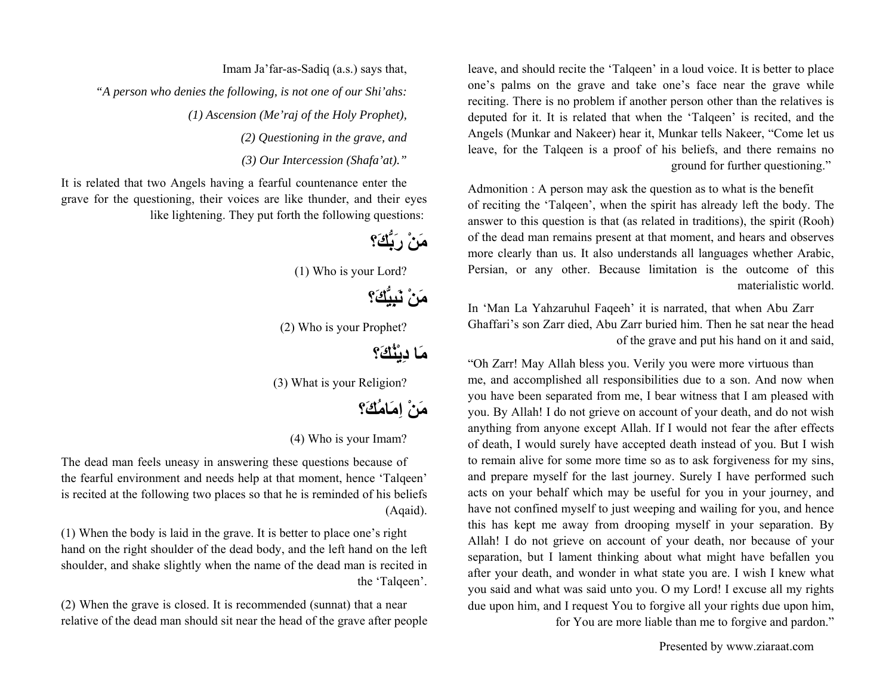Imam Ja'far-as-Sadiq (a.s.) says that,

*"A person who denies the following, is not one of our Shi'ahs:*

*(1) Ascension (Me'raj of the Holy Prophet),*

*(2) Questioning in the grave, and*

*(3) Our Intercession (Shafa'at)."*

It is related that two Angels having a fearful countenance enter the grave for the questioning, their voices are like thunder, and their eyes like lightening. They put forth the following questions:

**مَنْ رَبُّكَ؟**

(1) Who is your Lord?

**مَنْ نَبِيُّكَ؟**

(2) Who is your Prophet?

**مَا دِيْنُكَ؟**

(3) What is your Religion?

**مَنْ اِمَامُكَ؟**

(4) Who is your Imam?

The dead man feels uneasy in answering these questions because of the fearful environment and needs help at that moment, hence 'Talqeen' is recited at the following two places so that he is reminded of his beliefs (Aqaid).

(1) When the body is laid in the grave. It is better to place one's right hand on the right shoulder of the dead body, and the left hand on the left shoulder, and shake slightly when the name of the dead man is recited in the 'Talqeen'.

(2) When the grave is closed. It is recommended (sunnat) that a near relative of the dead man should sit near the head of the grave after people leave, and should recite the 'Talqeen' in a loud voice. It is better to place one's palms on the grave and take one's face near the grave while reciting. There is no problem if another person other than the relatives is deputed for it. It is related that when the 'Talqeen' is recited, and the Angels (Munkar and Nakeer) hear it, Munkar tells Nakeer, "Come let us leave, for the Talqeen is a proof of his beliefs, and there remains no ground for further questioning."

Admonition : A person may ask the question as to what is the benefit of reciting the 'Talqeen', when the spirit has already left the body. The answer to this question is that (as related in traditions), the spirit (Rooh) of the dead man remains present at that moment, and hears and observes more clearly than us. It also understands all languages whether Arabic, Persian, or any other. Because limitation is the outcome of this materialistic world.

In 'Man La Yahzaruhul Faqeeh' it is narrated, that when Abu Zarr Ghaffari's son Zarr died, Abu Zarr buried him. Then he sat near the head of the grave and put his hand on it and said,

"Oh Zarr! May Allah bless you. Verily you were more virtuous than me, and accomplished all responsibilities due to a son. And now when you have been separated from me, I bear witness that I am pleased with you. By Allah! I do not grieve on account of your death, and do not wish anything from anyone except Allah. If I would not fear the after effects of death, I would surely have accepted death instead of you. But I wish to remain alive for some more time so as to ask forgiveness for my sins, and prepare myself for the last journey. Surely I have performed such acts on your behalf which may be useful for you in your journey, and have not confined myself to just weeping and wailing for you, and hence this has kept me away from drooping myself in your separation. By Allah! I do not grieve on account of your death, nor because of your separation, but I lament thinking about what might have befallen you after your death, and wonder in what state you are. I wish I knew what you said and what was said unto you. O my Lord! I excuse all my rights due upon him, and I request You to forgive all your rights due upon him, for You are more liable than me to forgive and pardon."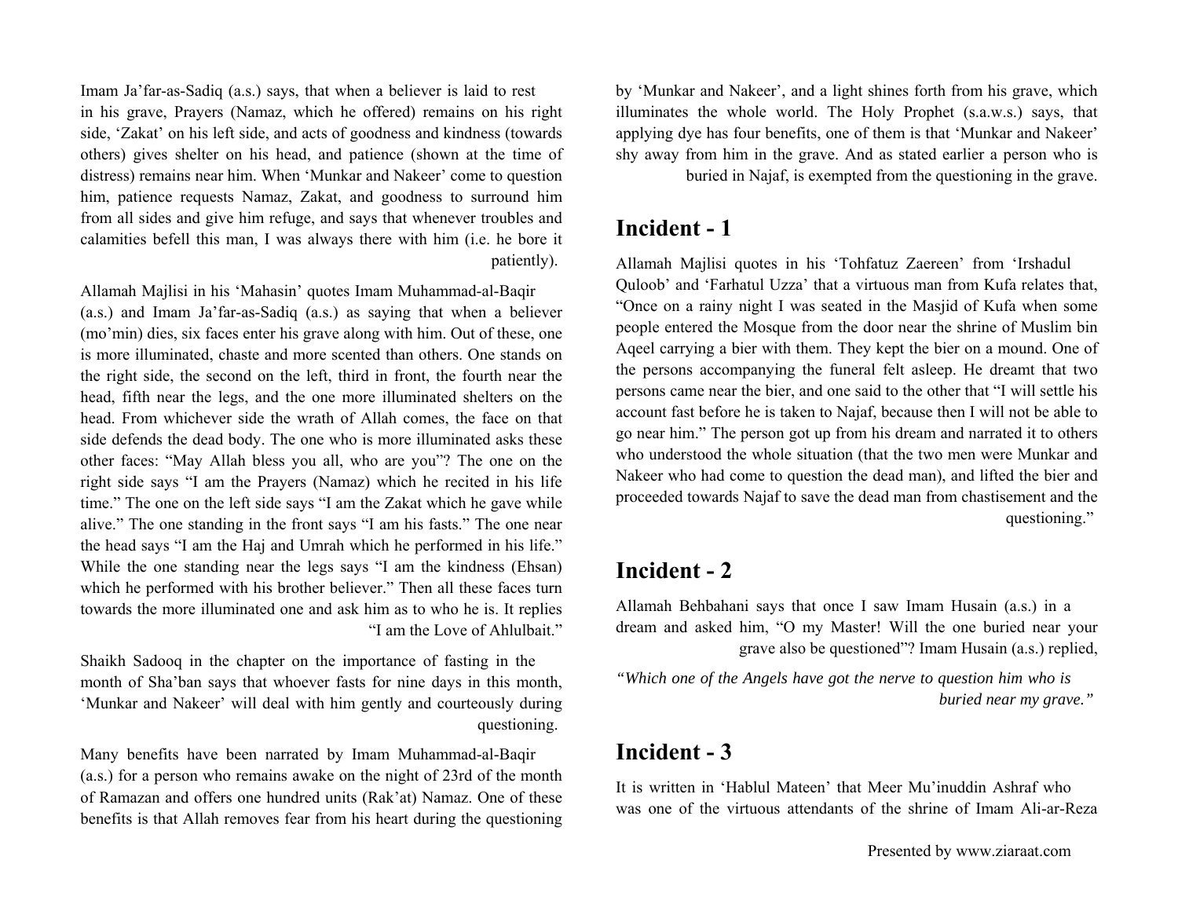Imam Ja'far-as-Sadiq (a.s.) says, that when a believer is laid to rest in his grave, Prayers (Namaz, which he offered) remains on his right side, 'Zakat' on his left side, and acts of goodness and kindness (towards others) gives shelter on his head, and patience (shown at the time of distress) remains near him. When 'Munkar and Nakeer' come to question him, patience requests Namaz, Zakat, and goodness to surround him from all sides and give him refuge, and says that whenever troubles and calamities befell this man, I was always there with him (i.e. he bore it patiently).

Allamah Majlisi in his 'Mahasin' quotes Imam Muhammad-al-Baqir (a.s.) and Imam Ja'far-as-Sadiq (a.s.) as saying that when a believer (mo'min) dies, six faces enter his grave along with him. Out of these, one is more illuminated, chaste and more scented than others. One stands on the right side, the second on the left, third in front, the fourth near the head, fifth near the legs, and the one more illuminated shelters on the head. From whichever side the wrath of Allah comes, the face on that side defends the dead body. The one who is more illuminated asks these other faces: "May Allah bless you all, who are you"? The one on the right side says "I am the Prayers (Namaz) which he recited in his life time." The one on the left side says "I am the Zakat which he gave while alive." The one standing in the front says "I am his fasts." The one near the head says "I am the Haj and Umrah which he performed in his life." While the one standing near the legs says "I am the kindness (Ehsan) which he performed with his brother believer." Then all these faces turn towards the more illuminated one and ask him as to who he is. It replies "I am the Love of Ahlulbait."

Shaikh Sadooq in the chapter on the importance of fasting in the month of Sha'ban says that whoever fasts for nine days in this month, 'Munkar and Nakeer' will deal with him gently and courteously during questioning.

Many benefits have been narrated by Imam Muhammad-al-Baqir (a.s.) for a person who remains awake on the night of 23rd of the month of Ramazan and offers one hundred units (Rak'at) Namaz. One of these benefits is that Allah removes fear from his heart during the questioning by 'Munkar and Nakeer', and a light shines forth from his grave, which illuminates the whole world. The Holy Prophet (s.a.w.s.) says, that applying dye has four benefits, one of them is that 'Munkar and Nakeer' shy away from him in the grave. And as stated earlier a person who is buried in Najaf, is exempted from the questioning in the grave.

## Incident - 1

Allamah Majlisi quotes in his 'Tohfatuz Zaereen' from 'Irshadul Quloob' and 'Farhatul Uzza' that a virtuous man from Kufa relates that, "Once on a rainy night I was seated in the Masjid of Kufa when some people entered the Mosque from the door near the shrine of Muslim bin Aqeel carrying a bier with them. They kept the bier on a mound. One of the persons accompanying the funeral felt asleep. He dreamt that two persons came near the bier, and one said to the other that "I will settle his account fast before he is taken to Najaf, because then I will not be able to go near him." The person got up from his dream and narrated it to others who understood the whole situation (that the two men were Munkar and Nakeer who had come to question the dead man), and lifted the bier and proceeded towards Najaf to save the dead man from chastisement and the questioning."

## Incident - 2

Allamah Behbahani says that once I saw Imam Husain (a.s.) in a dream and asked him, "O my Master! Will the one buried near your grave also be questioned"? Imam Husain (a.s.) replied,

*"Which one of the Angels have got the nerve to question him who is buried near my grave."*

## Incident - 3

It is written in 'Hablul Mateen' that Meer Mu'inuddin Ashraf who was one of the virtuous attendants of the shrine of Imam Ali-ar-Reza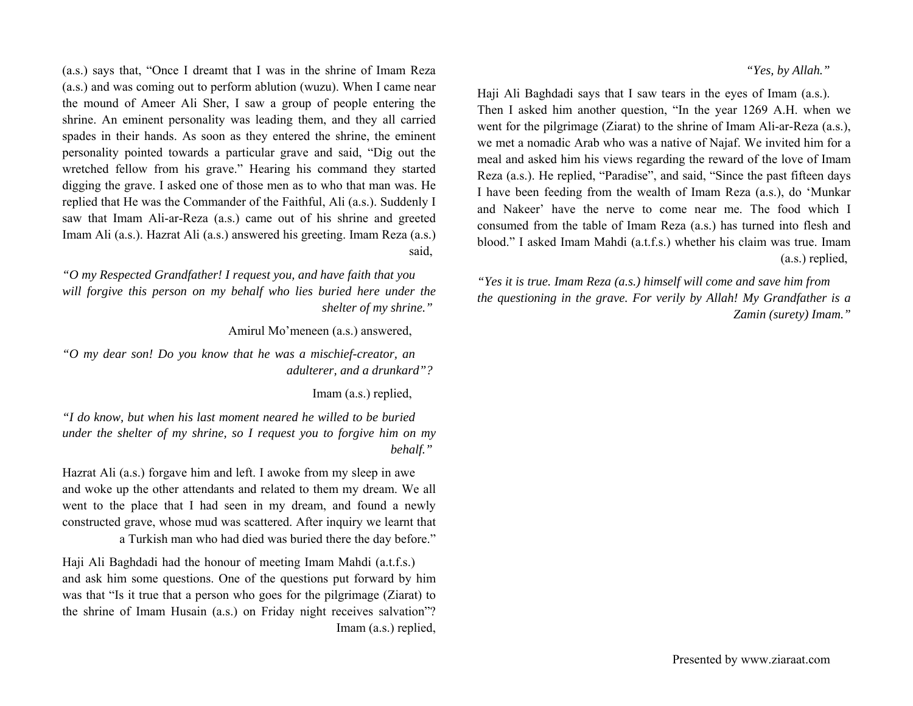(a.s.) says that, “Once I dreamt that I was in the shrine of Imam Reza (a.s.) and was coming out to perform ablution (wuzu). When I came near the mound of Ameer Ali Sher, I saw a group of people entering the shrine. An eminent personality was leading them, and they all carried spades in their hands. As soon as they entered the shrine, the eminent personality pointed towards a particular grave and said, “Dig out the wretched fellow from his grave.” Hearing his command they started digging the grave. I asked one of those men as to who that man was. He replied that He was the Commander of the Faithful, Ali (a.s.). Suddenly I saw that Imam Ali-ar-Reza (a.s.) came out of his shrine and greeted Imam Ali (a.s.). Hazrat Ali (a.s.) answered his greeting. Imam Reza (a.s.) said,

*“O my Respected Grandfather! I request you, and have faith that you will forgive this person on my behalf who lies buried here under the shelter of my shrine.”*

Amirul Mo’meneen (a.s.) answered,

*“O my dear son! Do you know that he was a mischief-creator, an adulterer, and a drunkard”?*

Imam (a.s.) replied,

*“I do know, but when his last moment neared he willed to be buried under the shelter of my shrine, so I request you to forgive him on my behalf.”*

Hazrat Ali (a.s.) forgave him and left. I awoke from my sleep in awe and woke up the other attendants and related to them my dream. We all went to the place that I had seen in my dream, and found a newly constructed grave, whose mud was scattered. After inquiry we learnt that a Turkish man who had died was buried there the day before.”

Haji Ali Baghdadi had the honour of meeting Imam Mahdi (a.t.f.s.) and ask him some questions. One of the questions put forward by him was that “Is it true that a person who goes for the pilgrimage (Ziarat) to the shrine of Imam Husain (a.s.) on Friday night receives salvation”? Imam (a.s.) replied,

*“Yes, by Allah.”*

Haji Ali Baghdadi says that I saw tears in the eyes of Imam (a.s.). Then I asked him another question, “In the year 1269 A.H. when we went for the pilgrimage (Ziarat) to the shrine of Imam Ali-ar-Reza (a.s.), we met a nomadic Arab who was a native of Najaf. We invited him for a meal and asked him his views regarding the reward of the love of Imam Reza (a.s.). He replied, “Paradise”, and said, “Since the past fifteen days I have been feeding from the wealth of Imam Reza (a.s.), do ‘Munkar and Nakeer’ have the nerve to come near me. The food which I consumed from the table of Imam Reza (a.s.) has turned into flesh and blood.” I asked Imam Mahdi (a.t.f.s.) whether his claim was true. Imam (a.s.) replied,

*“Yes it is true. Imam Reza (a.s.) himself will come and save him from the questioning in the grave. For verily by Allah! My Grandfather is a Zamin (surety) Imam.”*

Presented by www.ziaraat.com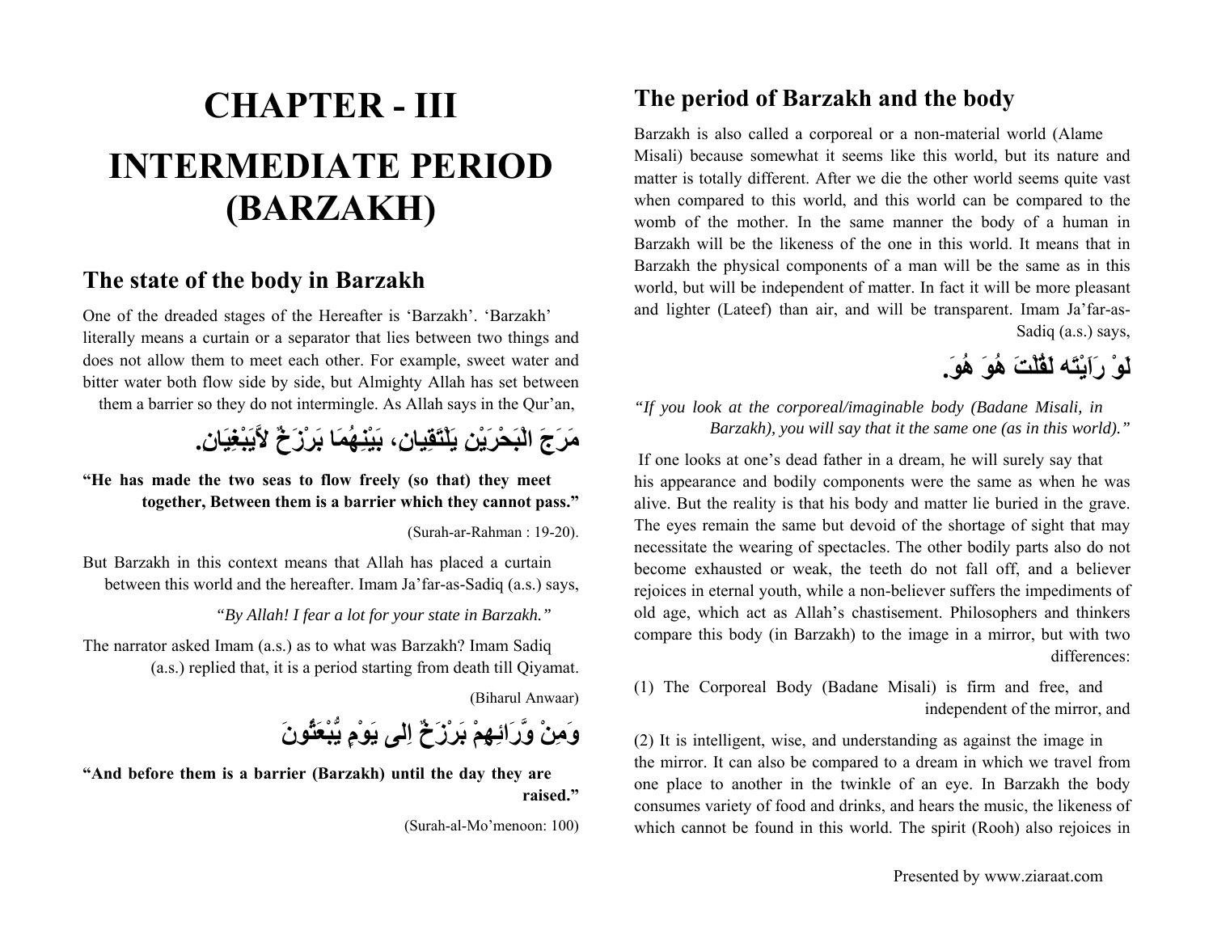# CHAPTER - III

# INTERMEDIATE PERIOD (BARZAKH)

## The state of the body in Barzakh

One of the dreaded stages of the Hereafter is 'Barzakh'. 'Barzakh' literally means a curtain or a separator that lies between two things and does not allow them to meet each other. For example, sweet water and bitter water both flow side by side, but Almighty Allah has set between them a barrier so they do not intermingle. As Allah says in the Qur'an,

مَرَجَ الْبَحْرَيْنِ يَلْتَقِيانِ، بَيْنَهُمَا بَرْزَخٌ لاَّيَبْغِيَانِ.

**"He has made the two seas to flow freely (so that) they meet together, Between them is a barrier which they cannot pass."**

(Surah-ar-Rahman : 19-20).

But Barzakh in this context means that Allah has placed a curtain between this world and the hereafter. Imam Ja'far-as-Sadiq (a.s.) says,

*"By Allah! I fear a lot for your state in Barzakh."*

The narrator asked Imam (a.s.) as to what was Barzakh? Imam Sadiq (a.s.) replied that, it is a period starting from death till Qiyamat.

(Biharul Anwaar)

وَمِنْ وَّرَائِهِمْ بَرْزَخٌ اِلى يَوْمِ يُّبْعَثُونَ

**"And before them is a barrier (Barzakh) until the day they are raised."**

(Surah-al-Mo'menoon: 100)

## The period of Barzakh and the body

Barzakh is also called a corporeal or a non-material world (Alame Misali) because somewhat it seems like this world, but its nature and matter is totally different. After we die the other world seems quite vast when compared to this world, and this world can be compared to the womb of the mother. In the same manner the body of a human in Barzakh will be the likeness of the one in this world. It means that in Barzakh the physical components of a man will be the same as in this world, but will be independent of matter. In fact it will be more pleasant and lighter (Lateef) than air, and will be transparent. Imam Ja'far-as-Sadiq (a.s.) says,

لَوْ رَاَيْتَه لَقُلْتَ هُوَ هُوَ.

*"If you look at the corporeal/imaginable body (Badane Misali, in Barzakh), you will say that it the same one (as in this world)."*

If one looks at one's dead father in a dream, he will surely say that his appearance and bodily components were the same as when he was alive. But the reality is that his body and matter lie buried in the grave. The eyes remain the same but devoid of the shortage of sight that may necessitate the wearing of spectacles. The other bodily parts also do not become exhausted or weak, the teeth do not fall off, and a believer rejoices in eternal youth, while a non-believer suffers the impediments of old age, which act as Allah's chastisement. Philosophers and thinkers compare this body (in Barzakh) to the image in a mirror, but with two differences:

(1) The Corporeal Body (Badane Misali) is firm and free, and independent of the mirror, and

(2) It is intelligent, wise, and understanding as against the image in the mirror. It can also be compared to a dream in which we travel from one place to another in the twinkle of an eye. In Barzakh the body consumes variety of food and drinks, and hears the music, the likeness of which cannot be found in this world. The spirit (Rooh) also rejoices in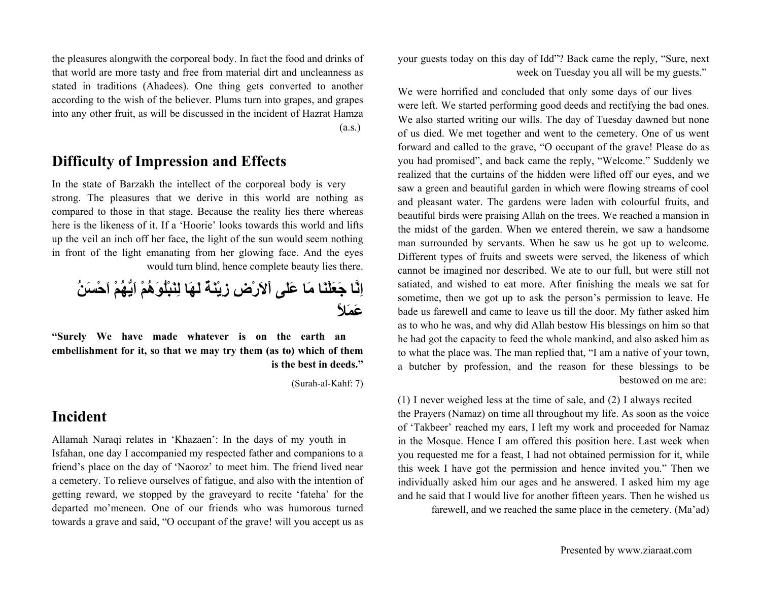the pleasures alongwith the corporeal body. In fact the food and drinks of that world are more tasty and free from material dirt and uncleanness as stated in traditions (Ahadees). One thing gets converted to another according to the wish of the believer. Plums turn into grapes, and grapes into any other fruit, as will be discussed in the incident of Hazrat Hamza (a.s.)

## Difficulty of Impression and Effects

In the state of Barzakh the intellect of the corporeal body is very strong. The pleasures that we derive in this world are nothing as compared to those in that stage. Because the reality lies there whereas here is the likeness of it. If a 'Hoorie' looks towards this world and lifts up the veil an inch off her face, the light of the sun would seem nothing in front of the light emanating from her glowing face. And the eyes would turn blind, hence complete beauty lies there.

**إِنَّا جَعَلْنَا مَا عَلَى ٱلأَرْضِ زِيْنَةً لَهَا لِنَبْلُوَهُمْ اَيُّهُمْ اَحْسَنُ عَمَلاً**

**"Surely We have made whatever is on the earth an embellishment for it, so that we may try them (as to) which of them is the best in deeds."**

(Surah-al-Kahf: 7)

## Incident

Allamah Naraqi relates in 'Khazaen': In the days of my youth in Isfahan, one day I accompanied my respected father and companions to a friend's place on the day of 'Naoroz' to meet him. The friend lived near a cemetery. To relieve ourselves of fatigue, and also with the intention of getting reward, we stopped by the graveyard to recite 'fateha' for the departed mo'meneen. One of our friends who was humorous turned towards a grave and said, "O occupant of the grave! will you accept us as your guests today on this day of Idd"? Back came the reply, "Sure, next week on Tuesday you all will be my guests."

We were horrified and concluded that only some days of our lives were left. We started performing good deeds and rectifying the bad ones. We also started writing our wills. The day of Tuesday dawned but none of us died. We met together and went to the cemetery. One of us went forward and called to the grave, "O occupant of the grave! Please do as you had promised", and back came the reply, "Welcome." Suddenly we realized that the curtains of the hidden were lifted off our eyes, and we saw a green and beautiful garden in which were flowing streams of cool and pleasant water. The gardens were laden with colourful fruits, and beautiful birds were praising Allah on the trees. We reached a mansion in the midst of the garden. When we entered therein, we saw a handsome man surrounded by servants. When he saw us he got up to welcome. Different types of fruits and sweets were served, the likeness of which cannot be imagined nor described. We ate to our full, but were still not satiated, and wished to eat more. After finishing the meals we sat for sometime, then we got up to ask the person's permission to leave. He bade us farewell and came to leave us till the door. My father asked him as to who he was, and why did Allah bestow His blessings on him so that he had got the capacity to feed the whole mankind, and also asked him as to what the place was. The man replied that, "I am a native of your town, a butcher by profession, and the reason for these blessings to be bestowed on me are:

(1) I never weighed less at the time of sale, and (2) I always recited the Prayers (Namaz) on time all throughout my life. As soon as the voice of 'Takbeer' reached my ears, I left my work and proceeded for Namaz in the Mosque. Hence I am offered this position here. Last week when you requested me for a feast, I had not obtained permission for it, while this week I have got the permission and hence invited you." Then we individually asked him our ages and he answered. I asked him my age and he said that I would live for another fifteen years. Then he wished us farewell, and we reached the same place in the cemetery. (Ma'ad)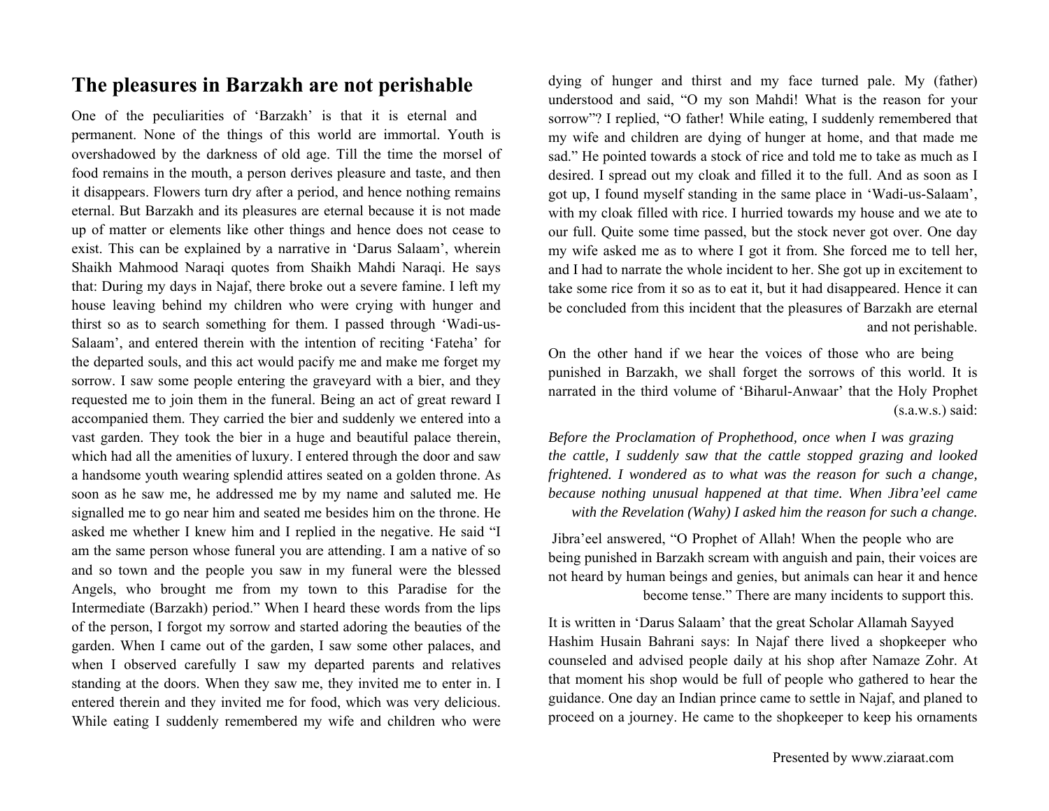## The pleasures in Barzakh are not perishable

One of the peculiarities of 'Barzakh' is that it is eternal and permanent. None of the things of this world are immortal. Youth is overshadowed by the darkness of old age. Till the time the morsel of food remains in the mouth, a person derives pleasure and taste, and then it disappears. Flowers turn dry after a period, and hence nothing remains eternal. But Barzakh and its pleasures are eternal because it is not made up of matter or elements like other things and hence does not cease to exist. This can be explained by a narrative in 'Darus Salaam', wherein Shaikh Mahmood Naraqi quotes from Shaikh Mahdi Naraqi. He says that: During my days in Najaf, there broke out a severe famine. I left my house leaving behind my children who were crying with hunger and thirst so as to search something for them. I passed through 'Wadi-us-Salaam', and entered therein with the intention of reciting 'Fateha' for the departed souls, and this act would pacify me and make me forget my sorrow. I saw some people entering the graveyard with a bier, and they requested me to join them in the funeral. Being an act of great reward I accompanied them. They carried the bier and suddenly we entered into a vast garden. They took the bier in a huge and beautiful palace therein, which had all the amenities of luxury. I entered through the door and saw a handsome youth wearing splendid attires seated on a golden throne. As soon as he saw me, he addressed me by my name and saluted me. He signalled me to go near him and seated me besides him on the throne. He asked me whether I knew him and I replied in the negative. He said "I am the same person whose funeral you are attending. I am a native of so and so town and the people you saw in my funeral were the blessed Angels, who brought me from my town to this Paradise for the Intermediate (Barzakh) period." When I heard these words from the lips of the person, I forgot my sorrow and started adoring the beauties of the garden. When I came out of the garden, I saw some other palaces, and when I observed carefully I saw my departed parents and relatives standing at the doors. When they saw me, they invited me to enter in. I entered therein and they invited me for food, which was very delicious. While eating I suddenly remembered my wife and children who were dying of hunger and thirst and my face turned pale. My (father) understood and said, "O my son Mahdi! What is the reason for your sorrow"? I replied, "O father! While eating, I suddenly remembered that my wife and children are dying of hunger at home, and that made me sad." He pointed towards a stock of rice and told me to take as much as I desired. I spread out my cloak and filled it to the full. And as soon as I got up, I found myself standing in the same place in 'Wadi-us-Salaam', with my cloak filled with rice. I hurried towards my house and we ate to our full. Quite some time passed, but the stock never got over. One day my wife asked me as to where I got it from. She forced me to tell her, and I had to narrate the whole incident to her. She got up in excitement to take some rice from it so as to eat it, but it had disappeared. Hence it can be concluded from this incident that the pleasures of Barzakh are eternal and not perishable.

On the other hand if we hear the voices of those who are being punished in Barzakh, we shall forget the sorrows of this world. It is narrated in the third volume of 'Biharul-Anwaar' that the Holy Prophet (s.a.w.s.) said:

*Before the Proclamation of Prophethood, once when I was grazing the cattle, I suddenly saw that the cattle stopped grazing and looked frightened. I wondered as to what was the reason for such a change, because nothing unusual happened at that time. When Jibra'eel came with the Revelation (Wahy) I asked him the reason for such a change.*

Jibra'eel answered, "O Prophet of Allah! When the people who are being punished in Barzakh scream with anguish and pain, their voices are not heard by human beings and genies, but animals can hear it and hence become tense." There are many incidents to support this.

It is written in 'Darus Salaam' that the great Scholar Allamah Sayyed Hashim Husain Bahrani says: In Najaf there lived a shopkeeper who counseled and advised people daily at his shop after Namaze Zohr. At that moment his shop would be full of people who gathered to hear the guidance. One day an Indian prince came to settle in Najaf, and planed to proceed on a journey. He came to the shopkeeper to keep his ornaments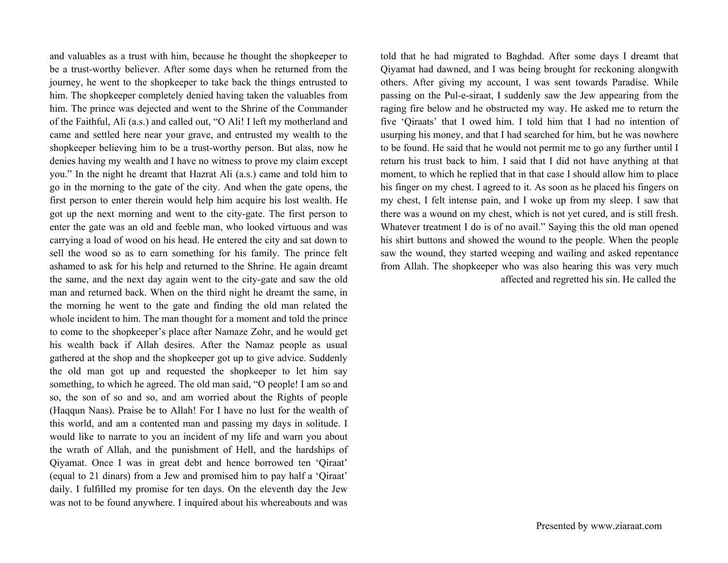and valuables as a trust with him, because he thought the shopkeeper to be a trust-worthy believer. After some days when he returned from the journey, he went to the shopkeeper to take back the things entrusted to him. The shopkeeper completely denied having taken the valuables from him. The prince was dejected and went to the Shrine of the Commander of the Faithful, Ali (a.s.) and called out, "O Ali! I left my motherland and came and settled here near your grave, and entrusted my wealth to the shopkeeper believing him to be a trust-worthy person. But alas, now he denies having my wealth and I have no witness to prove my claim except you." In the night he dreamt that Hazrat Ali (a.s.) came and told him to go in the morning to the gate of the city. And when the gate opens, the first person to enter therein would help him acquire his lost wealth. He got up the next morning and went to the city-gate. The first person to enter the gate was an old and feeble man, who looked virtuous and was carrying a load of wood on his head. He entered the city and sat down to sell the wood so as to earn something for his family. The prince felt ashamed to ask for his help and returned to the Shrine. He again dreamt the same, and the next day again went to the city-gate and saw the old man and returned back. When on the third night he dreamt the same, in the morning he went to the gate and finding the old man related the whole incident to him. The man thought for a moment and told the prince to come to the shopkeeper's place after Namaze Zohr, and he would get his wealth back if Allah desires. After the Namaz people as usual gathered at the shop and the shopkeeper got up to give advice. Suddenly the old man got up and requested the shopkeeper to let him say something, to which he agreed. The old man said, "O people! I am so and so, the son of so and so, and am worried about the Rights of people (Haqqun Naas). Praise be to Allah! For I have no lust for the wealth of this world, and am a contented man and passing my days in solitude. I would like to narrate to you an incident of my life and warn you about the wrath of Allah, and the punishment of Hell, and the hardships of Qiyamat. Once I was in great debt and hence borrowed ten 'Qiraat' (equal to 21 dinars) from a Jew and promised him to pay half a 'Qiraat' daily. I fulfilled my promise for ten days. On the eleventh day the Jew was not to be found anywhere. I inquired about his whereabouts and was told that he had migrated to Baghdad. After some days I dreamt that Qiyamat had dawned, and I was being brought for reckoning alongwith others. After giving my account, I was sent towards Paradise. While passing on the Pul-e-siraat, I suddenly saw the Jew appearing from the raging fire below and he obstructed my way. He asked me to return the five 'Qiraats' that I owed him. I told him that I had no intention of usurping his money, and that I had searched for him, but he was nowhere to be found. He said that he would not permit me to go any further until I return his trust back to him. I said that I did not have anything at that moment, to which he replied that in that case I should allow him to place his finger on my chest. I agreed to it. As soon as he placed his fingers on my chest, I felt intense pain, and I woke up from my sleep. I saw that there was a wound on my chest, which is not yet cured, and is still fresh. Whatever treatment I do is of no avail." Saying this the old man opened his shirt buttons and showed the wound to the people. When the people saw the wound, they started weeping and wailing and asked repentance from Allah. The shopkeeper who was also hearing this was very much affected and regretted his sin. He called the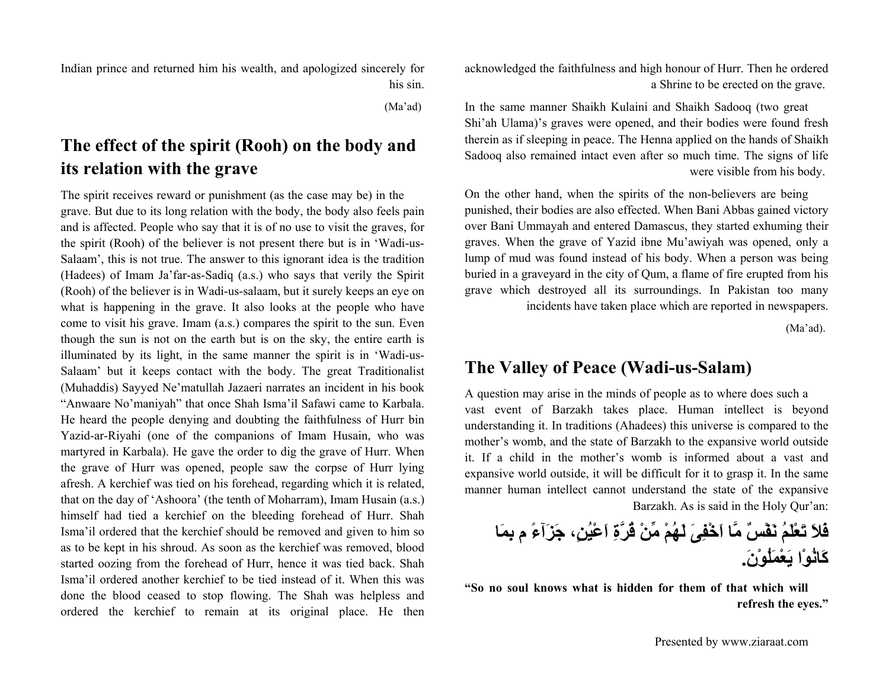Indian prince and returned him his wealth, and apologized sincerely for his sin.

(Ma'ad)

## The effect of the spirit (Rooh) on the body and its relation with the grave

The spirit receives reward or punishment (as the case may be) in the grave. But due to its long relation with the body, the body also feels pain and is affected. People who say that it is of no use to visit the graves, for the spirit (Rooh) of the believer is not present there but is in 'Wadi-us-Salaam', this is not true. The answer to this ignorant idea is the tradition (Hadees) of Imam Ja'far-as-Sadiq (a.s.) who says that verily the Spirit (Rooh) of the believer is in Wadi-us-salaam, but it surely keeps an eye on what is happening in the grave. It also looks at the people who have come to visit his grave. Imam (a.s.) compares the spirit to the sun. Even though the sun is not on the earth but is on the sky, the entire earth is illuminated by its light, in the same manner the spirit is in 'Wadi-us-Salaam' but it keeps contact with the body. The great Traditionalist (Muhaddis) Sayyed Ne'matullah Jazaeri narrates an incident in his book "Anwaare No'maniyah" that once Shah Isma'il Safawi came to Karbala. He heard the people denying and doubting the faithfulness of Hurr bin Yazid-ar-Riyahi (one of the companions of Imam Husain, who was martyred in Karbala). He gave the order to dig the grave of Hurr. When the grave of Hurr was opened, people saw the corpse of Hurr lying afresh. A kerchief was tied on his forehead, regarding which it is related, that on the day of 'Ashoora' (the tenth of Moharram), Imam Husain (a.s.) himself had tied a kerchief on the bleeding forehead of Hurr. Shah Isma'il ordered that the kerchief should be removed and given to him so as to be kept in his shroud. As soon as the kerchief was removed, blood started oozing from the forehead of Hurr, hence it was tied back. Shah Isma'il ordered another kerchief to be tied instead of it. When this was done the blood ceased to stop flowing. The Shah was helpless and ordered the kerchief to remain at its original place. He then acknowledged the faithfulness and high honour of Hurr. Then he ordered a Shrine to be erected on the grave.

In the same manner Shaikh Kulaini and Shaikh Sadooq (two great Shi'ah Ulama)'s graves were opened, and their bodies were found fresh therein as if sleeping in peace. The Henna applied on the hands of Shaikh Sadooq also remained intact even after so much time. The signs of life were visible from his body.

On the other hand, when the spirits of the non-believers are being punished, their bodies are also effected. When Bani Abbas gained victory over Bani Ummayah and entered Damascus, they started exhuming their graves. When the grave of Yazid ibne Mu'awiyah was opened, only a lump of mud was found instead of his body. When a person was being buried in a graveyard in the city of Qum, a flame of fire erupted from his grave which destroyed all its surroundings. In Pakistan too many incidents have taken place which are reported in newspapers.

(Ma'ad).

## The Valley of Peace (Wadi-us-Salam)

A question may arise in the minds of people as to where does such a vast event of Barzakh takes place. Human intellect is beyond understanding it. In traditions (Ahadees) this universe is compared to the mother's womb, and the state of Barzakh to the expansive world outside it. If a child in the mother's womb is informed about a vast and expansive world outside, it will be difficult for it to grasp it. In the same manner human intellect cannot understand the state of the expansive Barzakh. As is said in the Holy Qur'an:

فَلاَ تَعْلَمُ نَفْسٌ مَّا اَخْفِىَ لَهُمْ مِّنْ قُرَّةِ اَعْيُنٍ، جَزَآءً م بِمَا كَانُوْا يَعْمَلُوْنَ.

**"So no soul knows what is hidden for them of that which will refresh the eyes."**

Presented by www.ziaraat.com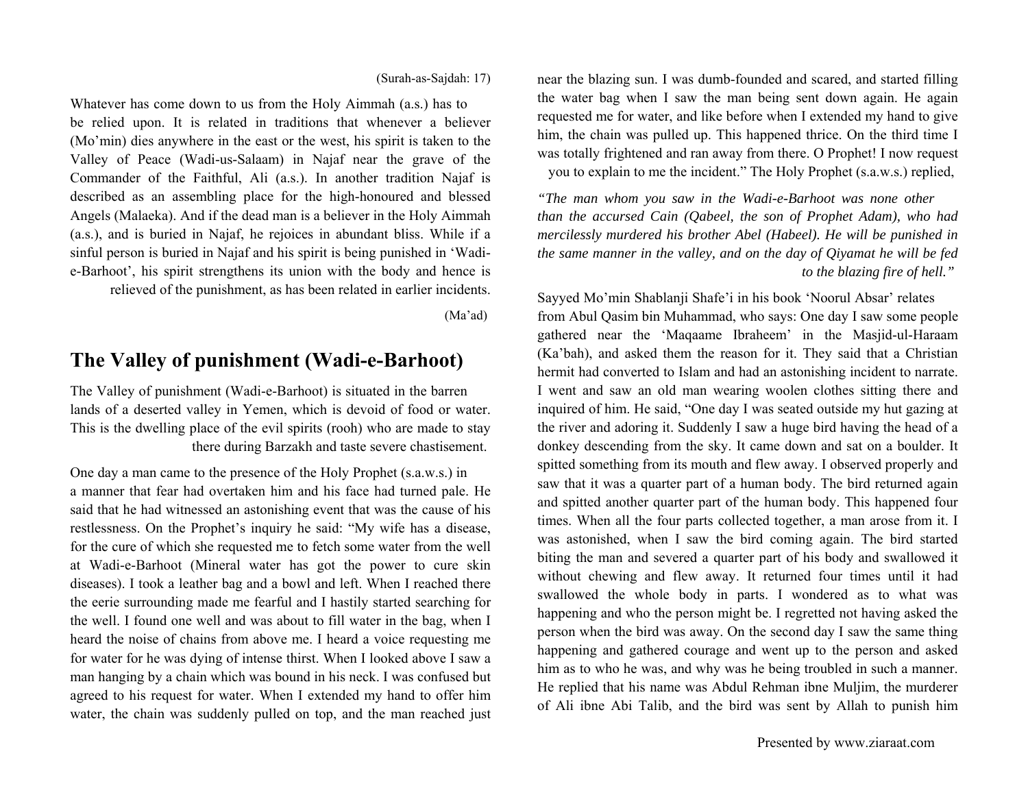(Surah-as-Sajdah: 17)

Whatever has come down to us from the Holy Aimmah (a.s.) has to be relied upon. It is related in traditions that whenever a believer (Mo'min) dies anywhere in the east or the west, his spirit is taken to the Valley of Peace (Wadi-us-Salaam) in Najaf near the grave of the Commander of the Faithful, Ali (a.s.). In another tradition Najaf is described as an assembling place for the high-honoured and blessed Angels (Malaeka). And if the dead man is a believer in the Holy Aimmah (a.s.), and is buried in Najaf, he rejoices in abundant bliss. While if a sinful person is buried in Najaf and his spirit is being punished in 'Wadi-e-Barhoot', his spirit strengthens its union with the body and hence is relieved of the punishment, as has been related in earlier incidents.

(Ma'ad)

## The Valley of punishment (Wadi-e-Barhoot)

The Valley of punishment (Wadi-e-Barhoot) is situated in the barren lands of a deserted valley in Yemen, which is devoid of food or water. This is the dwelling place of the evil spirits (rooh) who are made to stay there during Barzakh and taste severe chastisement.

One day a man came to the presence of the Holy Prophet (s.a.w.s.) in a manner that fear had overtaken him and his face had turned pale. He said that he had witnessed an astonishing event that was the cause of his restlessness. On the Prophet's inquiry he said: "My wife has a disease, for the cure of which she requested me to fetch some water from the well at Wadi-e-Barhoot (Mineral water has got the power to cure skin diseases). I took a leather bag and a bowl and left. When I reached there the eerie surrounding made me fearful and I hastily started searching for the well. I found one well and was about to fill water in the bag, when I heard the noise of chains from above me. I heard a voice requesting me for water for he was dying of intense thirst. When I looked above I saw a man hanging by a chain which was bound in his neck. I was confused but agreed to his request for water. When I extended my hand to offer him water, the chain was suddenly pulled on top, and the man reached just near the blazing sun. I was dumb-founded and scared, and started filling the water bag when I saw the man being sent down again. He again requested me for water, and like before when I extended my hand to give him, the chain was pulled up. This happened thrice. On the third time I was totally frightened and ran away from there. O Prophet! I now request you to explain to me the incident." The Holy Prophet (s.a.w.s.) replied,

*"The man whom you saw in the Wadi-e-Barhoot was none other than the accursed Cain (Qabeel, the son of Prophet Adam), who had mercilessly murdered his brother Abel (Habeel). He will be punished in the same manner in the valley, and on the day of Qiyamat he will be fed to the blazing fire of hell."*

Sayyed Mo'min Shablanji Shafe'i in his book 'Noorul Absar' relates from Abul Qasim bin Muhammad, who says: One day I saw some people gathered near the 'Maqaame Ibraheem' in the Masjid-ul-Haraam (Ka'bah), and asked them the reason for it. They said that a Christian hermit had converted to Islam and had an astonishing incident to narrate. I went and saw an old man wearing woolen clothes sitting there and inquired of him. He said, "One day I was seated outside my hut gazing at the river and adoring it. Suddenly I saw a huge bird having the head of a donkey descending from the sky. It came down and sat on a boulder. It spitted something from its mouth and flew away. I observed properly and saw that it was a quarter part of a human body. The bird returned again and spitted another quarter part of the human body. This happened four times. When all the four parts collected together, a man arose from it. I was astonished, when I saw the bird coming again. The bird started biting the man and severed a quarter part of his body and swallowed it without chewing and flew away. It returned four times until it had swallowed the whole body in parts. I wondered as to what was happening and who the person might be. I regretted not having asked the person when the bird was away. On the second day I saw the same thing happening and gathered courage and went up to the person and asked him as to who he was, and why was he being troubled in such a manner. He replied that his name was Abdul Rehman ibne Muljim, the murderer of Ali ibne Abi Talib, and the bird was sent by Allah to punish him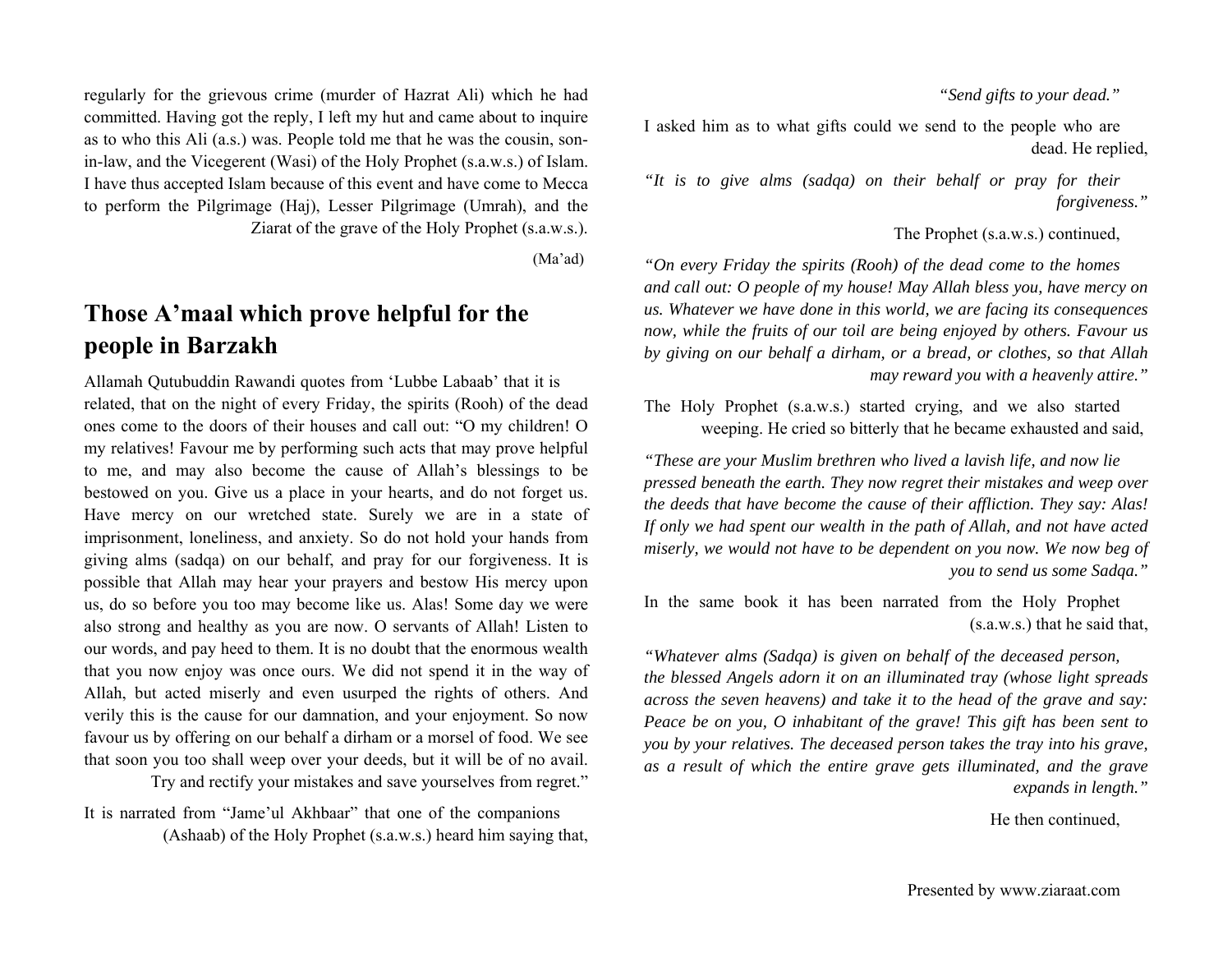regularly for the grievous crime (murder of Hazrat Ali) which he had committed. Having got the reply, I left my hut and came about to inquire as to who this Ali (a.s.) was. People told me that he was the cousin, son-in-law, and the Vicegerent (Wasi) of the Holy Prophet (s.a.w.s.) of Islam. I have thus accepted Islam because of this event and have come to Mecca to perform the Pilgrimage (Haj), Lesser Pilgrimage (Umrah), and the Ziarat of the grave of the Holy Prophet (s.a.w.s.).

(Ma'ad)

## Those A'maal which prove helpful for the people in Barzakh

Allamah Qutubuddin Rawandi quotes from 'Lubbe Labaab' that it is related, that on the night of every Friday, the spirits (Rooh) of the dead ones come to the doors of their houses and call out: "O my children! O my relatives! Favour me by performing such acts that may prove helpful to me, and may also become the cause of Allah's blessings to be bestowed on you. Give us a place in your hearts, and do not forget us. Have mercy on our wretched state. Surely we are in a state of imprisonment, loneliness, and anxiety. So do not hold your hands from giving alms (sadqa) on our behalf, and pray for our forgiveness. It is possible that Allah may hear your prayers and bestow His mercy upon us, do so before you too may become like us. Alas! Some day we were also strong and healthy as you are now. O servants of Allah! Listen to our words, and pay heed to them. It is no doubt that the enormous wealth that you now enjoy was once ours. We did not spend it in the way of Allah, but acted miserly and even usurped the rights of others. And verily this is the cause for our damnation, and your enjoyment. So now favour us by offering on our behalf a dirham or a morsel of food. We see that soon you too shall weep over your deeds, but it will be of no avail. Try and rectify your mistakes and save yourselves from regret."

It is narrated from "Jame'ul Akhbaar" that one of the companions (Ashaab) of the Holy Prophet (s.a.w.s.) heard him saying that,

*"Send gifts to your dead."*

I asked him as to what gifts could we send to the people who are dead. He replied,

*"It is to give alms (sadqa) on their behalf or pray for their forgiveness."*

The Prophet (s.a.w.s.) continued,

*"On every Friday the spirits (Rooh) of the dead come to the homes and call out: O people of my house! May Allah bless you, have mercy on us. Whatever we have done in this world, we are facing its consequences now, while the fruits of our toil are being enjoyed by others. Favour us by giving on our behalf a dirham, or a bread, or clothes, so that Allah may reward you with a heavenly attire."*

The Holy Prophet (s.a.w.s.) started crying, and we also started weeping. He cried so bitterly that he became exhausted and said,

*"These are your Muslim brethren who lived a lavish life, and now lie pressed beneath the earth. They now regret their mistakes and weep over the deeds that have become the cause of their affliction. They say: Alas! If only we had spent our wealth in the path of Allah, and not have acted miserly, we would not have to be dependent on you now. We now beg of you to send us some Sadqa."*

In the same book it has been narrated from the Holy Prophet (s.a.w.s.) that he said that,

*"Whatever alms (Sadqa) is given on behalf of the deceased person, the blessed Angels adorn it on an illuminated tray (whose light spreads across the seven heavens) and take it to the head of the grave and say: Peace be on you, O inhabitant of the grave! This gift has been sent to you by your relatives. The deceased person takes the tray into his grave, as a result of which the entire grave gets illuminated, and the grave expands in length."*

He then continued,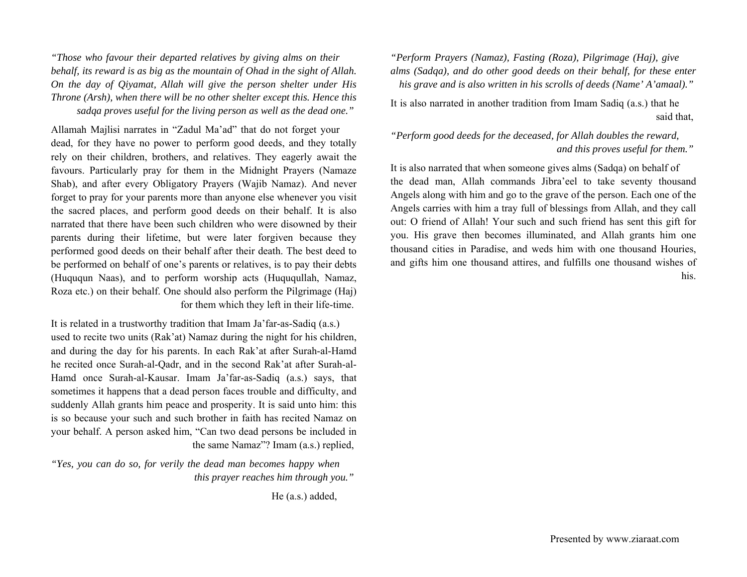*"Those who favour their departed relatives by giving alms on their behalf, its reward is as big as the mountain of Ohad in the sight of Allah. On the day of Qiyamat, Allah will give the person shelter under His Throne (Arsh), when there will be no other shelter except this. Hence this sadqa proves useful for the living person as well as the dead one."*

Allamah Majlisi narrates in "Zadul Ma'ad" that do not forget your dead, for they have no power to perform good deeds, and they totally rely on their children, brothers, and relatives. They eagerly await the favours. Particularly pray for them in the Midnight Prayers (Namaze Shab), and after every Obligatory Prayers (Wajib Namaz). And never forget to pray for your parents more than anyone else whenever you visit the sacred places, and perform good deeds on their behalf. It is also narrated that there have been such children who were disowned by their parents during their lifetime, but were later forgiven because they performed good deeds on their behalf after their death. The best deed to be performed on behalf of one's parents or relatives, is to pay their debts (Huququn Naas), and to perform worship acts (Huququllah, Namaz, Roza etc.) on their behalf. One should also perform the Pilgrimage (Haj) for them which they left in their life-time.

It is related in a trustworthy tradition that Imam Ja'far-as-Sadiq (a.s.) used to recite two units (Rak'at) Namaz during the night for his children, and during the day for his parents. In each Rak'at after Surah-al-Hamd he recited once Surah-al-Qadr, and in the second Rak'at after Surah-al-Hamd once Surah-al-Kausar. Imam Ja'far-as-Sadiq (a.s.) says, that sometimes it happens that a dead person faces trouble and difficulty, and suddenly Allah grants him peace and prosperity. It is said unto him: this is so because your such and such brother in faith has recited Namaz on your behalf. A person asked him, "Can two dead persons be included in the same Namaz"? Imam (a.s.) replied,

*"Yes, you can do so, for verily the dead man becomes happy when this prayer reaches him through you."*

He (a.s.) added,

*"Perform Prayers (Namaz), Fasting (Roza), Pilgrimage (Haj), give alms (Sadqa), and do other good deeds on their behalf, for these enter his grave and is also written in his scrolls of deeds (Name' A'amaal)."*

It is also narrated in another tradition from Imam Sadiq (a.s.) that he said that,

*"Perform good deeds for the deceased, for Allah doubles the reward, and this proves useful for them."*

It is also narrated that when someone gives alms (Sadqa) on behalf of the dead man, Allah commands Jibra'eel to take seventy thousand Angels along with him and go to the grave of the person. Each one of the Angels carries with him a tray full of blessings from Allah, and they call out: O friend of Allah! Your such and such friend has sent this gift for you. His grave then becomes illuminated, and Allah grants him one thousand cities in Paradise, and weds him with one thousand Houries, and gifts him one thousand attires, and fulfills one thousand wishes of his.

Presented by www.ziaraat.com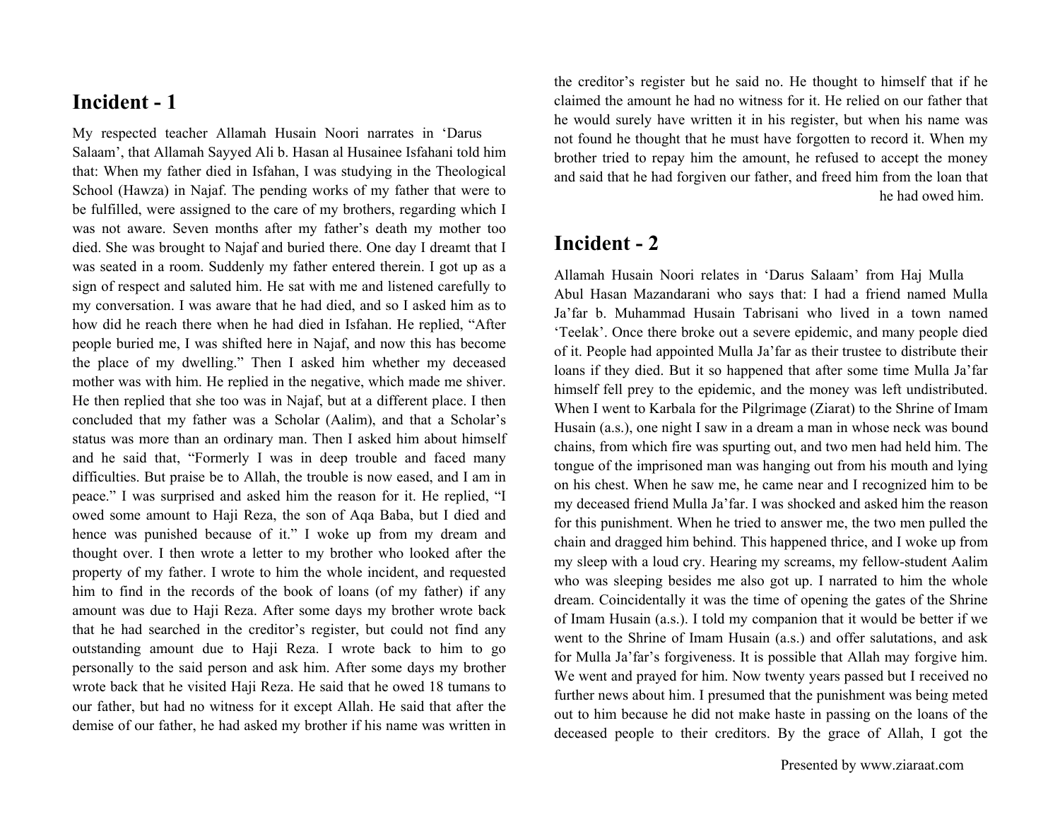## Incident - 1

My respected teacher Allamah Husain Noori narrates in 'Darus Salaam', that Allamah Sayyed Ali b. Hasan al Husainee Isfahani told him that: When my father died in Isfahan, I was studying in the Theological School (Hawza) in Najaf. The pending works of my father that were to be fulfilled, were assigned to the care of my brothers, regarding which I was not aware. Seven months after my father's death my mother too died. She was brought to Najaf and buried there. One day I dreamt that I was seated in a room. Suddenly my father entered therein. I got up as a sign of respect and saluted him. He sat with me and listened carefully to my conversation. I was aware that he had died, and so I asked him as to how did he reach there when he had died in Isfahan. He replied, "After people buried me, I was shifted here in Najaf, and now this has become the place of my dwelling." Then I asked him whether my deceased mother was with him. He replied in the negative, which made me shiver. He then replied that she too was in Najaf, but at a different place. I then concluded that my father was a Scholar (Aalim), and that a Scholar's status was more than an ordinary man. Then I asked him about himself and he said that, "Formerly I was in deep trouble and faced many difficulties. But praise be to Allah, the trouble is now eased, and I am in peace." I was surprised and asked him the reason for it. He replied, "I owed some amount to Haji Reza, the son of Aqa Baba, but I died and hence was punished because of it." I woke up from my dream and thought over. I then wrote a letter to my brother who looked after the property of my father. I wrote to him the whole incident, and requested him to find in the records of the book of loans (of my father) if any amount was due to Haji Reza. After some days my brother wrote back that he had searched in the creditor's register, but could not find any outstanding amount due to Haji Reza. I wrote back to him to go personally to the said person and ask him. After some days my brother wrote back that he visited Haji Reza. He said that he owed 18 tumans to our father, but had no witness for it except Allah. He said that after the demise of our father, he had asked my brother if his name was written in the creditor's register but he said no. He thought to himself that if he claimed the amount he had no witness for it. He relied on our father that he would surely have written it in his register, but when his name was not found he thought that he must have forgotten to record it. When my brother tried to repay him the amount, he refused to accept the money and said that he had forgiven our father, and freed him from the loan that he had owed him.

## Incident - 2

Allamah Husain Noori relates in 'Darus Salaam' from Haj Mulla Abul Hasan Mazandarani who says that: I had a friend named Mulla Ja'far b. Muhammad Husain Tabrisani who lived in a town named 'Teelak'. Once there broke out a severe epidemic, and many people died of it. People had appointed Mulla Ja'far as their trustee to distribute their loans if they died. But it so happened that after some time Mulla Ja'far himself fell prey to the epidemic, and the money was left undistributed. When I went to Karbala for the Pilgrimage (Ziarat) to the Shrine of Imam Husain (a.s.), one night I saw in a dream a man in whose neck was bound chains, from which fire was spurting out, and two men had held him. The tongue of the imprisoned man was hanging out from his mouth and lying on his chest. When he saw me, he came near and I recognized him to be my deceased friend Mulla Ja'far. I was shocked and asked him the reason for this punishment. When he tried to answer me, the two men pulled the chain and dragged him behind. This happened thrice, and I woke up from my sleep with a loud cry. Hearing my screams, my fellow-student Aalim who was sleeping besides me also got up. I narrated to him the whole dream. Coincidentally it was the time of opening the gates of the Shrine of Imam Husain (a.s.). I told my companion that it would be better if we went to the Shrine of Imam Husain (a.s.) and offer salutations, and ask for Mulla Ja'far's forgiveness. It is possible that Allah may forgive him. We went and prayed for him. Now twenty years passed but I received no further news about him. I presumed that the punishment was being meted out to him because he did not make haste in passing on the loans of the deceased people to their creditors. By the grace of Allah, I got the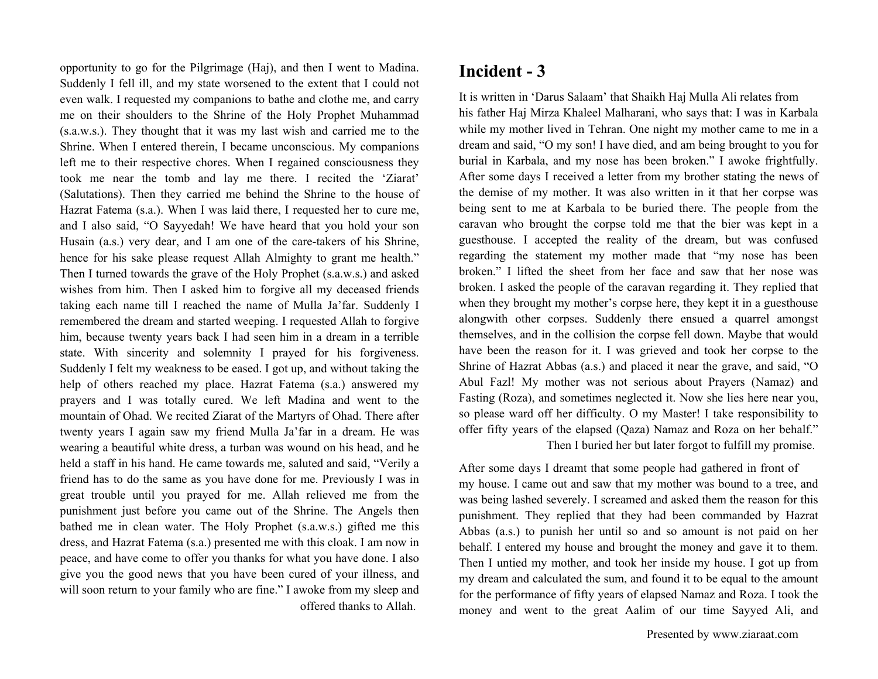opportunity to go for the Pilgrimage (Haj), and then I went to Madina. Suddenly I fell ill, and my state worsened to the extent that I could not even walk. I requested my companions to bathe and clothe me, and carry me on their shoulders to the Shrine of the Holy Prophet Muhammad (s.a.w.s.). They thought that it was my last wish and carried me to the Shrine. When I entered therein, I became unconscious. My companions left me to their respective chores. When I regained consciousness they took me near the tomb and lay me there. I recited the 'Ziarat' (Salutations). Then they carried me behind the Shrine to the house of Hazrat Fatema (s.a.). When I was laid there, I requested her to cure me, and I also said, "O Sayyedah! We have heard that you hold your son Husain (a.s.) very dear, and I am one of the care-takers of his Shrine, hence for his sake please request Allah Almighty to grant me health." Then I turned towards the grave of the Holy Prophet (s.a.w.s.) and asked wishes from him. Then I asked him to forgive all my deceased friends taking each name till I reached the name of Mulla Ja'far. Suddenly I remembered the dream and started weeping. I requested Allah to forgive him, because twenty years back I had seen him in a dream in a terrible state. With sincerity and solemnity I prayed for his forgiveness. Suddenly I felt my weakness to be eased. I got up, and without taking the help of others reached my place. Hazrat Fatema (s.a.) answered my prayers and I was totally cured. We left Madina and went to the mountain of Ohad. We recited Ziarat of the Martyrs of Ohad. There after twenty years I again saw my friend Mulla Ja'far in a dream. He was wearing a beautiful white dress, a turban was wound on his head, and he held a staff in his hand. He came towards me, saluted and said, "Verily a friend has to do the same as you have done for me. Previously I was in great trouble until you prayed for me. Allah relieved me from the punishment just before you came out of the Shrine. The Angels then bathed me in clean water. The Holy Prophet (s.a.w.s.) gifted me this dress, and Hazrat Fatema (s.a.) presented me with this cloak. I am now in peace, and have come to offer you thanks for what you have done. I also give you the good news that you have been cured of your illness, and will soon return to your family who are fine." I awoke from my sleep and offered thanks to Allah.

## Incident - 3

It is written in 'Darus Salaam' that Shaikh Haj Mulla Ali relates from his father Haj Mirza Khaleel Malharani, who says that: I was in Karbala while my mother lived in Tehran. One night my mother came to me in a dream and said, "O my son! I have died, and am being brought to you for burial in Karbala, and my nose has been broken." I awoke frightfully. After some days I received a letter from my brother stating the news of the demise of my mother. It was also written in it that her corpse was being sent to me at Karbala to be buried there. The people from the caravan who brought the corpse told me that the bier was kept in a guesthouse. I accepted the reality of the dream, but was confused regarding the statement my mother made that "my nose has been broken." I lifted the sheet from her face and saw that her nose was broken. I asked the people of the caravan regarding it. They replied that when they brought my mother's corpse here, they kept it in a guesthouse alongwith other corpses. Suddenly there ensued a quarrel amongst themselves, and in the collision the corpse fell down. Maybe that would have been the reason for it. I was grieved and took her corpse to the Shrine of Hazrat Abbas (a.s.) and placed it near the grave, and said, "O Abul Fazl! My mother was not serious about Prayers (Namaz) and Fasting (Roza), and sometimes neglected it. Now she lies here near you, so please ward off her difficulty. O my Master! I take responsibility to offer fifty years of the elapsed (Qaza) Namaz and Roza on her behalf." Then I buried her but later forgot to fulfill my promise.

After some days I dreamt that some people had gathered in front of my house. I came out and saw that my mother was bound to a tree, and was being lashed severely. I screamed and asked them the reason for this punishment. They replied that they had been commanded by Hazrat Abbas (a.s.) to punish her until so and so amount is not paid on her behalf. I entered my house and brought the money and gave it to them. Then I untied my mother, and took her inside my house. I got up from my dream and calculated the sum, and found it to be equal to the amount for the performance of fifty years of elapsed Namaz and Roza. I took the money and went to the great Aalim of our time Sayyed Ali, and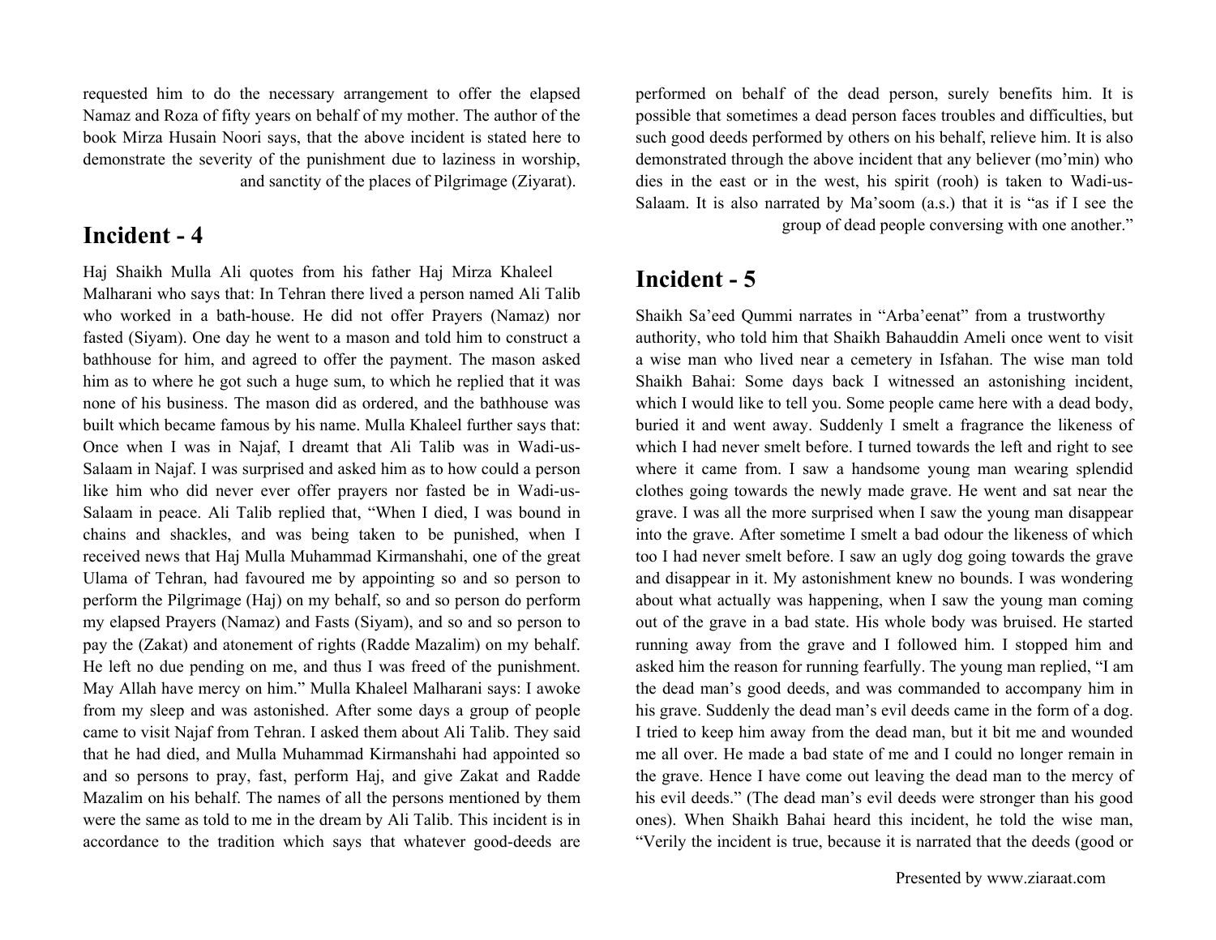requested him to do the necessary arrangement to offer the elapsed Namaz and Roza of fifty years on behalf of my mother. The author of the book Mirza Husain Noori says, that the above incident is stated here to demonstrate the severity of the punishment due to laziness in worship, and sanctity of the places of Pilgrimage (Ziyarat).

## Incident - 4

Haj Shaikh Mulla Ali quotes from his father Haj Mirza Khaleel Malharani who says that: In Tehran there lived a person named Ali Talib who worked in a bath-house. He did not offer Prayers (Namaz) nor fasted (Siyam). One day he went to a mason and told him to construct a bathhouse for him, and agreed to offer the payment. The mason asked him as to where he got such a huge sum, to which he replied that it was none of his business. The mason did as ordered, and the bathhouse was built which became famous by his name. Mulla Khaleel further says that: Once when I was in Najaf, I dreamt that Ali Talib was in Wadi-us-Salaam in Najaf. I was surprised and asked him as to how could a person like him who did never ever offer prayers nor fasted be in Wadi-us-Salaam in peace. Ali Talib replied that, "When I died, I was bound in chains and shackles, and was being taken to be punished, when I received news that Haj Mulla Muhammad Kirmanshahi, one of the great Ulama of Tehran, had favoured me by appointing so and so person to perform the Pilgrimage (Haj) on my behalf, so and so person do perform my elapsed Prayers (Namaz) and Fasts (Siyam), and so and so person to pay the (Zakat) and atonement of rights (Radde Mazalim) on my behalf. He left no due pending on me, and thus I was freed of the punishment. May Allah have mercy on him." Mulla Khaleel Malharani says: I awoke from my sleep and was astonished. After some days a group of people came to visit Najaf from Tehran. I asked them about Ali Talib. They said that he had died, and Mulla Muhammad Kirmanshahi had appointed so and so persons to pray, fast, perform Haj, and give Zakat and Radde Mazalim on his behalf. The names of all the persons mentioned by them were the same as told to me in the dream by Ali Talib. This incident is in accordance to the tradition which says that whatever good-deeds are performed on behalf of the dead person, surely benefits him. It is possible that sometimes a dead person faces troubles and difficulties, but such good deeds performed by others on his behalf, relieve him. It is also demonstrated through the above incident that any believer (mo'min) who dies in the east or in the west, his spirit (rooh) is taken to Wadi-us-Salaam. It is also narrated by Ma'soom (a.s.) that it is "as if I see the group of dead people conversing with one another."

## Incident - 5

Shaikh Sa'eed Qummi narrates in "Arba'eenat" from a trustworthy authority, who told him that Shaikh Bahauddin Ameli once went to visit a wise man who lived near a cemetery in Isfahan. The wise man told Shaikh Bahai: Some days back I witnessed an astonishing incident, which I would like to tell you. Some people came here with a dead body, buried it and went away. Suddenly I smelt a fragrance the likeness of which I had never smelt before. I turned towards the left and right to see where it came from. I saw a handsome young man wearing splendid clothes going towards the newly made grave. He went and sat near the grave. I was all the more surprised when I saw the young man disappear into the grave. After sometime I smelt a bad odour the likeness of which too I had never smelt before. I saw an ugly dog going towards the grave and disappear in it. My astonishment knew no bounds. I was wondering about what actually was happening, when I saw the young man coming out of the grave in a bad state. His whole body was bruised. He started running away from the grave and I followed him. I stopped him and asked him the reason for running fearfully. The young man replied, "I am the dead man's good deeds, and was commanded to accompany him in his grave. Suddenly the dead man's evil deeds came in the form of a dog. I tried to keep him away from the dead man, but it bit me and wounded me all over. He made a bad state of me and I could no longer remain in the grave. Hence I have come out leaving the dead man to the mercy of his evil deeds." (The dead man's evil deeds were stronger than his good ones). When Shaikh Bahai heard this incident, he told the wise man, "Verily the incident is true, because it is narrated that the deeds (good or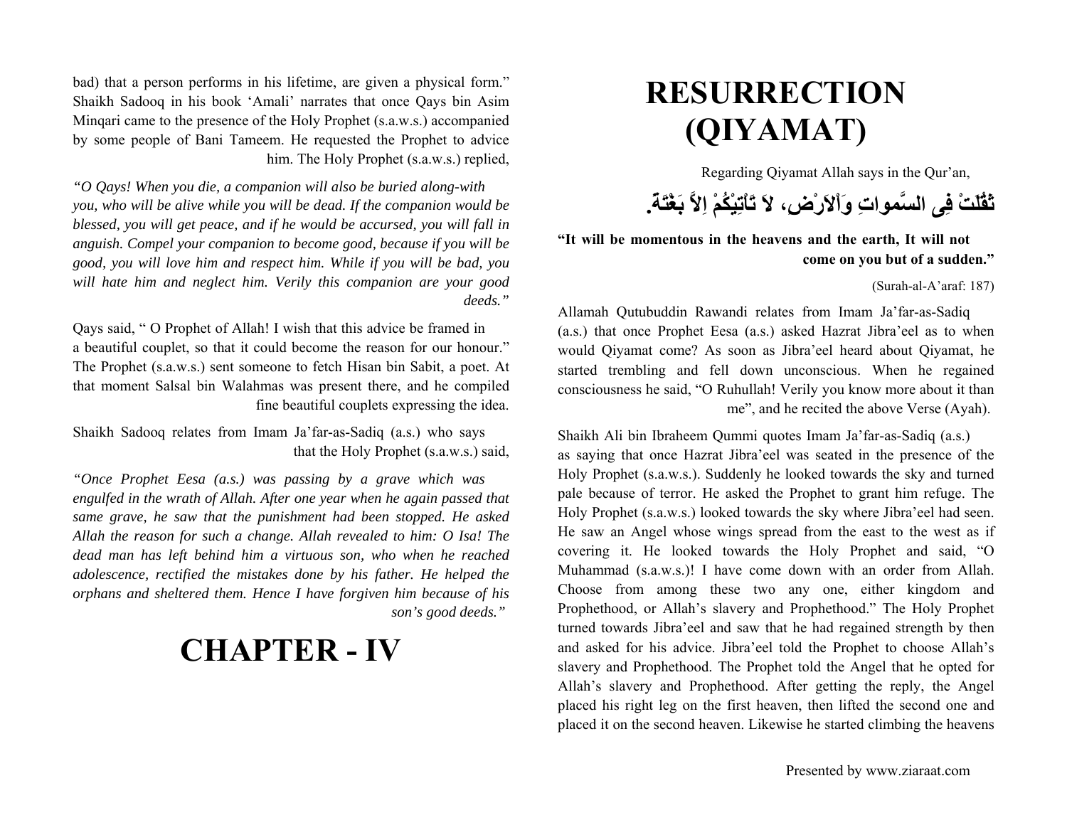bad) that a person performs in his lifetime, are given a physical form." Shaikh Sadooq in his book 'Amali' narrates that once Qays bin Asim Minqari came to the presence of the Holy Prophet (s.a.w.s.) accompanied by some people of Bani Tameem. He requested the Prophet to advice him. The Holy Prophet (s.a.w.s.) replied,

*"O Qays! When you die, a companion will also be buried along-with you, who will be alive while you will be dead. If the companion would be blessed, you will get peace, and if he would be accursed, you will fall in anguish. Compel your companion to become good, because if you will be good, you will love him and respect him. While if you will be bad, you will hate him and neglect him. Verily this companion are your good deeds."*

Qays said, " O Prophet of Allah! I wish that this advice be framed in a beautiful couplet, so that it could become the reason for our honour." The Prophet (s.a.w.s.) sent someone to fetch Hisan bin Sabit, a poet. At that moment Salsal bin Walahmas was present there, and he compiled fine beautiful couplets expressing the idea.

Shaikh Sadooq relates from Imam Ja'far-as-Sadiq (a.s.) who says that the Holy Prophet (s.a.w.s.) said,

*"Once Prophet Eesa (a.s.) was passing by a grave which was engulfed in the wrath of Allah. After one year when he again passed that same grave, he saw that the punishment had been stopped. He asked Allah the reason for such a change. Allah revealed to him: O Isa! The dead man has left behind him a virtuous son, who when he reached adolescence, rectified the mistakes done by his father. He helped the orphans and sheltered them. Hence I have forgiven him because of his son's good deeds."*

# CHAPTER - IV

# RESURRECTION (QIYAMAT)

Regarding Qiyamat Allah says in the Qur'an,

**ثَقُلَتْ فِى السَّموٰاتِ وَالاَرْض، لاَ تَأْتِيْكُمْ اِلاَّ بَغْتَةَ.**

**"It will be momentous in the heavens and the earth, It will not come on you but of a sudden."**

(Surah-al-A'araf: 187)

Allamah Qutubuddin Rawandi relates from Imam Ja'far-as-Sadiq (a.s.) that once Prophet Eesa (a.s.) asked Hazrat Jibra'eel as to when would Qiyamat come? As soon as Jibra'eel heard about Qiyamat, he started trembling and fell down unconscious. When he regained consciousness he said, "O Ruhullah! Verily you know more about it than me", and he recited the above Verse (Ayah).

Shaikh Ali bin Ibraheem Qummi quotes Imam Ja'far-as-Sadiq (a.s.) as saying that once Hazrat Jibra'eel was seated in the presence of the Holy Prophet (s.a.w.s.). Suddenly he looked towards the sky and turned pale because of terror. He asked the Prophet to grant him refuge. The Holy Prophet (s.a.w.s.) looked towards the sky where Jibra'eel had seen. He saw an Angel whose wings spread from the east to the west as if covering it. He looked towards the Holy Prophet and said, "O Muhammad (s.a.w.s.)! I have come down with an order from Allah. Choose from among these two any one, either kingdom and Prophethood, or Allah's slavery and Prophethood." The Holy Prophet turned towards Jibra'eel and saw that he had regained strength by then and asked for his advice. Jibra'eel told the Prophet to choose Allah's slavery and Prophethood. The Prophet told the Angel that he opted for Allah's slavery and Prophethood. After getting the reply, the Angel placed his right leg on the first heaven, then lifted the second one and placed it on the second heaven. Likewise he started climbing the heavens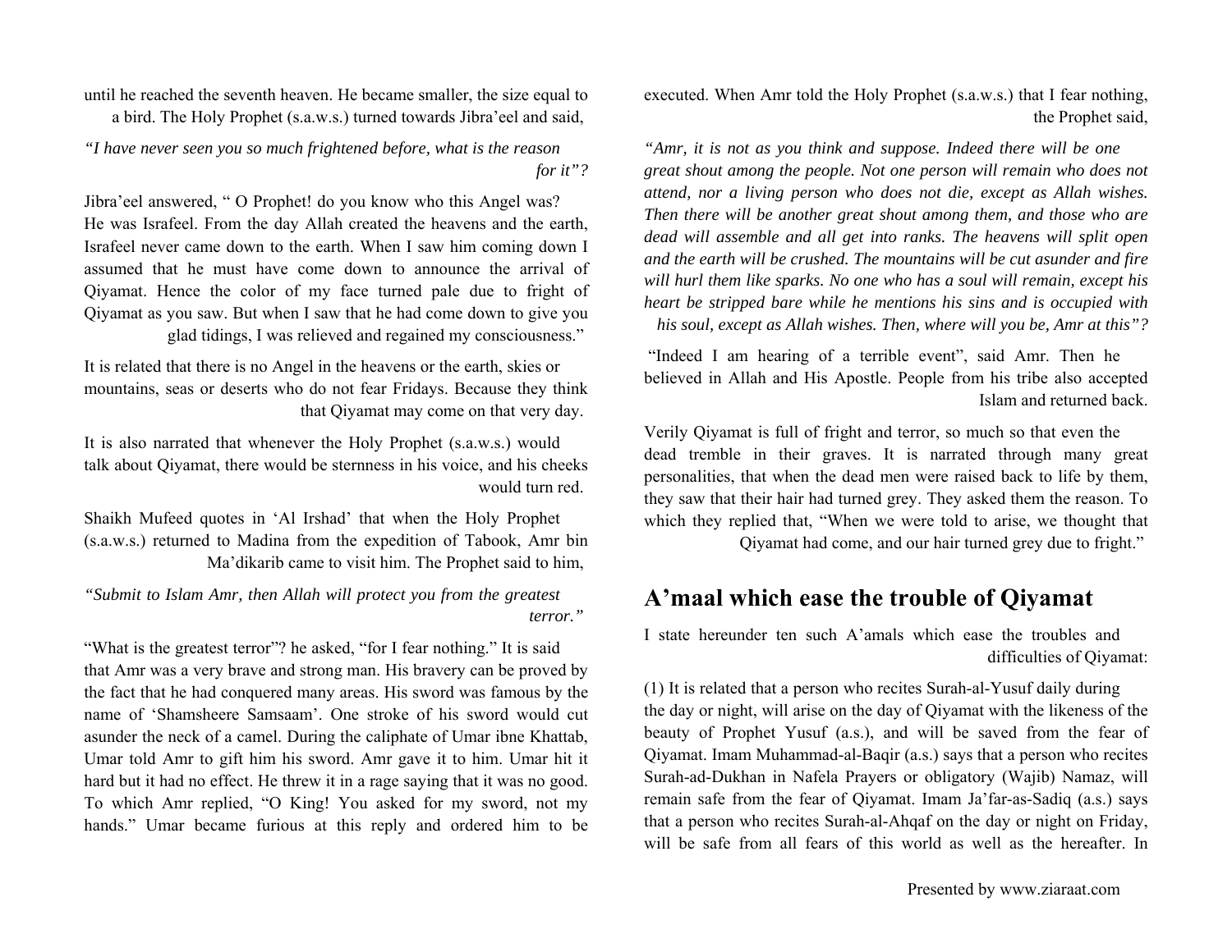until he reached the seventh heaven. He became smaller, the size equal to a bird. The Holy Prophet (s.a.w.s.) turned towards Jibra'eel and said,

*"I have never seen you so much frightened before, what is the reason for it"?*

Jibra'eel answered, " O Prophet! do you know who this Angel was? He was Israfeel. From the day Allah created the heavens and the earth, Israfeel never came down to the earth. When I saw him coming down I assumed that he must have come down to announce the arrival of Qiyamat. Hence the color of my face turned pale due to fright of Qiyamat as you saw. But when I saw that he had come down to give you glad tidings, I was relieved and regained my consciousness."

It is related that there is no Angel in the heavens or the earth, skies or mountains, seas or deserts who do not fear Fridays. Because they think that Qiyamat may come on that very day.

It is also narrated that whenever the Holy Prophet (s.a.w.s.) would talk about Qiyamat, there would be sternness in his voice, and his cheeks would turn red.

Shaikh Mufeed quotes in 'Al Irshad' that when the Holy Prophet (s.a.w.s.) returned to Madina from the expedition of Tabook, Amr bin Ma'dikarib came to visit him. The Prophet said to him,

*"Submit to Islam Amr, then Allah will protect you from the greatest terror."*

"What is the greatest terror"? he asked, "for I fear nothing." It is said that Amr was a very brave and strong man. His bravery can be proved by the fact that he had conquered many areas. His sword was famous by the name of 'Shamsheere Samsaam'. One stroke of his sword would cut asunder the neck of a camel. During the caliphate of Umar ibne Khattab, Umar told Amr to gift him his sword. Amr gave it to him. Umar hit it hard but it had no effect. He threw it in a rage saying that it was no good. To which Amr replied, "O King! You asked for my sword, not my hands." Umar became furious at this reply and ordered him to be executed. When Amr told the Holy Prophet (s.a.w.s.) that I fear nothing, the Prophet said,

*"Amr, it is not as you think and suppose. Indeed there will be one great shout among the people. Not one person will remain who does not attend, nor a living person who does not die, except as Allah wishes. Then there will be another great shout among them, and those who are dead will assemble and all get into ranks. The heavens will split open and the earth will be crushed. The mountains will be cut asunder and fire will hurl them like sparks. No one who has a soul will remain, except his heart be stripped bare while he mentions his sins and is occupied with his soul, except as Allah wishes. Then, where will you be, Amr at this"?*

"Indeed I am hearing of a terrible event", said Amr. Then he believed in Allah and His Apostle. People from his tribe also accepted Islam and returned back.

Verily Qiyamat is full of fright and terror, so much so that even the dead tremble in their graves. It is narrated through many great personalities, that when the dead men were raised back to life by them, they saw that their hair had turned grey. They asked them the reason. To which they replied that, "When we were told to arise, we thought that Qiyamat had come, and our hair turned grey due to fright."

## A'maal which ease the trouble of Qiyamat

I state hereunder ten such A'amals which ease the troubles and difficulties of Qiyamat:

(1) It is related that a person who recites Surah-al-Yusuf daily during the day or night, will arise on the day of Qiyamat with the likeness of the beauty of Prophet Yusuf (a.s.), and will be saved from the fear of Qiyamat. Imam Muhammad-al-Baqir (a.s.) says that a person who recites Surah-ad-Dukhan in Nafela Prayers or obligatory (Wajib) Namaz, will remain safe from the fear of Qiyamat. Imam Ja'far-as-Sadiq (a.s.) says that a person who recites Surah-al-Ahqaf on the day or night on Friday, will be safe from all fears of this world as well as the hereafter. In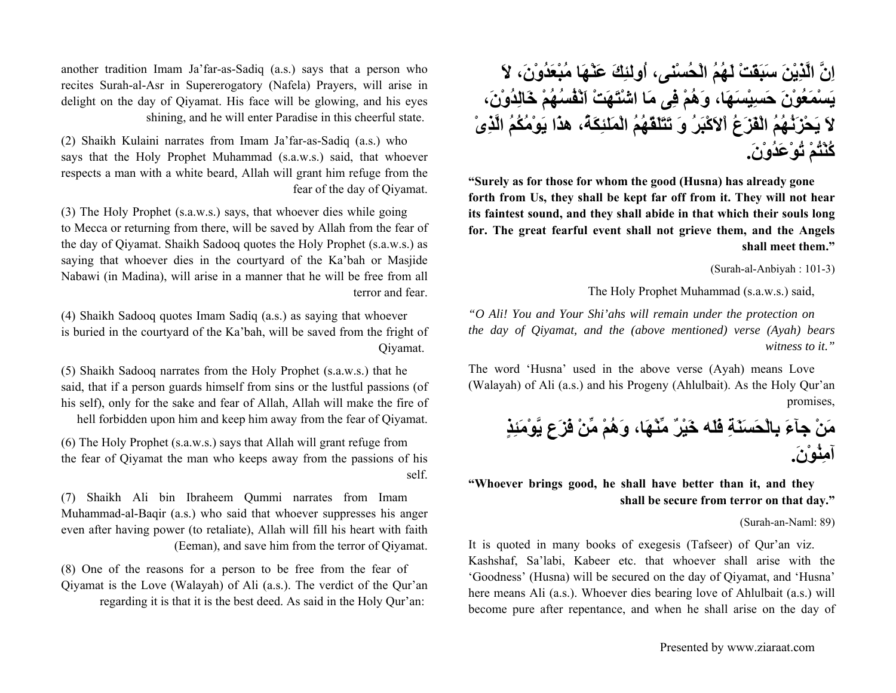another tradition Imam Ja'far-as-Sadiq (a.s.) says that a person who recites Surah-al-Asr in Supererogatory (Nafela) Prayers, will arise in delight on the day of Qiyamat. His face will be glowing, and his eyes shining, and he will enter Paradise in this cheerful state.

(2) Shaikh Kulaini narrates from Imam Ja'far-as-Sadiq (a.s.) who says that the Holy Prophet Muhammad (s.a.w.s.) said, that whoever respects a man with a white beard, Allah will grant him refuge from the fear of the day of Qiyamat.

(3) The Holy Prophet (s.a.w.s.) says, that whoever dies while going to Mecca or returning from there, will be saved by Allah from the fear of the day of Qiyamat. Shaikh Sadooq quotes the Holy Prophet (s.a.w.s.) as saying that whoever dies in the courtyard of the Ka'bah or Masjide Nabawi (in Madina), will arise in a manner that he will be free from all terror and fear.

(4) Shaikh Sadooq quotes Imam Sadiq (a.s.) as saying that whoever is buried in the courtyard of the Ka'bah, will be saved from the fright of Qiyamat.

(5) Shaikh Sadooq narrates from the Holy Prophet (s.a.w.s.) that he said, that if a person guards himself from sins or the lustful passions (of his self), only for the sake and fear of Allah, Allah will make the fire of hell forbidden upon him and keep him away from the fear of Qiyamat.

(6) The Holy Prophet (s.a.w.s.) says that Allah will grant refuge from the fear of Qiyamat the man who keeps away from the passions of his self.

(7) Shaikh Ali bin Ibraheem Qummi narrates from Imam Muhammad-al-Baqir (a.s.) who said that whoever suppresses his anger even after having power (to retaliate), Allah will fill his heart with faith (Eeman), and save him from the terror of Qiyamat.

(8) One of the reasons for a person to be free from the fear of Qiyamat is the Love (Walayah) of Ali (a.s.). The verdict of the Qur'an regarding it is that it is the best deed. As said in the Holy Qur'an:

**اِنَّ الَّذِيْنَ سَبَقَتْ لَهُمُ الْحُسْنٰى، اُولٰئِكَ عَنْهَا مُبْعَدُوْنَ، لاَ يَسْمَعُوْنَ حَسِيْسَهَا، وَهُمْ فِى مَا اشْتَهَتْ اَنْفُسُهُمْ خَالِدُوْنَ، لاَ يَحْزُنُهُمُ الْفَزَعُ اْلاَكْبَرُ وَ تَتَلَقّٰهُمُ الْمَلٰئِكَةُ، هٰذَا يَوْمُكُمُ الَّذِىْ كُنْتُمْ تُوْعَدُوْنَ.**

**"Surely as for those for whom the good (Husna) has already gone forth from Us, they shall be kept far off from it. They will not hear its faintest sound, and they shall abide in that which their souls long for. The great fearful event shall not grieve them, and the Angels shall meet them."**

(Surah-al-Anbiyah : 101-3)

The Holy Prophet Muhammad (s.a.w.s.) said,

*"O Ali! You and Your Shi'ahs will remain under the protection on the day of Qiyamat, and the (above mentioned) verse (Ayah) bears witness to it."*

The word 'Husna' used in the above verse (Ayah) means Love (Walayah) of Ali (a.s.) and his Progeny (Ahlulbait). As the Holy Qur'an promises,

**مَنْ جآءَ بِالْحَسَنَةِ فَلَه خَيْرٌ مِّنْهَا، وَهُمْ مِّنْ فَزَعٍ يَّوْمَئِذٍ آمِنُوْنَ.**

**"Whoever brings good, he shall have better than it, and they shall be secure from terror on that day."**

(Surah-an-Naml: 89)

It is quoted in many books of exegesis (Tafseer) of Qur'an viz. Kashshaf, Sa'labi, Kabeer etc. that whoever shall arise with the 'Goodness' (Husna) will be secured on the day of Qiyamat, and 'Husna' here means Ali (a.s.). Whoever dies bearing love of Ahlulbait (a.s.) will become pure after repentance, and when he shall arise on the day of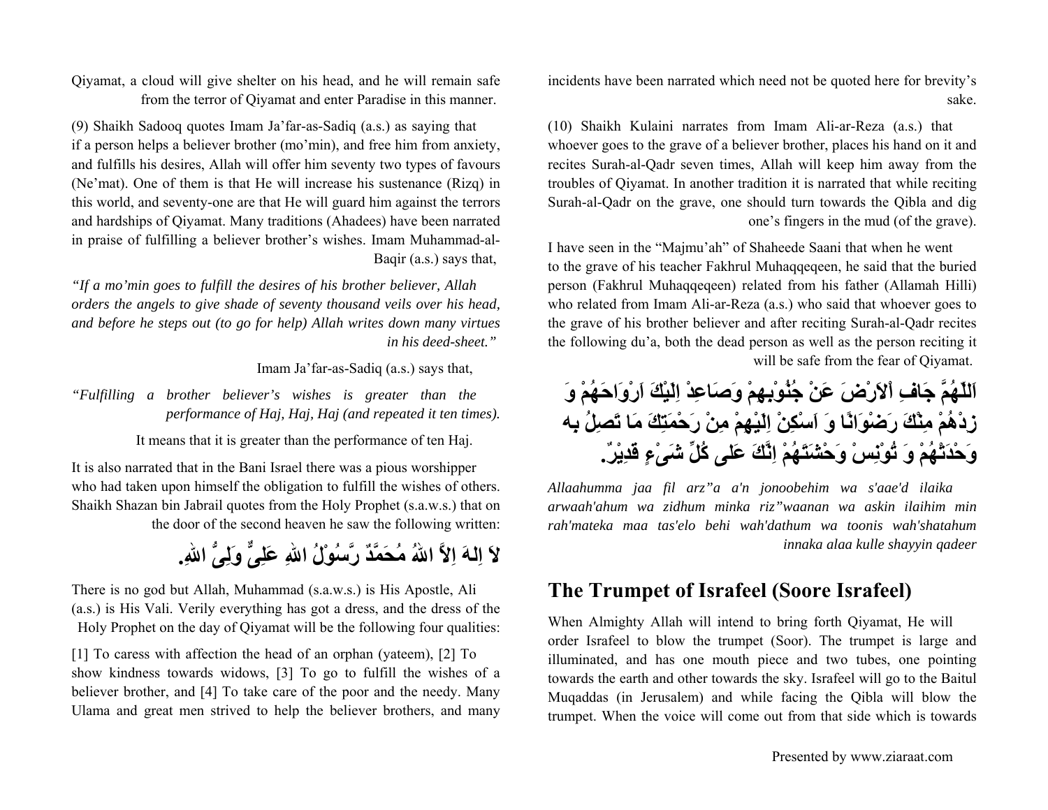Qiyamat, a cloud will give shelter on his head, and he will remain safe from the terror of Qiyamat and enter Paradise in this manner.

(9) Shaikh Sadooq quotes Imam Ja'far-as-Sadiq (a.s.) as saying that if a person helps a believer brother (mo'min), and free him from anxiety, and fulfills his desires, Allah will offer him seventy two types of favours (Ne'mat). One of them is that He will increase his sustenance (Rizq) in this world, and seventy-one are that He will guard him against the terrors and hardships of Qiyamat. Many traditions (Ahadees) have been narrated in praise of fulfilling a believer brother's wishes. Imam Muhammad-al-Baqir (a.s.) says that,

*"If a mo'min goes to fulfill the desires of his brother believer, Allah orders the angels to give shade of seventy thousand veils over his head, and before he steps out (to go for help) Allah writes down many virtues in his deed-sheet."*

Imam Ja'far-as-Sadiq (a.s.) says that,

*"Fulfilling a brother believer's wishes is greater than the performance of Haj, Haj, Haj (and repeated it ten times).*

It means that it is greater than the performance of ten Haj.

It is also narrated that in the Bani Israel there was a pious worshipper who had taken upon himself the obligation to fulfill the wishes of others. Shaikh Shazan bin Jabrail quotes from the Holy Prophet (s.a.w.s.) that on the door of the second heaven he saw the following written:

**لاَ اِلهَ اِلاَّ اللهُ مُحَمَّدٌ رَّسُوْلُ اللهِ عَلِىٌّ وَلِىُّ اللهِ.**

There is no god but Allah, Muhammad (s.a.w.s.) is His Apostle, Ali (a.s.) is His Vali. Verily everything has got a dress, and the dress of the Holy Prophet on the day of Qiyamat will be the following four qualities:

[1] To caress with affection the head of an orphan (yateem), [2] To show kindness towards widows, [3] To go to fulfill the wishes of a believer brother, and [4] To take care of the poor and the needy. Many Ulama and great men strived to help the believer brothers, and many incidents have been narrated which need not be quoted here for brevity's sake.

(10) Shaikh Kulaini narrates from Imam Ali-ar-Reza (a.s.) that whoever goes to the grave of a believer brother, places his hand on it and recites Surah-al-Qadr seven times, Allah will keep him away from the troubles of Qiyamat. In another tradition it is narrated that while reciting Surah-al-Qadr on the grave, one should turn towards the Qibla and dig one's fingers in the mud (of the grave).

I have seen in the "Majmu'ah" of Shaheede Saani that when he went to the grave of his teacher Fakhrul Muhaqqeqeen, he said that the buried person (Fakhrul Muhaqqeqeen) related from his father (Allamah Hilli) who related from Imam Ali-ar-Reza (a.s.) who said that whoever goes to the grave of his brother believer and after reciting Surah-al-Qadr recites the following du'a, both the dead person as well as the person reciting it will be safe from the fear of Qiyamat.

**اَللّهُمَّ جَافِ اْلاَرْضَ عَنْ جُنُوْبِهِمْ وَصَاعِدْ اِلَيْكَ اَرْوَاحَهُمْ وَ زِدْهُمْ مِنْكَ رَضْوَانًا وَ اَسْكِنْ اِلَيْهِمْ مِنْ رَحْمَتِكَ مَا تَصِلُ بِه وَحْدَتَهُمْ وَ تُوْنِسُ وَحْشَتَهُمْ اِنَّكَ عَلى كُلِّ شَىْءٍ قَدِيْرٌ.**

*Allaahumma jaa fil arz"a a'n jonoobehim wa s'aae'd ilaika arwaah'ahum wa zidhum minka riz"waanan wa askin ilaihim min rah'mateka maa tas'elo behi wah'dathum wa toonis wah'shatahum innaka alaa kulle shayyin qadeer*

## The Trumpet of Israfeel (Soore Israfeel)

When Almighty Allah will intend to bring forth Qiyamat, He will order Israfeel to blow the trumpet (Soor). The trumpet is large and illuminated, and has one mouth piece and two tubes, one pointing towards the earth and other towards the sky. Israfeel will go to the Baitul Muqaddas (in Jerusalem) and while facing the Qibla will blow the trumpet. When the voice will come out from that side which is towards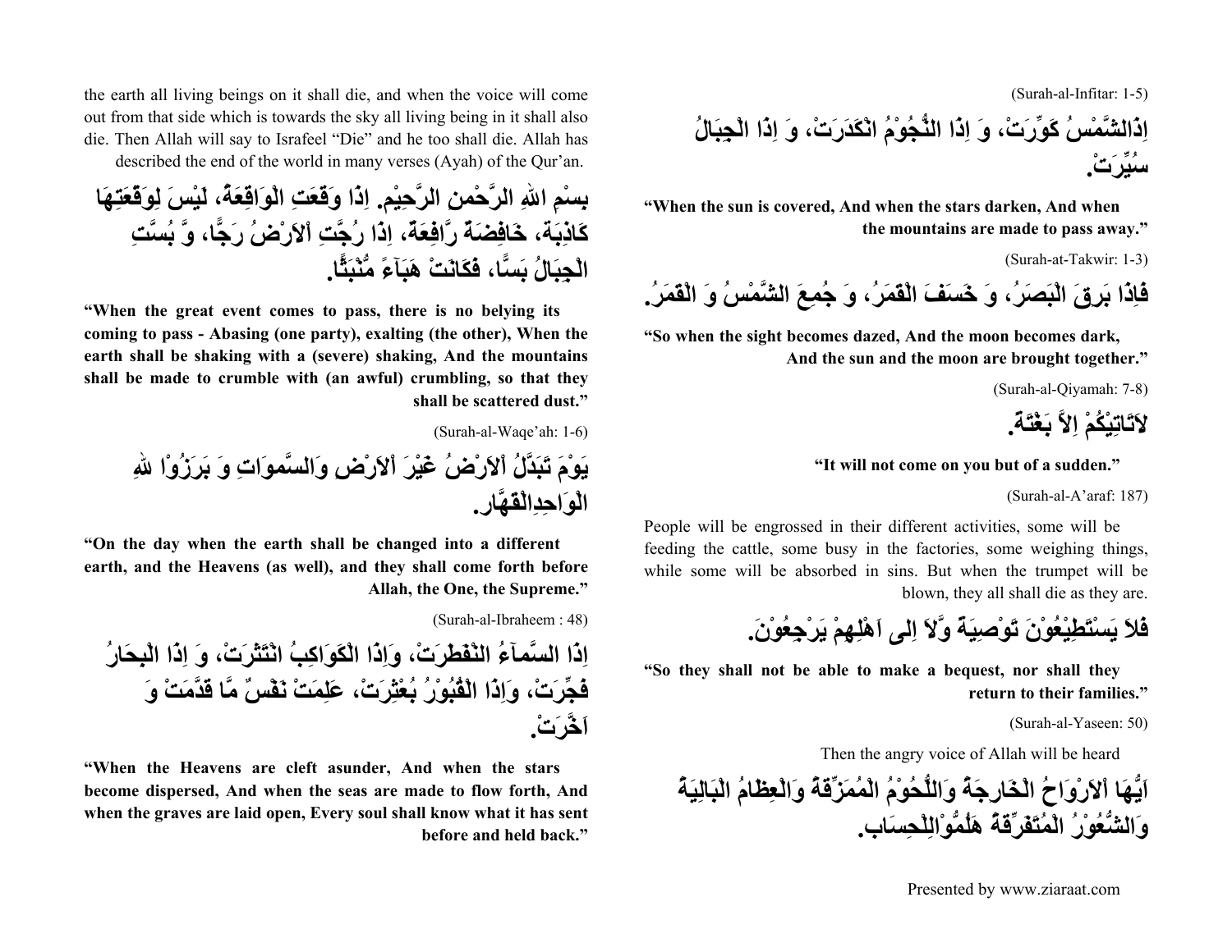the earth all living beings on it shall die, and when the voice will come out from that side which is towards the sky all living being in it shall also die. Then Allah will say to Israfeel "Die" and he too shall die. Allah has described the end of the world in many verses (Ayah) of the Qur'an.

بِسْمِ اللهِ الرَّحْمنِ الرَّحِيْمِ. اِذَا وَقَعَتِ الْوَاقِعَةُ، لَيْسَ لِوَقْعَتِهَا كَاذِبَةٌ، خَافِضَةٌ رَّافِعَةٌ، اِذَا رُجَّتِ اْلاَرْضُ رَجًّا، وَّ بُسَّتِ الْجِبَالُ بَسًّا، فَكَانَتْ هَبَآءً مُّنْبَثًّا.

**"When the great event comes to pass, there is no belying its coming to pass - Abasing (one party), exalting (the other), When the earth shall be shaking with a (severe) shaking, And the mountains shall be made to crumble with (an awful) crumbling, so that they shall be scattered dust."**

(Surah-al-Waqe'ah: 1-6)

يَوْمَ تَبَدَّلُ اْلاَرْضُ غَيْرَ اْلاَرْضِ وَالسَّموَاتِ وَ بَرَزُوْا للهِ الْوَاحِدِالْقَهَّار.

**"On the day when the earth shall be changed into a different earth, and the Heavens (as well), and they shall come forth before Allah, the One, the Supreme."**

(Surah-al-Ibraheem : 48)

اِذَا السَّمآءُ انْفَطَرَتْ، وَاِذَا الْكَوَاكِبُ انْتَثَرَتْ، وَ اِذَا الْبِحَارُ فُجِّرَتْ، وَاِذَا الْقُبُوْرُ بُعْثِرَتْ، عَلِمَتْ نَفْسٌ مَّا قَدَّمَتْ وَ اَخَّرَتْ.

**"When the Heavens are cleft asunder, And when the stars become dispersed, And when the seas are made to flow forth, And when the graves are laid open, Every soul shall know what it has sent before and held back."**

(Surah-al-Infitar: 1-5)

اِذَالشَّمْسُ كَوِّرَتْ، وَ اِذَا النُّجُوْمُ انْكَدَرَتْ، وَ اِذَا الْجِبَالُ سُيِّرَتْ.

**"When the sun is covered, And when the stars darken, And when the mountains are made to pass away."**

(Surah-at-Takwir: 1-3)

فَاِذَا بَرِقَ الْبَصَرُ، وَ خَسَفَ الْقَمَرُ، وَ جُمِعَ الشَّمْسُ وَ الْقَمَرُ.

**"So when the sight becomes dazed, And the moon becomes dark, And the sun and the moon are brought together."**

(Surah-al-Qiyamah: 7-8)

لاَتَاتِيْكُمْ اِلاَّ بَغْتَةً.

**"It will not come on you but of a sudden."**

(Surah-al-A'araf: 187)

People will be engrossed in their different activities, some will be feeding the cattle, some busy in the factories, some weighing things, while some will be absorbed in sins. But when the trumpet will be blown, they all shall die as they are.

فَلاَ يَسْتَطِيْعُوْنَ تَوْصِيَةً وَّلاَ اِلى اَهْلِهِمْ يَرْجِعُوْنَ.

**"So they shall not be able to make a bequest, nor shall they return to their families."**

(Surah-al-Yaseen: 50)

Then the angry voice of Allah will be heard

اَيُّهَا اْلاَرْوَاحُ الْخَارِجَةُ وَاللُّحُوْمُ الْمُمَزِّقَةُ وَالْعِظَامُ الْبَالِيَةُ وَالشُّعُوْرُ الْمُتَفَرِّقَةُ هَلُمُّوْالِلْحِسَاب.

Presented by www.ziaraat.com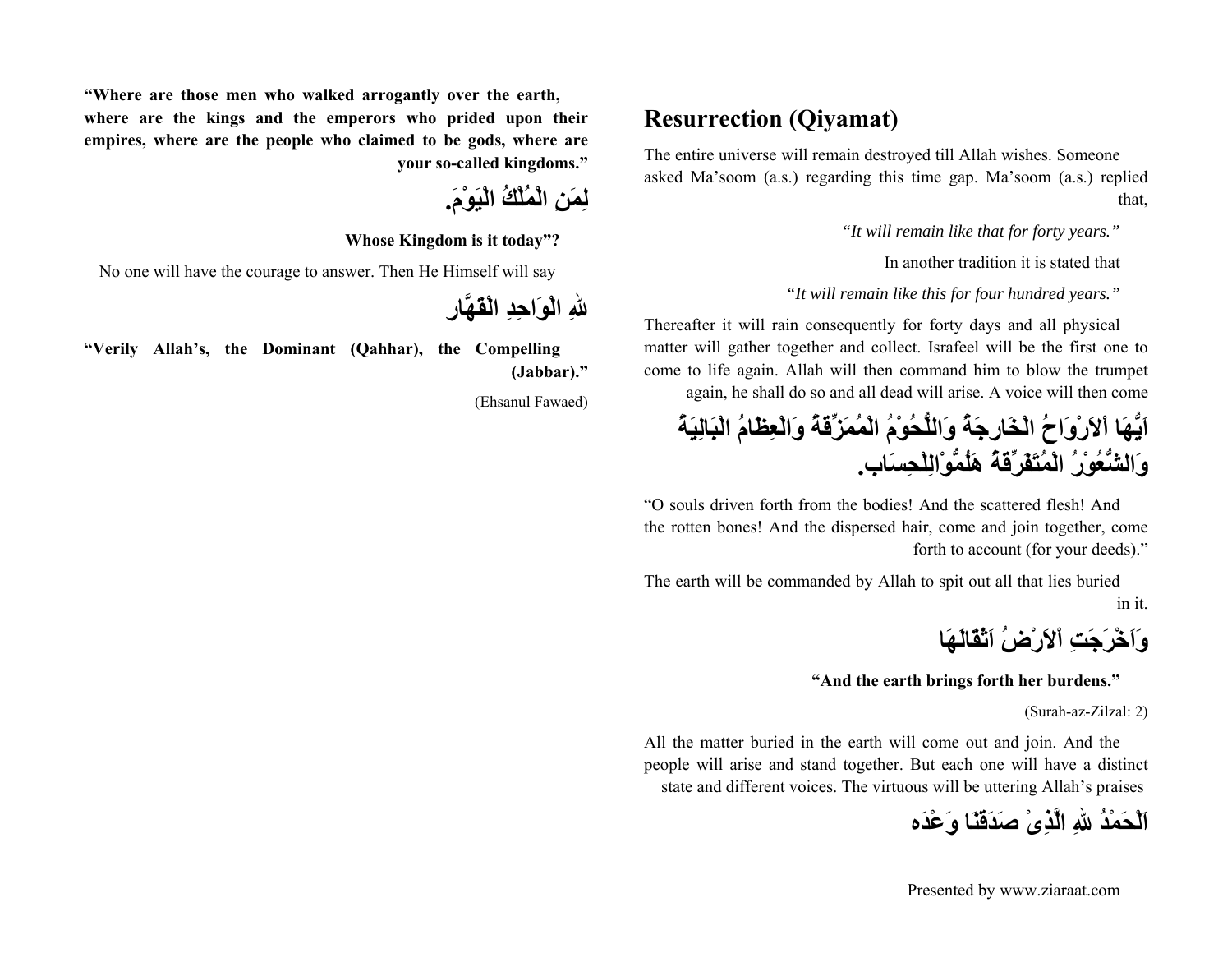**"Where are those men who walked arrogantly over the earth, where are the kings and the emperors who prided upon their empires, where are the people who claimed to be gods, where are your so-called kingdoms."**

**لِمَنِ الْمُلْكُ الْيَوْمَ.**

**Whose Kingdom is it today"?**

No one will have the courage to answer. Then He Himself will say

**لِلّٰهِ الْوَاحِدِ الْقَهَّارِ**

**"Verily Allah's, the Dominant (Qahhar), the Compelling (Jabbar)."**

(Ehsanul Fawaed)

## Resurrection (Qiyamat)

The entire universe will remain destroyed till Allah wishes. Someone asked Ma'soom (a.s.) regarding this time gap. Ma'soom (a.s.) replied that,

*"It will remain like that for forty years."*

In another tradition it is stated that

*"It will remain like this for four hundred years."*

Thereafter it will rain consequently for forty days and all physical matter will gather together and collect. Israfeel will be the first one to come to life again. Allah will then command him to blow the trumpet again, he shall do so and all dead will arise. A voice will then come

**اَيُّهَا اْلاَرْوَاحُ الْخَارِجَةُ وَاللُّحُوْمُ الْمُمَزَّقَةُ وَالْعِظَامُ الْبَالِيَةُ وَالشُّعُوْرُ الْمُتَفَرِّقَةُ هَلُمُّوْالِلْحِسَاب.**

"O souls driven forth from the bodies! And the scattered flesh! And the rotten bones! And the dispersed hair, come and join together, come forth to account (for your deeds)."

The earth will be commanded by Allah to spit out all that lies buried in it.

**وَاَخْرَجَتِ اْلاَرْضُ اَثْقَالَهَا**

**"And the earth brings forth her burdens."**

(Surah-az-Zilzal: 2)

All the matter buried in the earth will come out and join. And the people will arise and stand together. But each one will have a distinct state and different voices. The virtuous will be uttering Allah's praises

**اَلْحَمْدُ لِلّٰهِ الَّذِیْ صَدَقَنَا وَعْدَه**

Presented by www.ziaraat.com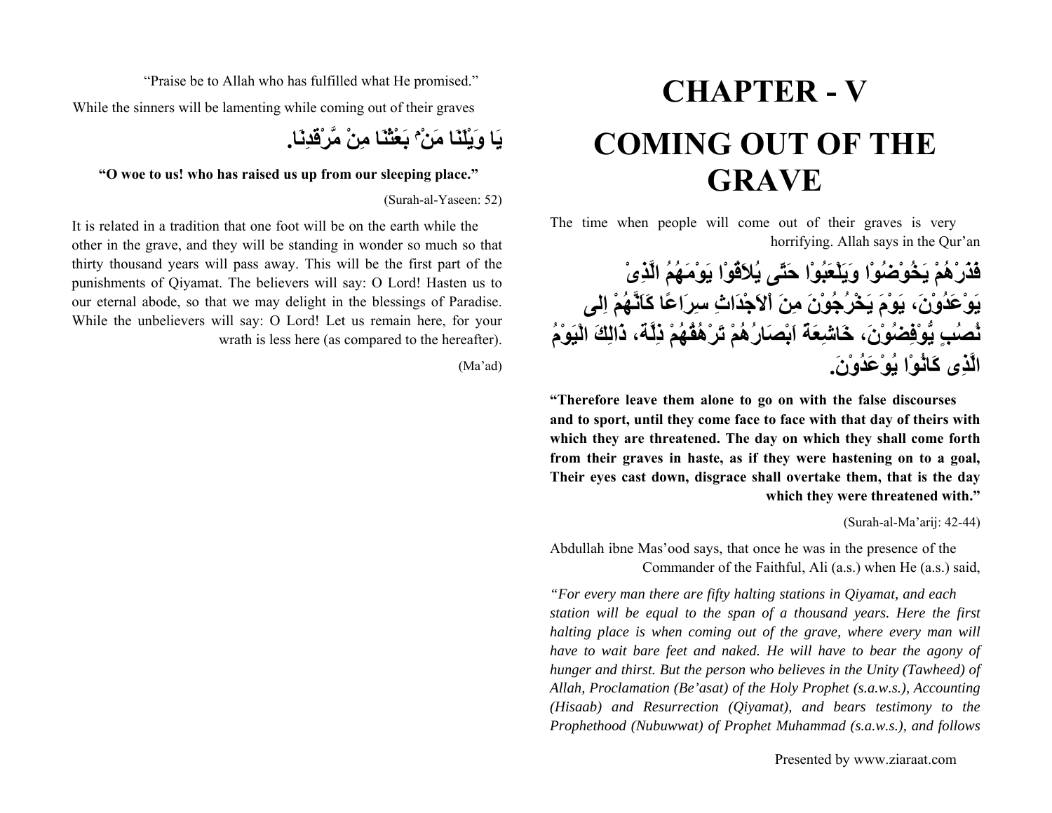"Praise be to Allah who has fulfilled what He promised."

While the sinners will be lamenting while coming out of their graves

**يَا وَيْلَنَا مَنْ م بَعْثَنَا مِنْ مَّرْقَدِنَا.**

**"O woe to us! who has raised us up from our sleeping place."**

(Surah-al-Yaseen: 52)

It is related in a tradition that one foot will be on the earth while the other in the grave, and they will be standing in wonder so much so that thirty thousand years will pass away. This will be the first part of the punishments of Qiyamat. The believers will say: O Lord! Hasten us to our eternal abode, so that we may delight in the blessings of Paradise. While the unbelievers will say: O Lord! Let us remain here, for your wrath is less here (as compared to the hereafter).

(Ma'ad)

# CHAPTER - V

# COMING OUT OF THE GRAVE

The time when people will come out of their graves is very horrifying. Allah says in the Qur'an

**فَذَرْهُمْ يَخُوْضُوْا وَيَلْعَبُوْا حَتّى يُلاَقُوْا يَوْمَهُمُ الَّذِىْ يُوْعَدُوْنَ، يَوْمَ يَخْرُجُوْنَ مِنَ اْلاَجْدَاثِ سِرَاعًا كَاَنَّهُمْ اِلى نُصُبٍ يُّوْفِضُوْنَ، خَاشِعَةً اَبْصَارُهُمْ تَرْهَقُهُمْ ذِلَّةٌ، ذَالِكَ الْيَوْمُ الَّذِى كَانُوْا يُوْعَدُوْنَ.**

**"Therefore leave them alone to go on with the false discourses and to sport, until they come face to face with that day of theirs with which they are threatened. The day on which they shall come forth from their graves in haste, as if they were hastening on to a goal, Their eyes cast down, disgrace shall overtake them, that is the day which they were threatened with."**

(Surah-al-Ma'arij: 42-44)

Abdullah ibne Mas'ood says, that once he was in the presence of the Commander of the Faithful, Ali (a.s.) when He (a.s.) said,

*"For every man there are fifty halting stations in Qiyamat, and each station will be equal to the span of a thousand years. Here the first halting place is when coming out of the grave, where every man will have to wait bare feet and naked. He will have to bear the agony of hunger and thirst. But the person who believes in the Unity (Tawheed) of Allah, Proclamation (Be'asat) of the Holy Prophet (s.a.w.s.), Accounting (Hisaab) and Resurrection (Qiyamat), and bears testimony to the Prophethood (Nubuwwat) of Prophet Muhammad (s.a.w.s.), and follows*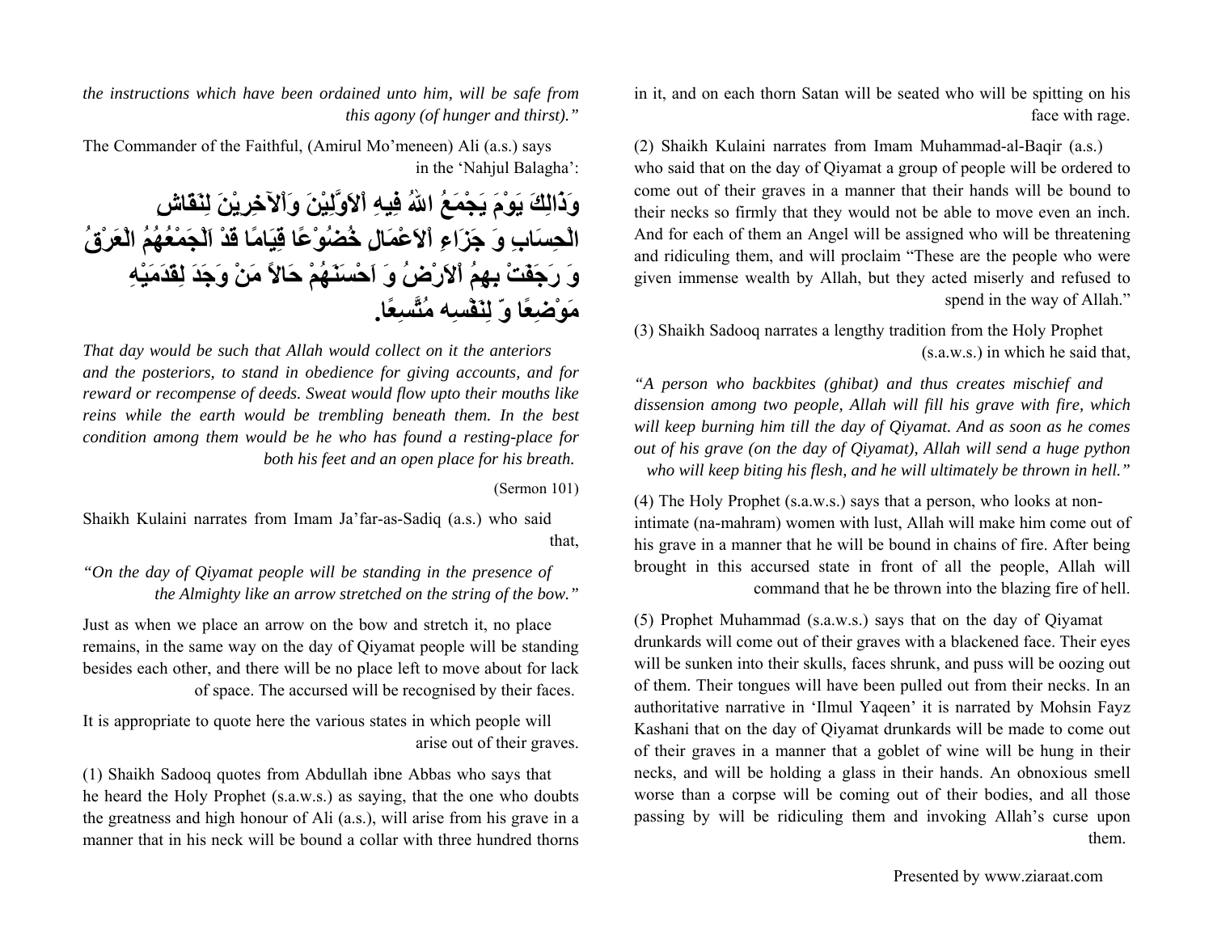*the instructions which have been ordained unto him, will be safe from this agony (of hunger and thirst).”*

The Commander of the Faithful, (Amirul Mo'meneen) Ali (a.s.) says in the 'Nahjul Balagha':

**وَذَالِكَ يَوْمَ يَجْمَعُ اللهُ فِيهِ اْلاَوَّلِيْنَ وَاْلآخِرِيْنَ لِنَقَاشِ الْحِسَابِ وَ جَزَاءِ اْلاَعْمَالِ خُضُوْعًا قِيَامًا قَدْ اَلْجَمْعُهُمُ الْعَرْقُ وَ رَجَفَتْ بِهِمُ اْلاَرْضُ وَ اَحْسَنَهُمْ حَالاً مَنْ وَجَدَ لِقَدَمَيْهِ مَوْضِعًا وّ لِنَفْسِهِ مُتَّسِعًا.**

*That day would be such that Allah would collect on it the anteriors and the posteriors, to stand in obedience for giving accounts, and for reward or recompense of deeds. Sweat would flow upto their mouths like reins while the earth would be trembling beneath them. In the best condition among them would be he who has found a resting-place for both his feet and an open place for his breath.*

(Sermon 101)

Shaikh Kulaini narrates from Imam Ja'far-as-Sadiq (a.s.) who said that,

*“On the day of Qiyamat people will be standing in the presence of the Almighty like an arrow stretched on the string of the bow.”*

Just as when we place an arrow on the bow and stretch it, no place remains, in the same way on the day of Qiyamat people will be standing besides each other, and there will be no place left to move about for lack of space. The accursed will be recognised by their faces.

It is appropriate to quote here the various states in which people will arise out of their graves.

(1) Shaikh Sadooq quotes from Abdullah ibne Abbas who says that he heard the Holy Prophet (s.a.w.s.) as saying, that the one who doubts the greatness and high honour of Ali (a.s.), will arise from his grave in a manner that in his neck will be bound a collar with three hundred thorns in it, and on each thorn Satan will be seated who will be spitting on his face with rage.

(2) Shaikh Kulaini narrates from Imam Muhammad-al-Baqir (a.s.) who said that on the day of Qiyamat a group of people will be ordered to come out of their graves in a manner that their hands will be bound to their necks so firmly that they would not be able to move even an inch. And for each of them an Angel will be assigned who will be threatening and ridiculing them, and will proclaim “These are the people who were given immense wealth by Allah, but they acted miserly and refused to spend in the way of Allah.”

(3) Shaikh Sadooq narrates a lengthy tradition from the Holy Prophet (s.a.w.s.) in which he said that,

*“A person who backbites (ghibat) and thus creates mischief and dissension among two people, Allah will fill his grave with fire, which will keep burning him till the day of Qiyamat. And as soon as he comes out of his grave (on the day of Qiyamat), Allah will send a huge python who will keep biting his flesh, and he will ultimately be thrown in hell.”*

(4) The Holy Prophet (s.a.w.s.) says that a person, who looks at non-intimate (na-mahram) women with lust, Allah will make him come out of his grave in a manner that he will be bound in chains of fire. After being brought in this accursed state in front of all the people, Allah will command that he be thrown into the blazing fire of hell.

(5) Prophet Muhammad (s.a.w.s.) says that on the day of Qiyamat drunkards will come out of their graves with a blackened face. Their eyes will be sunken into their skulls, faces shrunk, and puss will be oozing out of them. Their tongues will have been pulled out from their necks. In an authoritative narrative in 'Ilmul Yaqeen' it is narrated by Mohsin Fayz Kashani that on the day of Qiyamat drunkards will be made to come out of their graves in a manner that a goblet of wine will be hung in their necks, and will be holding a glass in their hands. An obnoxious smell worse than a corpse will be coming out of their bodies, and all those passing by will be ridiculing them and invoking Allah's curse upon them.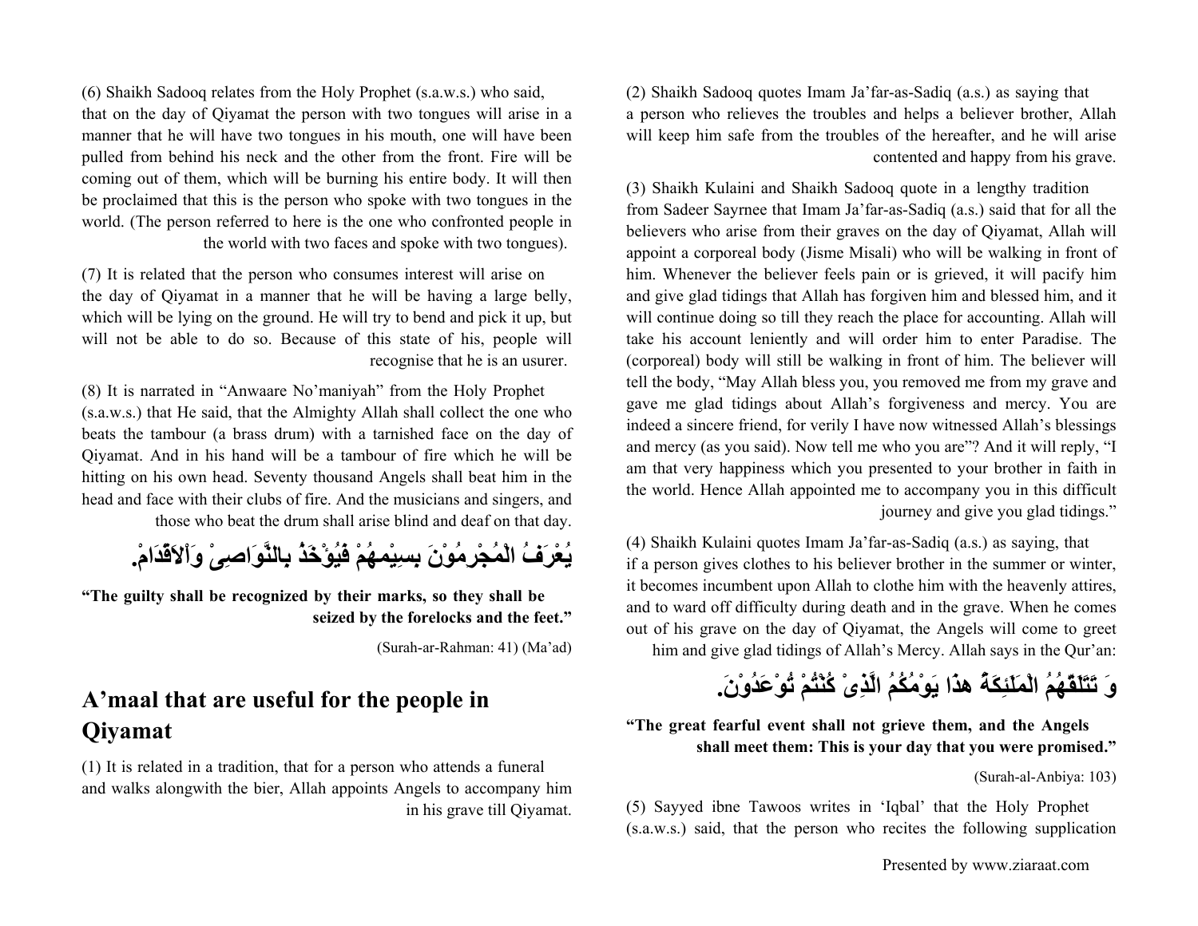(6) Shaikh Sadooq relates from the Holy Prophet (s.a.w.s.) who said, that on the day of Qiyamat the person with two tongues will arise in a manner that he will have two tongues in his mouth, one will have been pulled from behind his neck and the other from the front. Fire will be coming out of them, which will be burning his entire body. It will then be proclaimed that this is the person who spoke with two tongues in the world. (The person referred to here is the one who confronted people in the world with two faces and spoke with two tongues).

(7) It is related that the person who consumes interest will arise on the day of Qiyamat in a manner that he will be having a large belly, which will be lying on the ground. He will try to bend and pick it up, but will not be able to do so. Because of this state of his, people will recognise that he is an usurer.

(8) It is narrated in "Anwaare No'maniyah" from the Holy Prophet (s.a.w.s.) that He said, that the Almighty Allah shall collect the one who beats the tambour (a brass drum) with a tarnished face on the day of Qiyamat. And in his hand will be a tambour of fire which he will be hitting on his own head. Seventy thousand Angels shall beat him in the head and face with their clubs of fire. And the musicians and singers, and those who beat the drum shall arise blind and deaf on that day.

يُعْرَفُ الْمُجْرِمُوْنَ بِسِيْمهُمْ فَيُؤْخَذُ بِالنَّوَاصِىْ وَالْاَقْدَامْ.

**"The guilty shall be recognized by their marks, so they shall be seized by the forelocks and the feet."**

(Surah-ar-Rahman: 41) (Ma'ad)

## A'maal that are useful for the people in Qiyamat

(1) It is related in a tradition, that for a person who attends a funeral and walks alongwith the bier, Allah appoints Angels to accompany him in his grave till Qiyamat.

(2) Shaikh Sadooq quotes Imam Ja'far-as-Sadiq (a.s.) as saying that a person who relieves the troubles and helps a believer brother, Allah will keep him safe from the troubles of the hereafter, and he will arise contented and happy from his grave.

(3) Shaikh Kulaini and Shaikh Sadooq quote in a lengthy tradition from Sadeer Sayrnee that Imam Ja'far-as-Sadiq (a.s.) said that for all the believers who arise from their graves on the day of Qiyamat, Allah will appoint a corporeal body (Jisme Misali) who will be walking in front of him. Whenever the believer feels pain or is grieved, it will pacify him and give glad tidings that Allah has forgiven him and blessed him, and it will continue doing so till they reach the place for accounting. Allah will take his account leniently and will order him to enter Paradise. The (corporeal) body will still be walking in front of him. The believer will tell the body, "May Allah bless you, you removed me from my grave and gave me glad tidings about Allah's forgiveness and mercy. You are indeed a sincere friend, for verily I have now witnessed Allah's blessings and mercy (as you said). Now tell me who you are"? And it will reply, "I am that very happiness which you presented to your brother in faith in the world. Hence Allah appointed me to accompany you in this difficult journey and give you glad tidings."

(4) Shaikh Kulaini quotes Imam Ja'far-as-Sadiq (a.s.) as saying, that if a person gives clothes to his believer brother in the summer or winter, it becomes incumbent upon Allah to clothe him with the heavenly attires, and to ward off difficulty during death and in the grave. When he comes out of his grave on the day of Qiyamat, the Angels will come to greet him and give glad tidings of Allah's Mercy. Allah says in the Qur'an:

وَ تَتَلَقّهُمُ الْمَلَئِكَةُ هذَا يَوْمُكُمُ الَّذِىْ كُنْتُمْ تُوْعَدُوْنَ.

**"The great fearful event shall not grieve them, and the Angels shall meet them: This is your day that you were promised."**

(Surah-al-Anbiya: 103)

(5) Sayyed ibne Tawoos writes in 'Iqbal' that the Holy Prophet (s.a.w.s.) said, that the person who recites the following supplication

Presented by www.ziaraat.com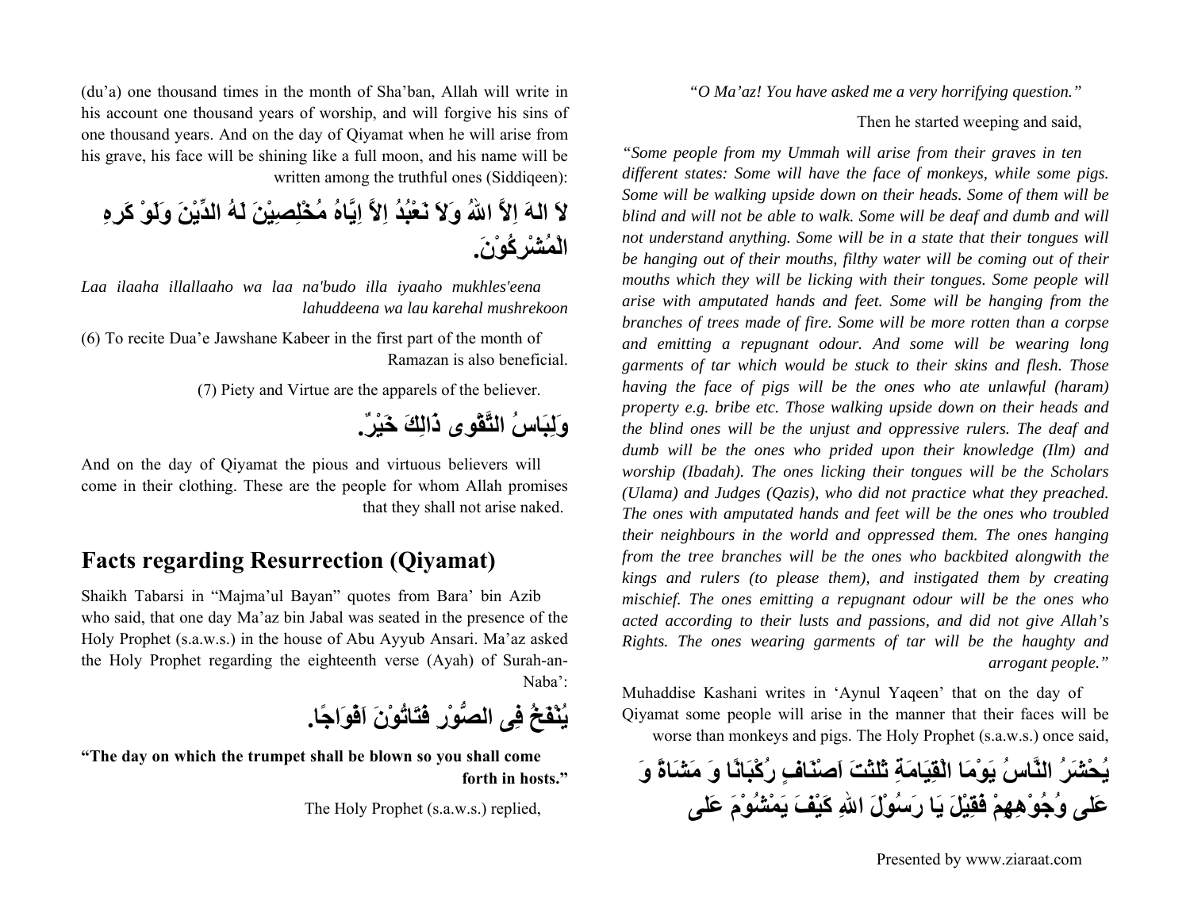(du'a) one thousand times in the month of Sha'ban, Allah will write in his account one thousand years of worship, and will forgive his sins of one thousand years. And on the day of Qiyamat when he will arise from his grave, his face will be shining like a full moon, and his name will be written among the truthful ones (Siddiqeen):

**لاَ الـهَ اِلاَّ اللهُ وَلاَ نَعْبُدُ اِلاَّ اِيَّاهُ مُخْلِصِيْنَ لَهُ الدِّيْنَ وَلَوْ كَرِهِ الْمُشْرِكُوْنَ.**

*Laa ilaaha illallaaho wa laa na'budo illa iyaaho mukhles'eena lahuddeena wa lau karehal mushrekoon*

(6) To recite Dua'e Jawshane Kabeer in the first part of the month of Ramazan is also beneficial.

(7) Piety and Virtue are the apparels of the believer.

**وَلِبَاسُ التَّقْوى ذَالِكَ خَيْرٌ.**

And on the day of Qiyamat the pious and virtuous believers will come in their clothing. These are the people for whom Allah promises that they shall not arise naked.

## Facts regarding Resurrection (Qiyamat)

Shaikh Tabarsi in "Majma'ul Bayan" quotes from Bara' bin Azib who said, that one day Ma'az bin Jabal was seated in the presence of the Holy Prophet (s.a.w.s.) in the house of Abu Ayyub Ansari. Ma'az asked the Holy Prophet regarding the eighteenth verse (Ayah) of Surah-an-Naba':

**يُنْفَخُ فِى الصُّوْرِ فَتَاتُوْنَ اَفْوَاجًا.**

**"The day on which the trumpet shall be blown so you shall come forth in hosts."**

The Holy Prophet (s.a.w.s.) replied,

*"O Ma'az! You have asked me a very horrifying question."*

Then he started weeping and said,

*"Some people from my Ummah will arise from their graves in ten different states: Some will have the face of monkeys, while some pigs. Some will be walking upside down on their heads. Some of them will be blind and will not be able to walk. Some will be deaf and dumb and will not understand anything. Some will be in a state that their tongues will be hanging out of their mouths, filthy water will be coming out of their mouths which they will be licking with their tongues. Some people will arise with amputated hands and feet. Some will be hanging from the branches of trees made of fire. Some will be more rotten than a corpse and emitting a repugnant odour. And some will be wearing long garments of tar which would be stuck to their skins and flesh. Those having the face of pigs will be the ones who ate unlawful (haram) property e.g. bribe etc. Those walking upside down on their heads and the blind ones will be the unjust and oppressive rulers. The deaf and dumb will be the ones who prided upon their knowledge (Ilm) and worship (Ibadah). The ones licking their tongues will be the Scholars (Ulama) and Judges (Qazis), who did not practice what they preached. The ones with amputated hands and feet will be the ones who troubled their neighbours in the world and oppressed them. The ones hanging from the tree branches will be the ones who backbited alongwith the kings and rulers (to please them), and instigated them by creating mischief. The ones emitting a repugnant odour will be the ones who acted according to their lusts and passions, and did not give Allah's Rights. The ones wearing garments of tar will be the haughty and arrogant people."*

Muhaddise Kashani writes in 'Aynul Yaqeen' that on the day of Qiyamat some people will arise in the manner that their faces will be worse than monkeys and pigs. The Holy Prophet (s.a.w.s.) once said,

**يُحْشَرُ النَّاسُ يَوْمَا الْقِيَامَةِ ثلثتَ اَصْنَافٍ رُكْبَانًا وَ مَشَاةً وَ عَلى وُجُوْهِهِمْ فَقِيْلَ يَا رَسُوْلَ اللهِ كَيْفَ يَمْشُوْمَ عَلى**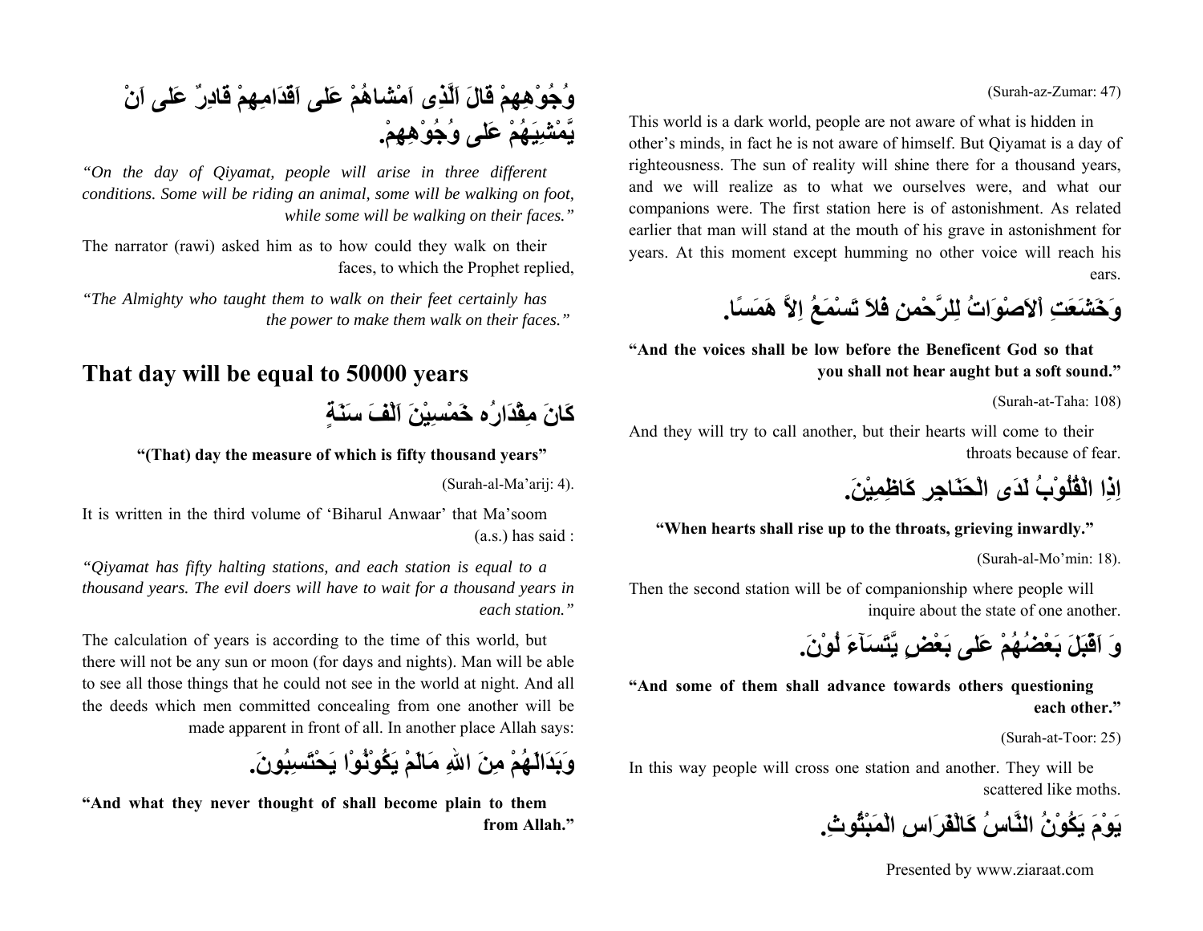وُجُوْهِهِمْ قالَ اَلَّذِی اَمْشاهُمْ عَلی اَقدامِهِمْ قادِرٌ عَلی اَنْ یَّمْشِیَهُمْ عَلی وُجُوْهِهِمْ.

*"On the day of Qiyamat, people will arise in three different conditions. Some will be riding an animal, some will be walking on foot, while some will be walking on their faces."*

The narrator (rawi) asked him as to how could they walk on their faces, to which the Prophet replied,

*"The Almighty who taught them to walk on their feet certainly has the power to make them walk on their faces."*

## That day will be equal to 50000 years

كَانَ مِقْدَارُه خَمْسِیْنَ اَلْفَ سَنَةٍ

**"(That) day the measure of which is fifty thousand years"**

(Surah-al-Ma'arij: 4).

It is written in the third volume of 'Biharul Anwaar' that Ma'soom (a.s.) has said :

*"Qiyamat has fifty halting stations, and each station is equal to a thousand years. The evil doers will have to wait for a thousand years in each station."*

The calculation of years is according to the time of this world, but there will not be any sun or moon (for days and nights). Man will be able to see all those things that he could not see in the world at night. And all the deeds which men committed concealing from one another will be made apparent in front of all. In another place Allah says:

وَبَدَالَهُمْ مِنَ اللهِ مَالَمْ یَكُوْنُوْا یَحْتَسِبُونَ.

**"And what they never thought of shall become plain to them from Allah."**

(Surah-az-Zumar: 47)

This world is a dark world, people are not aware of what is hidden in other's minds, in fact he is not aware of himself. But Qiyamat is a day of righteousness. The sun of reality will shine there for a thousand years, and we will realize as to what we ourselves were, and what our companions were. The first station here is of astonishment. As related earlier that man will stand at the mouth of his grave in astonishment for years. At this moment except humming no other voice will reach his ears.

وَخَشَعَتِ اْلاَصْوَاتُ لِلرَّحْمٰنِ فَلاَ تَسْمَعُ اِلاَّ هَمَسًا.

**"And the voices shall be low before the Beneficent God so that you shall not hear aught but a soft sound."**

(Surah-at-Taha: 108)

And they will try to call another, but their hearts will come to their throats because of fear.

اِذِا الْقُلُوْبُ لَدَی الْحَنَاجِرِ كَاظِمِیْنَ.

**"When hearts shall rise up to the throats, grieving inwardly."**

(Surah-al-Mo'min: 18).

Then the second station will be of companionship where people will inquire about the state of one another.

وَ اَقْبَلَ بَعْضُهُمْ عَلی بَعْضٍ یَّتَسَآءَ لُوْنَ.

**"And some of them shall advance towards others questioning each other."**

(Surah-at-Toor: 25)

In this way people will cross one station and another. They will be scattered like moths.

یَوْمَ یَكُوْنُ النَّاسُ كَالْفَرَاسِ الْمَبْثُوثِ.

Presented by www.ziaraat.com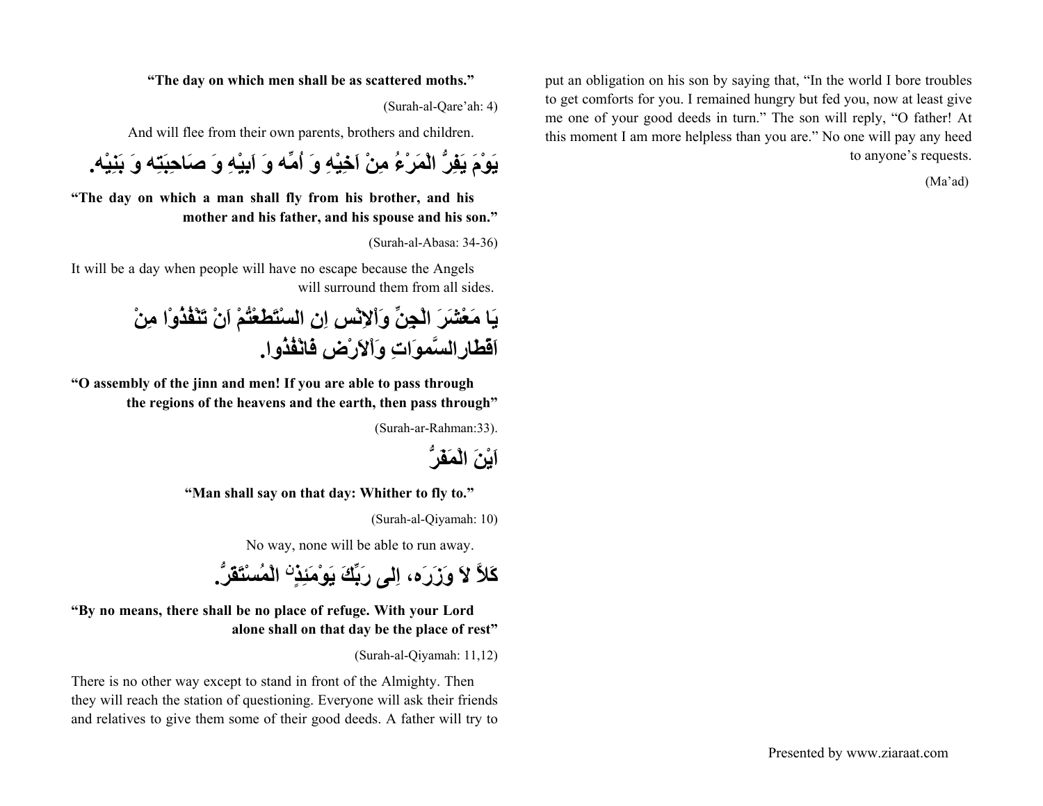**"The day on which men shall be as scattered moths."**

(Surah-al-Qare'ah: 4)

And will flee from their own parents, brothers and children.

يَوْمَ يَفِرُّ الْمَرْءُ مِنْ اَخِيْهِ وَ اُمِّه وَ اَبِيْهِ وَ صَاحِبَتِه وَ بَنِيْه.

**"The day on which a man shall fly from his brother, and his mother and his father, and his spouse and his son."**

(Surah-al-Abasa: 34-36)

It will be a day when people will have no escape because the Angels will surround them from all sides.

يَا مَعْشَرَ الْجِنِّ وَاْلاِنْسِ اِنِ اسْتَطَعْتُمْ اَنْ تَنْفُذُوْا مِنْ اَقْطَارِالسَّمٰوَاتِ وَاْلاَرْضِ فَانْفُذُوا.

**"O assembly of the jinn and men! If you are able to pass through the regions of the heavens and the earth, then pass through"**

(Surah-ar-Rahman:33).

اَيْنَ الْمَفَرُّ

**"Man shall say on that day: Whither to fly to."**

(Surah-al-Qiyamah: 10)

No way, none will be able to run away.

كَلاَّ لاَ وَزَرَه، اِلى رَبِّكَ يَوْمَئِذِنِ الْمُسْتَقَرُّ.

**"By no means, there shall be no place of refuge. With your Lord alone shall on that day be the place of rest"**

(Surah-al-Qiyamah: 11,12)

There is no other way except to stand in front of the Almighty. Then they will reach the station of questioning. Everyone will ask their friends and relatives to give them some of their good deeds. A father will try to put an obligation on his son by saying that, "In the world I bore troubles to get comforts for you. I remained hungry but fed you, now at least give me one of your good deeds in turn." The son will reply, "O father! At this moment I am more helpless than you are." No one will pay any heed to anyone's requests.

(Ma'ad)

Presented by www.ziaraat.com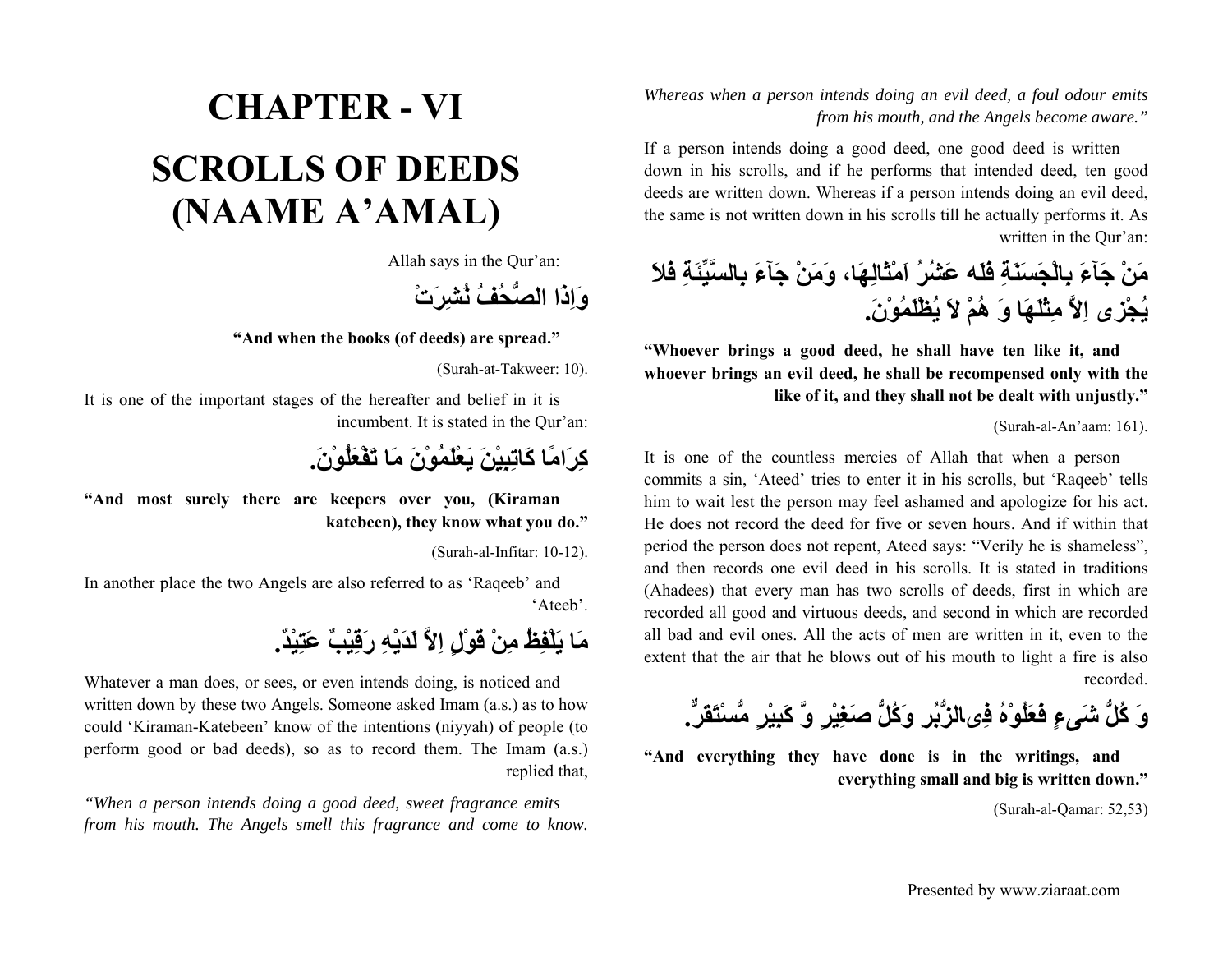# CHAPTER - VI

# SCROLLS OF DEEDS (NAAME A'AMAL)

Allah says in the Qur'an:

وَاِذَا الصُّحُفُ نُشِرَتْ

**"And when the books (of deeds) are spread."**

(Surah-at-Takweer: 10).

It is one of the important stages of the hereafter and belief in it is incumbent. It is stated in the Qur'an:

كِرَامًا كَاتِبِيْنَ يَعْلَمُوْنَ مَا تَفْعَلُوْنَ.

**"And most surely there are keepers over you, (Kiraman katebeen), they know what you do."**

(Surah-al-Infitar: 10-12).

In another place the two Angels are also referred to as 'Raqeeb' and 'Ateeb'.

مَا يَلْفِظُ مِنْ قَوْلٍ اِلاَّ لَدَيْهِ رَقِيْبٌ عَتِيْدٌ.

Whatever a man does, or sees, or even intends doing, is noticed and written down by these two Angels. Someone asked Imam (a.s.) as to how could 'Kiraman-Katebeen' know of the intentions (niyyah) of people (to perform good or bad deeds), so as to record them. The Imam (a.s.) replied that,

*"When a person intends doing a good deed, sweet fragrance emits from his mouth. The Angels smell this fragrance and come to know. Whereas when a person intends doing an evil deed, a foul odour emits from his mouth, and the Angels become aware."*

If a person intends doing a good deed, one good deed is written down in his scrolls, and if he performs that intended deed, ten good deeds are written down. Whereas if a person intends doing an evil deed, the same is not written down in his scrolls till he actually performs it. As written in the Qur'an:

مَنْ جَآءَ بِالْحَسَنَةِ فَلَه عَشْرُ اَمْثَالِهَا، وَمَنْ جَآءَ بِالسَّيِّئَةِ فَلاَ يُجْزٰى اِلاَّ مِثْلَهَا وَ هُمْ لاَ يُظْلَمُوْنَ.

**"Whoever brings a good deed, he shall have ten like it, and whoever brings an evil deed, he shall be recompensed only with the like of it, and they shall not be dealt with unjustly."**

(Surah-al-An'aam: 161).

It is one of the countless mercies of Allah that when a person commits a sin, 'Ateed' tries to enter it in his scrolls, but 'Raqeeb' tells him to wait lest the person may feel ashamed and apologize for his act. He does not record the deed for five or seven hours. And if within that period the person does not repent, Ateed says: "Verily he is shameless", and then records one evil deed in his scrolls. It is stated in traditions (Ahadees) that every man has two scrolls of deeds, first in which are recorded all good and virtuous deeds, and second in which are recorded all bad and evil ones. All the acts of men are written in it, even to the extent that the air that he blows out of his mouth to light a fire is also recorded.

وَ كُلُّ شَىءٍ فَعَلُوْهُ فِىالزُّبُرِ وَكُلُّ صَغِيْرٍ وَّ كَبِيْرٍ مُّسْتَقَرٌ.

**"And everything they have done is in the writings, and everything small and big is written down."**

(Surah-al-Qamar: 52,53)

Presented by www.ziaraat.com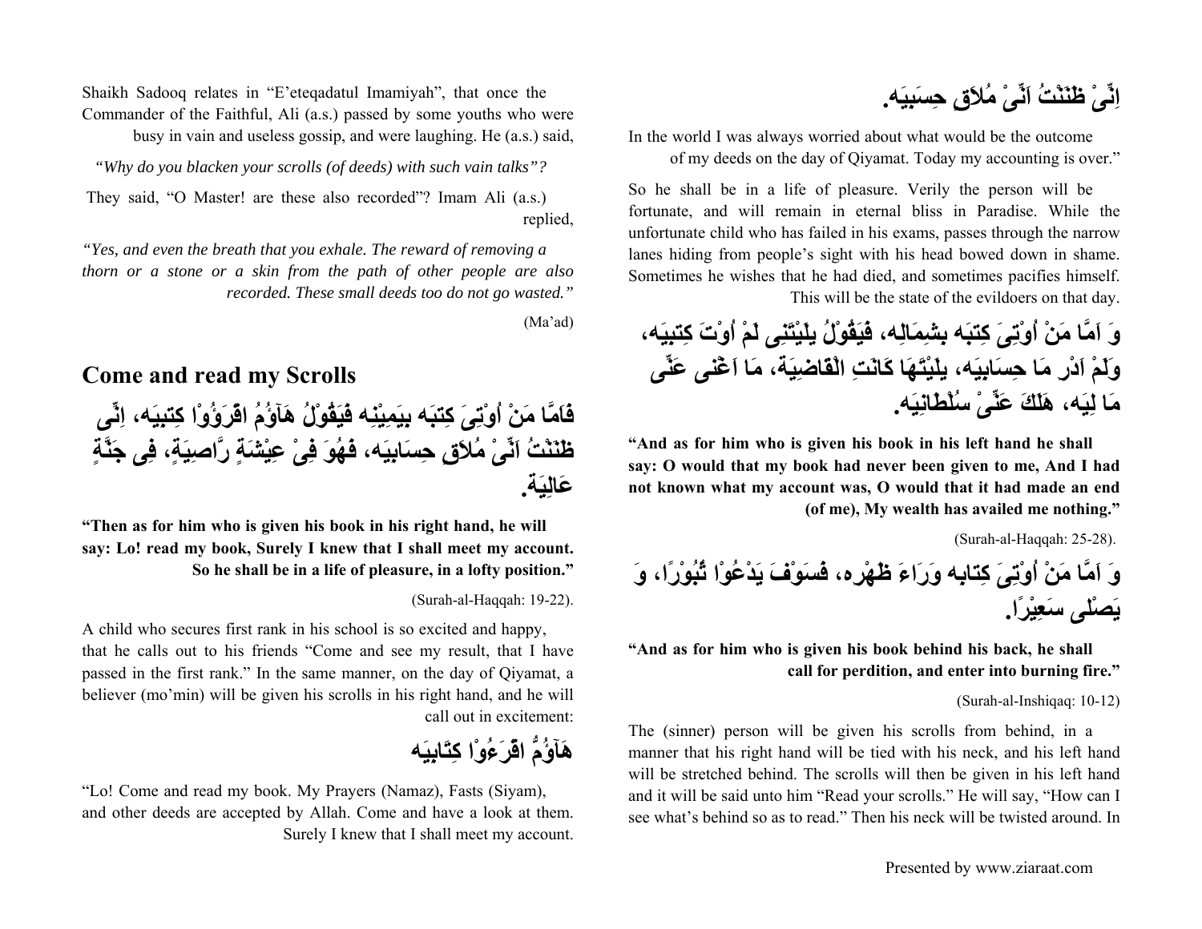Shaikh Sadooq relates in "E'eteqadatul Imamiyah", that once the Commander of the Faithful, Ali (a.s.) passed by some youths who were busy in vain and useless gossip, and were laughing. He (a.s.) said,

*"Why do you blacken your scrolls (of deeds) with such vain talks"?*

They said, "O Master! are these also recorded"? Imam Ali (a.s.) replied,

*"Yes, and even the breath that you exhale. The reward of removing a thorn or a stone or a skin from the path of other people are also recorded. These small deeds too do not go wasted."*

(Ma'ad)

## Come and read my Scrolls

**فَاَمَّا مَنْ اُوْتِیَ كِتٰبَه بِيَمِيْنِه فَيَقُوْلُ هَآؤُمُ اقْرَؤُوْا كِتٰبِيَه، اِنِّی ظَنَنْتُ اَنِّیْ مُلَاقٍ حِسَابِيَه، فَهُوَ فِیْ عِيْشَةٍ رَّاضِيَةٍ، فِی جَنَّةٍ عَالِيَةٍ.**

**"Then as for him who is given his book in his right hand, he will say: Lo! read my book, Surely I knew that I shall meet my account. So he shall be in a life of pleasure, in a lofty position."**

(Surah-al-Haqqah: 19-22).

A child who secures first rank in his school is so excited and happy, that he calls out to his friends "Come and see my result, that I have passed in the first rank." In the same manner, on the day of Qiyamat, a believer (mo'min) will be given his scrolls in his right hand, and he will call out in excitement:

**هَآؤُمُّ اقْرَءُوْا كِتَّابِيَه**

"Lo! Come and read my book. My Prayers (Namaz), Fasts (Siyam), and other deeds are accepted by Allah. Come and have a look at them. Surely I knew that I shall meet my account.

**اِنِّیْ ظَنَنْتُ اَنِّیْ مُلَاقٍ حِسَبِيَه.**

In the world I was always worried about what would be the outcome of my deeds on the day of Qiyamat. Today my accounting is over."

So he shall be in a life of pleasure. Verily the person will be fortunate, and will remain in eternal bliss in Paradise. While the unfortunate child who has failed in his exams, passes through the narrow lanes hiding from people's sight with his head bowed down in shame. Sometimes he wishes that he had died, and sometimes pacifies himself. This will be the state of the evildoers on that day.

**وَ اَمَّا مَنْ اُوْتِیَ كِتٰبَه بِشِمَالِه، فَيَقُوْلُ يٰلَيْتَنِی لَمْ اُوْتَ كِتٰبِيَه، وَلَمْ اَدْرِ مَا حِسَابِيَه، يٰلَيْتَهَا كَانَتِ الْقَاضِيَةَ، مَا اَغْنٰی عَنِّی مَا لِيَه، هَلَكَ عَنِّیْ سُلْطَانِيَه.**

**"And as for him who is given his book in his left hand he shall say: O would that my book had never been given to me, And I had not known what my account was, O would that it had made an end (of me), My wealth has availed me nothing."**

(Surah-al-Haqqah: 25-28).

**وَ اَمَّا مَنْ اُوْتِیَ كِتابه وَرَاءَ ظَهْرِه، فَسَوْفَ يَدْعُوْا ثُبُوْرًا، وَ يَصْلٰی سَعِيْرًا.**

**"And as for him who is given his book behind his back, he shall call for perdition, and enter into burning fire."**

(Surah-al-Inshiqaq: 10-12)

The (sinner) person will be given his scrolls from behind, in a manner that his right hand will be tied with his neck, and his left hand will be stretched behind. The scrolls will then be given in his left hand and it will be said unto him "Read your scrolls." He will say, "How can I see what's behind so as to read." Then his neck will be twisted around. In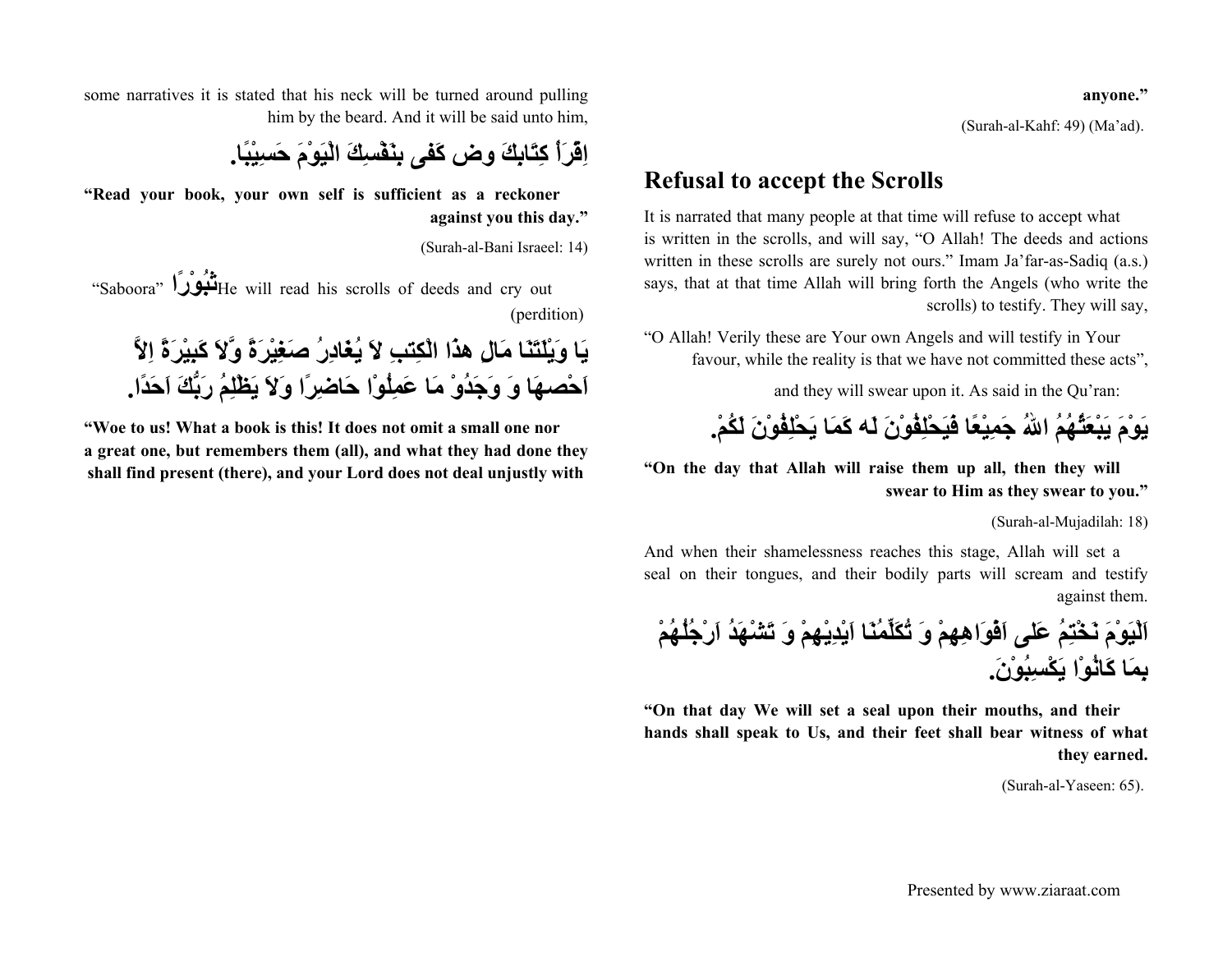some narratives it is stated that his neck will be turned around pulling him by the beard. And it will be said unto him,

اِقْرَاْ كِتَابَكَ وض كَفٰى بِنَفْسِكَ الْيَوْمَ حَسِيْبًا.

**"Read your book, your own self is sufficient as a reckoner against you this day."**

(Surah-al-Bani Israeel: 14)

"Saboora" ثُبُوْرًا He will read his scrolls of deeds and cry out (perdition)

يَا وَيْلَتَنَا مَالِ هٰذَا الْكِتٰبِ لاَ يُغَادِرُ صَغِيْرَةً وَّلاَ كَبِيْرَةً اِلاَّ اَحْصٰهَا وَ وَجَدُوْا مَا عَمِلُوْا حَاضِرًا وَلاَ يَظْلِمُ رَبُّكَ اَحَدًا.

**"Woe to us! What a book is this! It does not omit a small one nor a great one, but remembers them (all), and what they had done they shall find present (there), and your Lord does not deal unjustly with anyone."**

(Surah-al-Kahf: 49) (Ma'ad).

## Refusal to accept the Scrolls

It is narrated that many people at that time will refuse to accept what is written in the scrolls, and will say, "O Allah! The deeds and actions written in these scrolls are surely not ours." Imam Ja'far-as-Sadiq (a.s.) says, that at that time Allah will bring forth the Angels (who write the scrolls) to testify. They will say,

"O Allah! Verily these are Your own Angels and will testify in Your favour, while the reality is that we have not committed these acts",

and they will swear upon it. As said in the Qu'ran:

يَوْمَ يَبْعَثُهُمُ اللّٰهُ جَمِيْعًا فَيَحْلِفُوْنَ لَه كَمَا يَحْلِفُوْنَ لَكُمْ.

**"On the day that Allah will raise them up all, then they will swear to Him as they swear to you."**

(Surah-al-Mujadilah: 18)

And when their shamelessness reaches this stage, Allah will set a seal on their tongues, and their bodily parts will scream and testify against them.

اَلْيَوْمَ نَخْتِمُ عَلٰى اَفْوَاهِهِمْ وَ تُكَلِّمُنَا اَيْدِيْهِمْ وَ تَشْهَدُ اَرْجُلُهُمْ بِمَا كَانُوْا يَكْسِبُوْنَ.

**"On that day We will set a seal upon their mouths, and their hands shall speak to Us, and their feet shall bear witness of what they earned.**

(Surah-al-Yaseen: 65).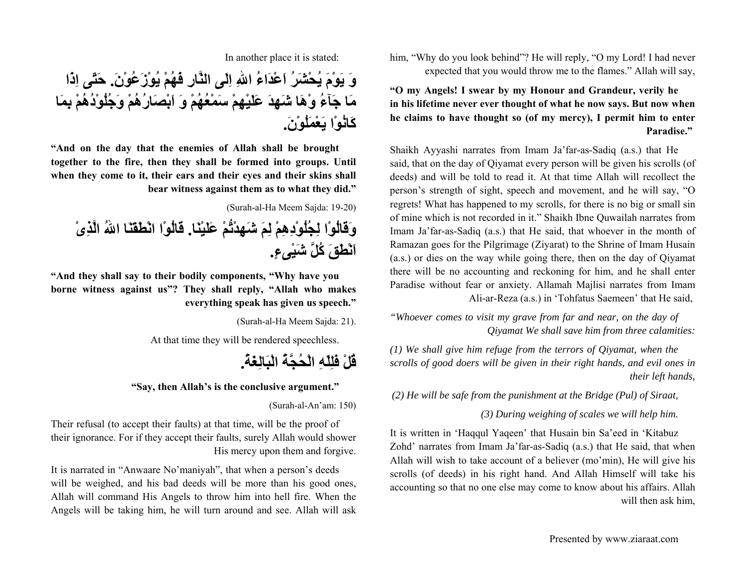In another place it is stated:

**وَ يَوْمَ يُحْشَرُ اَعْدَاءُ اللهِ اِلَى النَّارِ فَهُمْ يُوْزَعُوْنَ. حَتّٰى اِذَا مَا جَآءُ وْهَا شَهِدَ عَلَيْهِمْ سَمْعُهُمْ وَ اَبْصَارُهُمْ وَجُلُوْدُهُمْ بِمَا كَانُوْا يَعْمَلُوْنَ.**

**"And on the day that the enemies of Allah shall be brought together to the fire, then they shall be formed into groups. Until when they come to it, their ears and their eyes and their skins shall bear witness against them as to what they did."**

(Surah-al-Ha Meem Sajda: 19-20)

**وَقَالُوْا لِجُلُوْدِهِمْ لِمَ شَهِدْتُّمْ عَلَيْنَا. قَالُوْا اَنْطَقَنَا اللّٰهُ الَّذِىْ اَنْطَقَ كُلَّ شَيْىءٍ.**

**"And they shall say to their bodily components, "Why have you borne witness against us"? They shall reply, "Allah who makes everything speak has given us speech."**

(Surah-al-Ha Meem Sajda: 21).

At that time they will be rendered speechless.

**قُلْ فَلِلّٰهِ الْحُجَّةُ الْبَالِغَةُ.**

**"Say, then Allah's is the conclusive argument."**

(Surah-al-An'am: 150)

Their refusal (to accept their faults) at that time, will be the proof of their ignorance. For if they accept their faults, surely Allah would shower His mercy upon them and forgive.

It is narrated in "Anwaare No'maniyah", that when a person's deeds will be weighed, and his bad deeds will be more than his good ones, Allah will command His Angels to throw him into hell fire. When the Angels will be taking him, he will turn around and see. Allah will ask him, "Why do you look behind"? He will reply, "O my Lord! I had never expected that you would throw me to the flames." Allah will say,

**"O my Angels! I swear by my Honour and Grandeur, verily he in his lifetime never ever thought of what he now says. But now when he claims to have thought so (of my mercy), I permit him to enter Paradise."**

Shaikh Ayyashi narrates from Imam Ja'far-as-Sadiq (a.s.) that He said, that on the day of Qiyamat every person will be given his scrolls (of deeds) and will be told to read it. At that time Allah will recollect the person's strength of sight, speech and movement, and he will say, "O regrets! What has happened to my scrolls, for there is no big or small sin of mine which is not recorded in it." Shaikh Ibne Quwailah narrates from Imam Ja'far-as-Sadiq (a.s.) that He said, that whoever in the month of Ramazan goes for the Pilgrimage (Ziyarat) to the Shrine of Imam Husain (a.s.) or dies on the way while going there, then on the day of Qiyamat there will be no accounting and reckoning for him, and he shall enter Paradise without fear or anxiety. Allamah Majlisi narrates from Imam Ali-ar-Reza (a.s.) in 'Tohfatus Saemeen' that He said,

*"Whoever comes to visit my grave from far and near, on the day of Qiyamat We shall save him from three calamities:*

*(1) We shall give him refuge from the terrors of Qiyamat, when the scrolls of good doers will be given in their right hands, and evil ones in their left hands,*

*(2) He will be safe from the punishment at the Bridge (Pul) of Siraat,*

*(3) During weighing of scales we will help him.*

It is written in 'Haqqul Yaqeen' that Husain bin Sa'eed in 'Kitabuz Zohd' narrates from Imam Ja'far-as-Sadiq (a.s.) that He said, that when Allah will wish to take account of a believer (mo'min), He will give his scrolls (of deeds) in his right hand. And Allah Himself will take his accounting so that no one else may come to know about his affairs. Allah will then ask him,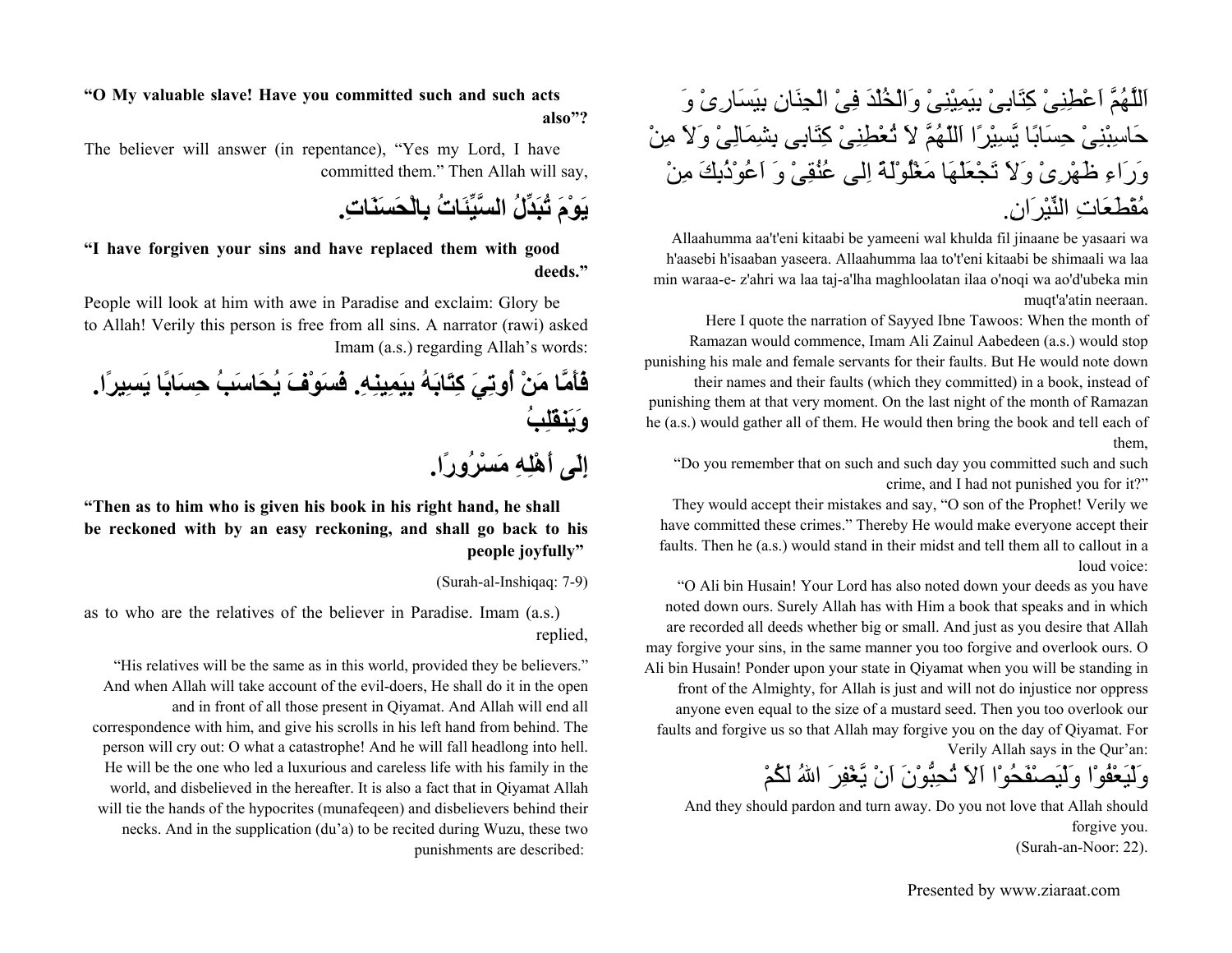**"O My valuable slave! Have you committed such and such acts also"?**

The believer will answer (in repentance), "Yes my Lord, I have committed them." Then Allah will say,

**يَوْمَ تُبَدِّلُ السَّيِّئَاتُ بِالْحَسَنَاتِ.**

**"I have forgiven your sins and have replaced them with good deeds."**

People will look at him with awe in Paradise and exclaim: Glory be to Allah! Verily this person is free from all sins. A narrator (rawi) asked Imam (a.s.) regarding Allah's words:

**فَأَمَّا مَنْ أُوتِيَ كِتَابَهُ بِيَمِينِهِ. فَسَوْفَ يُحَاسَبُ حِسَابًا يَسِيرًا. وَيَنقَلِبُ إِلَى أَهْلِهِ مَسْرُورًا.**

**"Then as to him who is given his book in his right hand, he shall be reckoned with by an easy reckoning, and shall go back to his people joyfully"**

(Surah-al-Inshiqaq: 7-9)

as to who are the relatives of the believer in Paradise. Imam (a.s.) replied,

"His relatives will be the same as in this world, provided they be believers." And when Allah will take account of the evil-doers, He shall do it in the open and in front of all those present in Qiyamat. And Allah will end all correspondence with him, and give his scrolls in his left hand from behind. The person will cry out: O what a catastrophe! And he will fall headlong into hell. He will be the one who led a luxurious and careless life with his family in the world, and disbelieved in the hereafter. It is also a fact that in Qiyamat Allah will tie the hands of the hypocrites (munafeqeen) and disbelievers behind their necks. And in the supplication (du'a) to be recited during Wuzu, these two punishments are described:

اَللَّهُمَّ اَعْطِنِيْ كِتَابِيْ بِيَمِيْنِيْ وَالْخُلْدَ فِيْ الْجِنَانِ بِيَسَارِيْ وَ حَاسِبْنِيْ حِسَابًا يَّسِيْرًا اَللَّهُمَّ لاَ تُعْطِنِيْ كِتَابِي بِشِمَالِيْ وَلاَ مِنْ وَرَاءِ ظَهْرِيْ وَلاَ تَجْعَلْهَا مَغْلُوْلَةً اِلى عُنُقِيْ وَ اَعُوْذُبِكَ مِنْ مُقَطَّعَاتِ النِّيْرَانِ.

Allaahumma aa't'eni kitaabi be yameeni wal khulda fil jinaane be yasaari wa h'aasebi h'isaaban yaseera. Allaahumma laa to't'eni kitaabi be shimaali wa laa min waraa-e- z'ahri wa laa taj-a'lha maghloolatan ilaa o'noqi wa ao'd'ubeka min muqt'a'atin neeraan.

Here I quote the narration of Sayyed Ibne Tawoos: When the month of Ramazan would commence, Imam Ali Zainul Aabedeen (a.s.) would stop punishing his male and female servants for their faults. But He would note down their names and their faults (which they committed) in a book, instead of punishing them at that very moment. On the last night of the month of Ramazan he (a.s.) would gather all of them. He would then bring the book and tell each of them,

"Do you remember that on such and such day you committed such and such crime, and I had not punished you for it?"

They would accept their mistakes and say, "O son of the Prophet! Verily we have committed these crimes." Thereby He would make everyone accept their faults. Then he (a.s.) would stand in their midst and tell them all to callout in a loud voice:

"O Ali bin Husain! Your Lord has also noted down your deeds as you have noted down ours. Surely Allah has with Him a book that speaks and in which are recorded all deeds whether big or small. And just as you desire that Allah may forgive your sins, in the same manner you too forgive and overlook ours. O Ali bin Husain! Ponder upon your state in Qiyamat when you will be standing in front of the Almighty, for Allah is just and will not do injustice nor oppress anyone even equal to the size of a mustard seed. Then you too overlook our faults and forgive us so that Allah may forgive you on the day of Qiyamat. For Verily Allah says in the Qur'an:

وَلْيَعْفُوْا وَلْيَصْفَحُوْا اَلاَ تُحِبُّوْنَ اَنْ يَّغْفِرَ اللهُ لَكُمْ

And they should pardon and turn away. Do you not love that Allah should forgive you.
(Surah-an-Noor: 22).

Presented by www.ziaraat.com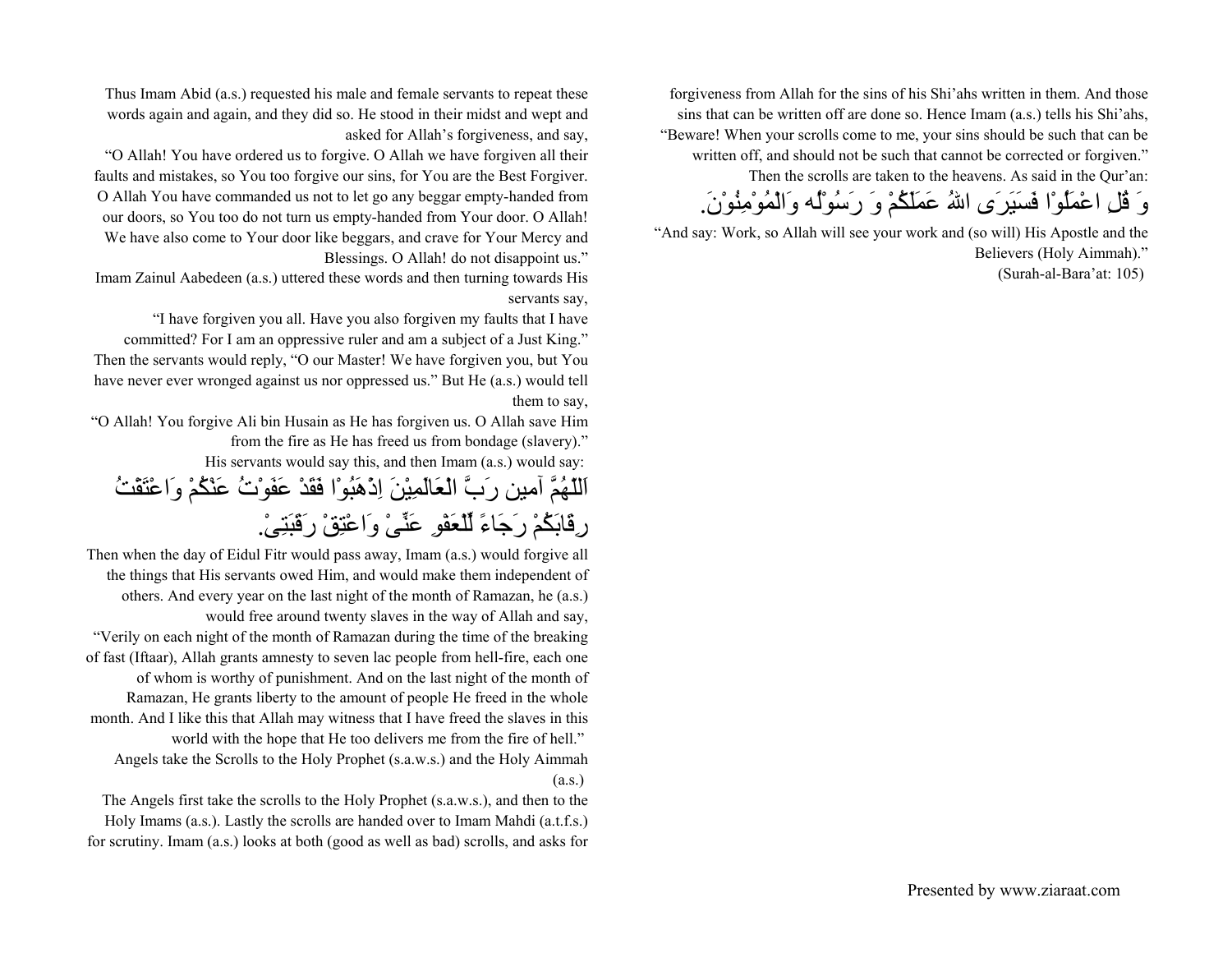Thus Imam Abid (a.s.) requested his male and female servants to repeat these words again and again, and they did so. He stood in their midst and wept and asked for Allah's forgiveness, and say,

"O Allah! You have ordered us to forgive. O Allah we have forgiven all their faults and mistakes, so You too forgive our sins, for You are the Best Forgiver. O Allah You have commanded us not to let go any beggar empty-handed from our doors, so You too do not turn us empty-handed from Your door. O Allah! We have also come to Your door like beggars, and crave for Your Mercy and Blessings. O Allah! do not disappoint us."

Imam Zainul Aabedeen (a.s.) uttered these words and then turning towards His servants say,

"I have forgiven you all. Have you also forgiven my faults that I have committed? For I am an oppressive ruler and am a subject of a Just King."

Then the servants would reply, "O our Master! We have forgiven you, but You have never ever wronged against us nor oppressed us." But He (a.s.) would tell them to say,

"O Allah! You forgive Ali bin Husain as He has forgiven us. O Allah save Him from the fire as He has freed us from bondage (slavery)."

His servants would say this, and then Imam (a.s.) would say:

اَللّٰهُمَّ آمين رَبَّ الْعَالَمِيْنَ اِذْهَبُوْا فَقَدْ عَفَوْتُ عَنْكُمْ وَاعْتَقْتُ رِقَابَكُمْ رَجَاءً لِّلْعَفْوِ عَنِّىْ وَاعْتِقْ رَقَبَتِىْ.

Then when the day of Eidul Fitr would pass away, Imam (a.s.) would forgive all the things that His servants owed Him, and would make them independent of others. And every year on the last night of the month of Ramazan, he (a.s.) would free around twenty slaves in the way of Allah and say,

"Verily on each night of the month of Ramazan during the time of the breaking of fast (Iftaar), Allah grants amnesty to seven lac people from hell-fire, each one of whom is worthy of punishment. And on the last night of the month of Ramazan, He grants liberty to the amount of people He freed in the whole month. And I like this that Allah may witness that I have freed the slaves in this world with the hope that He too delivers me from the fire of hell."

## Angels take the Scrolls to the Holy Prophet (s.a.w.s.) and the Holy Aimmah (a.s.)

The Angels first take the scrolls to the Holy Prophet (s.a.w.s.), and then to the Holy Imams (a.s.). Lastly the scrolls are handed over to Imam Mahdi (a.t.f.s.) for scrutiny. Imam (a.s.) looks at both (good as well as bad) scrolls, and asks for forgiveness from Allah for the sins of his Shi'ahs written in them. And those sins that can be written off are done so. Hence Imam (a.s.) tells his Shi'ahs, "Beware! When your scrolls come to me, your sins should be such that can be written off, and should not be such that cannot be corrected or forgiven." Then the scrolls are taken to the heavens. As said in the Qur'an:

وَ قُلِ اعْمَلُوْا فَسَيَرَى اللهُ عَمَلَكُمْ وَ رَسُوْلُه وَالْمُوْمِنُوْنَ.

"And say: Work, so Allah will see your work and (so will) His Apostle and the Believers (Holy Aimmah)."
(Surah-al-Bara'at: 105)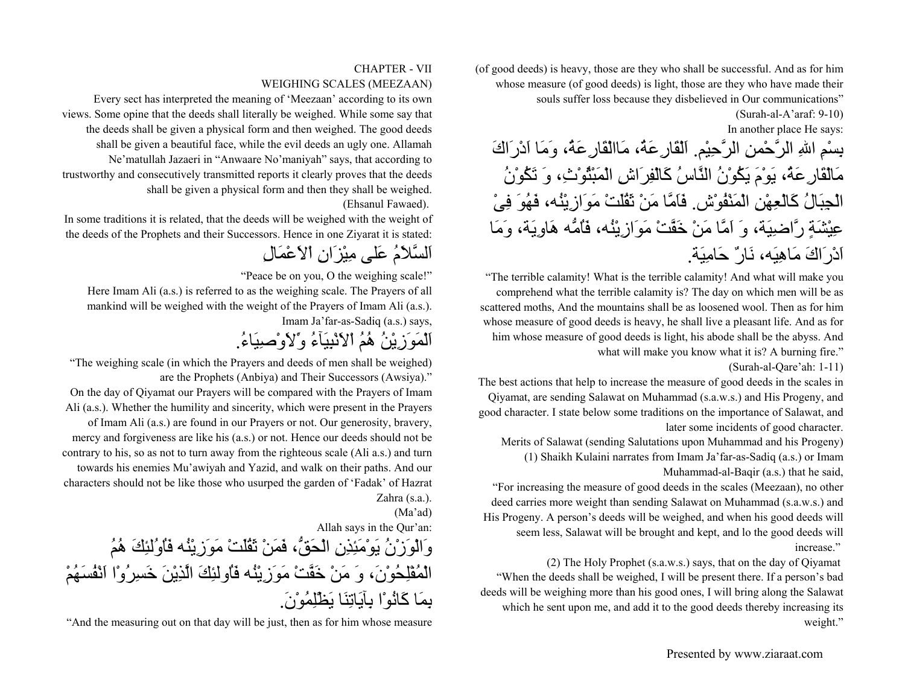# CHAPTER - VII

## WEIGHING SCALES (MEEZAAN)

Every sect has interpreted the meaning of 'Meezaan' according to its own views. Some opine that the deeds shall literally be weighed. While some say that the deeds shall be given a physical form and then weighed. The good deeds shall be given a beautiful face, while the evil deeds an ugly one. Allamah Ne'matullah Jazaeri in "Anwaare No'maniyah" says, that according to trustworthy and consecutively transmitted reports it clearly proves that the deeds shall be given a physical form and then they shall be weighed. (Ehsanul Fawaed).

In some traditions it is related, that the deeds will be weighed with the weight of the deeds of the Prophets and their Successors. Hence in one Ziyarat it is stated:

اَلسَّلاَمُ عَلى مِيْزَانِ الاَعْمَالِ

"Peace be on you, O the weighing scale!"

Here Imam Ali (a.s.) is referred to as the weighing scale. The Prayers of all mankind will be weighed with the weight of the Prayers of Imam Ali (a.s.). Imam Ja'far-as-Sadiq (a.s.) says,

اَلْمَوَزِيْنُ هُمُ الاَنْبِيَآءُ وَالاَوْصِيَاءُ.

"The weighing scale (in which the Prayers and deeds of men shall be weighed) are the Prophets (Anbiya) and Their Successors (Awsiya)."

On the day of Qiyamat our Prayers will be compared with the Prayers of Imam Ali (a.s.). Whether the humility and sincerity, which were present in the Prayers of Imam Ali (a.s.) are found in our Prayers or not. Our generosity, bravery, mercy and forgiveness are like his (a.s.) or not. Hence our deeds should not be contrary to his, so as not to turn away from the righteous scale (Ali a.s.) and turn towards his enemies Mu'awiyah and Yazid, and walk on their paths. And our characters should not be like those who usurped the garden of 'Fadak' of Hazrat Zahra (s.a.). (Ma'ad)

Allah says in the Qur'an:

وَالْوَزْنُ يَوْمَئِذِنِ الْحَقُّ، فَمَنْ ثَقُلَتْ مَوَزِيْنُه فَاُولُئِكَ هُمُ الْمُفْلِحُوْنَ، وَ مَنْ خَفَّتْ مَوَزِيْنُه فَاُولئِكَ الَّذِيْنَ خَسِرُوْا اَنْفُسَهُمْ بِمَا كَانُوْا بِآيَاتِنَا يَظْلِمُوْنَ.

"And the measuring out on that day will be just, then as for him whose measure (of good deeds) is heavy, those are they who shall be successful. And as for him whose measure (of good deeds) is light, those are they who have made their souls suffer loss because they disbelieved in Our communications" (Surah-al-A'araf: 9-10)

In another place He says:

بِسْمِ اللهِ الرَّحْمنِ الرَّحِيْمِ. اَلْقَارِعَةُ، مَاالْقَارِعَةُ، وَمَا اَدْرَاكَ مَالْقَارِعَةُ، يَوْمَ يَكُوْنُ النَّاسُ كَالْفِرَاشِ الْمَبْثُوْثِ، وَ تَكُوْنُ الْجِبَالُ كَالْعِهْنِ الْمَنْفُوْشِ. فَاَمَّا مَنْ ثَقُلَتْ مَوَازِيْنُه، فَهُوَ فِىْ عِيْشَةٍ رَّاضِيَة، وَ اَمَّا مَنْ خَفَّتْ مَوَازِيْنُه، فَاُمُّه هَاوِيَة، وَمَا اَدْرَاكَ مَاهِيَه، نَارٌ حَامِيَةٌ.

"The terrible calamity! What is the terrible calamity! And what will make you comprehend what the terrible calamity is? The day on which men will be as scattered moths, And the mountains shall be as loosened wool. Then as for him whose measure of good deeds is heavy, he shall live a pleasant life. And as for him whose measure of good deeds is light, his abode shall be the abyss. And what will make you know what it is? A burning fire." (Surah-al-Qare'ah: 1-11)

The best actions that help to increase the measure of good deeds in the scales in Qiyamat, are sending Salawat on Muhammad (s.a.w.s.) and His Progeny, and good character. I state below some traditions on the importance of Salawat, and later some incidents of good character.

### Merits of Salawat (sending Salutations upon Muhammad and his Progeny)

(1) Shaikh Kulaini narrates from Imam Ja'far-as-Sadiq (a.s.) or Imam Muhammad-al-Baqir (a.s.) that he said,

"For increasing the measure of good deeds in the scales (Meezaan), no other deed carries more weight than sending Salawat on Muhammad (s.a.w.s.) and His Progeny. A person's deeds will be weighed, and when his good deeds will seem less, Salawat will be brought and kept, and lo the good deeds will increase."

(2) The Holy Prophet (s.a.w.s.) says, that on the day of Qiyamat "When the deeds shall be weighed, I will be present there. If a person's bad deeds will be weighing more than his good ones, I will bring along the Salawat which he sent upon me, and add it to the good deeds thereby increasing its weight."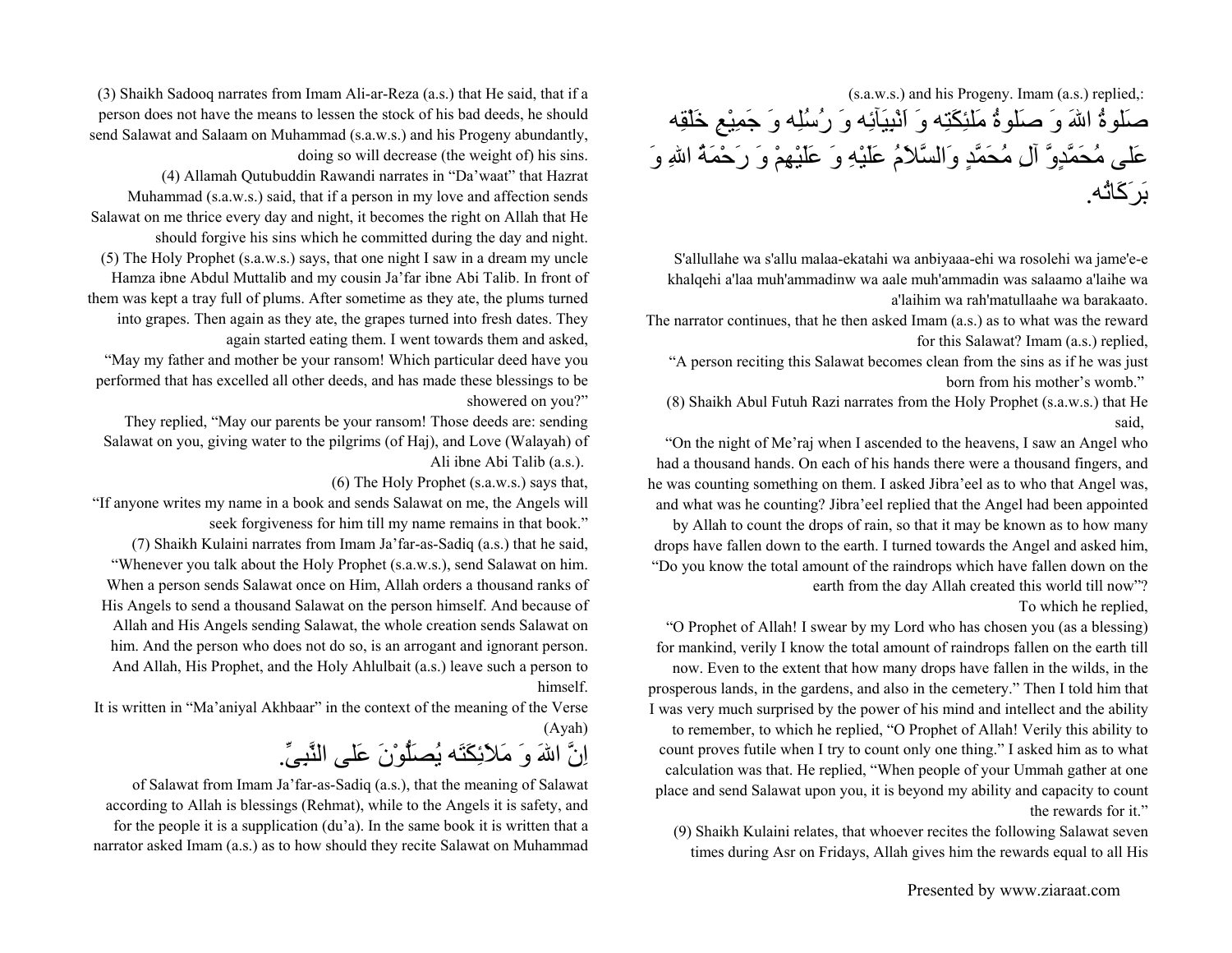(3) Shaikh Sadooq narrates from Imam Ali-ar-Reza (a.s.) that He said, that if a person does not have the means to lessen the stock of his bad deeds, he should send Salawat and Salaam on Muhammad (s.a.w.s.) and his Progeny abundantly, doing so will decrease (the weight of) his sins.

(4) Allamah Qutubuddin Rawandi narrates in "Da'waat" that Hazrat Muhammad (s.a.w.s.) said, that if a person in my love and affection sends Salawat on me thrice every day and night, it becomes the right on Allah that He should forgive his sins which he committed during the day and night.

(5) The Holy Prophet (s.a.w.s.) says, that one night I saw in a dream my uncle Hamza ibne Abdul Muttalib and my cousin Ja'far ibne Abi Talib. In front of them was kept a tray full of plums. After sometime as they ate, the plums turned into grapes. Then again as they ate, the grapes turned into fresh dates. They again started eating them. I went towards them and asked,

"May my father and mother be your ransom! Which particular deed have you performed that has excelled all other deeds, and has made these blessings to be showered on you?"

They replied, "May our parents be your ransom! Those deeds are: sending Salawat on you, giving water to the pilgrims (of Haj), and Love (Walayah) of Ali ibne Abi Talib (a.s.).

(6) The Holy Prophet (s.a.w.s.) says that,

"If anyone writes my name in a book and sends Salawat on me, the Angels will seek forgiveness for him till my name remains in that book."

(7) Shaikh Kulaini narrates from Imam Ja'far-as-Sadiq (a.s.) that he said, "Whenever you talk about the Holy Prophet (s.a.w.s.), send Salawat on him. When a person sends Salawat once on Him, Allah orders a thousand ranks of His Angels to send a thousand Salawat on the person himself. And because of Allah and His Angels sending Salawat, the whole creation sends Salawat on him. And the person who does not do so, is an arrogant and ignorant person. And Allah, His Prophet, and the Holy Ahlulbait (a.s.) leave such a person to himself.

It is written in "Ma'aniyal Akhbaar" in the context of the meaning of the Verse (Ayah)

اِنَّ اللهَ وَ مَلاَئِكَتَه يُصَلُّوْنَ عَلى النَّبِىِّ.

of Salawat from Imam Ja'far-as-Sadiq (a.s.), that the meaning of Salawat according to Allah is blessings (Rehmat), while to the Angels it is safety, and for the people it is a supplication (du'a). In the same book it is written that a narrator asked Imam (a.s.) as to how should they recite Salawat on Muhammad (s.a.w.s.) and his Progeny. Imam (a.s.) replied,:

صَلَوةُ اللهَ وَ صَلَوةُ مَلٰئِكَتِه وَ اَنْبِيَآئِه وَ رُسُلِه وَ جَمِيْعِ خَلْقِه عَلى مُحَمَّدٍوَّ آلِ مُحَمَّدٍ وَالسَّلاَمُ عَلَيْهِ وَ عَلَيْهِمْ وَ رَحْمَةُ اللهِ وَ بَرَكَاتُه.

S'allullahe wa s'allu malaa-ekatahi wa anbiyaaa-ehi wa rosolehi wa jame'e-e khalqehi a'laa muh'ammadinw wa aale muh'ammadin was salaamo a'laihe wa a'laihim wa rah'matullaahe wa barakaato.

The narrator continues, that he then asked Imam (a.s.) as to what was the reward for this Salawat? Imam (a.s.) replied,

"A person reciting this Salawat becomes clean from the sins as if he was just born from his mother's womb."

(8) Shaikh Abul Futuh Razi narrates from the Holy Prophet (s.a.w.s.) that He said,

"On the night of Me'raj when I ascended to the heavens, I saw an Angel who had a thousand hands. On each of his hands there were a thousand fingers, and he was counting something on them. I asked Jibra'eel as to who that Angel was, and what was he counting? Jibra'eel replied that the Angel had been appointed by Allah to count the drops of rain, so that it may be known as to how many drops have fallen down to the earth. I turned towards the Angel and asked him, "Do you know the total amount of the raindrops which have fallen down on the earth from the day Allah created this world till now"?

To which he replied,

"O Prophet of Allah! I swear by my Lord who has chosen you (as a blessing) for mankind, verily I know the total amount of raindrops fallen on the earth till now. Even to the extent that how many drops have fallen in the wilds, in the prosperous lands, in the gardens, and also in the cemetery." Then I told him that I was very much surprised by the power of his mind and intellect and the ability to remember, to which he replied, "O Prophet of Allah! Verily this ability to count proves futile when I try to count only one thing." I asked him as to what calculation was that. He replied, "When people of your Ummah gather at one place and send Salawat upon you, it is beyond my ability and capacity to count the rewards for it."

(9) Shaikh Kulaini relates, that whoever recites the following Salawat seven times during Asr on Fridays, Allah gives him the rewards equal to all His

Presented by www.ziaraat.com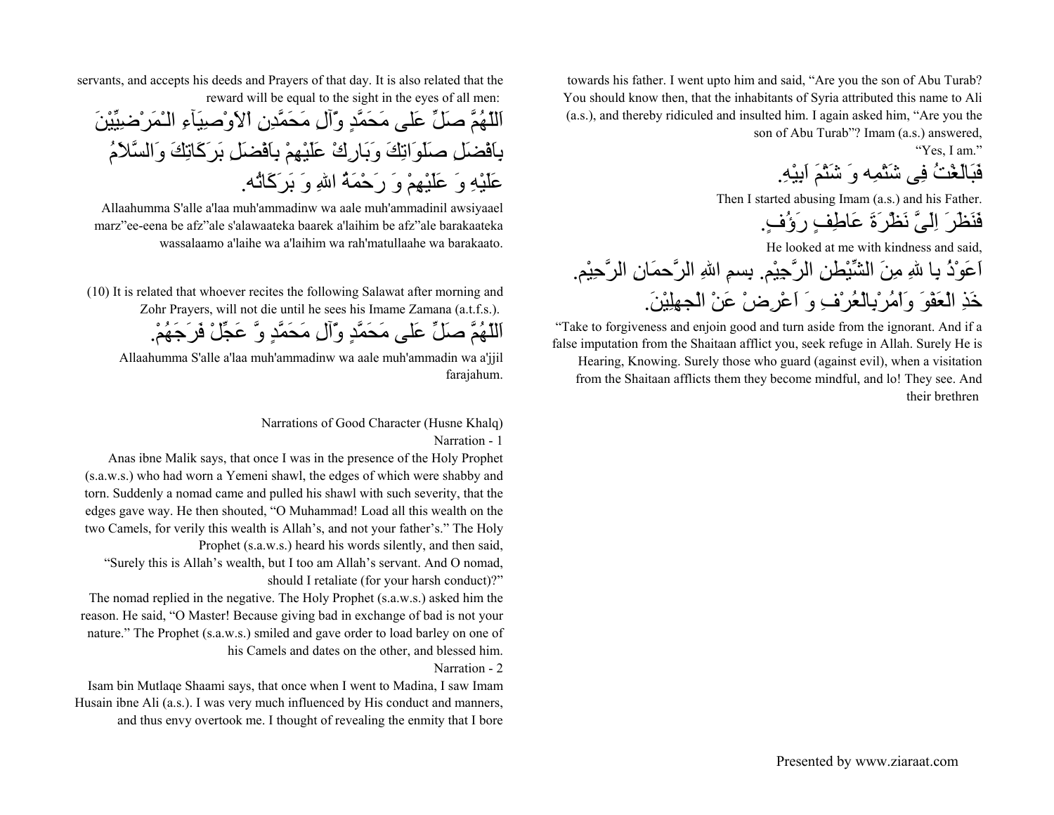servants, and accepts his deeds and Prayers of that day. It is also related that the reward will be equal to the sight in the eyes of all men:

اَللّٰهُمَّ صَلِّ عَلٰى مَحَمَّدٍ وَّآلِ مَحَمَّدِنِ اْلاَوْصِيَآءِ الْمَرْضِيِّيْنَ بِاَفْضَلِ صَلَوَاتِكَ وَبَارِكْ عَلَيْهِمْ بِاَفْضَلِ بَرَكَاتِكَ وَالسَّلاَمُ عَلَيْهِ وَ عَلَيْهِمْ وَ رَحْمَةُ اللهِ وَ بَرَكَاتُه.

Allaahumma S'alle a'laa muh'ammadinw wa aale muh'ammadinil awsiyaael marz"ee-eena be afz"ale s'alawaateka baarek a'laihim be afz"ale barakaateka wassalaamo a'laihe wa a'laihim wa rah'matullaahe wa barakaato.

(10) It is related that whoever recites the following Salawat after morning and Zohr Prayers, will not die until he sees his Imame Zamana (a.t.f.s.).

اَللّٰهُمَّ صَلِّ عَلٰى مَحَمَّدٍ وَّآلِ مَحَمَّدٍ وَّ عَجِّلْ فَرَجَهُمْ.

Allaahumma S'alle a'laa muh'ammadinw wa aale muh'ammadin wa a'jjil farajahum.

## Narrations of Good Character (Husne Khalq)

### Narration - 1

Anas ibne Malik says, that once I was in the presence of the Holy Prophet (s.a.w.s.) who had worn a Yemeni shawl, the edges of which were shabby and torn. Suddenly a nomad came and pulled his shawl with such severity, that the edges gave way. He then shouted, "O Muhammad! Load all this wealth on the two Camels, for verily this wealth is Allah's, and not your father's." The Holy Prophet (s.a.w.s.) heard his words silently, and then said,

"Surely this is Allah's wealth, but I too am Allah's servant. And O nomad, should I retaliate (for your harsh conduct)?"

The nomad replied in the negative. The Holy Prophet (s.a.w.s.) asked him the reason. He said, "O Master! Because giving bad in exchange of bad is not your nature." The Prophet (s.a.w.s.) smiled and gave order to load barley on one of his Camels and dates on the other, and blessed him.

### Narration - 2

Isam bin Mutlaqe Shaami says, that once when I went to Madina, I saw Imam Husain ibne Ali (a.s.). I was very much influenced by His conduct and manners, and thus envy overtook me. I thought of revealing the enmity that I bore towards his father. I went upto him and said, "Are you the son of Abu Turab? You should know then, that the inhabitants of Syria attributed this name to Ali (a.s.), and thereby ridiculed and insulted him. I again asked him, "Are you the son of Abu Turab"? Imam (a.s.) answered,

"Yes, I am."

فَبَالَغْتُ فِى شَتْمِه وَ شَتْمَ اَبِيْهِ.

Then I started abusing Imam (a.s.) and his Father.

فَنَظَرَ اِلَىَّ نَظْرَةَ عَاطِفٍ رَؤُفٍ.

He looked at me with kindness and said,

اَعَوْذُ بِا للهِ مِنَ الشَّيْطٰنِ الرَّجِيْمِ. بِسمِ اللهِ الرَّحمَانِ الرَّحِيْمِ. خَذِ الْعَفْوَ وَاْمُرْبِالْعُرْفِ وَ اَعْرِضْ عَنْ الْجهِلِيْنَ.

"Take to forgiveness and enjoin good and turn aside from the ignorant. And if a false imputation from the Shaitaan afflict you, seek refuge in Allah. Surely He is Hearing, Knowing. Surely those who guard (against evil), when a visitation from the Shaitaan afflicts them they become mindful, and lo! They see. And their brethren

Presented by www.ziaraat.com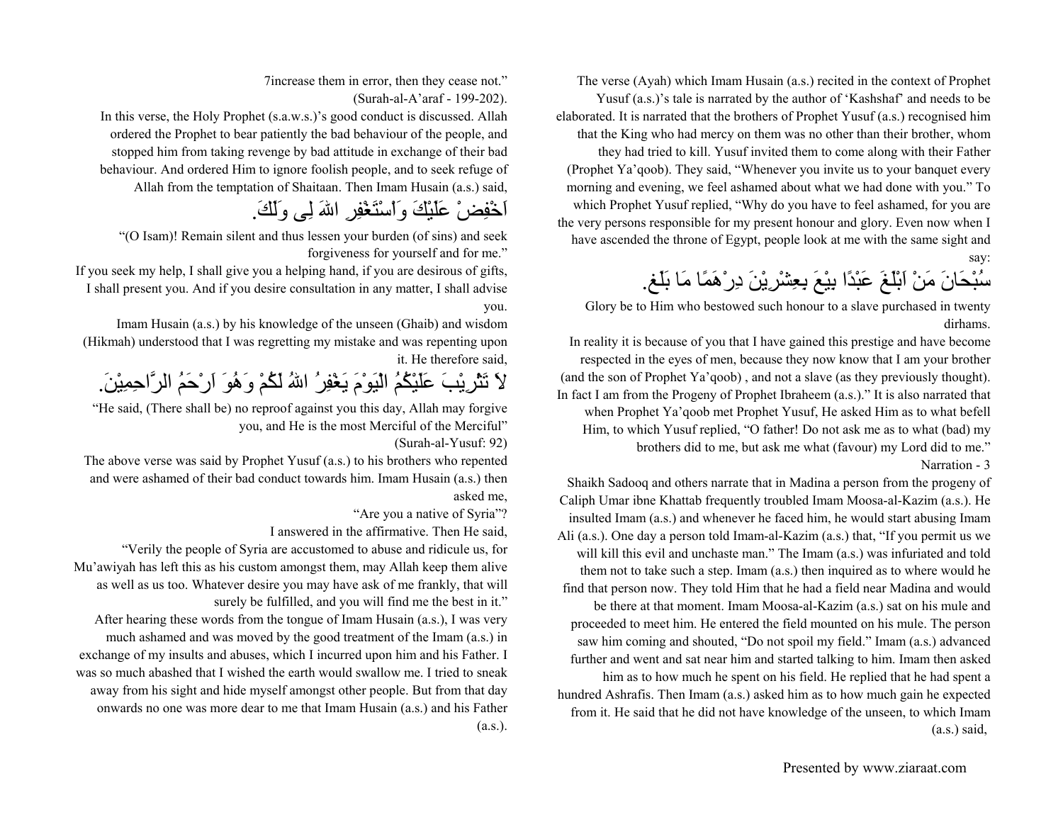7increase them in error, then they cease not."
(Surah-al-A'araf - 199-202).

In this verse, the Holy Prophet (s.a.w.s.)'s good conduct is discussed. Allah ordered the Prophet to bear patiently the bad behaviour of the people, and stopped him from taking revenge by bad attitude in exchange of their bad behaviour. And ordered Him to ignore foolish people, and to seek refuge of Allah from the temptation of Shaitaan. Then Imam Husain (a.s.) said,

اَخْفِضْ عَلَيْكَ وَاَسْتَغْفِرِ اللهَ لِى وَلَكَ.

"(O Isam)! Remain silent and thus lessen your burden (of sins) and seek forgiveness for yourself and for me."

If you seek my help, I shall give you a helping hand, if you are desirous of gifts, I shall present you. And if you desire consultation in any matter, I shall advise you.

Imam Husain (a.s.) by his knowledge of the unseen (Ghaib) and wisdom (Hikmah) understood that I was regretting my mistake and was repenting upon it. He therefore said,

لاَ تَثْرِيْبَ عَلَيْكُمُ الْيَوْمَ يَغْفِرُ اللهُ لَكُمْ وَهُوَ اَرْحَمُ الرَّاحِمِيْنَ.

"He said, (There shall be) no reproof against you this day, Allah may forgive you, and He is the most Merciful of the Merciful"
(Surah-al-Yusuf: 92)

The above verse was said by Prophet Yusuf (a.s.) to his brothers who repented and were ashamed of their bad conduct towards him. Imam Husain (a.s.) then asked me,

"Are you a native of Syria"?

I answered in the affirmative. Then He said,

"Verily the people of Syria are accustomed to abuse and ridicule us, for Mu'awiyah has left this as his custom amongst them, may Allah keep them alive as well as us too. Whatever desire you may have ask of me frankly, that will surely be fulfilled, and you will find me the best in it."

After hearing these words from the tongue of Imam Husain (a.s.), I was very much ashamed and was moved by the good treatment of the Imam (a.s.) in exchange of my insults and abuses, which I incurred upon him and his Father. I was so much abashed that I wished the earth would swallow me. I tried to sneak away from his sight and hide myself amongst other people. But from that day onwards no one was more dear to me that Imam Husain (a.s.) and his Father (a.s.).

The verse (Ayah) which Imam Husain (a.s.) recited in the context of Prophet Yusuf (a.s.)'s tale is narrated by the author of 'Kashshaf' and needs to be elaborated. It is narrated that the brothers of Prophet Yusuf (a.s.) recognised him that the King who had mercy on them was no other than their brother, whom they had tried to kill. Yusuf invited them to come along with their Father (Prophet Ya'qoob). They said, "Whenever you invite us to your banquet every morning and evening, we feel ashamed about what we had done with you." To which Prophet Yusuf replied, "Why do you have to feel ashamed, for you are the very persons responsible for my present honour and glory. Even now when I have ascended the throne of Egypt, people look at me with the same sight and say:

سُبْحَانَ مَنْ اَبْلَغَ عَبْدًا بِيْعَ بِعِشْرِيْنَ دِرْهَمًا مَا بَلَغ.

Glory be to Him who bestowed such honour to a slave purchased in twenty dirhams.

In reality it is because of you that I have gained this prestige and have become respected in the eyes of men, because they now know that I am your brother (and the son of Prophet Ya'qoob) , and not a slave (as they previously thought). In fact I am from the Progeny of Prophet Ibraheem (a.s.)." It is also narrated that when Prophet Ya'qoob met Prophet Yusuf, He asked Him as to what befell Him, to which Yusuf replied, "O father! Do not ask me as to what (bad) my brothers did to me, but ask me what (favour) my Lord did to me."

Narration - 3

Shaikh Sadooq and others narrate that in Madina a person from the progeny of Caliph Umar ibne Khattab frequently troubled Imam Moosa-al-Kazim (a.s.). He insulted Imam (a.s.) and whenever he faced him, he would start abusing Imam Ali (a.s.). One day a person told Imam-al-Kazim (a.s.) that, "If you permit us we will kill this evil and unchaste man." The Imam (a.s.) was infuriated and told them not to take such a step. Imam (a.s.) then inquired as to where would he find that person now. They told Him that he had a field near Madina and would be there at that moment. Imam Moosa-al-Kazim (a.s.) sat on his mule and proceeded to meet him. He entered the field mounted on his mule. The person saw him coming and shouted, "Do not spoil my field." Imam (a.s.) advanced further and went and sat near him and started talking to him. Imam then asked him as to how much he spent on his field. He replied that he had spent a hundred Ashrafis. Then Imam (a.s.) asked him as to how much gain he expected from it. He said that he did not have knowledge of the unseen, to which Imam (a.s.) said,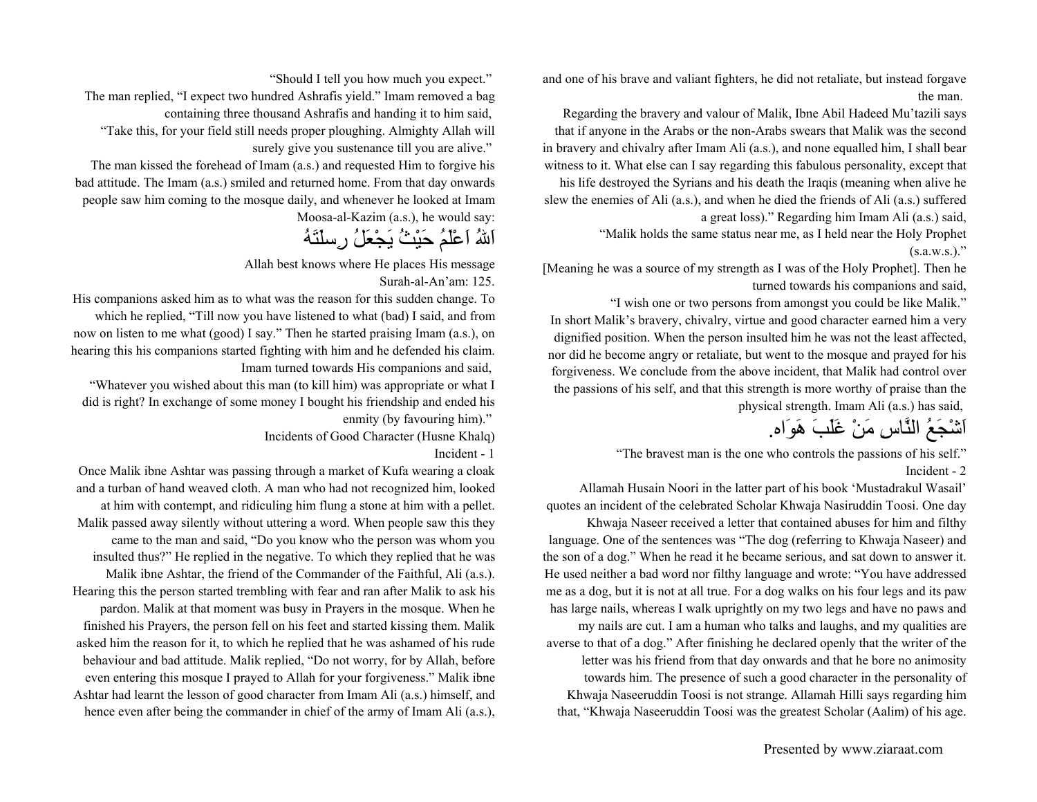"Should I tell you how much you expect."

The man replied, "I expect two hundred Ashrafis yield." Imam removed a bag containing three thousand Ashrafis and handing it to him said,

"Take this, for your field still needs proper ploughing. Almighty Allah will surely give you sustenance till you are alive."

The man kissed the forehead of Imam (a.s.) and requested Him to forgive his bad attitude. The Imam (a.s.) smiled and returned home. From that day onwards people saw him coming to the mosque daily, and whenever he looked at Imam Moosa-al-Kazim (a.s.), he would say:

اَللهُ اَعْلَمُ حَيْثُ يَجْعَلُ رِسلَتَهُ

Allah best knows where He places His message
Surah-al-An'am: 125.

His companions asked him as to what was the reason for this sudden change. To which he replied, "Till now you have listened to what (bad) I said, and from now on listen to me what (good) I say." Then he started praising Imam (a.s.), on hearing this his companions started fighting with him and he defended his claim. Imam turned towards His companions and said,

"Whatever you wished about this man (to kill him) was appropriate or what I did is right? In exchange of some money I bought his friendship and ended his enmity (by favouring him)."

## Incidents of Good Character (Husne Khalq)

### Incident - 1

Once Malik ibne Ashtar was passing through a market of Kufa wearing a cloak and a turban of hand weaved cloth. A man who had not recognized him, looked at him with contempt, and ridiculing him flung a stone at him with a pellet. Malik passed away silently without uttering a word. When people saw this they came to the man and said, "Do you know who the person was whom you insulted thus?" He replied in the negative. To which they replied that he was Malik ibne Ashtar, the friend of the Commander of the Faithful, Ali (a.s.). Hearing this the person started trembling with fear and ran after Malik to ask his pardon. Malik at that moment was busy in Prayers in the mosque. When he finished his Prayers, the person fell on his feet and started kissing them. Malik asked him the reason for it, to which he replied that he was ashamed of his rude behaviour and bad attitude. Malik replied, "Do not worry, for by Allah, before even entering this mosque I prayed to Allah for your forgiveness." Malik ibne Ashtar had learnt the lesson of good character from Imam Ali (a.s.) himself, and hence even after being the commander in chief of the army of Imam Ali (a.s.), and one of his brave and valiant fighters, he did not retaliate, but instead forgave the man.

Regarding the bravery and valour of Malik, Ibne Abil Hadeed Mu'tazili says that if anyone in the Arabs or the non-Arabs swears that Malik was the second in bravery and chivalry after Imam Ali (a.s.), and none equalled him, I shall bear witness to it. What else can I say regarding this fabulous personality, except that his life destroyed the Syrians and his death the Iraqis (meaning when alive he slew the enemies of Ali (a.s.), and when he died the friends of Ali (a.s.) suffered a great loss)." Regarding him Imam Ali (a.s.) said,

"Malik holds the same status near me, as I held near the Holy Prophet (s.a.w.s.)."

[Meaning he was a source of my strength as I was of the Holy Prophet]. Then he turned towards his companions and said,

"I wish one or two persons from amongst you could be like Malik."

In short Malik's bravery, chivalry, virtue and good character earned him a very dignified position. When the person insulted him he was not the least affected, nor did he become angry or retaliate, but went to the mosque and prayed for his forgiveness. We conclude from the above incident, that Malik had control over the passions of his self, and that this strength is more worthy of praise than the physical strength. Imam Ali (a.s.) has said,

اَشْجَعُ النَّاس مَنْ غَلَبَ هَوَاه.

"The bravest man is the one who controls the passions of his self."

### Incident - 2

Allamah Husain Noori in the latter part of his book 'Mustadrakul Wasail' quotes an incident of the celebrated Scholar Khwaja Nasiruddin Toosi. One day Khwaja Naseer received a letter that contained abuses for him and filthy language. One of the sentences was "The dog (referring to Khwaja Naseer) and the son of a dog." When he read it he became serious, and sat down to answer it. He used neither a bad word nor filthy language and wrote: "You have addressed me as a dog, but it is not at all true. For a dog walks on his four legs and its paw has large nails, whereas I walk uprightly on my two legs and have no paws and my nails are cut. I am a human who talks and laughs, and my qualities are averse to that of a dog." After finishing he declared openly that the writer of the letter was his friend from that day onwards and that he bore no animosity towards him. The presence of such a good character in the personality of Khwaja Naseeruddin Toosi is not strange. Allamah Hilli says regarding him that, "Khwaja Naseeruddin Toosi was the greatest Scholar (Aalim) of his age.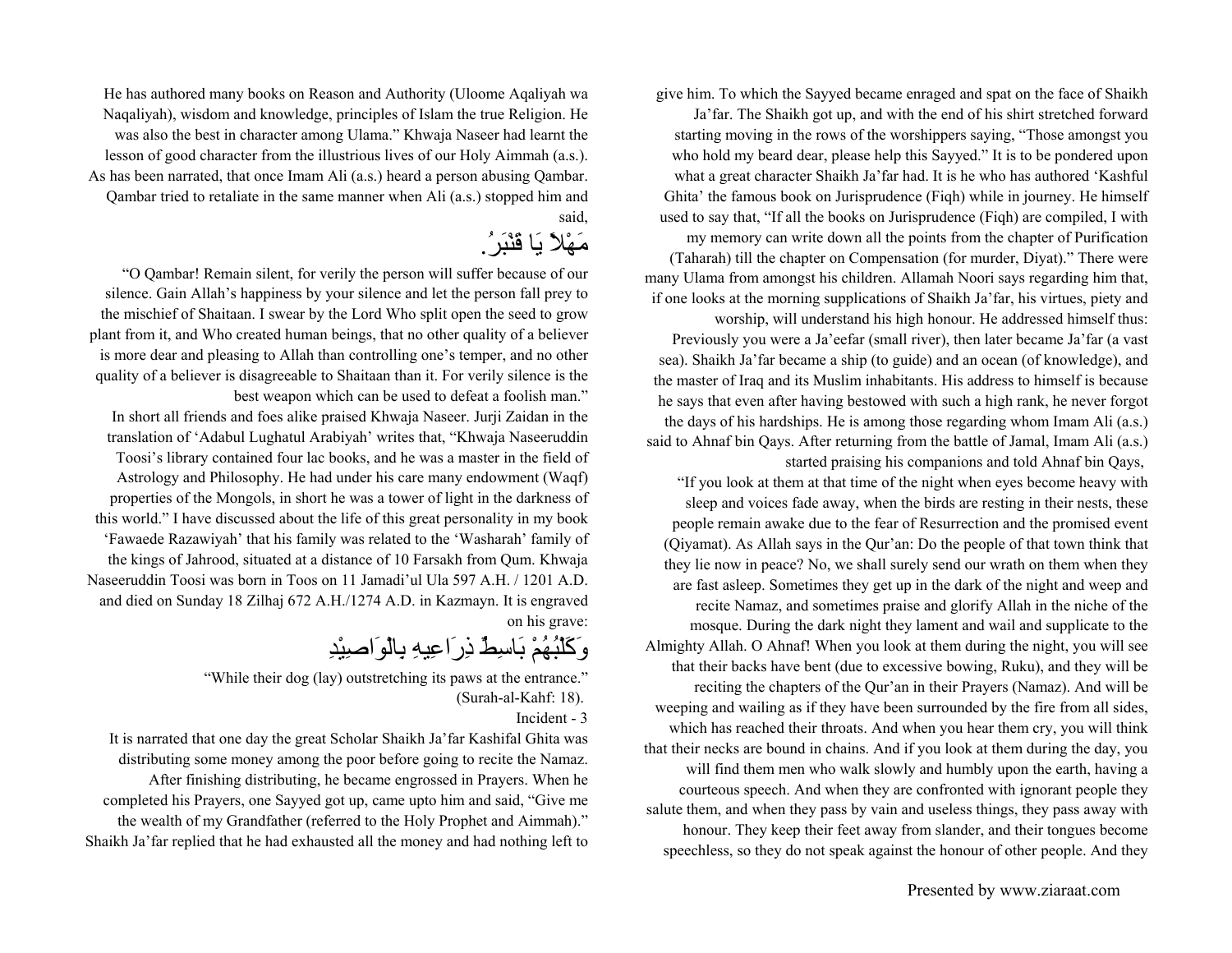He has authored many books on Reason and Authority (Uloome Aqaliyah wa Naqaliyah), wisdom and knowledge, principles of Islam the true Religion. He was also the best in character among Ulama." Khwaja Naseer had learnt the lesson of good character from the illustrious lives of our Holy Aimmah (a.s.). As has been narrated, that once Imam Ali (a.s.) heard a person abusing Qambar. Qambar tried to retaliate in the same manner when Ali (a.s.) stopped him and said,

مَهْلاً يَا قَنْبَرُ.

"O Qambar! Remain silent, for verily the person will suffer because of our silence. Gain Allah's happiness by your silence and let the person fall prey to the mischief of Shaitaan. I swear by the Lord Who split open the seed to grow plant from it, and Who created human beings, that no other quality of a believer is more dear and pleasing to Allah than controlling one's temper, and no other quality of a believer is disagreeable to Shaitaan than it. For verily silence is the best weapon which can be used to defeat a foolish man."

In short all friends and foes alike praised Khwaja Naseer. Jurji Zaidan in the translation of 'Adabul Lughatul Arabiyah' writes that, "Khwaja Naseeruddin Toosi's library contained four lac books, and he was a master in the field of Astrology and Philosophy. He had under his care many endowment (Waqf) properties of the Mongols, in short he was a tower of light in the darkness of this world." I have discussed about the life of this great personality in my book 'Fawaede Razawiyah' that his family was related to the 'Washarah' family of the kings of Jahrood, situated at a distance of 10 Farsakh from Qum. Khwaja Naseeruddin Toosi was born in Toos on 11 Jamadi'ul Ula 597 A.H. / 1201 A.D. and died on Sunday 18 Zilhaj 672 A.H./1274 A.D. in Kazmayn. It is engraved on his grave:

وَكَلْبُهُمْ بَاسِطٌ ذِرَاعِيهِ بِالْوَاصِيْدِ

"While their dog (lay) outstretching its paws at the entrance." (Surah-al-Kahf: 18).

Incident - 3

It is narrated that one day the great Scholar Shaikh Ja'far Kashifal Ghita was distributing some money among the poor before going to recite the Namaz. After finishing distributing, he became engrossed in Prayers. When he completed his Prayers, one Sayyed got up, came upto him and said, "Give me the wealth of my Grandfather (referred to the Holy Prophet and Aimmah)." Shaikh Ja'far replied that he had exhausted all the money and had nothing left to give him. To which the Sayyed became enraged and spat on the face of Shaikh Ja'far. The Shaikh got up, and with the end of his shirt stretched forward starting moving in the rows of the worshippers saying, "Those amongst you who hold my beard dear, please help this Sayyed." It is to be pondered upon what a great character Shaikh Ja'far had. It is he who has authored 'Kashful Ghita' the famous book on Jurisprudence (Fiqh) while in journey. He himself used to say that, "If all the books on Jurisprudence (Fiqh) are compiled, I with my memory can write down all the points from the chapter of Purification (Taharah) till the chapter on Compensation (for murder, Diyat)." There were many Ulama from amongst his children. Allamah Noori says regarding him that, if one looks at the morning supplications of Shaikh Ja'far, his virtues, piety and worship, will understand his high honour. He addressed himself thus: Previously you were a Ja'eefar (small river), then later became Ja'far (a vast sea). Shaikh Ja'far became a ship (to guide) and an ocean (of knowledge), and the master of Iraq and its Muslim inhabitants. His address to himself is because he says that even after having bestowed with such a high rank, he never forgot the days of his hardships. He is among those regarding whom Imam Ali (a.s.) said to Ahnaf bin Qays. After returning from the battle of Jamal, Imam Ali (a.s.) started praising his companions and told Ahnaf bin Qays,

"If you look at them at that time of the night when eyes become heavy with sleep and voices fade away, when the birds are resting in their nests, these people remain awake due to the fear of Resurrection and the promised event (Qiyamat). As Allah says in the Qur'an: Do the people of that town think that they lie now in peace? No, we shall surely send our wrath on them when they are fast asleep. Sometimes they get up in the dark of the night and weep and recite Namaz, and sometimes praise and glorify Allah in the niche of the mosque. During the dark night they lament and wail and supplicate to the Almighty Allah. O Ahnaf! When you look at them during the night, you will see that their backs have bent (due to excessive bowing, Ruku), and they will be reciting the chapters of the Qur'an in their Prayers (Namaz). And will be weeping and wailing as if they have been surrounded by the fire from all sides, which has reached their throats. And when you hear them cry, you will think that their necks are bound in chains. And if you look at them during the day, you will find them men who walk slowly and humbly upon the earth, having a courteous speech. And when they are confronted with ignorant people they salute them, and when they pass by vain and useless things, they pass away with honour. They keep their feet away from slander, and their tongues become speechless, so they do not speak against the honour of other people. And they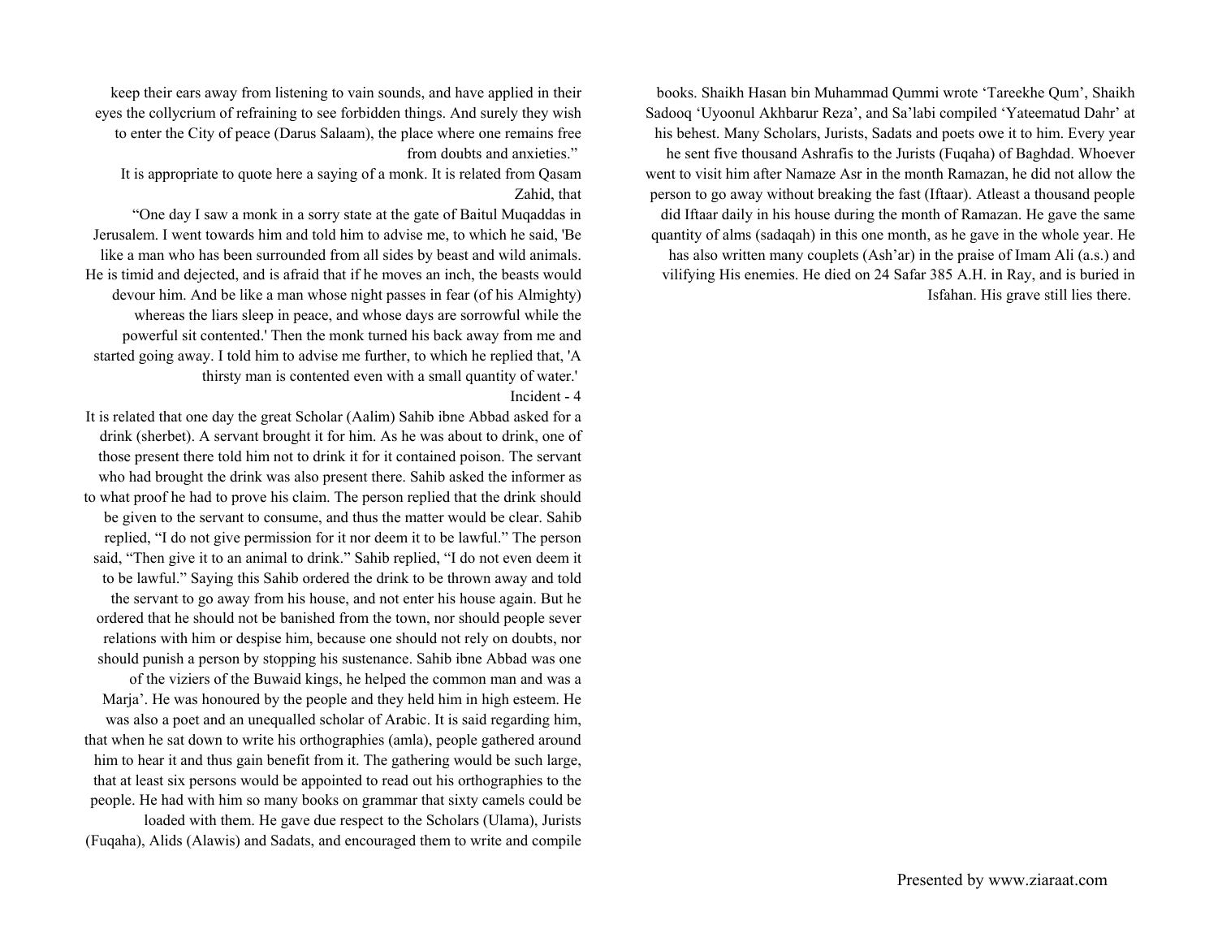keep their ears away from listening to vain sounds, and have applied in their eyes the collycrium of refraining to see forbidden things. And surely they wish to enter the City of peace (Darus Salaam), the place where one remains free from doubts and anxieties."

It is appropriate to quote here a saying of a monk. It is related from Qasam Zahid, that

"One day I saw a monk in a sorry state at the gate of Baitul Muqaddas in Jerusalem. I went towards him and told him to advise me, to which he said, 'Be like a man who has been surrounded from all sides by beast and wild animals. He is timid and dejected, and is afraid that if he moves an inch, the beasts would devour him. And be like a man whose night passes in fear (of his Almighty) whereas the liars sleep in peace, and whose days are sorrowful while the powerful sit contented.' Then the monk turned his back away from me and started going away. I told him to advise me further, to which he replied that, 'A thirsty man is contented even with a small quantity of water.'

### Incident - 4

It is related that one day the great Scholar (Aalim) Sahib ibne Abbad asked for a drink (sherbet). A servant brought it for him. As he was about to drink, one of those present there told him not to drink it for it contained poison. The servant who had brought the drink was also present there. Sahib asked the informer as to what proof he had to prove his claim. The person replied that the drink should be given to the servant to consume, and thus the matter would be clear. Sahib replied, "I do not give permission for it nor deem it to be lawful." The person said, "Then give it to an animal to drink." Sahib replied, "I do not even deem it to be lawful." Saying this Sahib ordered the drink to be thrown away and told the servant to go away from his house, and not enter his house again. But he ordered that he should not be banished from the town, nor should people sever relations with him or despise him, because one should not rely on doubts, nor should punish a person by stopping his sustenance. Sahib ibne Abbad was one of the viziers of the Buwaid kings, he helped the common man and was a Marja'. He was honoured by the people and they held him in high esteem. He was also a poet and an unequalled scholar of Arabic. It is said regarding him, that when he sat down to write his orthographies (amla), people gathered around him to hear it and thus gain benefit from it. The gathering would be such large, that at least six persons would be appointed to read out his orthographies to the people. He had with him so many books on grammar that sixty camels could be loaded with them. He gave due respect to the Scholars (Ulama), Jurists (Fuqaha), Alids (Alawis) and Sadats, and encouraged them to write and compile books. Shaikh Hasan bin Muhammad Qummi wrote 'Tareekhe Qum', Shaikh Sadooq 'Uyoonul Akhbarur Reza', and Sa'labi compiled 'Yateematud Dahr' at his behest. Many Scholars, Jurists, Sadats and poets owe it to him. Every year he sent five thousand Ashrafis to the Jurists (Fuqaha) of Baghdad. Whoever went to visit him after Namaze Asr in the month Ramazan, he did not allow the person to go away without breaking the fast (Iftaar). Atleast a thousand people did Iftaar daily in his house during the month of Ramazan. He gave the same quantity of alms (sadaqah) in this one month, as he gave in the whole year. He has also written many couplets (Ash'ar) in the praise of Imam Ali (a.s.) and vilifying His enemies. He died on 24 Safar 385 A.H. in Ray, and is buried in Isfahan. His grave still lies there.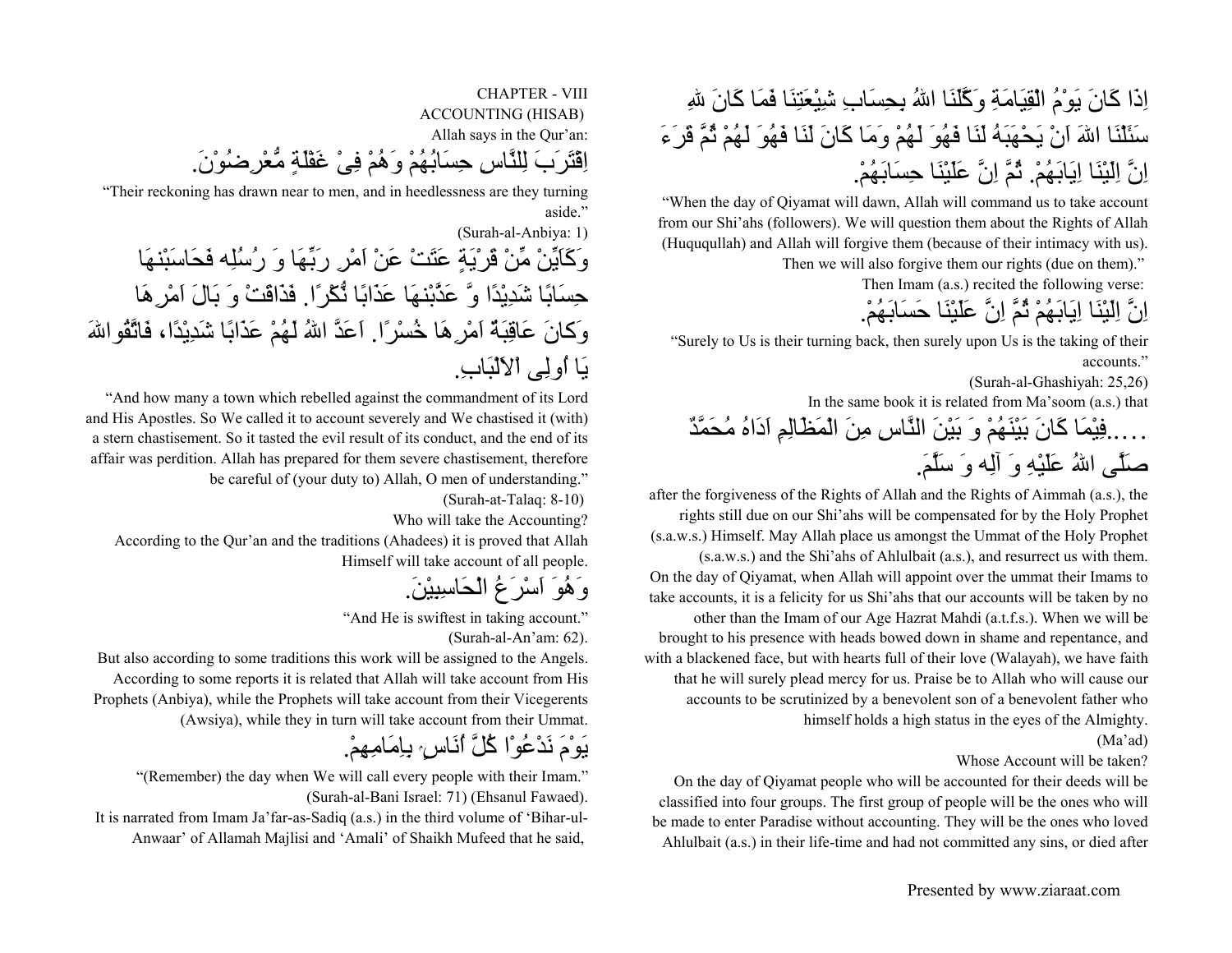## CHAPTER - VIII

## ACCOUNTING (HISAB)

Allah says in the Qur'an:

اِقْتَرَبَ لِلنَّاسِ حِسَابُهُمْ وَهُمْ فِىْ غَفْلَةٍ مُّعْرِضُوْنَ.

"Their reckoning has drawn near to men, and in heedlessness are they turning aside."

(Surah-al-Anbiya: 1)

وَكَاَيِّنْ مِّنْ قَرْيَةٍ عَتَتْ عَنْ اَمْرِ رَبِّهَا وَ رُسُلِه فَحَاسَبْنٰهَا حِسَابًا شَدِيْدًا وَّ عَذَّبْنٰهَا عَذَابًا نُّكْرًا. فَذَاقَتْ وَ بَالَ اَمْرِهَا وَكَانَ عَاقِبَةُ اَمْرِهَا خُسْرًا. اَعَدَّ اللهُ لَهُمْ عَذَابًا شَدِيْدًا، فَاتَّقُوااللهَ يَا اُولِى الاَلْبَابِ.

"And how many a town which rebelled against the commandment of its Lord and His Apostles. So We called it to account severely and We chastised it (with) a stern chastisement. So it tasted the evil result of its conduct, and the end of its affair was perdition. Allah has prepared for them severe chastisement, therefore be careful of (your duty to) Allah, O men of understanding."

(Surah-at-Talaq: 8-10)

### Who will take the Accounting?

According to the Qur'an and the traditions (Ahadees) it is proved that Allah Himself will take account of all people.

وَهُوَ اَسْرَعُ الْحَاسِبِيْنَ.

"And He is swiftest in taking account."

(Surah-al-An'am: 62).

But also according to some traditions this work will be assigned to the Angels. According to some reports it is related that Allah will take account from His Prophets (Anbiya), while the Prophets will take account from their Vicegerents (Awsiya), while they in turn will take account from their Ummat.

يَوْمَ نَدْعُوْا كُلَّ اُنَاسٍ بِاِمَامِهِمْ.

"(Remember) the day when We will call every people with their Imam."

(Surah-al-Bani Israel: 71) (Ehsanul Fawaed).

It is narrated from Imam Ja'far-as-Sadiq (a.s.) in the third volume of 'Bihar-ul-Anwaar' of Allamah Majlisi and 'Amali' of Shaikh Mufeed that he said,

اِذَا كَانَ يَوْمُ الْقِيَامَةِ وَكَّلَنَا اللهُ بِحِسَابِ شِيْعَتِنَا فَمَا كَانَ للهِ سَئَلْنَا اللهَ اَنْ يَحْهَبَهُ لَنَا فَهُوَ لَهُمْ وَمَا كَانَ لَنَا فَهُوَ لَهُمْ ثُمَّ قَرَءَ اِنَّ اِلَيْنَا اِيَابَهُمْ. ثُمَّ اِنَّ عَلَيْنَا حِسَابَهُمْ.

"When the day of Qiyamat will dawn, Allah will command us to take account from our Shi'ahs (followers). We will question them about the Rights of Allah (Huququllah) and Allah will forgive them (because of their intimacy with us). Then we will also forgive them our rights (due on them)."

Then Imam (a.s.) recited the following verse:

اِنَّ اِلَيْنَا اِيَابَهُمْ ثُمَّ اِنَّ عَلَيْنَا حَسَابَهُمْ.

"Surely to Us is their turning back, then surely upon Us is the taking of their accounts."

(Surah-al-Ghashiyah: 25,26)

In the same book it is related from Ma'soom (a.s.) that

.....فِيْمَا كَانَ بَيْنَهُمْ وَ بَيْنَ النَّاسِ مِنَ الْمَظَالِمِ اَدَاهُ مُحَمَّدٌ صَلَّى اللهُ عَلَيْهِ وَ آلِه وَ سَلَّمَ.

after the forgiveness of the Rights of Allah and the Rights of Aimmah (a.s.), the rights still due on our Shi'ahs will be compensated for by the Holy Prophet (s.a.w.s.) Himself. May Allah place us amongst the Ummat of the Holy Prophet (s.a.w.s.) and the Shi'ahs of Ahlulbait (a.s.), and resurrect us with them.

On the day of Qiyamat, when Allah will appoint over the ummat their Imams to take accounts, it is a felicity for us Shi'ahs that our accounts will be taken by no other than the Imam of our Age Hazrat Mahdi (a.t.f.s.). When we will be brought to his presence with heads bowed down in shame and repentance, and with a blackened face, but with hearts full of their love (Walayah), we have faith that he will surely plead mercy for us. Praise be to Allah who will cause our accounts to be scrutinized by a benevolent son of a benevolent father who himself holds a high status in the eyes of the Almighty.

(Ma'ad)

### Whose Account will be taken?

On the day of Qiyamat people who will be accounted for their deeds will be classified into four groups. The first group of people will be the ones who will be made to enter Paradise without accounting. They will be the ones who loved Ahlulbait (a.s.) in their life-time and had not committed any sins, or died after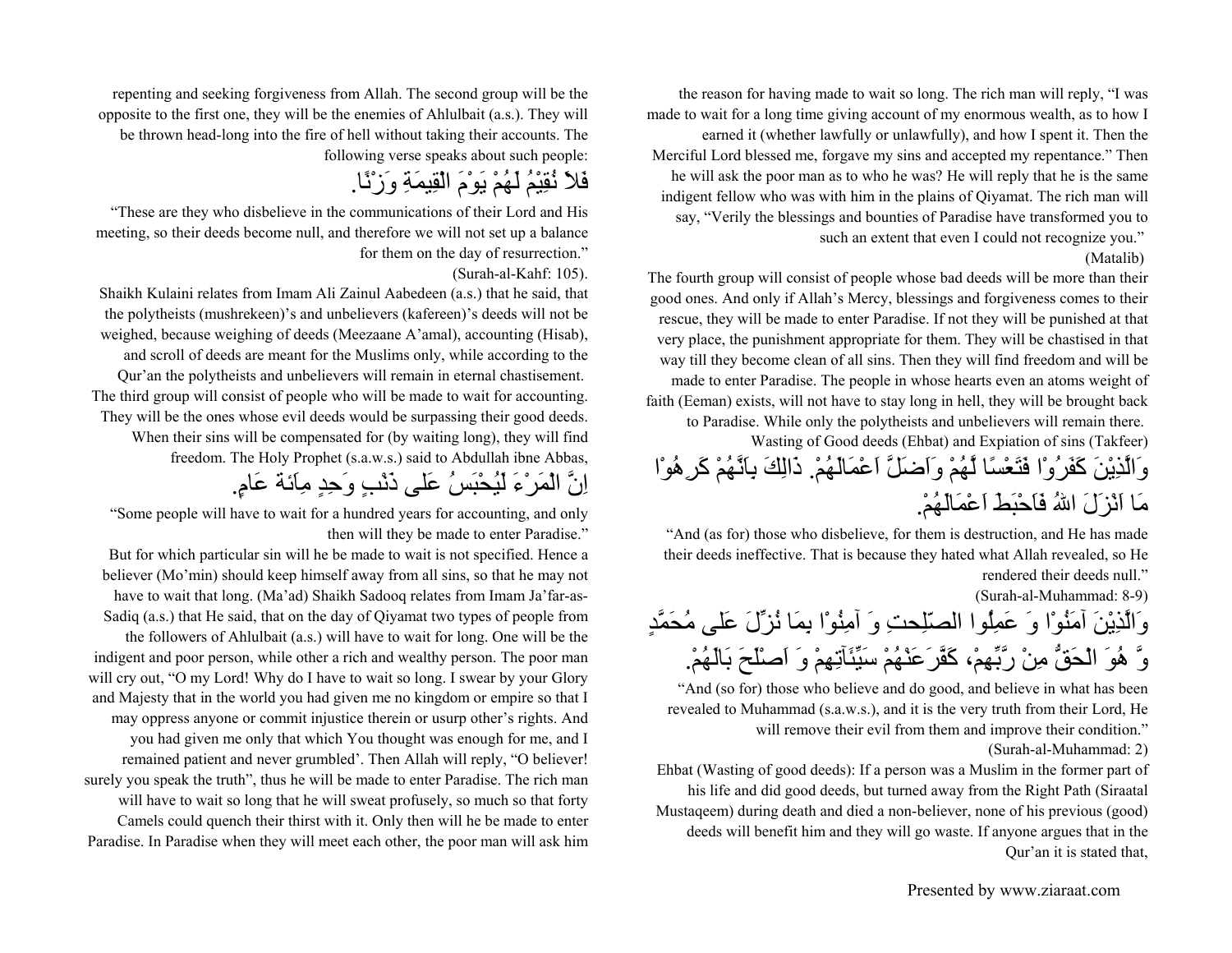repenting and seeking forgiveness from Allah. The second group will be the opposite to the first one, they will be the enemies of Ahlulbait (a.s.). They will be thrown head-long into the fire of hell without taking their accounts. The following verse speaks about such people:

فَلاَ نُقِيْمُ لَهُمْ يَوْمَ الْقِيمَةِ وَزْنًا.

"These are they who disbelieve in the communications of their Lord and His meeting, so their deeds become null, and therefore we will not set up a balance for them on the day of resurrection."

(Surah-al-Kahf: 105).

Shaikh Kulaini relates from Imam Ali Zainul Aabedeen (a.s.) that he said, that the polytheists (mushrekeen)'s and unbelievers (kafereen)'s deeds will not be weighed, because weighing of deeds (Meezaane A'amal), accounting (Hisab), and scroll of deeds are meant for the Muslims only, while according to the Qur'an the polytheists and unbelievers will remain in eternal chastisement.

The third group will consist of people who will be made to wait for accounting. They will be the ones whose evil deeds would be surpassing their good deeds. When their sins will be compensated for (by waiting long), they will find freedom. The Holy Prophet (s.a.w.s.) said to Abdullah ibne Abbas,

اِنَّ الْمَرْءَ لَيُحْبَسُ عَلى ذَنْبٍ وَحِدٍ مِائَة عَامٍ.

"Some people will have to wait for a hundred years for accounting, and only then will they be made to enter Paradise."

But for which particular sin will he be made to wait is not specified. Hence a believer (Mo'min) should keep himself away from all sins, so that he may not have to wait that long. (Ma'ad) Shaikh Sadooq relates from Imam Ja'far-as-Sadiq (a.s.) that He said, that on the day of Qiyamat two types of people from the followers of Ahlulbait (a.s.) will have to wait for long. One will be the indigent and poor person, while other a rich and wealthy person. The poor man will cry out, "O my Lord! Why do I have to wait so long. I swear by your Glory and Majesty that in the world you had given me no kingdom or empire so that I may oppress anyone or commit injustice therein or usurp other's rights. And you had given me only that which You thought was enough for me, and I remained patient and never grumbled'. Then Allah will reply, "O believer! surely you speak the truth", thus he will be made to enter Paradise. The rich man will have to wait so long that he will sweat profusely, so much so that forty Camels could quench their thirst with it. Only then will he be made to enter Paradise. In Paradise when they will meet each other, the poor man will ask him the reason for having made to wait so long. The rich man will reply, "I was made to wait for a long time giving account of my enormous wealth, as to how I earned it (whether lawfully or unlawfully), and how I spent it. Then the Merciful Lord blessed me, forgave my sins and accepted my repentance." Then he will ask the poor man as to who he was? He will reply that he is the same indigent fellow who was with him in the plains of Qiyamat. The rich man will say, "Verily the blessings and bounties of Paradise have transformed you to such an extent that even I could not recognize you."

(Matalib)

The fourth group will consist of people whose bad deeds will be more than their good ones. And only if Allah's Mercy, blessings and forgiveness comes to their rescue, they will be made to enter Paradise. If not they will be punished at that very place, the punishment appropriate for them. They will be chastised in that way till they become clean of all sins. Then they will find freedom and will be made to enter Paradise. The people in whose hearts even an atoms weight of faith (Eeman) exists, will not have to stay long in hell, they will be brought back to Paradise. While only the polytheists and unbelievers will remain there.

Wasting of Good deeds (Ehbat) and Expiation of sins (Takfeer)

وَالَّذِيْنَ كَفَرُوْا فَتَعْسًا لَّهُمْ وَاَضَلَّ اَعْمَالَهُمْ. ذالِكَ بِاَنَّهُمْ كَرِهُوْا مَا اَنْزَلَ اللهُ فَاَحْبَطَ اَعْمَالَهُمْ.

"And (as for) those who disbelieve, for them is destruction, and He has made their deeds ineffective. That is because they hated what Allah revealed, so He rendered their deeds null."

(Surah-al-Muhammad: 8-9)

وَالَّذِيْنَ آمَنُوْا وَ عَمِلُوا الصّلِحتِ وَ آمِنُوْا بِمَا نُزِّلَ عَلى مُحَمَّدٍ وَّ هُوَ الْحَقُّ مِنْ رَّبِّهِمْ، كَفَّرَعَنْهُمْ سَيِّئَآتِهِمْ وَ اَصلَحَ بَالَهُمْ.

"And (so for) those who believe and do good, and believe in what has been revealed to Muhammad (s.a.w.s.), and it is the very truth from their Lord, He will remove their evil from them and improve their condition."

(Surah-al-Muhammad: 2)

Ehbat (Wasting of good deeds): If a person was a Muslim in the former part of his life and did good deeds, but turned away from the Right Path (Siraatal Mustaqeem) during death and died a non-believer, none of his previous (good) deeds will benefit him and they will go waste. If anyone argues that in the Qur'an it is stated that,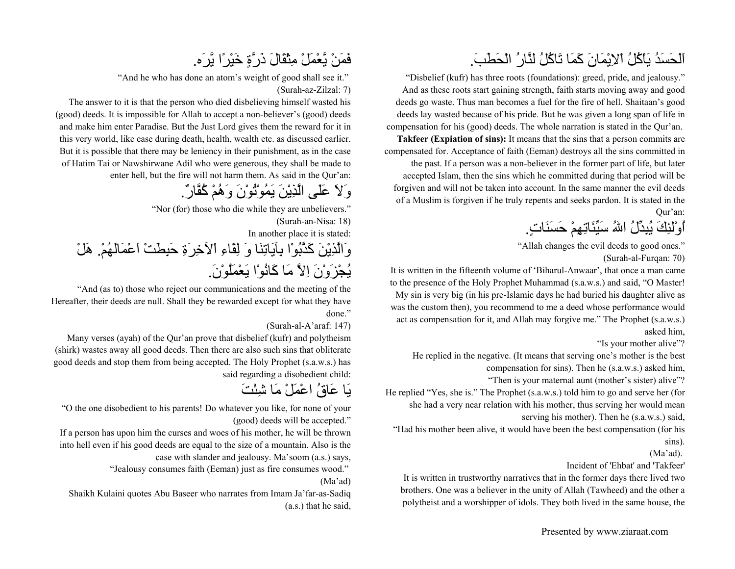فَمَنْ يَّعْمَلْ مِثْقَالَ ذَرَّةٍ خَيْرًا يَّرَه.

"And he who has done an atom's weight of good shall see it."
(Surah-az-Zilzal: 7)

The answer to it is that the person who died disbelieving himself wasted his (good) deeds. It is impossible for Allah to accept a non-believer's (good) deeds and make him enter Paradise. But the Just Lord gives them the reward for it in this very world, like ease during death, health, wealth etc. as discussed earlier. But it is possible that there may be leniency in their punishment, as in the case of Hatim Tai or Nawshirwane Adil who were generous, they shall be made to enter hell, but the fire will not harm them. As said in the Qur'an:

وَلاَ عَلَى الَّذِيْنَ يَمُوْتُوْنَ وَهُمْ كُفَّارٌ.

"Nor (for) those who die while they are unbelievers."
(Surah-an-Nisa: 18)

In another place it is stated:

وَالَّذِيْنَ كَذَّبُوْا بِآيَاتِنَا وَ لِقَاءِ الْآخِرَةِ حَبِطَتْ اَعْمَالُهُمْ. هَلْ يُجْزَوْنَ اِلاَّ مَا كَانُوْا يَعْمَلُوْنَ.

"And (as to) those who reject our communications and the meeting of the Hereafter, their deeds are null. Shall they be rewarded except for what they have done."
(Surah-al-A'araf: 147)

Many verses (ayah) of the Qur'an prove that disbelief (kufr) and polytheism (shirk) wastes away all good deeds. Then there are also such sins that obliterate good deeds and stop them from being accepted. The Holy Prophet (s.a.w.s.) has said regarding a disobedient child:

يَا عَاقُ اعْمَلْ مَا شِئْتَ

"O the one disobedient to his parents! Do whatever you like, for none of your (good) deeds will be accepted."

If a person has upon him the curses and woes of his mother, he will be thrown into hell even if his good deeds are equal to the size of a mountain. Also is the case with slander and jealousy. Ma'soom (a.s.) says,

"Jealousy consumes faith (Eeman) just as fire consumes wood."
(Ma'ad)

Shaikh Kulaini quotes Abu Baseer who narrates from Imam Ja'far-as-Sadiq (a.s.) that he said,

اَلحَسَدُ يَاْكُلُ الْاِيْمَانَ كَمَا تَاكُلُ لنَّارُ الْحَطَبَ.

"Disbelief (kufr) has three roots (foundations): greed, pride, and jealousy." And as these roots start gaining strength, faith starts moving away and good deeds go waste. Thus man becomes a fuel for the fire of hell. Shaitaan's good deeds lay wasted because of his pride. But he was given a long span of life in compensation for his (good) deeds. The whole narration is stated in the Qur'an.

**Takfeer (Expiation of sins):** It means that the sins that a person commits are compensated for. Acceptance of faith (Eeman) destroys all the sins committed in the past. If a person was a non-believer in the former part of life, but later accepted Islam, then the sins which he committed during that period will be forgiven and will not be taken into account. In the same manner the evil deeds of a Muslim is forgiven if he truly repents and seeks pardon. It is stated in the Qur'an:

اُوْلٰئِكَ يُبَدِّلُ اللهُ سَيِّئَاتِهِمْ حَسَنَاتٍ.

"Allah changes the evil deeds to good ones."
(Surah-al-Furqan: 70)

It is written in the fifteenth volume of 'Biharul-Anwaar', that once a man came to the presence of the Holy Prophet Muhammad (s.a.w.s.) and said, "O Master! My sin is very big (in his pre-Islamic days he had buried his daughter alive as was the custom then), you recommend to me a deed whose performance would act as compensation for it, and Allah may forgive me." The Prophet (s.a.w.s.) asked him,

"Is your mother alive"?

He replied in the negative. (It means that serving one's mother is the best compensation for sins). Then he (s.a.w.s.) asked him,

"Then is your maternal aunt (mother's sister) alive"?

He replied "Yes, she is." The Prophet (s.a.w.s.) told him to go and serve her (for she had a very near relation with his mother, thus serving her would mean serving his mother). Then he (s.a.w.s.) said,

"Had his mother been alive, it would have been the best compensation (for his sins).
(Ma'ad).

Incident of 'Ehbat' and 'Takfeer'

It is written in trustworthy narratives that in the former days there lived two brothers. One was a believer in the unity of Allah (Tawheed) and the other a polytheist and a worshipper of idols. They both lived in the same house, the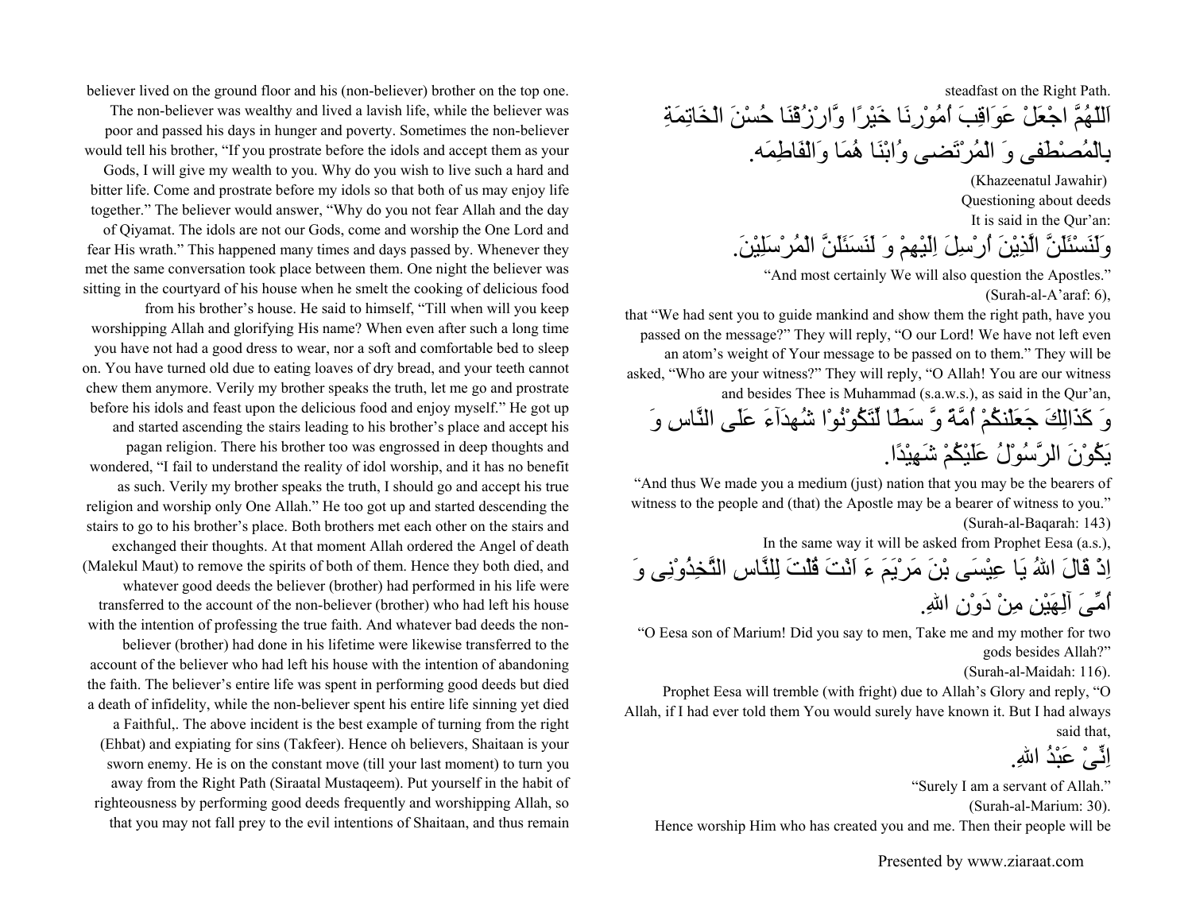believer lived on the ground floor and his (non-believer) brother on the top one. The non-believer was wealthy and lived a lavish life, while the believer was poor and passed his days in hunger and poverty. Sometimes the non-believer would tell his brother, "If you prostrate before the idols and accept them as your Gods, I will give my wealth to you. Why do you wish to live such a hard and bitter life. Come and prostrate before my idols so that both of us may enjoy life together." The believer would answer, "Why do you not fear Allah and the day of Qiyamat. The idols are not our Gods, come and worship the One Lord and fear His wrath." This happened many times and days passed by. Whenever they met the same conversation took place between them. One night the believer was sitting in the courtyard of his house when he smelt the cooking of delicious food from his brother's house. He said to himself, "Till when will you keep worshipping Allah and glorifying His name? When even after such a long time you have not had a good dress to wear, nor a soft and comfortable bed to sleep on. You have turned old due to eating loaves of dry bread, and your teeth cannot chew them anymore. Verily my brother speaks the truth, let me go and prostrate before his idols and feast upon the delicious food and enjoy myself." He got up and started ascending the stairs leading to his brother's place and accept his pagan religion. There his brother too was engrossed in deep thoughts and wondered, "I fail to understand the reality of idol worship, and it has no benefit as such. Verily my brother speaks the truth, I should go and accept his true religion and worship only One Allah." He too got up and started descending the stairs to go to his brother's place. Both brothers met each other on the stairs and exchanged their thoughts. At that moment Allah ordered the Angel of death (Malekul Maut) to remove the spirits of both of them. Hence they both died, and whatever good deeds the believer (brother) had performed in his life were transferred to the account of the non-believer (brother) who had left his house with the intention of professing the true faith. And whatever bad deeds the non-believer (brother) had done in his lifetime were likewise transferred to the account of the believer who had left his house with the intention of abandoning the faith. The believer's entire life was spent in performing good deeds but died a death of infidelity, while the non-believer spent his entire life sinning yet died a Faithful,. The above incident is the best example of turning from the right (Ehbat) and expiating for sins (Takfeer). Hence oh believers, Shaitaan is your sworn enemy. He is on the constant move (till your last moment) to turn you away from the Right Path (Siraatal Mustaqeem). Put yourself in the habit of righteousness by performing good deeds frequently and worshipping Allah, so that you may not fall prey to the evil intentions of Shaitaan, and thus remain steadfast on the Right Path.

اَللّهُمَّ اجْعَلْ عَوَاقِبَ اُمُوْرِنَا خَيْرًا وَّارْزُقْنَا حُسْنَ الْخَاتِمَةِ بِالْمُصْطَفى وَ الْمُرْتَضى وُابْنَا هُمَا وَالْفَاطِمَه.

(Khazeenatul Jawahir)

Questioning about deeds

It is said in the Qur'an:

وَلَنَسْئَلَنَّ الَّذِيْنَ اُرْسِلَ اِلَيْهِمْ وَ لَنَسَئَلَنَّ الْمُرْسَلِيْنَ.

"And most certainly We will also question the Apostles."

(Surah-al-A'araf: 6),

that "We had sent you to guide mankind and show them the right path, have you passed on the message?" They will reply, "O our Lord! We have not left even an atom's weight of Your message to be passed on to them." They will be asked, "Who are your witness?" They will reply, "O Allah! You are our witness and besides Thee is Muhammad (s.a.w.s.), as said in the Qur'an,

وَ كَذَالِكَ جَعَلْنكُمْ اُمَّةً وَّ سَطًا لِّتَكُوْنُوْا شُهدَآءَ عَلَى النَّاسِ وَ يَكُوْنَ الرَّسُوْلُ عَلَيْكُمْ شَهِيْدًا.

"And thus We made you a medium (just) nation that you may be the bearers of witness to the people and (that) the Apostle may be a bearer of witness to you."

(Surah-al-Baqarah: 143)

In the same way it will be asked from Prophet Eesa (a.s.),

اِذْ قَالَ اللهُ يَا عِيْسَى بْنَ مَرْيَمَ ءَ اَنْتَ قُلْتَ لِلنَّاسِ اتَّخِذُوْنِى وَ اُمِّىَ آلِهَيْنِ مِنْ دَوْنِ اللهِ.

"O Eesa son of Marium! Did you say to men, Take me and my mother for two gods besides Allah?"

(Surah-al-Maidah: 116).

Prophet Eesa will tremble (with fright) due to Allah's Glory and reply, "O Allah, if I had ever told them You would surely have known it. But I had always said that,

اِنِّىْ عَبْدُ اللهِ.

"Surely I am a servant of Allah."

(Surah-al-Marium: 30).

Hence worship Him who has created you and me. Then their people will be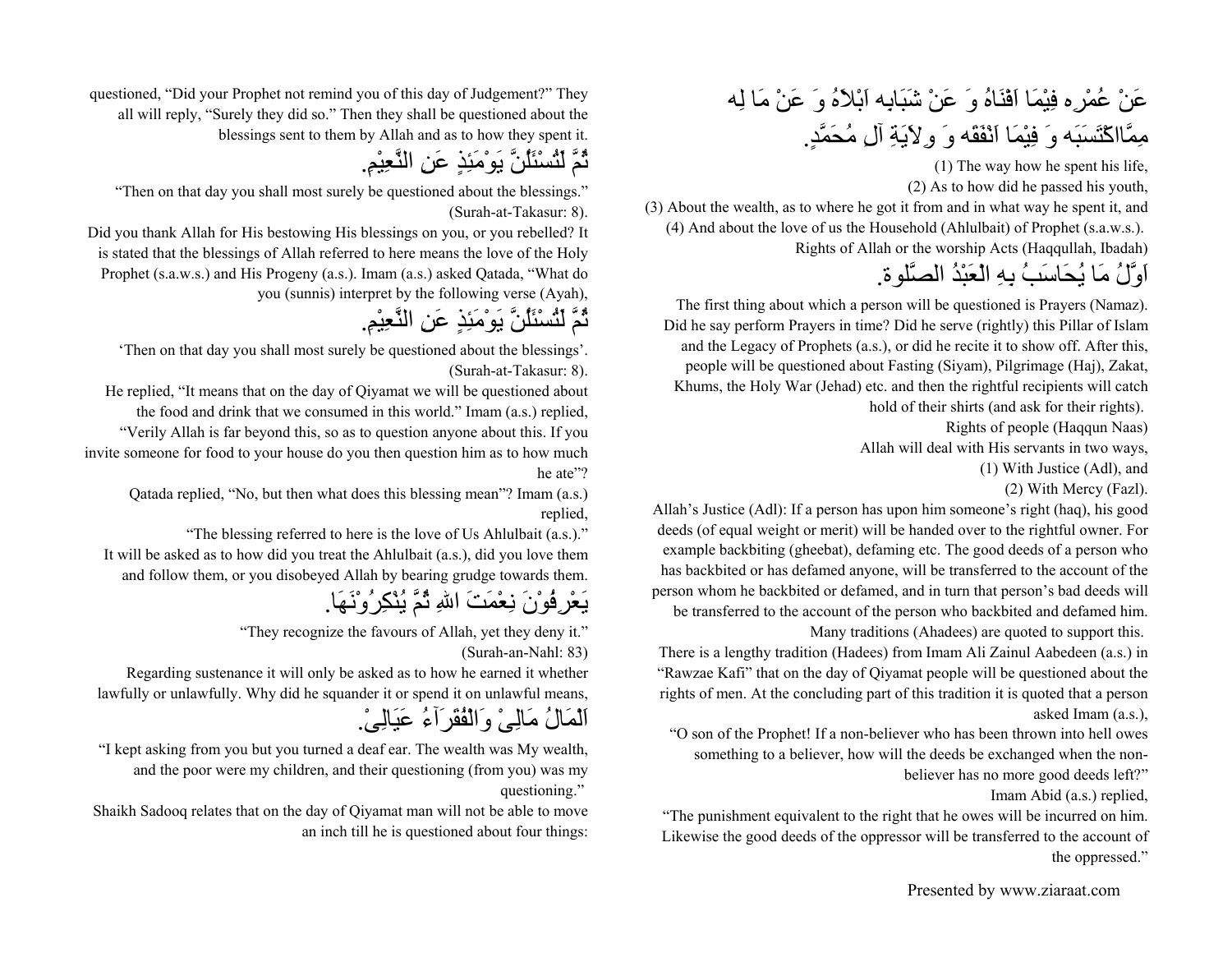questioned, "Did your Prophet not remind you of this day of Judgement?" They all will reply, "Surely they did so." Then they shall be questioned about the blessings sent to them by Allah and as to how they spent it.

ثُمَّ لَتُسْئَلُنَّ يَوْمَئِذٍ عَنِ النَّعِيْمِ.

"Then on that day you shall most surely be questioned about the blessings." (Surah-at-Takasur: 8).

Did you thank Allah for His bestowing His blessings on you, or you rebelled? It is stated that the blessings of Allah referred to here means the love of the Holy Prophet (s.a.w.s.) and His Progeny (a.s.). Imam (a.s.) asked Qatada, "What do you (sunnis) interpret by the following verse (Ayah),

ثُمَّ لَتُسْئَلُنَّ يَوْمَئِذٍ عَنِ النَّعِيْمِ.

'Then on that day you shall most surely be questioned about the blessings'. (Surah-at-Takasur: 8).

He replied, "It means that on the day of Qiyamat we will be questioned about the food and drink that we consumed in this world." Imam (a.s.) replied, "Verily Allah is far beyond this, so as to question anyone about this. If you invite someone for food to your house do you then question him as to how much he ate"?

Qatada replied, "No, but then what does this blessing mean"? Imam (a.s.) replied,

"The blessing referred to here is the love of Us Ahlulbait (a.s.)."

It will be asked as to how did you treat the Ahlulbait (a.s.), did you love them and follow them, or you disobeyed Allah by bearing grudge towards them.

يَعْرِفُوْنَ نِعْمَتَ اللهِ ثُمَّ يُنْكِرُوْنَهَا.

"They recognize the favours of Allah, yet they deny it." (Surah-an-Nahl: 83)

Regarding sustenance it will only be asked as to how he earned it whether lawfully or unlawfully. Why did he squander it or spend it on unlawful means,

اَلْمَالُ مَالِىْ وَالْفُقَرَآءُ عَيَالِىْ.

"I kept asking from you but you turned a deaf ear. The wealth was My wealth, and the poor were my children, and their questioning (from you) was my questioning."

Shaikh Sadooq relates that on the day of Qiyamat man will not be able to move an inch till he is questioned about four things:

عَنْ عُمْرِه فِيْمَا اَفْنَاهُ وَ عَنْ شَبَابِه اَبْلاَهُ وَ عَنْ مَا لِه مِمَّااكْتَسَبَه وَ فِيْمَا اَنْفَقَه وَ وِلاَيَةِ آلِ مُحَمَّدٍ.

(1) The way how he spent his life,
(2) As to how did he passed his youth,
(3) About the wealth, as to where he got it from and in what way he spent it, and
(4) And about the love of us the Household (Ahlulbait) of Prophet (s.a.w.s.).

Rights of Allah or the worship Acts (Haqqullah, Ibadah)

اَوَّلُ مَا يُحَاسَبُ بِهِ الْعَبْدُ الصَّلوة.

The first thing about which a person will be questioned is Prayers (Namaz). Did he say perform Prayers in time? Did he serve (rightly) this Pillar of Islam and the Legacy of Prophets (a.s.), or did he recite it to show off. After this, people will be questioned about Fasting (Siyam), Pilgrimage (Haj), Zakat, Khums, the Holy War (Jehad) etc. and then the rightful recipients will catch hold of their shirts (and ask for their rights).

Rights of people (Haqqun Naas)

Allah will deal with His servants in two ways,
(1) With Justice (Adl), and
(2) With Mercy (Fazl).

Allah's Justice (Adl): If a person has upon him someone's right (haq), his good deeds (of equal weight or merit) will be handed over to the rightful owner. For example backbiting (gheebat), defaming etc. The good deeds of a person who has backbited or has defamed anyone, will be transferred to the account of the person whom he backbited or defamed, and in turn that person's bad deeds will be transferred to the account of the person who backbited and defamed him. Many traditions (Ahadees) are quoted to support this.

There is a lengthy tradition (Hadees) from Imam Ali Zainul Aabedeen (a.s.) in "Rawzae Kafi" that on the day of Qiyamat people will be questioned about the rights of men. At the concluding part of this tradition it is quoted that a person asked Imam (a.s.),

"O son of the Prophet! If a non-believer who has been thrown into hell owes something to a believer, how will the deeds be exchanged when the non-believer has no more good deeds left?"

Imam Abid (a.s.) replied,

"The punishment equivalent to the right that he owes will be incurred on him. Likewise the good deeds of the oppressor will be transferred to the account of the oppressed."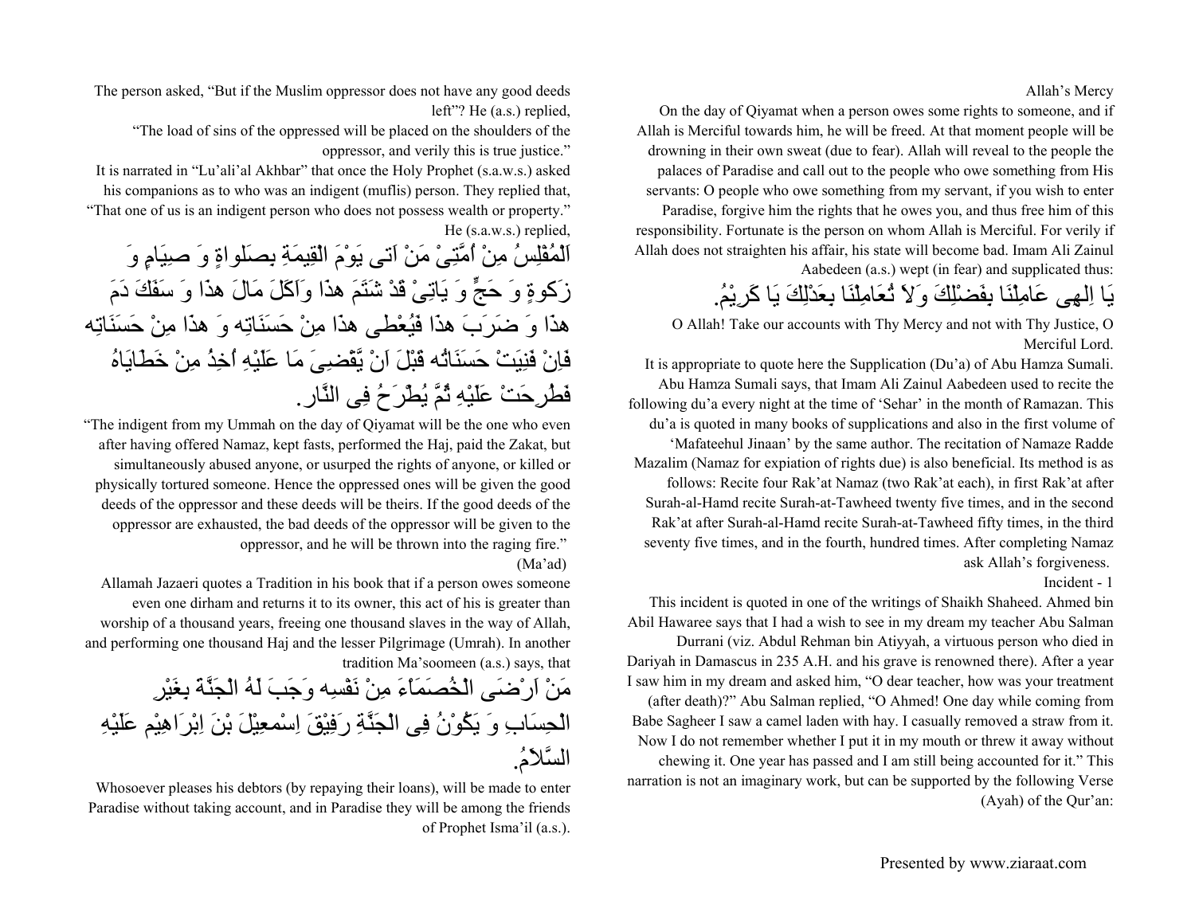The person asked, "But if the Muslim oppressor does not have any good deeds left"? He (a.s.) replied,

"The load of sins of the oppressed will be placed on the shoulders of the oppressor, and verily this is true justice."

It is narrated in "Lu'ali'al Akhbar" that once the Holy Prophet (s.a.w.s.) asked his companions as to who was an indigent (muflis) person. They replied that, "That one of us is an indigent person who does not possess wealth or property." He (s.a.w.s.) replied,

اَلْمُفْلِسُ مِنْ اُمَّتِىْ مَنْ اَتى يَوْمَ الْقِيمَةِ بِصَلواةٍ وَ صِيَامٍ وَ زَكوةٍ وَ حَجٍّ وَ يَاتِىْ قَدْ شَتَمَ هذَا وَاَكَلَ مَالَ هذَا وَ سَفَكَ دَمَ هذَا وَ ضَرَبَ هذَا فَيُعْطى هذَا مِنْ حَسَنَاتِه وَ هذَا مِنْ حَسَنَاتِه فَاِنْ فَنِيَتْ حَسَنَاتُه قَبْلَ اَنْ يَّقْضِىَ مَا عَلَيْهِ اُخِذُ مِنْ خَطَايَاهُ فَطُرِحَتْ عَلَيْهِ ثُمَّ يُطْرَحُ فِى النَّار.

"The indigent from my Ummah on the day of Qiyamat will be the one who even after having offered Namaz, kept fasts, performed the Haj, paid the Zakat, but simultaneously abused anyone, or usurped the rights of anyone, or killed or physically tortured someone. Hence the oppressed ones will be given the good deeds of the oppressor and these deeds will be theirs. If the good deeds of the oppressor are exhausted, the bad deeds of the oppressor will be given to the oppressor, and he will be thrown into the raging fire." (Ma'ad)

Allamah Jazaeri quotes a Tradition in his book that if a person owes someone even one dirham and returns it to its owner, this act of his is greater than worship of a thousand years, freeing one thousand slaves in the way of Allah, and performing one thousand Haj and the lesser Pilgrimage (Umrah). In another tradition Ma'soomeen (a.s.) says, that

مَنْ اَرْضَى الْخُصَمَاءَ مِنْ نَفْسِه وَجَبَ لَهُ الْجَنَّة بِغَيْرِ الْحِسَابِ وَ يَكُوْنُ فِى الْجَنَّةِ رَفِيْقَ اِسْمعِيْلَ بْنَ اِبْرَاهِيْم عَلَيْهِ السَّلاَمُ.

Whosoever pleases his debtors (by repaying their loans), will be made to enter Paradise without taking account, and in Paradise they will be among the friends of Prophet Isma'il (a.s.).

## Allah's Mercy

On the day of Qiyamat when a person owes some rights to someone, and if Allah is Merciful towards him, he will be freed. At that moment people will be drowning in their own sweat (due to fear). Allah will reveal to the people the palaces of Paradise and call out to the people who owe something from His servants: O people who owe something from my servant, if you wish to enter Paradise, forgive him the rights that he owes you, and thus free him of this responsibility. Fortunate is the person on whom Allah is Merciful. For verily if Allah does not straighten his affair, his state will become bad. Imam Ali Zainul Aabedeen (a.s.) wept (in fear) and supplicated thus:

يَا اِلهِى عَامِلْنَا بِفَضْلِكَ وَلاَ تُعَامِلْنَا بِعَدْلِكَ يَا كَرِيْمُ.

O Allah! Take our accounts with Thy Mercy and not with Thy Justice, O Merciful Lord.

It is appropriate to quote here the Supplication (Du'a) of Abu Hamza Sumali. Abu Hamza Sumali says, that Imam Ali Zainul Aabedeen used to recite the following du'a every night at the time of 'Sehar' in the month of Ramazan. This du'a is quoted in many books of supplications and also in the first volume of 'Mafateehul Jinaan' by the same author. The recitation of Namaze Radde Mazalim (Namaz for expiation of rights due) is also beneficial. Its method is as follows: Recite four Rak'at Namaz (two Rak'at each), in first Rak'at after Surah-al-Hamd recite Surah-at-Tawheed twenty five times, and in the second Rak'at after Surah-al-Hamd recite Surah-at-Tawheed fifty times, in the third seventy five times, and in the fourth, hundred times. After completing Namaz ask Allah's forgiveness.

### Incident - 1

This incident is quoted in one of the writings of Shaikh Shaheed. Ahmed bin Abil Hawaree says that I had a wish to see in my dream my teacher Abu Salman Durrani (viz. Abdul Rehman bin Atiyyah, a virtuous person who died in Dariyah in Damascus in 235 A.H. and his grave is renowned there). After a year I saw him in my dream and asked him, "O dear teacher, how was your treatment (after death)?" Abu Salman replied, "O Ahmed! One day while coming from Babe Sagheer I saw a camel laden with hay. I casually removed a straw from it. Now I do not remember whether I put it in my mouth or threw it away without chewing it. One year has passed and I am still being accounted for it." This narration is not an imaginary work, but can be supported by the following Verse (Ayah) of the Qur'an: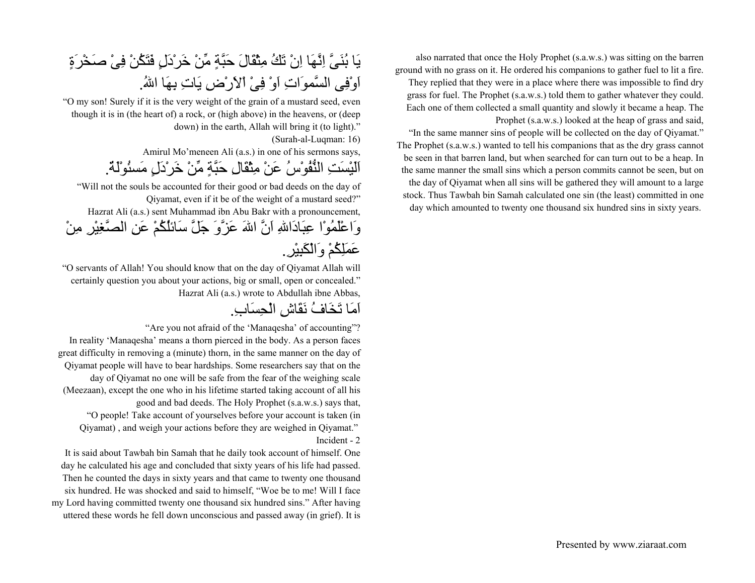يَا بُنَىَّ اِنَّهَا اِنْ تَكُ مِثْقَالَ حَبَّةٍ مِّنْ خَرْدَلٍ فَتَكُنْ فِىْ صَخْرَةٍ اَوْفِى السَّموَاتِ اَوْ فِىْ اْلاَرْضِ يَاتِ بِهَا اللهُ.

"O my son! Surely if it is the very weight of the grain of a mustard seed, even though it is in (the heart of) a rock, or (high above) in the heavens, or (deep down) in the earth, Allah will bring it (to light)."

(Surah-al-Luqman: 16)

Amirul Mo'meneen Ali (a.s.) in one of his sermons says,

اَلَيْسَتِ النُّفُوْسُ عَنْ مِثْقَالِ حَبَّةٍ مِّنْ خَرْدَلٍ مَسئُوْلَةٌ.

"Will not the souls be accounted for their good or bad deeds on the day of Qiyamat, even if it be of the weight of a mustard seed?"

Hazrat Ali (a.s.) sent Muhammad ibn Abu Bakr with a pronouncement,

وَاعْلَمُوْا عِبَادَاللهِ اَنَّ اللهَ عَزَّوَ جَلَّ سَائلُكُمْ عَنِ الصَّغِيْرِ مِنْ عَمَلِكُمْ وَالْكَبِيْرِ.

"O servants of Allah! You should know that on the day of Qiyamat Allah will certainly question you about your actions, big or small, open or concealed."

Hazrat Ali (a.s.) wrote to Abdullah ibne Abbas,

اَمَا تَخَافُ نَقَاشَ الْحِسَابِ.

"Are you not afraid of the 'Manaqesha' of accounting"?

In reality 'Manaqesha' means a thorn pierced in the body. As a person faces great difficulty in removing a (minute) thorn, in the same manner on the day of Qiyamat people will have to bear hardships. Some researchers say that on the day of Qiyamat no one will be safe from the fear of the weighing scale (Meezaan), except the one who in his lifetime started taking account of all his good and bad deeds. The Holy Prophet (s.a.w.s.) says that,

"O people! Take account of yourselves before your account is taken (in Qiyamat) , and weigh your actions before they are weighed in Qiyamat."

Incident - 2

It is said about Tawbah bin Samah that he daily took account of himself. One day he calculated his age and concluded that sixty years of his life had passed. Then he counted the days in sixty years and that came to twenty one thousand six hundred. He was shocked and said to himself, "Woe be to me! Will I face my Lord having committed twenty one thousand six hundred sins." After having uttered these words he fell down unconscious and passed away (in grief). It is also narrated that once the Holy Prophet (s.a.w.s.) was sitting on the barren ground with no grass on it. He ordered his companions to gather fuel to lit a fire. They replied that they were in a place where there was impossible to find dry grass for fuel. The Prophet (s.a.w.s.) told them to gather whatever they could. Each one of them collected a small quantity and slowly it became a heap. The Prophet (s.a.w.s.) looked at the heap of grass and said,

"In the same manner sins of people will be collected on the day of Qiyamat."

The Prophet (s.a.w.s.) wanted to tell his companions that as the dry grass cannot be seen in that barren land, but when searched for can turn out to be a heap. In the same manner the small sins which a person commits cannot be seen, but on the day of Qiyamat when all sins will be gathered they will amount to a large stock. Thus Tawbah bin Samah calculated one sin (the least) committed in one day which amounted to twenty one thousand six hundred sins in sixty years.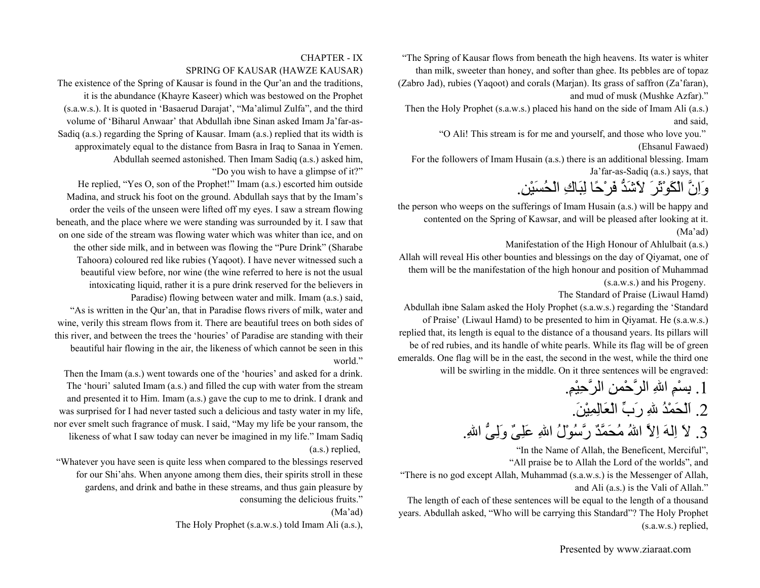## CHAPTER - IX

### SPRING OF KAUSAR (HAWZE KAUSAR)

The existence of the Spring of Kausar is found in the Qur'an and the traditions, it is the abundance (Khayre Kaseer) which was bestowed on the Prophet (s.a.w.s.). It is quoted in 'Basaerud Darajat', "Ma'alimul Zulfa", and the third volume of 'Biharul Anwaar' that Abdullah ibne Sinan asked Imam Ja'far-as-Sadiq (a.s.) regarding the Spring of Kausar. Imam (a.s.) replied that its width is approximately equal to the distance from Basra in Iraq to Sanaa in Yemen. Abdullah seemed astonished. Then Imam Sadiq (a.s.) asked him,

"Do you wish to have a glimpse of it?"

He replied, "Yes O, son of the Prophet!" Imam (a.s.) escorted him outside Madina, and struck his foot on the ground. Abdullah says that by the Imam's order the veils of the unseen were lifted off my eyes. I saw a stream flowing beneath, and the place where we were standing was surrounded by it. I saw that on one side of the stream was flowing water which was whiter than ice, and on the other side milk, and in between was flowing the "Pure Drink" (Sharabe Tahoora) coloured red like rubies (Yaqoot). I have never witnessed such a beautiful view before, nor wine (the wine referred to here is not the usual intoxicating liquid, rather it is a pure drink reserved for the believers in Paradise) flowing between water and milk. Imam (a.s.) said,

"As is written in the Qur'an, that in Paradise flows rivers of milk, water and wine, verily this stream flows from it. There are beautiful trees on both sides of this river, and between the trees the 'houries' of Paradise are standing with their beautiful hair flowing in the air, the likeness of which cannot be seen in this world."

Then the Imam (a.s.) went towards one of the 'houries' and asked for a drink. The 'houri' saluted Imam (a.s.) and filled the cup with water from the stream and presented it to Him. Imam (a.s.) gave the cup to me to drink. I drank and was surprised for I had never tasted such a delicious and tasty water in my life, nor ever smelt such fragrance of musk. I said, "May my life be your ransom, the likeness of what I saw today can never be imagined in my life." Imam Sadiq (a.s.) replied,

"Whatever you have seen is quite less when compared to the blessings reserved for our Shi'ahs. When anyone among them dies, their spirits stroll in these gardens, and drink and bathe in these streams, and thus gain pleasure by consuming the delicious fruits."

(Ma'ad)

The Holy Prophet (s.a.w.s.) told Imam Ali (a.s.),

"The Spring of Kausar flows from beneath the high heavens. Its water is whiter than milk, sweeter than honey, and softer than ghee. Its pebbles are of topaz (Zabro Jad), rubies (Yaqoot) and corals (Marjan). Its grass of saffron (Za'faran), and mud of musk (Mushke Azfar)."

Then the Holy Prophet (s.a.w.s.) placed his hand on the side of Imam Ali (a.s.) and said,

"O Ali! This stream is for me and yourself, and those who love you."

(Ehsanul Fawaed)

For the followers of Imam Husain (a.s.) there is an additional blessing. Imam Ja'far-as-Sadiq (a.s.) says, that

وَاِنَّ الْكَوْثَرَ لاَشَدُّ فَرْحًا لِبَاكِ الْحُسَيْنِ.

the person who weeps on the sufferings of Imam Husain (a.s.) will be happy and contented on the Spring of Kawsar, and will be pleased after looking at it.

(Ma'ad)

### Manifestation of the High Honour of Ahlulbait (a.s.)

Allah will reveal His other bounties and blessings on the day of Qiyamat, one of them will be the manifestation of the high honour and position of Muhammad (s.a.w.s.) and his Progeny.

### The Standard of Praise (Liwaul Hamd)

Abdullah ibne Salam asked the Holy Prophet (s.a.w.s.) regarding the 'Standard of Praise' (Liwaul Hamd) to be presented to him in Qiyamat. He (s.a.w.s.) replied that, its length is equal to the distance of a thousand years. Its pillars will be of red rubies, and its handle of white pearls. While its flag will be of green emeralds. One flag will be in the east, the second in the west, while the third one will be swirling in the middle. On it three sentences will be engraved:

1. بِسْمِ اللهِ الرَّحْمنِ الرَّحِيْمِ.
2. اَلْحَمْدُ للهِ رَبِّ الْعَالِمِيْنَ.
3. لاَ اِلهَ اِلاَّ اللهُ مُحَمَّدٌ رَّسُوْلُ اللهِ عَلِيٌّ وَلِيُّ اللهِ.

"In the Name of Allah, the Beneficent, Merciful",

"All praise be to Allah the Lord of the worlds", and

"There is no god except Allah, Muhammad (s.a.w.s.) is the Messenger of Allah, and Ali (a.s.) is the Vali of Allah."

The length of each of these sentences will be equal to the length of a thousand years. Abdullah asked, "Who will be carrying this Standard"? The Holy Prophet (s.a.w.s.) replied,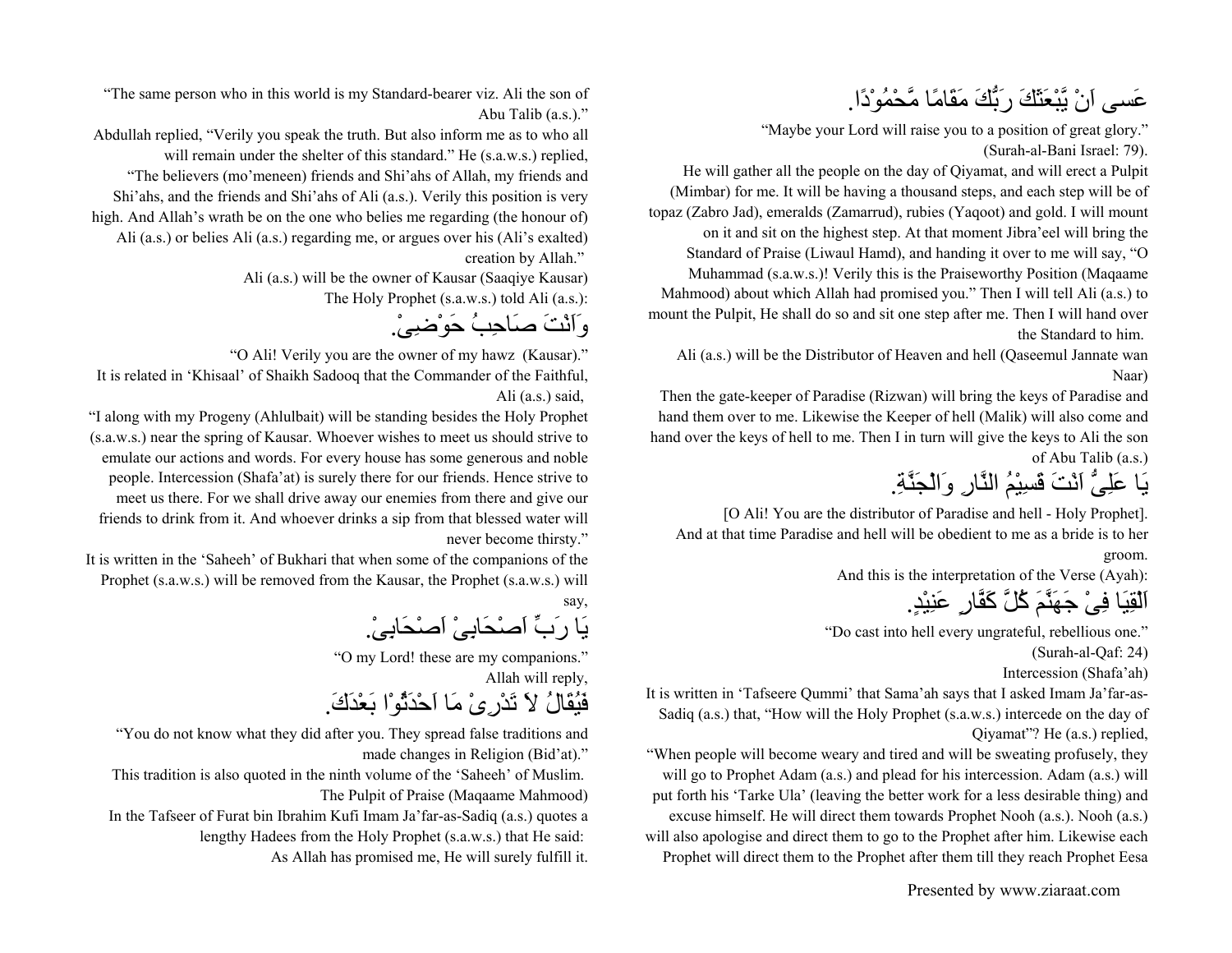"The same person who in this world is my Standard-bearer viz. Ali the son of Abu Talib (a.s.)."

Abdullah replied, "Verily you speak the truth. But also inform me as to who all will remain under the shelter of this standard." He (s.a.w.s.) replied, "The believers (mo'meneen) friends and Shi'ahs of Allah, my friends and Shi'ahs, and the friends and Shi'ahs of Ali (a.s.). Verily this position is very high. And Allah's wrath be on the one who belies me regarding (the honour of) Ali (a.s.) or belies Ali (a.s.) regarding me, or argues over his (Ali's exalted) creation by Allah."

Ali (a.s.) will be the owner of Kausar (Saaqiye Kausar)

The Holy Prophet (s.a.w.s.) told Ali (a.s.):

وَاَنْتَ صَاحِبُ حَوْضِىْ.

"O Ali! Verily you are the owner of my hawz (Kausar)."

It is related in 'Khisaal' of Shaikh Sadooq that the Commander of the Faithful, Ali (a.s.) said,

"I along with my Progeny (Ahlulbait) will be standing besides the Holy Prophet (s.a.w.s.) near the spring of Kausar. Whoever wishes to meet us should strive to emulate our actions and words. For every house has some generous and noble people. Intercession (Shafa'at) is surely there for our friends. Hence strive to meet us there. For we shall drive away our enemies from there and give our friends to drink from it. And whoever drinks a sip from that blessed water will never become thirsty."

It is written in the 'Saheeh' of Bukhari that when some of the companions of the Prophet (s.a.w.s.) will be removed from the Kausar, the Prophet (s.a.w.s.) will say,

يَا رَبِّ اَصْحَابِىْ اَصْحَابِىْ.

"O my Lord! these are my companions."

Allah will reply,

فَيُقَالُ لاَ تَدْرِىْ مَا اَحْدَثُوْا بَعْدَكَ.

"You do not know what they did after you. They spread false traditions and made changes in Religion (Bid'at)."

This tradition is also quoted in the ninth volume of the 'Saheeh' of Muslim.

The Pulpit of Praise (Maqaame Mahmood)

In the Tafseer of Furat bin Ibrahim Kufi Imam Ja'far-as-Sadiq (a.s.) quotes a lengthy Hadees from the Holy Prophet (s.a.w.s.) that He said:

As Allah has promised me, He will surely fulfill it.

عَسى اَنْ يَّبْعَثَكَ رَبُّكَ مَقَامًا مَّحْمُوْدًا.

"Maybe your Lord will raise you to a position of great glory." (Surah-al-Bani Israel: 79).

He will gather all the people on the day of Qiyamat, and will erect a Pulpit (Mimbar) for me. It will be having a thousand steps, and each step will be of topaz (Zabro Jad), emeralds (Zamarrud), rubies (Yaqoot) and gold. I will mount on it and sit on the highest step. At that moment Jibra'eel will bring the Standard of Praise (Liwaul Hamd), and handing it over to me will say, "O Muhammad (s.a.w.s.)! Verily this is the Praiseworthy Position (Maqaame Mahmood) about which Allah had promised you." Then I will tell Ali (a.s.) to mount the Pulpit, He shall do so and sit one step after me. Then I will hand over the Standard to him.

Ali (a.s.) will be the Distributor of Heaven and hell (Qaseemul Jannate wan Naar)

Then the gate-keeper of Paradise (Rizwan) will bring the keys of Paradise and hand them over to me. Likewise the Keeper of hell (Malik) will also come and hand over the keys of hell to me. Then I in turn will give the keys to Ali the son of Abu Talib (a.s.)

يَا عَلِىُّ اَنْتَ قَسِيْمُ النَّارِ وَالْجَنَّةِ.

[O Ali! You are the distributor of Paradise and hell - Holy Prophet].

And at that time Paradise and hell will be obedient to me as a bride is to her groom.

And this is the interpretation of the Verse (Ayah):

اَلْقِيَا فِىْ جَهَنَّمَ كُلَّ كَفَّارٍ عَنِيْدٍ.

"Do cast into hell every ungrateful, rebellious one." (Surah-al-Qaf: 24)

Intercession (Shafa'ah)

It is written in 'Tafseere Qummi' that Sama'ah says that I asked Imam Ja'far-as-Sadiq (a.s.) that, "How will the Holy Prophet (s.a.w.s.) intercede on the day of Qiyamat"? He (a.s.) replied,

"When people will become weary and tired and will be sweating profusely, they will go to Prophet Adam (a.s.) and plead for his intercession. Adam (a.s.) will put forth his 'Tarke Ula' (leaving the better work for a less desirable thing) and excuse himself. He will direct them towards Prophet Nooh (a.s.). Nooh (a.s.) will also apologise and direct them to go to the Prophet after him. Likewise each Prophet will direct them to the Prophet after them till they reach Prophet Eesa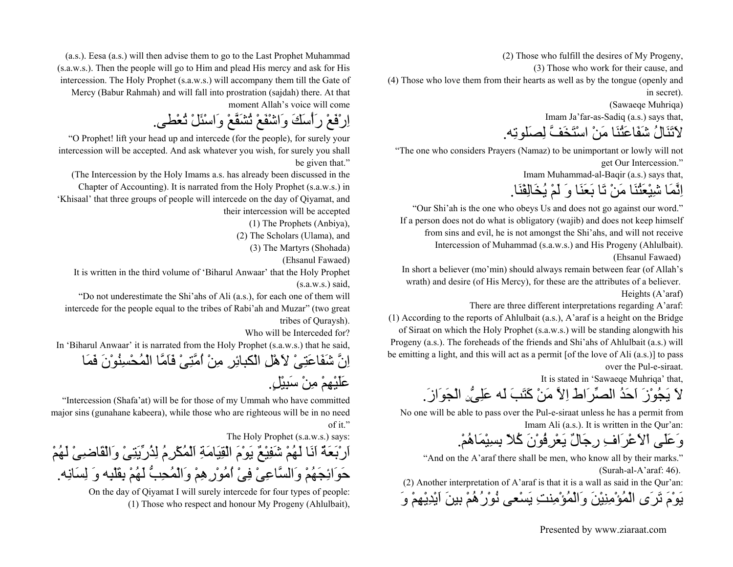(a.s.). Eesa (a.s.) will then advise them to go to the Last Prophet Muhammad (s.a.w.s.). Then the people will go to Him and plead His mercy and ask for His intercession. The Holy Prophet (s.a.w.s.) will accompany them till the Gate of Mercy (Babur Rahmah) and will fall into prostration (sajdah) there. At that moment Allah's voice will come

اِرْفَعْ رَأْسَكَ وَاشْفَعْ تُشَفَّعْ وَاسْئَلْ تُعْطٰى.

"O Prophet! lift your head up and intercede (for the people), for surely your intercession will be accepted. And ask whatever you wish, for surely you shall be given that."

(The Intercession by the Holy Imams a.s. has already been discussed in the Chapter of Accounting). It is narrated from the Holy Prophet (s.a.w.s.) in 'Khisaal' that three groups of people will intercede on the day of Qiyamat, and their intercession will be accepted

(1) The Prophets (Anbiya),
(2) The Scholars (Ulama), and
(3) The Martyrs (Shohada)

(Ehsanul Fawaed)

It is written in the third volume of 'Biharul Anwaar' that the Holy Prophet (s.a.w.s.) said,

"Do not underestimate the Shi'ahs of Ali (a.s.), for each one of them will intercede for the people equal to the tribes of Rabi'ah and Muzar" (two great tribes of Quraysh).

## Who will be Interceded for?

In 'Biharul Anwaar' it is narrated from the Holy Prophet (s.a.w.s.) that he said,

اِنَّ شَفَاعَتِىْ لاَهْلِ الْكبائِرِ مِنْ اُمَّتِىْ فَاَمَّا الْمُحْسِنُوْنَ فَمَا عَلَيْهِمْ مِنْ سَبِيْلٍ.

"Intercession (Shafa'at) will be for those of my Ummah who have committed major sins (gunahane kabeera), while those who are righteous will be in no need of it."

The Holy Prophet (s.a.w.s.) says:

اَرْبَعَةٌ اَنَا لَهُمْ شَفِيْعٌ يَوْمَ الْقِيَامَةِ اَلْمُكْرِمُ لِذُرِّيَتِىْ وَالْقَاضِىْ لَهُمْ حَوَائِجَهُمْ وَالسَّاعِىْ فِىْ اُمُوْرِهِمْ وَالْمُحِبُّ لَهُمْ بِقَلْبِه وَ لِسَانِه.

On the day of Qiyamat I will surely intercede for four types of people:

(1) Those who respect and honour My Progeny (Ahlulbait),
(2) Those who fulfill the desires of My Progeny,
(3) Those who work for their cause, and
(4) Those who love them from their hearts as well as by the tongue (openly and in secret).

(Sawaeqe Muhriqa)

Imam Ja'far-as-Sadiq (a.s.) says that,

لاَتَنَالُ شَفَاعَتُنَا مَنْ اسْتَخَفَّ لِصلَوتِه.

"The one who considers Prayers (Namaz) to be unimportant or lowly will not get Our Intercession."

Imam Muhammad-al-Baqir (a.s.) says that,

اِنَّمَا شِيْعَتُنَا مَنْ تَا بَعَنَا وَ لَمْ يُخَالِفْنَا.

"Our Shi'ah is the one who obeys Us and does not go against our word." If a person does not do what is obligatory (wajib) and does not keep himself from sins and evil, he is not amongst the Shi'ahs, and will not receive Intercession of Muhammad (s.a.w.s.) and His Progeny (Ahlulbait).

(Ehsanul Fawaed)

In short a believer (mo'min) should always remain between fear (of Allah's wrath) and desire (of His Mercy), for these are the attributes of a believer.

## Heights (A'araf)

There are three different interpretations regarding A'araf:

(1) According to the reports of Ahlulbait (a.s.), A'araf is a height on the Bridge of Siraat on which the Holy Prophet (s.a.w.s.) will be standing alongwith his Progeny (a.s.). The foreheads of the friends and Shi'ahs of Ahlulbait (a.s.) will be emitting a light, and this will act as a permit [of the love of Ali (a.s.)] to pass over the Pul-e-siraat.

It is stated in 'Sawaeqe Muhriqa' that,

لاَ يَجُوْزَ اَحَدُ الصِّرَاطَ اِلاَّ مَنْ كَتَبَ لَه عَلِىٌّ الْجَوَازَ.

No one will be able to pass over the Pul-e-siraat unless he has a permit from Imam Ali (a.s.). It is written in the Qur'an:

وَعَلَى الْاَعْرَافِ رِجَالٌ يَعْرِفُوْنَ كُلاًّ بِسِيْمَاهُمْ.

"And on the A'araf there shall be men, who know all by their marks."

(Surah-al-A'araf: 46).

(2) Another interpretation of A'araf is that it is a wall as said in the Qur'an:

يَوْمَ تَرَى الْمُؤْمِنِيْنَ وَالْمُؤْمِنتِ يَسْعى نُوْرُهُمْ بينَ اَيْدِيْهِمْ وَ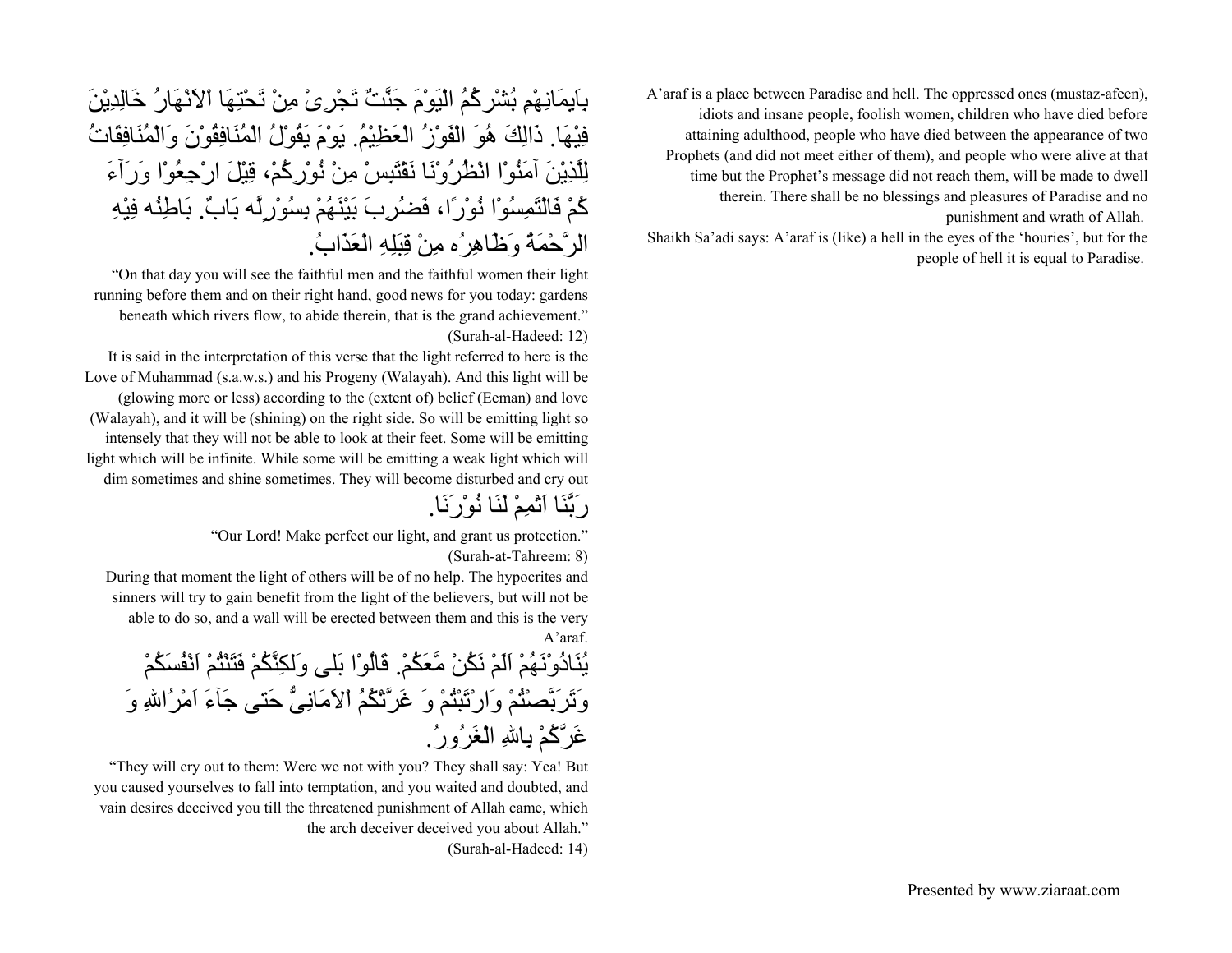بِاَيمَانِهِمْ بُشْرٰكُمُ الْيَوْمَ جَنّٰتٌ تَجْرِىْ مِنْ تَحْتِهَا اْلاَنْهَارُ خَالِدِيْنَ فِيْهَا. ذَالِكَ هُوَ الْفَوْزُ الْعَظِيْمُ. يَوْمَ يَقُوْلُ الْمُنَافِقُوْنَ وَالْمُنَافِقَاتُ لِلَّذِيْنَ آمَنُوْا انْظُرُوْنَا نَقْتَبِسْ مِنْ نُوْرِكُمْ، قِيْلَ ارْجِعُوْا وَرَآءَكُمْ فَالْتَمِسُوْا نُوْرًا، فَضُرِبَ بَيْنَهُمْ بِسُوْرٍلَّه بَابٌ. بَاطِنُه فِيْهِ الرَّحْمَةُ وَظَاهِرُه مِنْ قِبَلِهِ الْعَذَابُ.

"On that day you will see the faithful men and the faithful women their light running before them and on their right hand, good news for you today: gardens beneath which rivers flow, to abide therein, that is the grand achievement."

(Surah-al-Hadeed: 12)

It is said in the interpretation of this verse that the light referred to here is the Love of Muhammad (s.a.w.s.) and his Progeny (Walayah). And this light will be (glowing more or less) according to the (extent of) belief (Eeman) and love (Walayah), and it will be (shining) on the right side. So will be emitting light so intensely that they will not be able to look at their feet. Some will be emitting light which will be infinite. While some will be emitting a weak light which will dim sometimes and shine sometimes. They will become disturbed and cry out

رَبَّنَا اَتْمِمْ لَنَا نُوْرَنَا.

"Our Lord! Make perfect our light, and grant us protection."

(Surah-at-Tahreem: 8)

During that moment the light of others will be of no help. The hypocrites and sinners will try to gain benefit from the light of the believers, but will not be able to do so, and a wall will be erected between them and this is the very A'araf.

يُنَادُوْنَهُمْ اَلَمْ نَكُنْ مَّعَكُمْ. قَالُوْا بَلٰى وَلٰكِنَّكُمْ فَتَنْتُمْ اَنْفُسَكُمْ وَتَرَبَّصْتُمْ وَارْتَبْتُمْ وَ غَرَّتْكُمُ اْلاَمَانِىُّ حَتّٰى جَآءَ اَمْرُاللهِ وَ غَرَّكُمْ بِاللهِ الْغَرُورُ.

"They will cry out to them: Were we not with you? They shall say: Yea! But you caused yourselves to fall into temptation, and you waited and doubted, and vain desires deceived you till the threatened punishment of Allah came, which the arch deceiver deceived you about Allah."

(Surah-al-Hadeed: 14)

A'araf is a place between Paradise and hell. The oppressed ones (mustaz-afeen), idiots and insane people, foolish women, children who have died before attaining adulthood, people who have died between the appearance of two Prophets (and did not meet either of them), and people who were alive at that time but the Prophet's message did not reach them, will be made to dwell therein. There shall be no blessings and pleasures of Paradise and no punishment and wrath of Allah.

Shaikh Sa'adi says: A'araf is (like) a hell in the eyes of the 'houries', but for the people of hell it is equal to Paradise.

Presented by www.ziaraat.com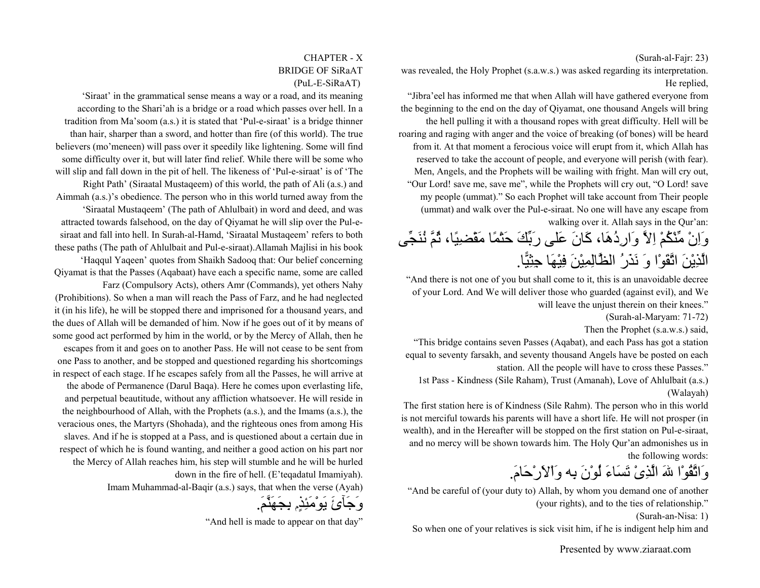# CHAPTER - X
## BRIDGE OF SiRaAT
### (PuL-E-SiRaAT)

'Siraat' in the grammatical sense means a way or a road, and its meaning according to the Shari'ah is a bridge or a road which passes over hell. In a tradition from Ma'soom (a.s.) it is stated that 'Pul-e-siraat' is a bridge thinner than hair, sharper than a sword, and hotter than fire (of this world). The true believers (mo'meneen) will pass over it speedily like lightening. Some will find some difficulty over it, but will later find relief. While there will be some who will slip and fall down in the pit of hell. The likeness of 'Pul-e-siraat' is of 'The Right Path' (Siraatal Mustaqeem) of this world, the path of Ali (a.s.) and Aimmah (a.s.)'s obedience. The person who in this world turned away from the 'Siraatal Mustaqeem' (The path of Ahlulbait) in word and deed, and was attracted towards falsehood, on the day of Qiyamat he will slip over the Pul-e-siraat and fall into hell. In Surah-al-Hamd, 'Siraatal Mustaqeem' refers to both these paths (The path of Ahlulbait and Pul-e-siraat).Allamah Majlisi in his book 'Haqqul Yaqeen' quotes from Shaikh Sadooq that: Our belief concerning Qiyamat is that the Passes (Aqabaat) have each a specific name, some are called Farz (Compulsory Acts), others Amr (Commands), yet others Nahy (Prohibitions). So when a man will reach the Pass of Farz, and he had neglected it (in his life), he will be stopped there and imprisoned for a thousand years, and the dues of Allah will be demanded of him. Now if he goes out of it by means of some good act performed by him in the world, or by the Mercy of Allah, then he escapes from it and goes on to another Pass. He will not cease to be sent from one Pass to another, and be stopped and questioned regarding his shortcomings in respect of each stage. If he escapes safely from all the Passes, he will arrive at the abode of Permanence (Darul Baqa). Here he comes upon everlasting life, and perpetual beautitude, without any affliction whatsoever. He will reside in the neighbourhood of Allah, with the Prophets (a.s.), and the Imams (a.s.), the veracious ones, the Martyrs (Shohada), and the righteous ones from among His slaves. And if he is stopped at a Pass, and is questioned about a certain due in respect of which he is found wanting, and neither a good action on his part nor the Mercy of Allah reaches him, his step will stumble and he will be hurled down in the fire of hell. (E'teqadatul Imamiyah).

Imam Muhammad-al-Baqir (a.s.) says, that when the verse (Ayah)

وَجَآئَ يَوْمَئِذٍم بِجَهَنَّمَ.

"And hell is made to appear on that day"

(Surah-al-Fajr: 23)

was revealed, the Holy Prophet (s.a.w.s.) was asked regarding its interpretation. He replied,

"Jibra'eel has informed me that when Allah will have gathered everyone from the beginning to the end on the day of Qiyamat, one thousand Angels will bring the hell pulling it with a thousand ropes with great difficulty. Hell will be roaring and raging with anger and the voice of breaking (of bones) will be heard from it. At that moment a ferocious voice will erupt from it, which Allah has reserved to take the account of people, and everyone will perish (with fear). Men, Angels, and the Prophets will be wailing with fright. Man will cry out, "Our Lord! save me, save me", while the Prophets will cry out, "O Lord! save my people (ummat)." So each Prophet will take account from Their people (ummat) and walk over the Pul-e-siraat. No one will have any escape from walking over it. Allah says in the Qur'an:

وَاِنْ مِّنْكُمْ اِلاَّ وَارِدُهَا، كَانَ عَلى رَبِّكَ حَتْمًا مَقْضِيًا، ثُمَّ نُنَجِّى الَّذِيْنَ اتَّقَوْا وَ نَذَرُ الظَّالِمِيْنَ فِيْهَا جِثِيًّا.

"And there is not one of you but shall come to it, this is an unavoidable decree of your Lord. And We will deliver those who guarded (against evil), and We will leave the unjust therein on their knees."

(Surah-al-Maryam: 71-72)

Then the Prophet (s.a.w.s.) said,

"This bridge contains seven Passes (Aqabat), and each Pass has got a station equal to seventy farsakh, and seventy thousand Angels have been posted on each station. All the people will have to cross these Passes."

1st Pass - Kindness (Sile Raham), Trust (Amanah), Love of Ahlulbait (a.s.) (Walayah)

The first station here is of Kindness (Sile Rahm). The person who in this world is not merciful towards his parents will have a short life. He will not prosper (in wealth), and in the Hereafter will be stopped on the first station on Pul-e-siraat, and no mercy will be shown towards him. The Holy Qur'an admonishes us in the following words:

وَاتَّقُوْا اللهَ الَّذِىْ تَسَاءَ لُوْنَ بِه وَالْاَرْحَامَ.

"And be careful of (your duty to) Allah, by whom you demand one of another (your rights), and to the ties of relationship."

(Surah-an-Nisa: 1)

So when one of your relatives is sick visit him, if he is indigent help him and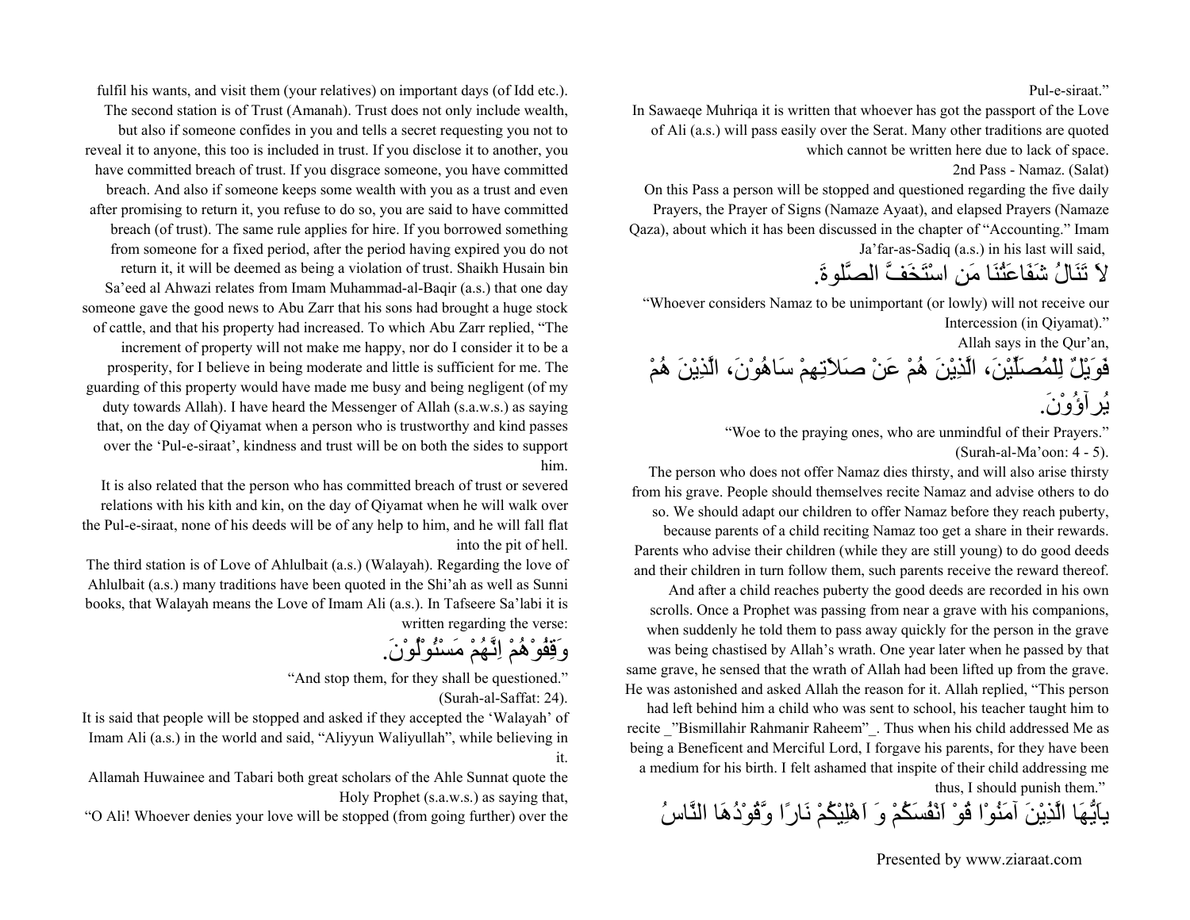fulfil his wants, and visit them (your relatives) on important days (of Idd etc.).

The second station is of Trust (Amanah). Trust does not only include wealth, but also if someone confides in you and tells a secret requesting you not to reveal it to anyone, this too is included in trust. If you disclose it to another, you have committed breach of trust. If you disgrace someone, you have committed breach. And also if someone keeps some wealth with you as a trust and even after promising to return it, you refuse to do so, you are said to have committed breach (of trust). The same rule applies for hire. If you borrowed something from someone for a fixed period, after the period having expired you do not return it, it will be deemed as being a violation of trust. Shaikh Husain bin Sa'eed al Ahwazi relates from Imam Muhammad-al-Baqir (a.s.) that one day someone gave the good news to Abu Zarr that his sons had brought a huge stock of cattle, and that his property had increased. To which Abu Zarr replied, "The increment of property will not make me happy, nor do I consider it to be a prosperity, for I believe in being moderate and little is sufficient for me. The guarding of this property would have made me busy and being negligent (of my duty towards Allah). I have heard the Messenger of Allah (s.a.w.s.) as saying that, on the day of Qiyamat when a person who is trustworthy and kind passes over the 'Pul-e-siraat', kindness and trust will be on both the sides to support him.

It is also related that the person who has committed breach of trust or severed relations with his kith and kin, on the day of Qiyamat when he will walk over the Pul-e-siraat, none of his deeds will be of any help to him, and he will fall flat into the pit of hell.

The third station is of Love of Ahlulbait (a.s.) (Walayah). Regarding the love of Ahlulbait (a.s.) many traditions have been quoted in the Shi'ah as well as Sunni books, that Walayah means the Love of Imam Ali (a.s.). In Tafseere Sa'labi it is written regarding the verse:

وَقِفُوْهُمْ اِنَّهُمْ مَسْئُوْلُوْنَ.

"And stop them, for they shall be questioned."
(Surah-al-Saffat: 24).

It is said that people will be stopped and asked if they accepted the 'Walayah' of Imam Ali (a.s.) in the world and said, "Aliyyun Waliyullah", while believing in it.

Allamah Huwainee and Tabari both great scholars of the Ahle Sunnat quote the Holy Prophet (s.a.w.s.) as saying that,

"O Ali! Whoever denies your love will be stopped (from going further) over the Pul-e-siraat."

In Sawaeqe Muhriqa it is written that whoever has got the passport of the Love of Ali (a.s.) will pass easily over the Serat. Many other traditions are quoted which cannot be written here due to lack of space.

2nd Pass - Namaz. (Salat)

On this Pass a person will be stopped and questioned regarding the five daily Prayers, the Prayer of Signs (Namaze Ayaat), and elapsed Prayers (Namaze Qaza), about which it has been discussed in the chapter of "Accounting." Imam Ja'far-as-Sadiq (a.s.) in his last will said,

لاَ تَنَالُ شَفَاعَتُنَا مَن اسْتَخَفَّ الصَّلٰوةَ.

"Whoever considers Namaz to be unimportant (or lowly) will not receive our Intercession (in Qiyamat)."

Allah says in the Qur'an,

فَوَيْلٌ لِلْمُصَلِّيْنَ، الَّذِيْنَ هُمْ عَنْ صَلاَتِهِمْ سَاهُوْنَ، الَّذِيْنَ هُمْ يُرَآؤُوْنَ.

"Woe to the praying ones, who are unmindful of their Prayers."
(Surah-al-Ma'oon: 4 - 5).

The person who does not offer Namaz dies thirsty, and will also arise thirsty from his grave. People should themselves recite Namaz and advise others to do so. We should adapt our children to offer Namaz before they reach puberty, because parents of a child reciting Namaz too get a share in their rewards. Parents who advise their children (while they are still young) to do good deeds and their children in turn follow them, such parents receive the reward thereof. And after a child reaches puberty the good deeds are recorded in his own scrolls. Once a Prophet was passing from near a grave with his companions, when suddenly he told them to pass away quickly for the person in the grave was being chastised by Allah's wrath. One year later when he passed by that same grave, he sensed that the wrath of Allah had been lifted up from the grave. He was astonished and asked Allah the reason for it. Allah replied, "This person had left behind him a child who was sent to school, his teacher taught him to recite _"Bismillahir Rahmanir Raheem"_. Thus when his child addressed Me as being a Beneficent and Merciful Lord, I forgave his parents, for they have been a medium for his birth. I felt ashamed that inspite of their child addressing me thus, I should punish them."

يـاَيُّهَا الَّذِيْنَ آمَنُوْا قُوْا اَنْفُسَكُمْ وَ اَهْلِيْكُمْ نَارًا وَّقُوْدُهَا النَّاسُ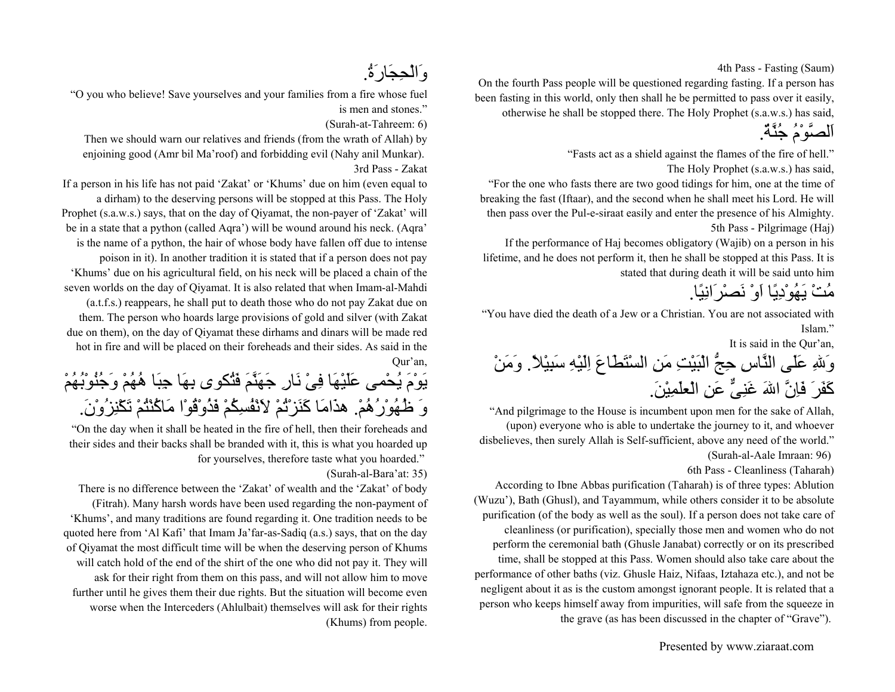وَالْحِجَارَةُ.

"O you who believe! Save yourselves and your families from a fire whose fuel is men and stones."

(Surah-at-Tahreem: 6)

Then we should warn our relatives and friends (from the wrath of Allah) by enjoining good (Amr bil Ma'roof) and forbidding evil (Nahy anil Munkar).

### 3rd Pass - Zakat

If a person in his life has not paid 'Zakat' or 'Khums' due on him (even equal to a dirham) to the deserving persons will be stopped at this Pass. The Holy Prophet (s.a.w.s.) says, that on the day of Qiyamat, the non-payer of 'Zakat' will be in a state that a python (called Aqra') will be wound around his neck. (Aqra' is the name of a python, the hair of whose body have fallen off due to intense poison in it). In another tradition it is stated that if a person does not pay 'Khums' due on his agricultural field, on his neck will be placed a chain of the seven worlds on the day of Qiyamat. It is also related that when Imam-al-Mahdi (a.t.f.s.) reappears, he shall put to death those who do not pay Zakat due on them. The person who hoards large provisions of gold and silver (with Zakat due on them), on the day of Qiyamat these dirhams and dinars will be made red hot in fire and will be placed on their foreheads and their sides. As said in the Qur'an,

يَوْمَ يُحْمى عَلَيْهَا فِيْ نَارِ جَهَنَّمَ فَتُكوى بِهَا جِبَا هُهُمْ وَجُنُوْبُهُمْ وَ ظُهُوْرُهُمْ. هذامَا كَنَزْتُمْ لاَنْفُسِكُمْ فَذُوْقُوْا مَاكُنْتُمْ تَكْنِزُوْنَ.

"On the day when it shall be heated in the fire of hell, then their foreheads and their sides and their backs shall be branded with it, this is what you hoarded up for yourselves, therefore taste what you hoarded."

(Surah-al-Bara'at: 35)

There is no difference between the 'Zakat' of wealth and the 'Zakat' of body (Fitrah). Many harsh words have been used regarding the non-payment of 'Khums', and many traditions are found regarding it. One tradition needs to be quoted here from 'Al Kafi' that Imam Ja'far-as-Sadiq (a.s.) says, that on the day of Qiyamat the most difficult time will be when the deserving person of Khums will catch hold of the end of the shirt of the one who did not pay it. They will ask for their right from them on this pass, and will not allow him to move further until he gives them their due rights. But the situation will become even worse when the Interceders (Ahlulbait) themselves will ask for their rights (Khums) from people.

### 4th Pass - Fasting (Saum)

On the fourth Pass people will be questioned regarding fasting. If a person has been fasting in this world, only then shall he be permitted to pass over it easily, otherwise he shall be stopped there. The Holy Prophet (s.a.w.s.) has said,

اَلصَّوْمُ جُنَّةٌ.

"Fasts act as a shield against the flames of the fire of hell."

The Holy Prophet (s.a.w.s.) has said,

"For the one who fasts there are two good tidings for him, one at the time of breaking the fast (Iftaar), and the second when he shall meet his Lord. He will then pass over the Pul-e-siraat easily and enter the presence of his Almighty.

### 5th Pass - Pilgrimage (Haj)

If the performance of Haj becomes obligatory (Wajib) on a person in his lifetime, and he does not perform it, then he shall be stopped at this Pass. It is stated that during death it will be said unto him

مُتْ يَهُوْدِيًا اَوْ نَصْرَانِيًا.

"You have died the death of a Jew or a Christian. You are not associated with Islam."

It is said in the Qur'an,

وَللهِ عَلَى النَّاسِ حِجُّ الْبَيْتِ مَنِ السْتَطَاعَ اِلَيْهِ سَبِيْلاً. وَمَنْ كَفَرَ فَاِنَّ اللهَ غَنِىٌّ عَنِ الْعلَمِيْنَ.

"And pilgrimage to the House is incumbent upon men for the sake of Allah, (upon) everyone who is able to undertake the journey to it, and whoever disbelieves, then surely Allah is Self-sufficient, above any need of the world."

(Surah-al-Aale Imraan: 96)

### 6th Pass - Cleanliness (Taharah)

According to Ibne Abbas purification (Taharah) is of three types: Ablution (Wuzu'), Bath (Ghusl), and Tayammum, while others consider it to be absolute purification (of the body as well as the soul). If a person does not take care of cleanliness (or purification), specially those men and women who do not perform the ceremonial bath (Ghusle Janabat) correctly or on its prescribed time, shall be stopped at this Pass. Women should also take care about the performance of other baths (viz. Ghusle Haiz, Nifaas, Iztahaza etc.), and not be negligent about it as is the custom amongst ignorant people. It is related that a person who keeps himself away from impurities, will safe from the squeeze in the grave (as has been discussed in the chapter of "Grave").

Presented by www.ziaraat.com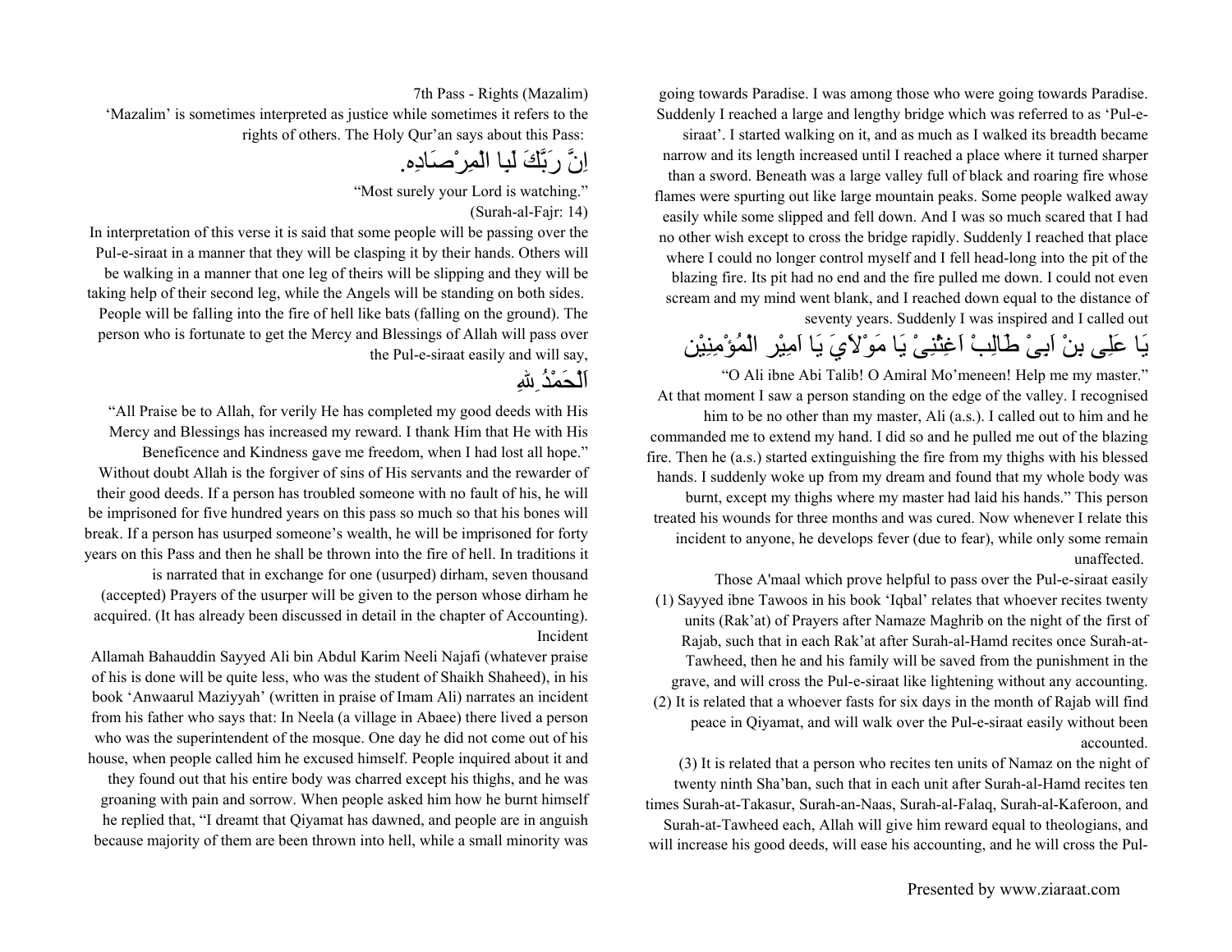## 7th Pass - Rights (Mazalim)

'Mazalim' is sometimes interpreted as justice while sometimes it refers to the rights of others. The Holy Qur'an says about this Pass:

اِنَّ رَبَّكَ لَبِا الْمِرْصَادِہ.

"Most surely your Lord is watching."
(Surah-al-Fajr: 14)

In interpretation of this verse it is said that some people will be passing over the Pul-e-siraat in a manner that they will be clasping it by their hands. Others will be walking in a manner that one leg of theirs will be slipping and they will be taking help of their second leg, while the Angels will be standing on both sides. People will be falling into the fire of hell like bats (falling on the ground). The person who is fortunate to get the Mercy and Blessings of Allah will pass over the Pul-e-siraat easily and will say,

اَلْحَمْدُ ِللهِ

"All Praise be to Allah, for verily He has completed my good deeds with His Mercy and Blessings has increased my reward. I thank Him that He with His Beneficence and Kindness gave me freedom, when I had lost all hope."

Without doubt Allah is the forgiver of sins of His servants and the rewarder of their good deeds. If a person has troubled someone with no fault of his, he will be imprisoned for five hundred years on this pass so much so that his bones will break. If a person has usurped someone's wealth, he will be imprisoned for forty years on this Pass and then he shall be thrown into the fire of hell. In traditions it is narrated that in exchange for one (usurped) dirham, seven thousand (accepted) Prayers of the usurper will be given to the person whose dirham he acquired. (It has already been discussed in detail in the chapter of Accounting).

### Incident

Allamah Bahauddin Sayyed Ali bin Abdul Karim Neeli Najafi (whatever praise of his is done will be quite less, who was the student of Shaikh Shaheed), in his book 'Anwaarul Maziyyah' (written in praise of Imam Ali) narrates an incident from his father who says that: In Neela (a village in Abaee) there lived a person who was the superintendent of the mosque. One day he did not come out of his house, when people called him he excused himself. People inquired about it and they found out that his entire body was charred except his thighs, and he was groaning with pain and sorrow. When people asked him how he burnt himself he replied that, "I dreamt that Qiyamat has dawned, and people are in anguish because majority of them are been thrown into hell, while a small minority was going towards Paradise. I was among those who were going towards Paradise. Suddenly I reached a large and lengthy bridge which was referred to as 'Pul-e-siraat'. I started walking on it, and as much as I walked its breadth became narrow and its length increased until I reached a place where it turned sharper than a sword. Beneath was a large valley full of black and roaring fire whose flames were spurting out like large mountain peaks. Some people walked away easily while some slipped and fell down. And I was so much scared that I had no other wish except to cross the bridge rapidly. Suddenly I reached that place where I could no longer control myself and I fell head-long into the pit of the blazing fire. Its pit had no end and the fire pulled me down. I could not even scream and my mind went blank, and I reached down equal to the distance of seventy years. Suddenly I was inspired and I called out

يَا عَلِى بِنْ اَبِىْ طَالِبْ اَغِثْنِىْ يَا مَوْلاَيَ يَا اَمِيْر الْمُؤْمِنِيْن

"O Ali ibne Abi Talib! O Amiral Mo'meneen! Help me my master."

At that moment I saw a person standing on the edge of the valley. I recognised him to be no other than my master, Ali (a.s.). I called out to him and he commanded me to extend my hand. I did so and he pulled me out of the blazing fire. Then he (a.s.) started extinguishing the fire from my thighs with his blessed hands. I suddenly woke up from my dream and found that my whole body was burnt, except my thighs where my master had laid his hands." This person treated his wounds for three months and was cured. Now whenever I relate this incident to anyone, he develops fever (due to fear), while only some remain unaffected.

### Those A'maal which prove helpful to pass over the Pul-e-siraat easily

(1) Sayyed ibne Tawoos in his book 'Iqbal' relates that whoever recites twenty units (Rak'at) of Prayers after Namaze Maghrib on the night of the first of Rajab, such that in each Rak'at after Surah-al-Hamd recites once Surah-at-Tawheed, then he and his family will be saved from the punishment in the grave, and will cross the Pul-e-siraat like lightening without any accounting.

(2) It is related that a whoever fasts for six days in the month of Rajab will find peace in Qiyamat, and will walk over the Pul-e-siraat easily without been accounted.

(3) It is related that a person who recites ten units of Namaz on the night of twenty ninth Sha'ban, such that in each unit after Surah-al-Hamd recites ten times Surah-at-Takasur, Surah-an-Naas, Surah-al-Falaq, Surah-al-Kaferoon, and Surah-at-Tawheed each, Allah will give him reward equal to theologians, and will increase his good deeds, will ease his accounting, and he will cross the Pul-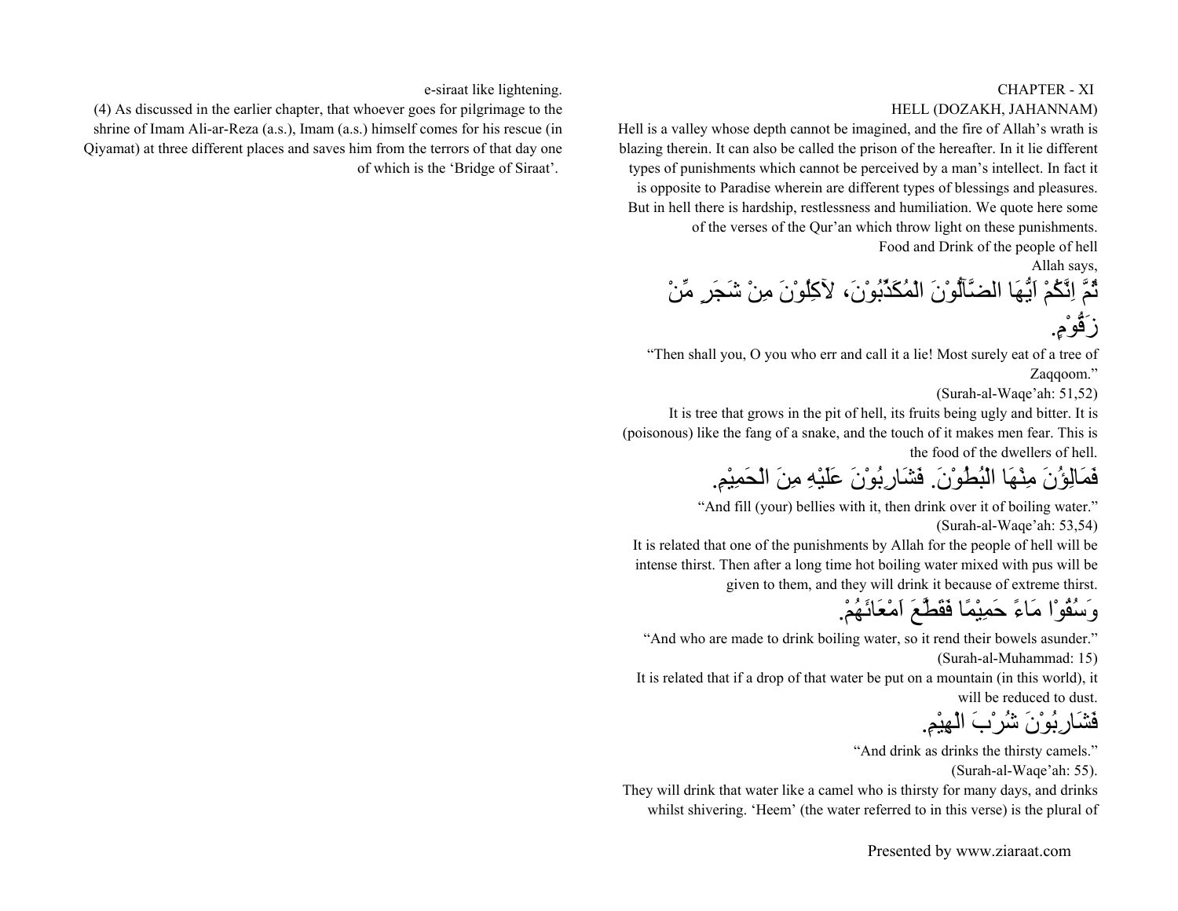e-siraat like lightening.

(4) As discussed in the earlier chapter, that whoever goes for pilgrimage to the shrine of Imam Ali-ar-Reza (a.s.), Imam (a.s.) himself comes for his rescue (in Qiyamat) at three different places and saves him from the terrors of that day one of which is the 'Bridge of Siraat'.

# CHAPTER - XI

## HELL (DOZAKH, JAHANNAM)

Hell is a valley whose depth cannot be imagined, and the fire of Allah's wrath is blazing therein. It can also be called the prison of the hereafter. In it lie different types of punishments which cannot be perceived by a man's intellect. In fact it is opposite to Paradise wherein are different types of blessings and pleasures. But in hell there is hardship, restlessness and humiliation. We quote here some of the verses of the Qur'an which throw light on these punishments.

### Food and Drink of the people of hell

Allah says,

ثُمَّ اِنَّكُمْ اَيُّهَا الضَّآلُّوْنَ الْمُكَذِّبُوْنَ، لَآكِلُوْنَ مِنْ شَجَرٍ مِّنْ زَقُّوْمٍ.

"Then shall you, O you who err and call it a lie! Most surely eat of a tree of Zaqqoom."

(Surah-al-Waqe'ah: 51,52)

It is tree that grows in the pit of hell, its fruits being ugly and bitter. It is (poisonous) like the fang of a snake, and the touch of it makes men fear. This is the food of the dwellers of hell.

فَمَالِؤُنَ مِنْهَا الْبُطُوْنَ. فَشَارِبُوْنَ عَلَيْهِ مِنَ الْحَمِيْمِ.

"And fill (your) bellies with it, then drink over it of boiling water."

(Surah-al-Waqe'ah: 53,54)

It is related that one of the punishments by Allah for the people of hell will be intense thirst. Then after a long time hot boiling water mixed with pus will be given to them, and they will drink it because of extreme thirst.

وَسُقُوْا مَاءً حَمِيْمًا فَقَطَّعَ اَمْعَائَهُمْ.

"And who are made to drink boiling water, so it rend their bowels asunder."

(Surah-al-Muhammad: 15)

It is related that if a drop of that water be put on a mountain (in this world), it will be reduced to dust.

فَشَارِبُوْنَ شُرْبَ الْهِيْمِ.

"And drink as drinks the thirsty camels."

(Surah-al-Waqe'ah: 55).

They will drink that water like a camel who is thirsty for many days, and drinks whilst shivering. 'Heem' (the water referred to in this verse) is the plural of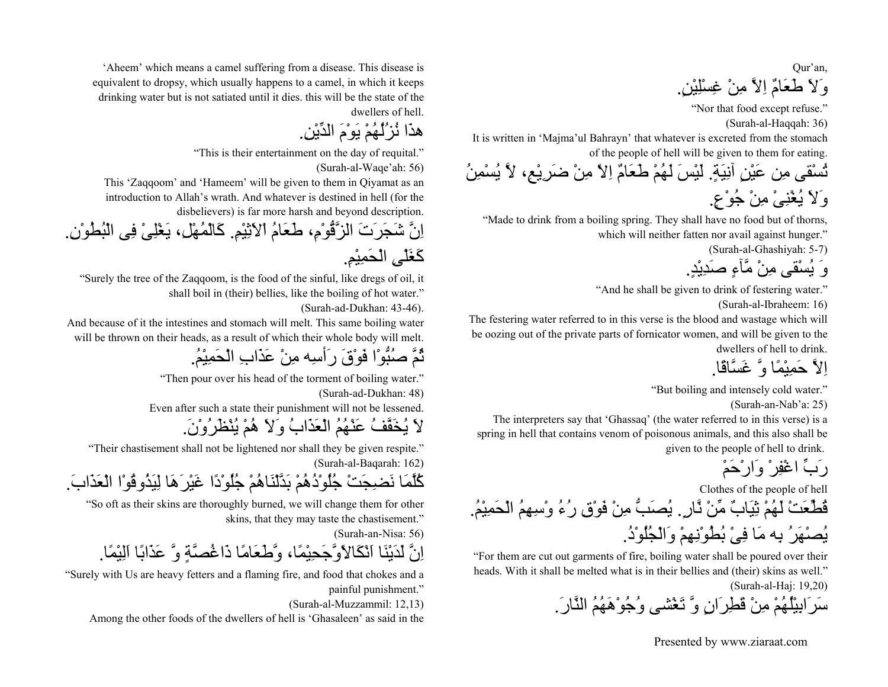'Aheem' which means a camel suffering from a disease. This disease is equivalent to dropsy, which usually happens to a camel, in which it keeps drinking water but is not satiated until it dies. this will be the state of the dwellers of hell.

هذَا نُزُلُهُمْ يَوْمَ الدِّيْنِ.

"This is their entertainment on the day of requital."

(Surah-al-Waqe'ah: 56)

This 'Zaqqoom' and 'Hameem' will be given to them in Qiyamat as an introduction to Allah's wrath. And whatever is destined in hell (for the disbelievers) is far more harsh and beyond description.

اِنَّ شَجَرَتَ الزَّقُّوْمِ، طَعَامُ الاَثِيْمِ. كَالْمُهْلِ، يَغْلِىْ فِى البُطُوْنِ. كَغَلْىِ الْحَمِيْمِ.

"Surely the tree of the Zaqqoom, is the food of the sinful, like dregs of oil, it shall boil in (their) bellies, like the boiling of hot water."

(Surah-ad-Dukhan: 43-46).

And because of it the intestines and stomach will melt. This same boiling water will be thrown on their heads, as a result of which their whole body will melt.

ثُمَّ صُبُّوْا فَوْقَ رَأسِه مِنْ عَذَابِ الحَمِيْمُ.

"Then pour over his head of the torment of boiling water."

(Surah-ad-Dukhan: 48)

Even after such a state their punishment will not be lessened.

لاَ يُخَفَّفُ عَنْهُمُ الْعَذَابُ وَلاَ هُمْ يُنْظَرُوْنَ.

"Their chastisement shall not be lightened nor shall they be given respite."

(Surah-al-Baqarah: 162)

كُلَّمَا نَضِجَتْ جُلُوْدُهُمْ بَدَّلْنَاهُمْ جُلُوْدًا غَيْرَهَا لِيَذُوقُوْا الْعَذَابَ.

"So oft as their skins are thoroughly burned, we will change them for other skins, that they may taste the chastisement."

(Surah-an-Nisa: 56)

اِنَّ لَدَيْنَا اَنْكَالاًوَّجَحِيْمًا، وَّطَعَامًا ذَاغُصَّةٍ وَّ عَذَابًا اَلِيْمًا.

"Surely with Us are heavy fetters and a flaming fire, and food that chokes and a painful punishment."

(Surah-al-Muzzammil: 12,13)

Among the other foods of the dwellers of hell is 'Ghasaleen' as said in the Qur'an,

وَلاَ طَعَامٌ اِلاَّ مِنْ غِسْلِيْنٍ.

"Nor that food except refuse."

(Surah-al-Haqqah: 36)

It is written in 'Majma'ul Bahrayn' that whatever is excreted from the stomach of the people of hell will be given to them for eating.

تُسْقى مِن عَيْنٍ آنِيَةٍ. لَيْسَ لَهُمْ طَعَامٌ اِلاَّ مِنْ ضَرِيْعٍ، لاَّ يُسْمِنُ وَلاَ يُغْنِىْ مِنْ جُوْعٍ.

"Made to drink from a boiling spring. They shall have no food but of thorns, which will neither fatten nor avail against hunger."

(Surah-al-Ghashiyah: 5-7)

وَ يُسْقى مِنْ مَّآءٍ صَدِيْدٍ.

"And he shall be given to drink of festering water."

(Surah-al-Ibraheem: 16)

The festering water referred to in this verse is the blood and wastage which will be oozing out of the private parts of fornicator women, and will be given to the dwellers of hell to drink.

اِلاَّ حَمِيْمًا وَّ غَسَّاقًا.

"But boiling and intensely cold water."

(Surah-an-Nab'a: 25)

The interpreters say that 'Ghassaq' (the water referred to in this verse) is a spring in hell that contains venom of poisonous animals, and this also shall be given to the people of hell to drink.

رَبِّ اغْفِرْ وَارْحَمْ

Clothes of the people of hell

قُطِّعَتْ لَهُمْ ثِيَابٌ مِّنْ نَّارٍ. يُصَبُّ مِنْ فَوْقِ رُءُوْسِهِمُ الْحَمِيْمُ. يُصْهَرُ بِه مَا فِىْ بُطُوْنِهِمْ وَالْجُلُوْدُ.

"For them are cut out garments of fire, boiling water shall be poured over their heads. With it shall be melted what is in their bellies and (their) skins as well."

(Surah-al-Haj: 19,20)

سَرَابِيْلُهُمْ مِنْ قَطِرَانٍ وَّ تَغْشى وُجُوْهَهُمُ النَّارَ.

Presented by www.ziaraat.com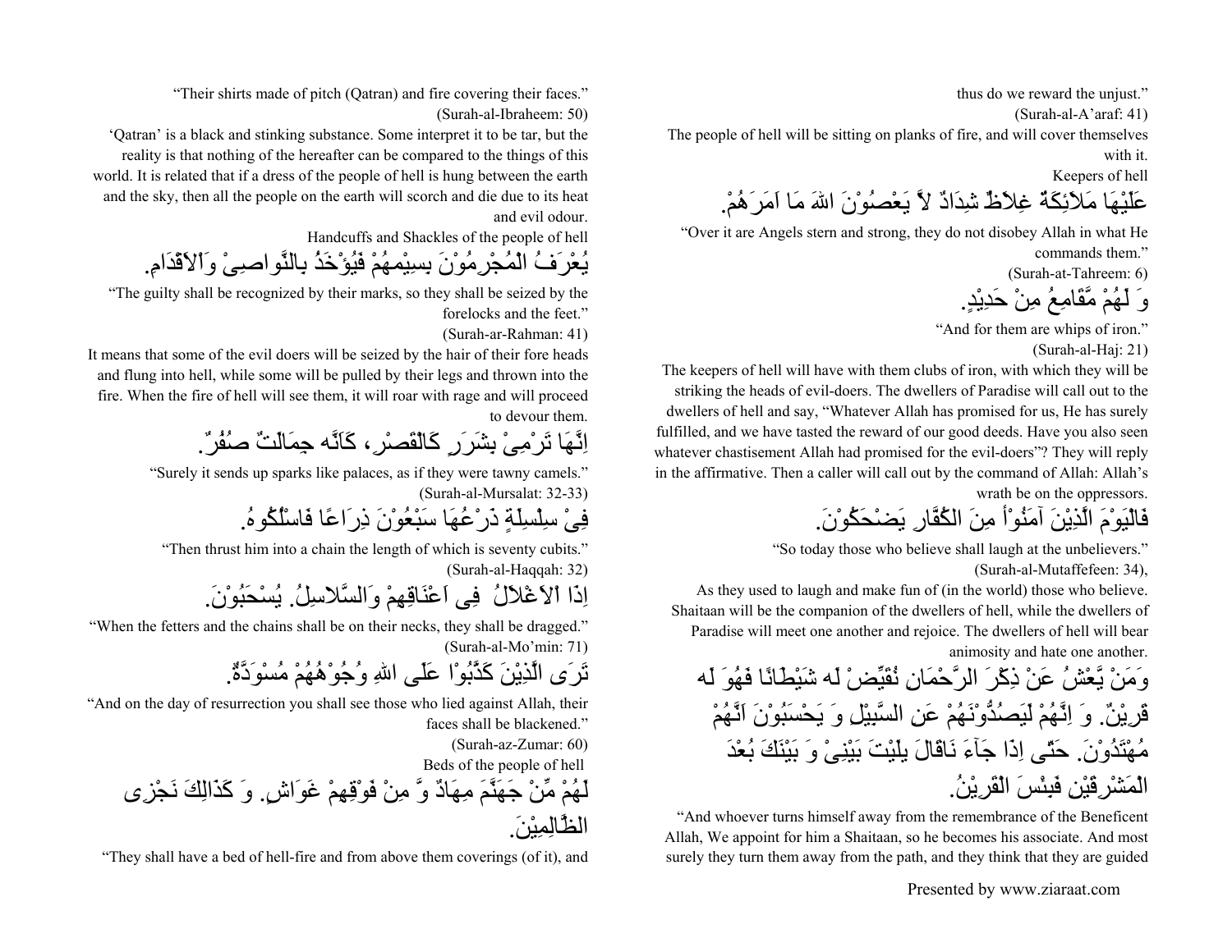"Their shirts made of pitch (Qatran) and fire covering their faces." (Surah-al-Ibraheem: 50)

'Qatran' is a black and stinking substance. Some interpret it to be tar, but the reality is that nothing of the hereafter can be compared to the things of this world. It is related that if a dress of the people of hell is hung between the earth and the sky, then all the people on the earth will scorch and die due to its heat and evil odour.

### Handcuffs and Shackles of the people of hell

يُعْرَفُ الْمُجْرِمُوْنَ بِسِيْمهُمْ فَيُؤْخَذُ بِالنَّواصِىْ وَالاَقْدَامِ.

"The guilty shall be recognized by their marks, so they shall be seized by the forelocks and the feet." (Surah-ar-Rahman: 41)

It means that some of the evil doers will be seized by the hair of their fore heads and flung into hell, while some will be pulled by their legs and thrown into the fire. When the fire of hell will see them, it will roar with rage and will proceed to devour them.

اِنَّهَا تَرْمِىْ بِشَرَرٍ كَالْقَصْرِ، كَاَنَّه جِمَالَتٌ صُفُرٌ.

"Surely it sends up sparks like palaces, as if they were tawny camels." (Surah-al-Mursalat: 32-33)

فِىْ سِلْسِلَةٍ ذَرْعُهَا سَبْعُوْنَ ذِرَاعًا فَاسْلُكُوهُ.

"Then thrust him into a chain the length of which is seventy cubits." (Surah-al-Haqqah: 32)

اِذَا الاَغْلاَلُ فِى اَعْنَاقِهِمْ وَالسَّلاسِلُ. يُسْحَبُوْنَ.

"When the fetters and the chains shall be on their necks, they shall be dragged." (Surah-al-Mo'min: 71)

تَرَى الَّذِيْنَ كَذَّبُوْا عَلَى اللهِ وُجُوْهُهُمْ مُسْوَدَّةٌ.

"And on the day of resurrection you shall see those who lied against Allah, their faces shall be blackened." (Surah-az-Zumar: 60)

### Beds of the people of hell

لَهُمْ مِّنْ جَهَنَّمَ مِهَادٌ وَّ مِنْ فَوْقِهِمْ غَوَاشٍ. وَ كَذَالِكَ نَجْزِى الظَّالِمِيْنَ.

"They shall have a bed of hell-fire and from above them coverings (of it), and thus do we reward the unjust." (Surah-al-A'araf: 41)

The people of hell will be sitting on planks of fire, and will cover themselves with it.

### Keepers of hell

عَلَيْهَا مَلاَئِكَةٌ غِلاَظٌ شِدَادٌ لاَّ يَعْصُوْنَ اللهَ مَا اَمَرَهُمْ.

"Over it are Angels stern and strong, they do not disobey Allah in what He commands them." (Surah-at-Tahreem: 6)

وَ لَهُمْ مَّقَامِعُ مِنْ حَدِيْدٍ.

"And for them are whips of iron." (Surah-al-Haj: 21)

The keepers of hell will have with them clubs of iron, with which they will be striking the heads of evil-doers. The dwellers of Paradise will call out to the dwellers of hell and say, "Whatever Allah has promised for us, He has surely fulfilled, and we have tasted the reward of our good deeds. Have you also seen whatever chastisement Allah had promised for the evil-doers"? They will reply in the affirmative. Then a caller will call out by the command of Allah: Allah's wrath be on the oppressors.

فَالْيَوْمَ الَّذِيْنَ آمَنُوْا مِنَ الْكُفَّارِ يَضْحَكُوْنَ.

"So today those who believe shall laugh at the unbelievers." (Surah-al-Mutaffefeen: 34),

As they used to laugh and make fun of (in the world) those who believe. Shaitaan will be the companion of the dwellers of hell, while the dwellers of Paradise will meet one another and rejoice. The dwellers of hell will bear animosity and hate one another.

وَمَنْ يَّعْشُ عَنْ ذِكْرَ الرَّحْمَانِ نُقَيِّضْ لَه شَيْطَانًا فَهُوَ لَه قَرِيْنٌ. وَ اِنَّهُمْ لَيَصُدُّوْنَهُمْ عَنِ السَّبِيْلِ وَ يَحْسَبُوْنَ اَنَّهُمْ مُهْتَدُوْنَ. حَتّى اِذَا جَآءَ نَاقَالَ يلَيْتَ بَيْنِىْ وَ بَيْنَكَ بُعْدَ الْمَشْرِقَيْنِ فَبِئْسَ الْقَرِيْنُ.

"And whoever turns himself away from the remembrance of the Beneficent Allah, We appoint for him a Shaitaan, so he becomes his associate. And most surely they turn them away from the path, and they think that they are guided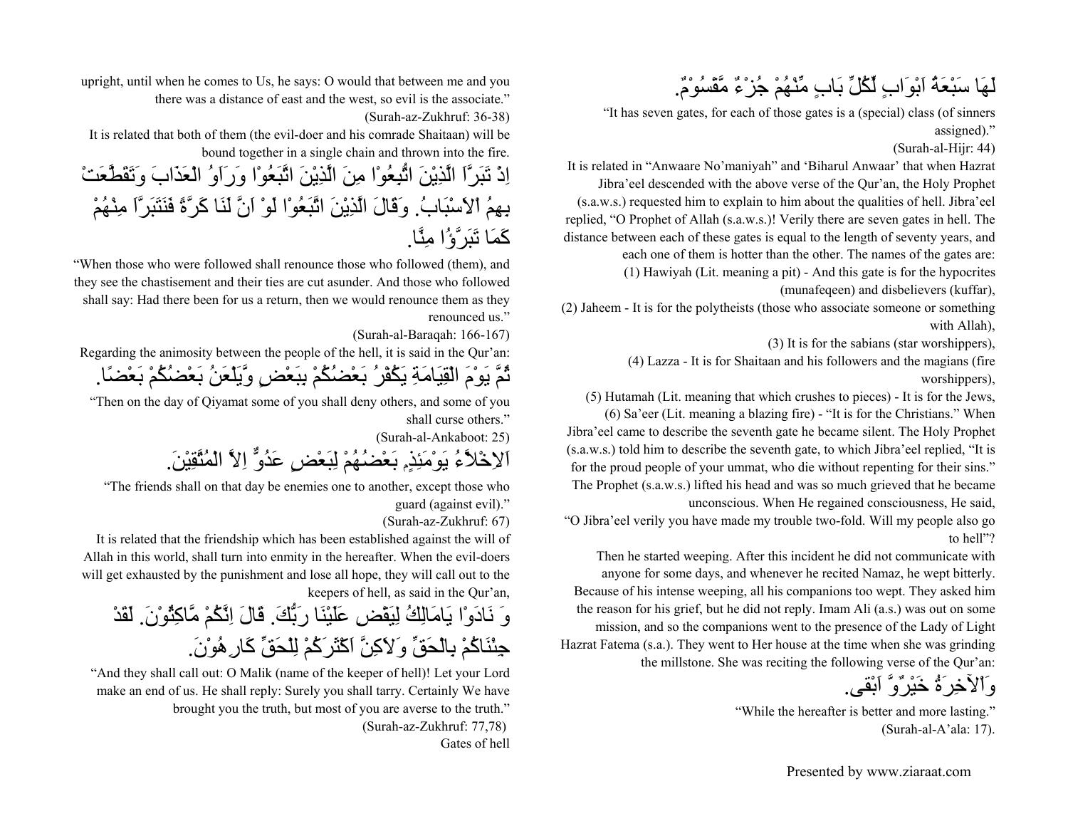upright, until when he comes to Us, he says: O would that between me and you there was a distance of east and the west, so evil is the associate."

(Surah-az-Zukhruf: 36-38)

It is related that both of them (the evil-doer and his comrade Shaitaan) will be bound together in a single chain and thrown into the fire.

اِذْ تَبَرَّاَ الَّذِيْنَ اتُّبِعُوْا مِنَ الَّذِيْنَ اتَّبَعُوْا وَرَاَوُ الْعَذَابَ وَتَقَطَّعَتْ بِهِمُ الاَسْبَابُ. وَقَالَ الَّذِيْنَ اتَّبَعُوْا لَوْ اَنَّ لَنَا كَرَّةً فَنَتَبَرَّاَ مِنْهُمْ كَمَا تَبَرَّؤُا مِنَّا.

"When those who were followed shall renounce those who followed (them), and they see the chastisement and their ties are cut asunder. And those who followed shall say: Had there been for us a return, then we would renounce them as they renounced us."

(Surah-al-Baraqah: 166-167)

Regarding the animosity between the people of the hell, it is said in the Qur'an:

ثُمَّ يَوْمَ الْقِيَامَةِ يَكْفُرُ بَعْضُكُمْ بِبَعْضٍ وَّيَلْعَنُ بَعْضُكُمْ بَعْضًا.

"Then on the day of Qiyamat some of you shall deny others, and some of you shall curse others."

(Surah-al-Ankaboot: 25)

اَلاِخْلاَّءُ يَوْمَئِذٍ بَعْضُهُمْ لِبَعْضٍ عَدُوٌّ اِلاَّ الْمُتَّقِيْنَ.

"The friends shall on that day be enemies one to another, except those who guard (against evil)."

(Surah-az-Zukhruf: 67)

It is related that the friendship which has been established against the will of Allah in this world, shall turn into enmity in the hereafter. When the evil-doers will get exhausted by the punishment and lose all hope, they will call out to the keepers of hell, as said in the Qur'an,

وَ نَادَوْا يَامَالِكُ لِيَقْضِ عَلَيْنَا رَبُّكَ. قَالَ اِنَّكُمْ مَّاكِثُوْنَ. لَقَدْ جِئْنَاكُمْ بِالْحَقِّ وَلاَكِنَّ اَكْثَرَكُمْ لِلْحَقِّ كَارِهُوْنَ.

"And they shall call out: O Malik (name of the keeper of hell)! Let your Lord make an end of us. He shall reply: Surely you shall tarry. Certainly We have brought you the truth, but most of you are averse to the truth."

(Surah-az-Zukhruf: 77,78)

## Gates of hell

لَهَا سَبْعَةُ اَبْوَابٍ لِّكُلِّ بَابٍ مِّنْهُمْ جُزْءٌ مَّقْسُوْمٌ.

"It has seven gates, for each of those gates is a (special) class (of sinners assigned)."

(Surah-al-Hijr: 44)

It is related in "Anwaare No'maniyah" and 'Biharul Anwaar' that when Hazrat Jibra'eel descended with the above verse of the Qur'an, the Holy Prophet (s.a.w.s.) requested him to explain to him about the qualities of hell. Jibra'eel replied, "O Prophet of Allah (s.a.w.s.)! Verily there are seven gates in hell. The distance between each of these gates is equal to the length of seventy years, and each one of them is hotter than the other. The names of the gates are:

(1) Hawiyah (Lit. meaning a pit) - And this gate is for the hypocrites (munafeqeen) and disbelievers (kuffar),

(2) Jaheem - It is for the polytheists (those who associate someone or something with Allah),

(3) It is for the sabians (star worshippers),

(4) Lazza - It is for Shaitaan and his followers and the magians (fire worshippers),

(5) Hutamah (Lit. meaning that which crushes to pieces) - It is for the Jews,

(6) Sa'eer (Lit. meaning a blazing fire) - "It is for the Christians." When Jibra'eel came to describe the seventh gate he became silent. The Holy Prophet (s.a.w.s.) told him to describe the seventh gate, to which Jibra'eel replied, "It is for the proud people of your ummat, who die without repenting for their sins." The Prophet (s.a.w.s.) lifted his head and was so much grieved that he became unconscious. When He regained consciousness, He said,

"O Jibra'eel verily you have made my trouble two-fold. Will my people also go to hell"?

Then he started weeping. After this incident he did not communicate with anyone for some days, and whenever he recited Namaz, he wept bitterly. Because of his intense weeping, all his companions too wept. They asked him the reason for his grief, but he did not reply. Imam Ali (a.s.) was out on some mission, and so the companions went to the presence of the Lady of Light Hazrat Fatema (s.a.). They went to Her house at the time when she was grinding the millstone. She was reciting the following verse of the Qur'an:

وَالْآخِرَةُ خَيْرٌوَّ اَبْقى.

"While the hereafter is better and more lasting."

(Surah-al-A'ala: 17).

Presented by www.ziaraat.com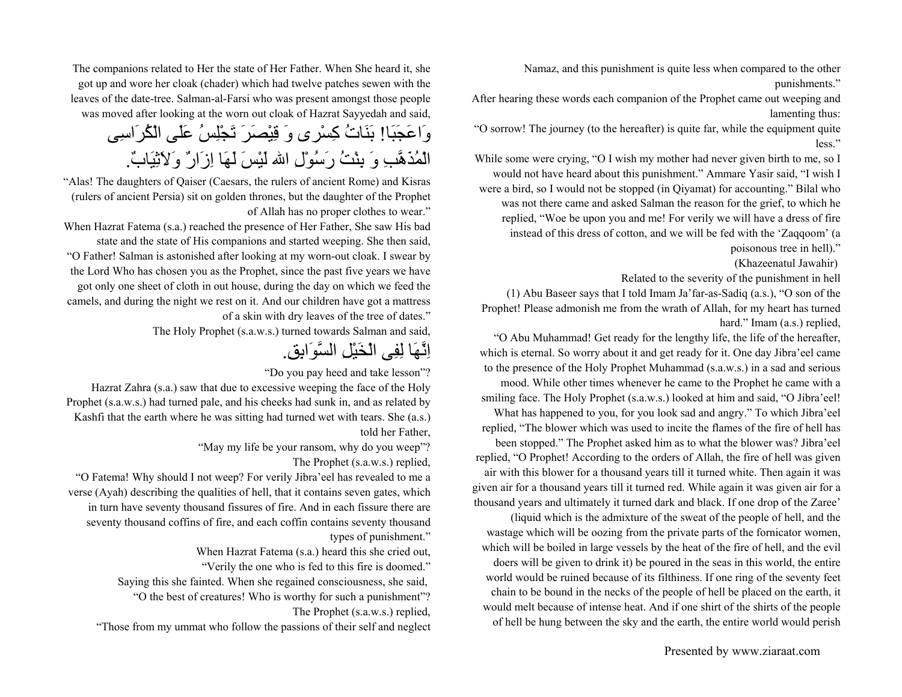The companions related to Her the state of Her Father. When She heard it, she got up and wore her cloak (chader) which had twelve patches sewen with the leaves of the date-tree. Salman-al-Farsi who was present amongst those people was moved after looking at the worn out cloak of Hazrat Sayyedah and said,

وَاعَجَبَا! بَنَاتُ كِسْرٰى وَ قِيْصَرَ تَجْلِسُ عَلَى الْكُرَاسِى الْمُذَهَّبِ وَ بِنْتُ رَسُوْلِ الله لَيْسَ لَهَا اِزَارٌ وَلاَثِيَابٌ.

"Alas! The daughters of Qaiser (Caesars, the rulers of ancient Rome) and Kisras (rulers of ancient Persia) sit on golden thrones, but the daughter of the Prophet of Allah has no proper clothes to wear."

When Hazrat Fatema (s.a.) reached the presence of Her Father, She saw His bad state and the state of His companions and started weeping. She then said, "O Father! Salman is astonished after looking at my worn-out cloak. I swear by the Lord Who has chosen you as the Prophet, since the past five years we have got only one sheet of cloth in out house, during the day on which we feed the camels, and during the night we rest on it. And our children have got a mattress of a skin with dry leaves of the tree of dates."

The Holy Prophet (s.a.w.s.) turned towards Salman and said,

اِنَّهَا لِفِى الْخَيْلِ السَّوَابِقِ.

"Do you pay heed and take lesson"?

Hazrat Zahra (s.a.) saw that due to excessive weeping the face of the Holy Prophet (s.a.w.s.) had turned pale, and his cheeks had sunk in, and as related by Kashfi that the earth where he was sitting had turned wet with tears. She (a.s.) told her Father,

"May my life be your ransom, why do you weep"?

The Prophet (s.a.w.s.) replied,

"O Fatema! Why should I not weep? For verily Jibra'eel has revealed to me a verse (Ayah) describing the qualities of hell, that it contains seven gates, which in turn have seventy thousand fissures of fire. And in each fissure there are seventy thousand coffins of fire, and each coffin contains seventy thousand types of punishment."

When Hazrat Fatema (s.a.) heard this she cried out,

"Verily the one who is fed to this fire is doomed."

Saying this she fainted. When she regained consciousness, she said,

"O the best of creatures! Who is worthy for such a punishment"?

The Prophet (s.a.w.s.) replied,

"Those from my ummat who follow the passions of their self and neglect Namaz, and this punishment is quite less when compared to the other punishments."

After hearing these words each companion of the Prophet came out weeping and lamenting thus:

"O sorrow! The journey (to the hereafter) is quite far, while the equipment quite less."

While some were crying, "O I wish my mother had never given birth to me, so I would not have heard about this punishment." Ammare Yasir said, "I wish I were a bird, so I would not be stopped (in Qiyamat) for accounting." Bilal who was not there came and asked Salman the reason for the grief, to which he replied, "Woe be upon you and me! For verily we will have a dress of fire instead of this dress of cotton, and we will be fed with the 'Zaqqoom' (a poisonous tree in hell)."

(Khazeenatul Jawahir)

Related to the severity of the punishment in hell

(1) Abu Baseer says that I told Imam Ja'far-as-Sadiq (a.s.), "O son of the Prophet! Please admonish me from the wrath of Allah, for my heart has turned hard." Imam (a.s.) replied,

"O Abu Muhammad! Get ready for the lengthy life, the life of the hereafter, which is eternal. So worry about it and get ready for it. One day Jibra'eel came to the presence of the Holy Prophet Muhammad (s.a.w.s.) in a sad and serious mood. While other times whenever he came to the Prophet he came with a smiling face. The Holy Prophet (s.a.w.s.) looked at him and said, "O Jibra'eel! What has happened to you, for you look sad and angry." To which Jibra'eel replied, "The blower which was used to incite the flames of the fire of hell has been stopped." The Prophet asked him as to what the blower was? Jibra'eel replied, "O Prophet! According to the orders of Allah, the fire of hell was given air with this blower for a thousand years till it turned white. Then again it was given air for a thousand years till it turned red. While again it was given air for a thousand years and ultimately it turned dark and black. If one drop of the Zaree' (liquid which is the admixture of the sweat of the people of hell, and the wastage which will be oozing from the private parts of the fornicator women, which will be boiled in large vessels by the heat of the fire of hell, and the evil doers will be given to drink it) be poured in the seas in this world, the entire world would be ruined because of its filthiness. If one ring of the seventy feet chain to be bound in the necks of the people of hell be placed on the earth, it would melt because of intense heat. And if one shirt of the shirts of the people of hell be hung between the sky and the earth, the entire world would perish

Presented by www.ziaraat.com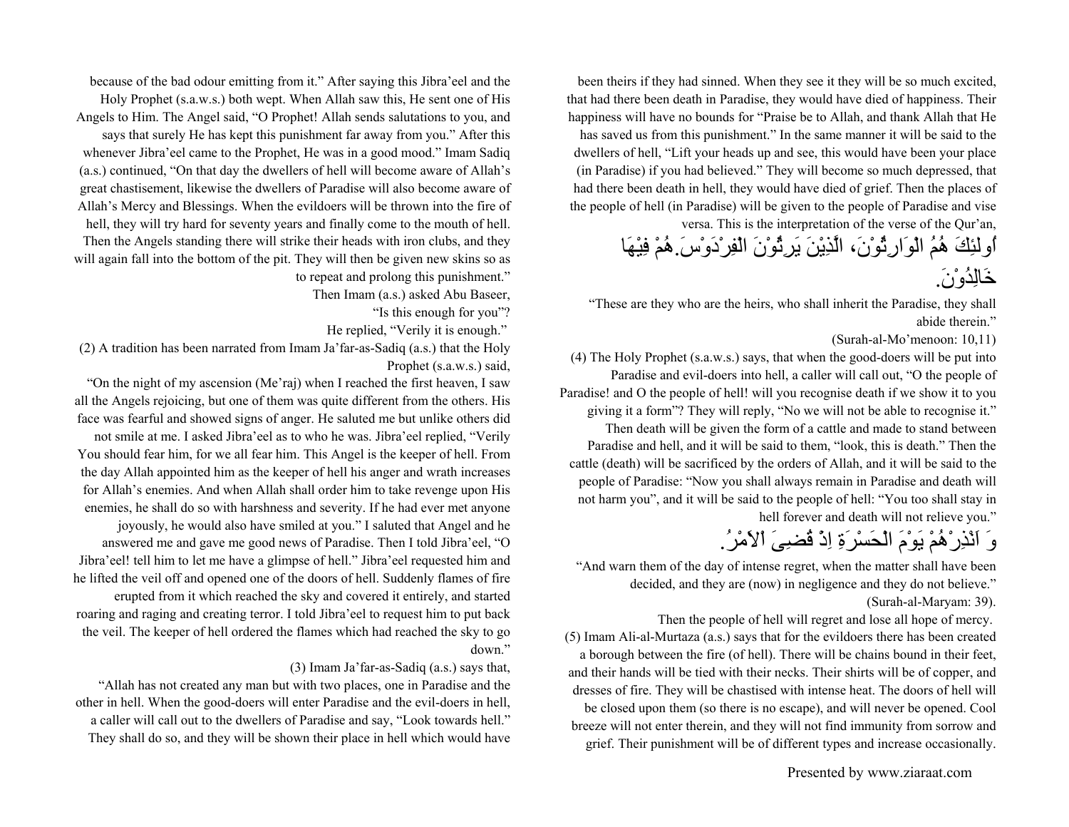because of the bad odour emitting from it." After saying this Jibra'eel and the Holy Prophet (s.a.w.s.) both wept. When Allah saw this, He sent one of His Angels to Him. The Angel said, "O Prophet! Allah sends salutations to you, and says that surely He has kept this punishment far away from you." After this whenever Jibra'eel came to the Prophet, He was in a good mood." Imam Sadiq (a.s.) continued, "On that day the dwellers of hell will become aware of Allah's great chastisement, likewise the dwellers of Paradise will also become aware of Allah's Mercy and Blessings. When the evildoers will be thrown into the fire of hell, they will try hard for seventy years and finally come to the mouth of hell. Then the Angels standing there will strike their heads with iron clubs, and they will again fall into the bottom of the pit. They will then be given new skins so as to repeat and prolong this punishment."

Then Imam (a.s.) asked Abu Baseer,

"Is this enough for you"?

He replied, "Verily it is enough."

(2) A tradition has been narrated from Imam Ja'far-as-Sadiq (a.s.) that the Holy Prophet (s.a.w.s.) said,

"On the night of my ascension (Me'raj) when I reached the first heaven, I saw all the Angels rejoicing, but one of them was quite different from the others. His face was fearful and showed signs of anger. He saluted me but unlike others did not smile at me. I asked Jibra'eel as to who he was. Jibra'eel replied, "Verily You should fear him, for we all fear him. This Angel is the keeper of hell. From the day Allah appointed him as the keeper of hell his anger and wrath increases for Allah's enemies. And when Allah shall order him to take revenge upon His enemies, he shall do so with harshness and severity. If he had ever met anyone joyously, he would also have smiled at you." I saluted that Angel and he answered me and gave me good news of Paradise. Then I told Jibra'eel, "O Jibra'eel! tell him to let me have a glimpse of hell." Jibra'eel requested him and he lifted the veil off and opened one of the doors of hell. Suddenly flames of fire erupted from it which reached the sky and covered it entirely, and started roaring and raging and creating terror. I told Jibra'eel to request him to put back the veil. The keeper of hell ordered the flames which had reached the sky to go down."

(3) Imam Ja'far-as-Sadiq (a.s.) says that,

"Allah has not created any man but with two places, one in Paradise and the other in hell. When the good-doers will enter Paradise and the evil-doers in hell, a caller will call out to the dwellers of Paradise and say, "Look towards hell." They shall do so, and they will be shown their place in hell which would have been theirs if they had sinned. When they see it they will be so much excited, that had there been death in Paradise, they would have died of happiness. Their happiness will have no bounds for "Praise be to Allah, and thank Allah that He has saved us from this punishment." In the same manner it will be said to the dwellers of hell, "Lift your heads up and see, this would have been your place (in Paradise) if you had believed." They will become so much depressed, that had there been death in hell, they would have died of grief. Then the places of the people of hell (in Paradise) will be given to the people of Paradise and vise versa. This is the interpretation of the verse of the Qur'an,

أُولٰئِكَ هُمُ الْوَارِثُوْنَ، الَّذِيْنَ يَرِثُوْنَ الْفِرْدَوْسَ.هُمْ فِيْهَا خَالِدُوْنَ.

"These are they who are the heirs, who shall inherit the Paradise, they shall abide therein."

(Surah-al-Mo'menoon: 10,11)

(4) The Holy Prophet (s.a.w.s.) says, that when the good-doers will be put into Paradise and evil-doers into hell, a caller will call out, "O the people of Paradise! and O the people of hell! will you recognise death if we show it to you giving it a form"? They will reply, "No we will not be able to recognise it." Then death will be given the form of a cattle and made to stand between Paradise and hell, and it will be said to them, "look, this is death." Then the cattle (death) will be sacrificed by the orders of Allah, and it will be said to the people of Paradise: "Now you shall always remain in Paradise and death will not harm you", and it will be said to the people of hell: "You too shall stay in hell forever and death will not relieve you."

وَ اَنْذِرْهُمْ يَوْمَ الْحَسْرَةِ اِذْ قُضِىَ الْاَمْرُ.

"And warn them of the day of intense regret, when the matter shall have been decided, and they are (now) in negligence and they do not believe."

(Surah-al-Maryam: 39).

Then the people of hell will regret and lose all hope of mercy.

(5) Imam Ali-al-Murtaza (a.s.) says that for the evildoers there has been created a borough between the fire (of hell). There will be chains bound in their feet, and their hands will be tied with their necks. Their shirts will be of copper, and dresses of fire. They will be chastised with intense heat. The doors of hell will be closed upon them (so there is no escape), and will never be opened. Cool breeze will not enter therein, and they will not find immunity from sorrow and grief. Their punishment will be of different types and increase occasionally.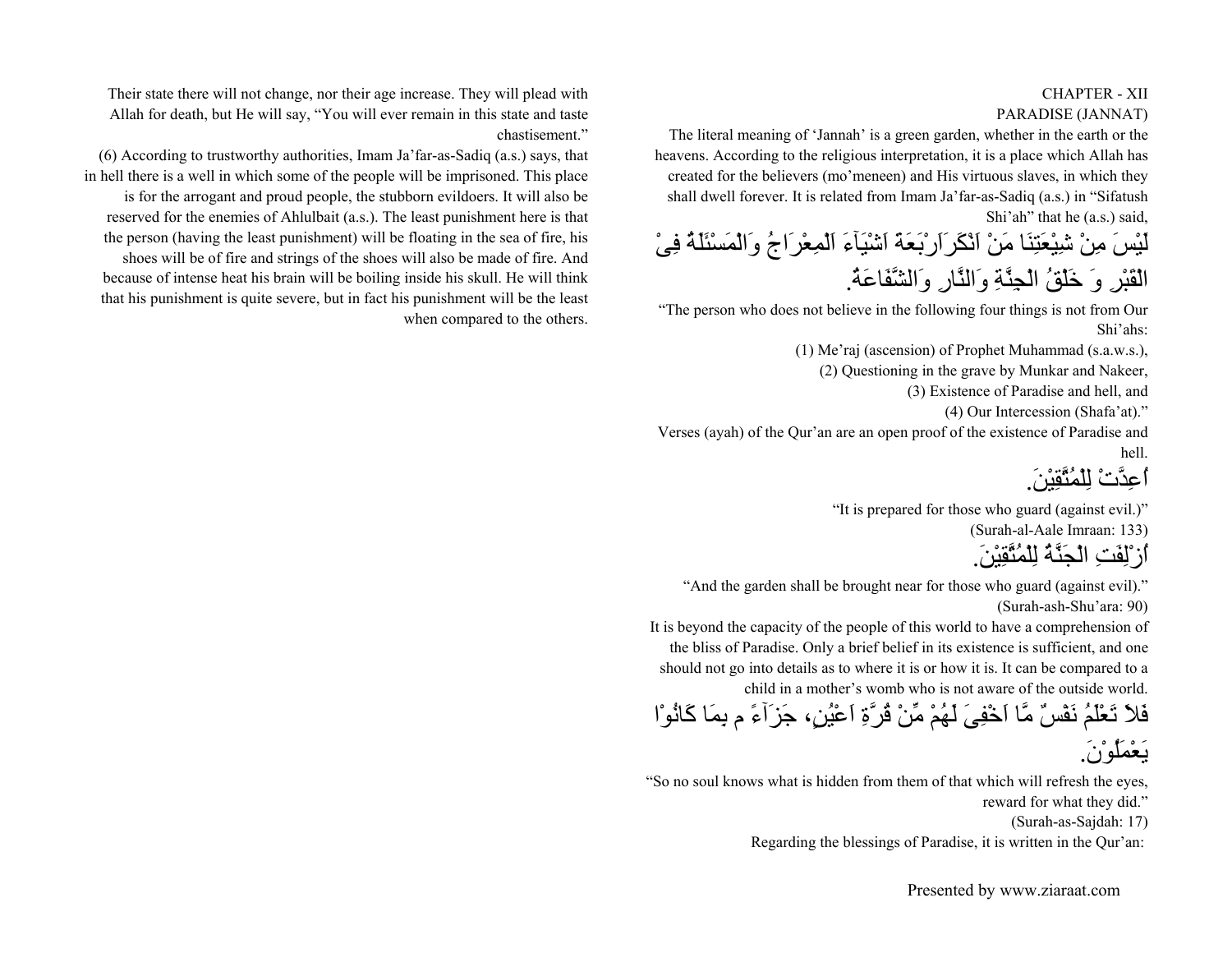Their state there will not change, nor their age increase. They will plead with Allah for death, but He will say, "You will ever remain in this state and taste chastisement."

(6) According to trustworthy authorities, Imam Ja'far-as-Sadiq (a.s.) says, that in hell there is a well in which some of the people will be imprisoned. This place is for the arrogant and proud people, the stubborn evildoers. It will also be reserved for the enemies of Ahlulbait (a.s.). The least punishment here is that the person (having the least punishment) will be floating in the sea of fire, his shoes will be of fire and strings of the shoes will also be made of fire. And because of intense heat his brain will be boiling inside his skull. He will think that his punishment is quite severe, but in fact his punishment will be the least when compared to the others.

# CHAPTER - XII
## PARADISE (JANNAT)

The literal meaning of 'Jannah' is a green garden, whether in the earth or the heavens. According to the religious interpretation, it is a place which Allah has created for the believers (mo'meneen) and His virtuous slaves, in which they shall dwell forever. It is related from Imam Ja'far-as-Sadiq (a.s.) in "Sifatush Shi'ah" that he (a.s.) said,

لَيْسَ مِنْ شِيْعَتِنَا مَنْ اَنْكَرَ اَرْبَعَةَ اَشْيَآءَ اَلْمِعْرَاجُ وَالْمَسْئَلَةُ فِىْ الْقَبْرِ وَ خَلْقُ الْجِنَّةِ وَالنَّارِ وَالشَّفَاعَةُ.

"The person who does not believe in the following four things is not from Our Shi'ahs:

(1) Me'raj (ascension) of Prophet Muhammad (s.a.w.s.),
(2) Questioning in the grave by Munkar and Nakeer,
(3) Existence of Paradise and hell, and
(4) Our Intercession (Shafa'at)."

Verses (ayah) of the Qur'an are an open proof of the existence of Paradise and hell.

اُعِدَّتْ لِلْمُتَّقِيْنَ.

"It is prepared for those who guard (against evil.)"
(Surah-al-Aale Imraan: 133)

اُزْلِفَتِ الْجَنَّةُ لِلْمُتَّقِيْنَ.

"And the garden shall be brought near for those who guard (against evil)."
(Surah-ash-Shu'ara: 90)

It is beyond the capacity of the people of this world to have a comprehension of the bliss of Paradise. Only a brief belief in its existence is sufficient, and one should not go into details as to where it is or how it is. It can be compared to a child in a mother's womb who is not aware of the outside world.

فَلاَ تَعْلَمُ نَفْسٌ مَّا اَخْفِىَ لَهُمْ مِّنْ قُرَّةِ اَعْيُنٍ، جَزَآءً م بِمَا كَانُوْا يَعْمَلُوْنَ.

"So no soul knows what is hidden from them of that which will refresh the eyes, reward for what they did."
(Surah-as-Sajdah: 17)

Regarding the blessings of Paradise, it is written in the Qur'an: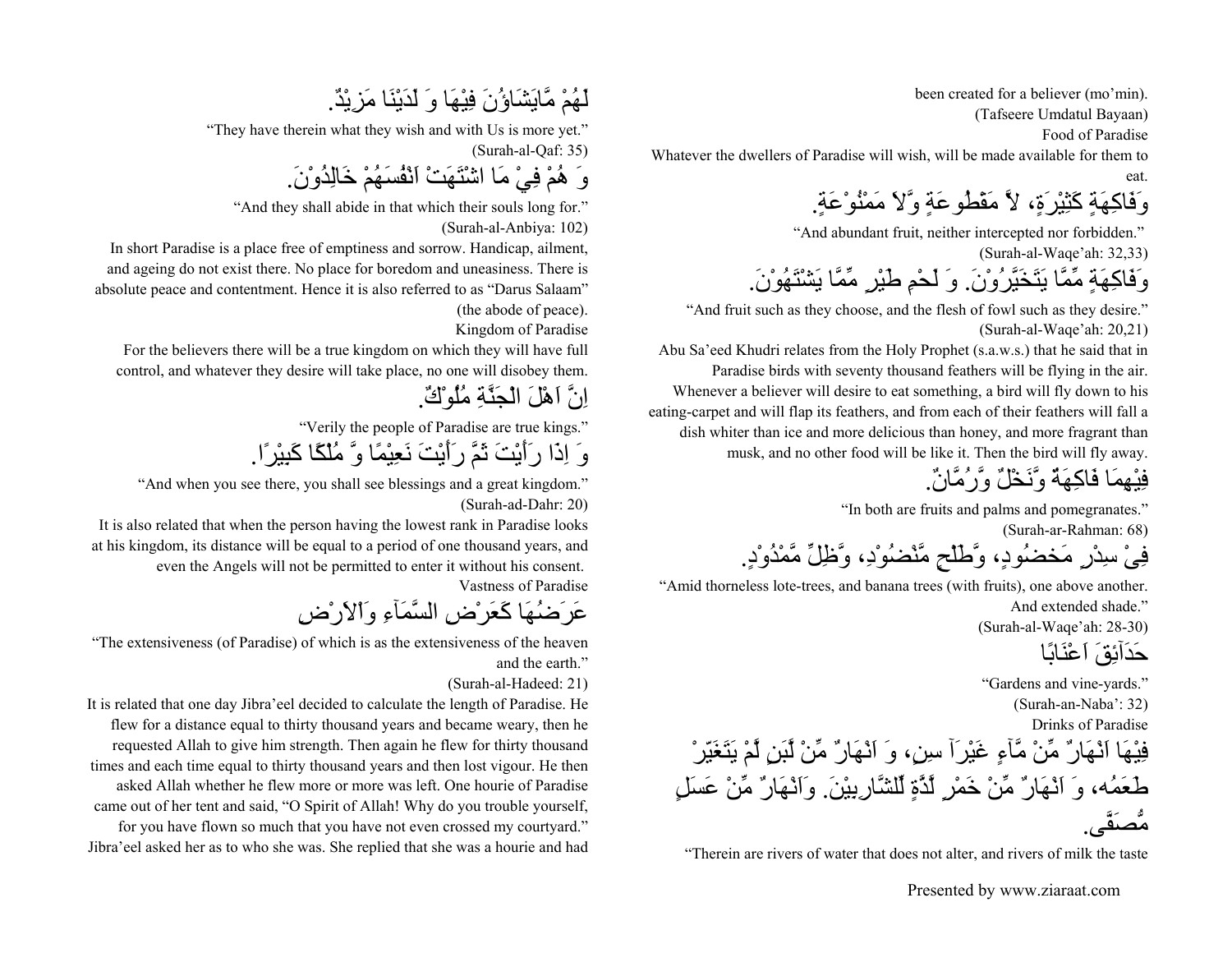been created for a believer (mo'min).

(Tafseere Umdatul Bayaan)

## Food of Paradise

Whatever the dwellers of Paradise will wish, will be made available for them to eat.

وَفَاكِهَةٍ كَثِيْرَةٍ، لاَّ مَقْطُوعَةٍ وَّلاَ مَمْنُوْعَةٍ.

"And abundant fruit, neither intercepted nor forbidden."

(Surah-al-Waqe'ah: 32,33)

وَفَاكِهَةٍ مِّمَّا يَتَخَيَّرُوْنَ. وَ لَحْمِ طَيْرٍ مِّمَّا يَشْتَهُوْنَ.

"And fruit such as they choose, and the flesh of fowl such as they desire."

(Surah-al-Waqe'ah: 20,21)

Abu Sa'eed Khudri relates from the Holy Prophet (s.a.w.s.) that he said that in Paradise birds with seventy thousand feathers will be flying in the air. Whenever a believer will desire to eat something, a bird will fly down to his eating-carpet and will flap its feathers, and from each of their feathers will fall a dish whiter than ice and more delicious than honey, and more fragrant than musk, and no other food will be like it. Then the bird will fly away.

فِيْهِمَا فَاكِهَةٌ وَّنَخْلٌ وَّرُمَّانٌ.

"In both are fruits and palms and pomegranates."

(Surah-ar-Rahman: 68)

فِيْ سِدْرٍ مَخضُودٍ، وَّطَلْحٍ مَّنْضُوْدٍ، وَّظِلٍّ مَّمْدُوْدٍ.

"Amid thorneless lote-trees, and banana trees (with fruits), one above another. And extended shade."

(Surah-al-Waqe'ah: 28-30)

حَدَآئِقَ اَعْنَابًا

"Gardens and vine-yards."

(Surah-an-Naba': 32)

## Drinks of Paradise

فِيْهَا اَنْهَارٌ مِّنْ مَّآءٍ غَيْرِآ سِنٍ، وَ اَنْهَارٌ مِّنْ لَّبَنٍ لَّمْ يَتَغَيَّرْ طَعَمُه، وَ اَنْهَارٌ مِّنْ خَمْرٍ لَّذَّةٍ لِّلشَّارِبِيْنَ. وَاَنْهَارٌ مِّنْ عَسَلٍ مُّصَفًّى.

"Therein are rivers of water that does not alter, and rivers of milk the taste

لَهُمْ مَّايَشَاؤُنَ فِيْهَا وَ لَدَيْنَا مَزِيْدٌ.

"They have therein what they wish and with Us is more yet."

(Surah-al-Qaf: 35)

وَ هُمْ فِيْ مَا اشْتَهَتْ اَنْفُسَهُمْ خَالِدُوْنَ.

"And they shall abide in that which their souls long for."

(Surah-al-Anbiya: 102)

In short Paradise is a place free of emptiness and sorrow. Handicap, ailment, and ageing do not exist there. No place for boredom and uneasiness. There is absolute peace and contentment. Hence it is also referred to as "Darus Salaam" (the abode of peace).

## Kingdom of Paradise

For the believers there will be a true kingdom on which they will have full control, and whatever they desire will take place, no one will disobey them.

اِنَّ اَهْلَ الْجَنَّةِ مُلُوْكٌ.

"Verily the people of Paradise are true kings."

وَ اِذَا رَأَيْتَ ثَمَّ رَأَيْتَ نَعِيْمًا وَّ مُلْكًا كَبِيْرًا.

"And when you see there, you shall see blessings and a great kingdom."

(Surah-ad-Dahr: 20)

It is also related that when the person having the lowest rank in Paradise looks at his kingdom, its distance will be equal to a period of one thousand years, and even the Angels will not be permitted to enter it without his consent.

## Vastness of Paradise

عَرَضُهَا كَعَرْضِ السَّمَآءِ وَالْاَرْضِ

"The extensiveness (of Paradise) of which is as the extensiveness of the heaven and the earth."

(Surah-al-Hadeed: 21)

It is related that one day Jibra'eel decided to calculate the length of Paradise. He flew for a distance equal to thirty thousand years and became weary, then he requested Allah to give him strength. Then again he flew for thirty thousand times and each time equal to thirty thousand years and then lost vigour. He then asked Allah whether he flew more or more was left. One hourie of Paradise came out of her tent and said, "O Spirit of Allah! Why do you trouble yourself, for you have flown so much that you have not even crossed my courtyard." Jibra'eel asked her as to who she was. She replied that she was a hourie and had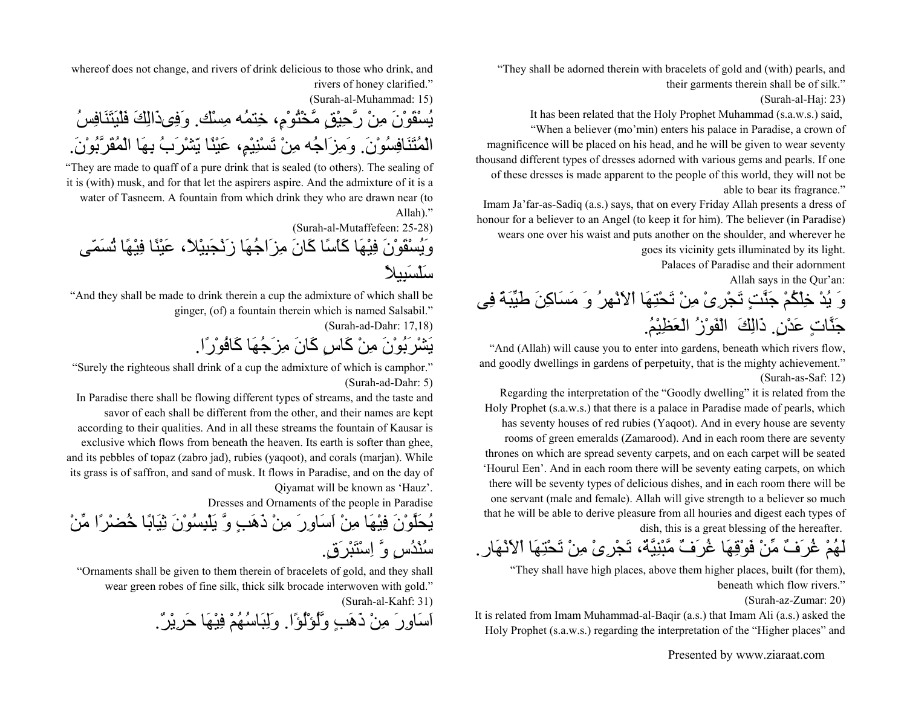whereof does not change, and rivers of drink delicious to those who drink, and rivers of honey clarified."

(Surah-al-Muhammad: 15)

يُسْقَوْنَ مِنْ رَّحِيْقٍ مَّخْتُوْمٍ، خِتمُه مِسْك. وَفِىذٰلِكَ فَلْيَتَنَافِسُ الْمُتَنَافِسُوْنَ. وَمِزَاجُه مِنْ تَسْنِيْمٍ، عَيْنًا يّشْرَبُ بِهَا الْمُقَرَّبُوْنَ.

"They are made to quaff of a pure drink that is sealed (to others). The sealing of it is (with) musk, and for that let the aspirers aspire. And the admixture of it is a water of Tasneem. A fountain from which drink they who are drawn near (to Allah)."

(Surah-al-Mutaffeefen: 25-28)

وَيُسْقَوْنَ فِيْهَا كَأسًا كَانَ مِزَاجُهَا زَنْجَبِيْلاً، عَيْنًا فِيْهَا تُسَمّى سَلْسَبِيلاً

"And they shall be made to drink therein a cup the admixture of which shall be ginger, (of) a fountain therein which is named Salsabil."

(Surah-ad-Dahr: 17,18)

يَشْرَبُوْنَ مِنْ كَاسٍ كَانَ مِزَجُهَا كَافُوْرًا.

"Surely the righteous shall drink of a cup the admixture of which is camphor."

(Surah-ad-Dahr: 5)

In Paradise there shall be flowing different types of streams, and the taste and savor of each shall be different from the other, and their names are kept according to their qualities. And in all these streams the fountain of Kausar is exclusive which flows from beneath the heaven. Its earth is softer than ghee, and its pebbles of topaz (zabro jad), rubies (yaqoot), and corals (marjan). While its grass is of saffron, and sand of musk. It flows in Paradise, and on the day of Qiyamat will be known as 'Hauz'.

## Dresses and Ornaments of the people in Paradise

يُحَلَّوْنَ فِيْهَا مِنْ اَسَاوِرَ مِنْ ذَهَبٍ وَّ يَلْبِسُوْنَ ثِيَابًا خُضْرًا مِّنْ سُنْدُسٍ وَّ اِسْتَبْرَقٍ.

"Ornaments shall be given to them therein of bracelets of gold, and they shall wear green robes of fine silk, thick silk brocade interwoven with gold."

(Surah-al-Kahf: 31)

اَسَاوِرَ مِنْ ذَهَبٍ وَّلُؤْلُؤًا. وَلِبَاسُهُمْ فِيْهَا حَرِيْرٌ.

"They shall be adorned therein with bracelets of gold and (with) pearls, and their garments therein shall be of silk."

(Surah-al-Haj: 23)

It has been related that the Holy Prophet Muhammad (s.a.w.s.) said, "When a believer (mo'min) enters his palace in Paradise, a crown of magnificence will be placed on his head, and he will be given to wear seventy thousand different types of dresses adorned with various gems and pearls. If one of these dresses is made apparent to the people of this world, they will not be able to bear its fragrance."

Imam Ja'far-as-Sadiq (a.s.) says, that on every Friday Allah presents a dress of honour for a believer to an Angel (to keep it for him). The believer (in Paradise) wears one over his waist and puts another on the shoulder, and wherever he goes its vicinity gets illuminated by its light.

## Palaces of Paradise and their adornment

Allah says in the Qur'an:

وَ يُدْ خِلْكُمْ جَنّٰتٍ تَجْرِىْ مِنْ تَحْتِهَا الْاَنْهرُ وَ مَسَاكِنَ طَيِّبَةً فِى جَنّٰتِ عَدْنٍ. ذَالِكَ الْفَوْزُ الْعَظِيْمُ.

"And (Allah) will cause you to enter into gardens, beneath which rivers flow, and goodly dwellings in gardens of perpetuity, that is the mighty achievement."

(Surah-as-Saf: 12)

Regarding the interpretation of the "Goodly dwelling" it is related from the Holy Prophet (s.a.w.s.) that there is a palace in Paradise made of pearls, which has seventy houses of red rubies (Yaqoot). And in every house are seventy rooms of green emeralds (Zamarood). And in each room there are seventy thrones on which are spread seventy carpets, and on each carpet will be seated 'Hourul Een'. And in each room there will be seventy eating carpets, on which there will be seventy types of delicious dishes, and in each room there will be one servant (male and female). Allah will give strength to a believer so much that he will be able to derive pleasure from all houries and digest each types of dish, this is a great blessing of the hereafter.

لَهُمْ غُرَفٌ مِّنْ فَوْقِهَا غُرَفٌ مَّبْنِيَّةٌ، تَجْرِىْ مِنْ تَحْتِهَا الْاَنْهَار.

"They shall have high places, above them higher places, built (for them), beneath which flow rivers."

(Surah-az-Zumar: 20)

It is related from Imam Muhammad-al-Baqir (a.s.) that Imam Ali (a.s.) asked the Holy Prophet (s.a.w.s.) regarding the interpretation of the "Higher places" and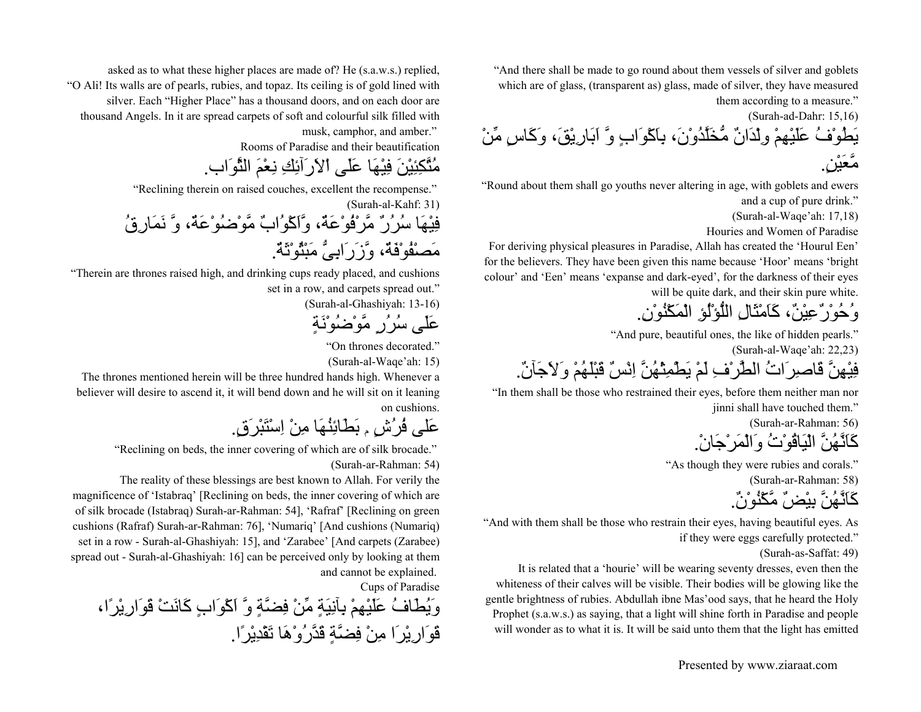asked as to what these higher places are made of? He (s.a.w.s.) replied, "O Ali! Its walls are of pearls, rubies, and topaz. Its ceiling is of gold lined with silver. Each "Higher Place" has a thousand doors, and on each door are thousand Angels. In it are spread carpets of soft and colourful silk filled with musk, camphor, and amber."

### Rooms of Paradise and their beautification

مُتَّكِئِيْنَ فِيْهَا عَلَى الْاَرَآئِكِ نِعْمَ الثَّوَابُ.

"Reclining therein on raised couches, excellent the recompense."

(Surah-al-Kahf: 31)

فِيْهَا سُرُرٌ مَّرْفُوْعَةٌ، وَّاَكْوَابٌ مَّوْضُوْعَةٌ، وَّ نَمَارِقُ مَصْفُوْفَةٌ، وَّزَرَابِيُّ مَبْثُوْثَةٌ.

"Therein are thrones raised high, and drinking cups ready placed, and cushions set in a row, and carpets spread out."

(Surah-al-Ghashiyah: 13-16)

عَلَى سُرُرٍ مَّوْضُوْنَةٍ

"On thrones decorated."

(Surah-al-Waqe'ah: 15)

The thrones mentioned herein will be three hundred hands high. Whenever a believer will desire to ascend it, it will bend down and he will sit on it leaning on cushions.

عَلَى فُرُشٍ م بَطَائِنُهَا مِنْ اِسْتَبْرَقٍ.

"Reclining on beds, the inner covering of which are of silk brocade."

(Surah-ar-Rahman: 54)

The reality of these blessings are best known to Allah. For verily the magnificence of 'Istabraq' [Reclining on beds, the inner covering of which are of silk brocade (Istabraq) Surah-ar-Rahman: 54], 'Rafraf' [Reclining on green cushions (Rafraf) Surah-ar-Rahman: 76], 'Numariq' [And cushions (Numariq) set in a row - Surah-al-Ghashiyah: 15], and 'Zarabee' [And carpets (Zarabee) spread out - Surah-al-Ghashiyah: 16] can be perceived only by looking at them and cannot be explained.

### Cups of Paradise

وَيُطَافُ عَلَيْهِمْ بِآنِيَةٍ مِّنْ فِضَّةٍ وَّ اَكْوَابٍ كَانَتْ قَوَارِيْرًا، قَوَارِيْرَا مِنْ فِضَّةٍ قَدَّرُوْهَا تَقْدِيْرًا.

"And there shall be made to go round about them vessels of silver and goblets which are of glass, (transparent as) glass, made of silver, they have measured them according to a measure."

(Surah-ad-Dahr: 15,16)

يَطُوْفُ عَلَيْهِمْ وِلْدَانٌ مُّخَلَّدُوْنَ، بِاَكْوَابٍ وَّ اَبَارِيْقَ، وَكَاسٍ مِّنْ مَّعِيْنٍ.

"Round about them shall go youths never altering in age, with goblets and ewers and a cup of pure drink."

(Surah-al-Waqe'ah: 17,18)

### Houries and Women of Paradise

For deriving physical pleasures in Paradise, Allah has created the 'Hourul Een' for the believers. They have been given this name because 'Hoor' means 'bright colour' and 'Een' means 'expanse and dark-eyed', for the darkness of their eyes will be quite dark, and their skin pure white.

وَحُوْرٌ عِيْنٌ، كَاَمْثَالِ اللُّؤْلُؤِ الْمَكْنُوْنِ.

"And pure, beautiful ones, the like of hidden pearls."

(Surah-al-Waqe'ah: 22,23)

فِيْهِنَّ قَاصِرَاتُ الطَّرْفِ لَمْ يَطْمِثْهُنَّ اِنْسٌ قَبْلَهُمْ وَلَاجَآنٌ.

"In them shall be those who restrained their eyes, before them neither man nor jinni shall have touched them."

(Surah-ar-Rahman: 56)

كَاَنَّهُنَّ الْيَاقُوْتُ وَالْمَرْجَانُ.

"As though they were rubies and corals."

(Surah-ar-Rahman: 58)

كَاَنَّهُنَّ بِيْضٌ مَّكْنُوْنٌ.

"And with them shall be those who restrain their eyes, having beautiful eyes. As if they were eggs carefully protected."

(Surah-as-Saffat: 49)

It is related that a 'hourie' will be wearing seventy dresses, even then the whiteness of their calves will be visible. Their bodies will be glowing like the gentle brightness of rubies. Abdullah ibne Mas'ood says, that he heard the Holy Prophet (s.a.w.s.) as saying, that a light will shine forth in Paradise and people will wonder as to what it is. It will be said unto them that the light has emitted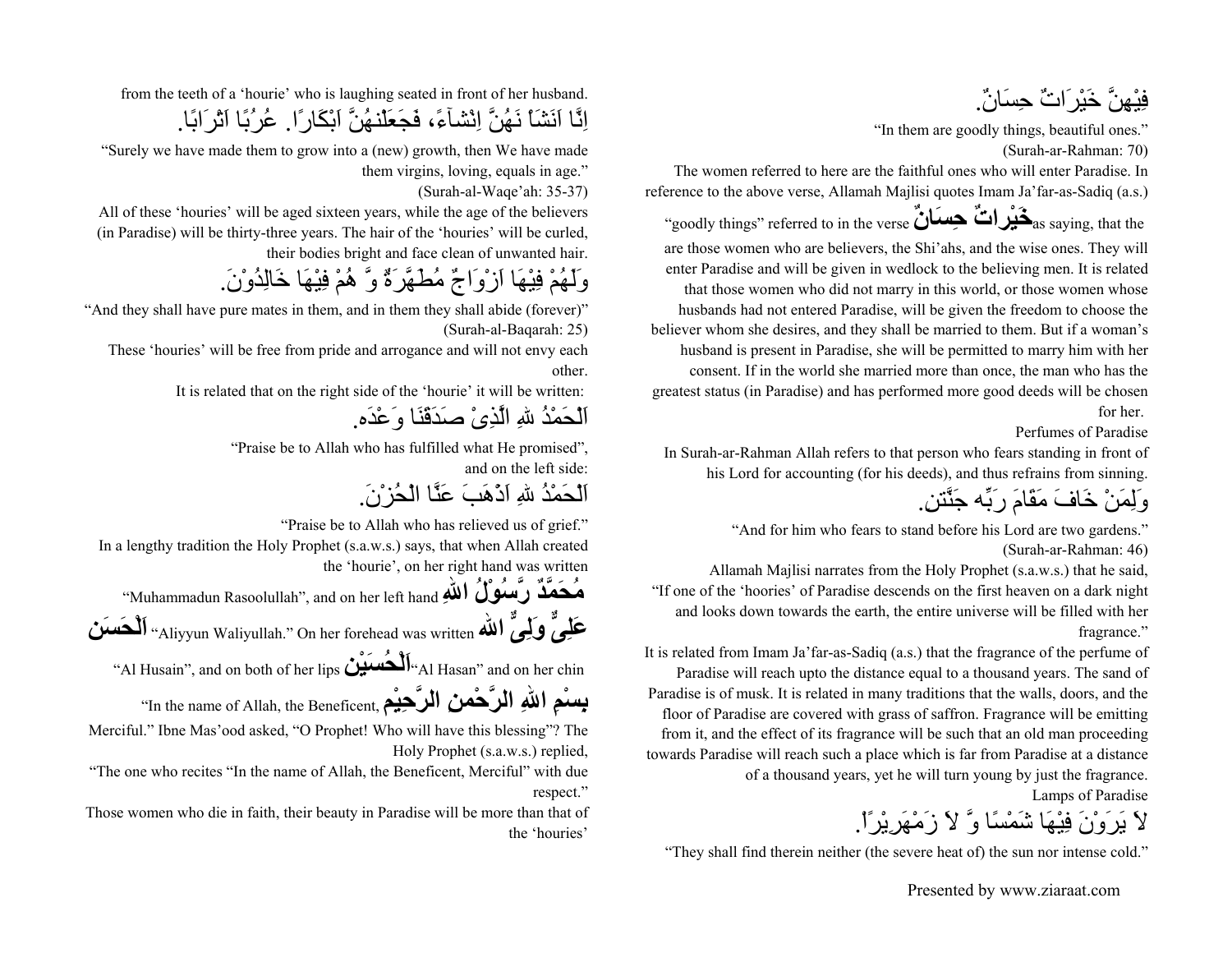from the teeth of a 'hourie' who is laughing seated in front of her husband.

اِنَّا اَنْشَاْ نَهُنَّ اِنْشَآءً، فَجَعَلْنهُنَّ اَبْكَارًا. عُرُبًا اَتْرَابًا.

"Surely we have made them to grow into a (new) growth, then We have made them virgins, loving, equals in age."

(Surah-al-Waqe'ah: 35-37)

All of these 'houries' will be aged sixteen years, while the age of the believers (in Paradise) will be thirty-three years. The hair of the 'houries' will be curled, their bodies bright and face clean of unwanted hair.

وَلَهُمْ فِيْهَا اَزْوَاجٌ مُطَهَّرَةٌ وَّ هُمْ فِيْهَا خَالِدُوْنَ.

"And they shall have pure mates in them, and in them they shall abide (forever)"

(Surah-al-Baqarah: 25)

These 'houries' will be free from pride and arrogance and will not envy each other.

It is related that on the right side of the 'hourie' it will be written:

اَلْحَمْدُ للهِ الَّذِىْ صَدَقَنَا وَعْدَه.

"Praise be to Allah who has fulfilled what He promised", and on the left side:

اَلْحَمْدُ للهِ اَذْهَبَ عَنَّا الْحُزْنَ.

"Praise be to Allah who has relieved us of grief."

In a lengthy tradition the Holy Prophet (s.a.w.s.) says, that when Allah created the 'hourie', on her right hand was written **مُحَمَّدٌ رَّسُوْلُ اللهِ** "Muhammadun Rasoolullah", and on her left hand **عَلِىٌّ وَلِىُّ الله** "Aliyyun Waliyullah." On her forehead was written **اَلْحَسَن** "Al Hasan" and on her chin **اَلْحُسَيْن** "Al Husain", and on both of her lips **بِسْمِ اللهِ الرَّحْمٰنِ الرَّحِيْمِ** "In the name of Allah, the Beneficent, Merciful." Ibne Mas'ood asked, "O Prophet! Who will have this blessing"? The Holy Prophet (s.a.w.s.) replied,

"The one who recites "In the name of Allah, the Beneficent, Merciful" with due respect."

Those women who die in faith, their beauty in Paradise will be more than that of the 'houries'

فِيْهِنَّ خَيْرَاتٌ حِسَانٌ.

"In them are goodly things, beautiful ones."

(Surah-ar-Rahman: 70)

The women referred to here are the faithful ones who will enter Paradise. In reference to the above verse, Allamah Majlisi quotes Imam Ja'far-as-Sadiq (a.s.) "goodly things" referred to in the verse **خَيْرَاتٌ حِسَانٌ** as saying, that the are those women who are believers, the Shi'ahs, and the wise ones. They will enter Paradise and will be given in wedlock to the believing men. It is related that those women who did not marry in this world, or those women whose husbands had not entered Paradise, will be given the freedom to choose the believer whom she desires, and they shall be married to them. But if a woman's husband is present in Paradise, she will be permitted to marry him with her consent. If in the world she married more than once, the man who has the greatest status (in Paradise) and has performed more good deeds will be chosen for her.

## Perfumes of Paradise

In Surah-ar-Rahman Allah refers to that person who fears standing in front of his Lord for accounting (for his deeds), and thus refrains from sinning.

وَلِمَنْ خَافَ مَقَامَ رَبِّه جَنَّتنِ.

"And for him who fears to stand before his Lord are two gardens."

(Surah-ar-Rahman: 46)

Allamah Majlisi narrates from the Holy Prophet (s.a.w.s.) that he said, "If one of the 'hoories' of Paradise descends on the first heaven on a dark night and looks down towards the earth, the entire universe will be filled with her fragrance."

It is related from Imam Ja'far-as-Sadiq (a.s.) that the fragrance of the perfume of Paradise will reach upto the distance equal to a thousand years. The sand of Paradise is of musk. It is related in many traditions that the walls, doors, and the floor of Paradise are covered with grass of saffron. Fragrance will be emitting from it, and the effect of its fragrance will be such that an old man proceeding towards Paradise will reach such a place which is far from Paradise at a distance of a thousand years, yet he will turn young by just the fragrance.

## Lamps of Paradise

لاَ يَرَوْنَ فِيْهَا شَمْسًا وَّ لاَ زَمْهَرِيْرًا.

"They shall find therein neither (the severe heat of) the sun nor intense cold."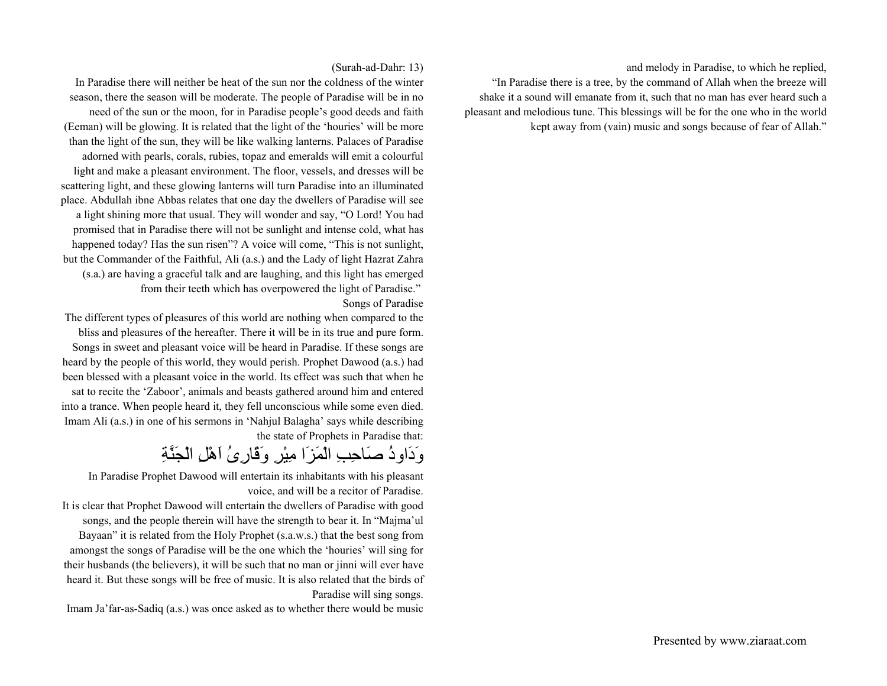(Surah-ad-Dahr: 13)

In Paradise there will neither be heat of the sun nor the coldness of the winter season, there the season will be moderate. The people of Paradise will be in no need of the sun or the moon, for in Paradise people's good deeds and faith (Eeman) will be glowing. It is related that the light of the 'houries' will be more than the light of the sun, they will be like walking lanterns. Palaces of Paradise adorned with pearls, corals, rubies, topaz and emeralds will emit a colourful light and make a pleasant environment. The floor, vessels, and dresses will be scattering light, and these glowing lanterns will turn Paradise into an illuminated place. Abdullah ibne Abbas relates that one day the dwellers of Paradise will see a light shining more that usual. They will wonder and say, "O Lord! You had promised that in Paradise there will not be sunlight and intense cold, what has happened today? Has the sun risen"? A voice will come, "This is not sunlight, but the Commander of the Faithful, Ali (a.s.) and the Lady of light Hazrat Zahra (s.a.) are having a graceful talk and are laughing, and this light has emerged from their teeth which has overpowered the light of Paradise."

## Songs of Paradise

The different types of pleasures of this world are nothing when compared to the bliss and pleasures of the hereafter. There it will be in its true and pure form. Songs in sweet and pleasant voice will be heard in Paradise. If these songs are heard by the people of this world, they would perish. Prophet Dawood (a.s.) had been blessed with a pleasant voice in the world. Its effect was such that when he sat to recite the 'Zaboor', animals and beasts gathered around him and entered into a trance. When people heard it, they fell unconscious while some even died. Imam Ali (a.s.) in one of his sermons in 'Nahjul Balagha' says while describing the state of Prophets in Paradise that:

وَدَاوِدُ صَاحِبِ الْمَزَا مِيْرِ وَقَارِئُ اَهْلِ الْجَنَّةِ

In Paradise Prophet Dawood will entertain its inhabitants with his pleasant voice, and will be a recitor of Paradise.

It is clear that Prophet Dawood will entertain the dwellers of Paradise with good songs, and the people therein will have the strength to bear it. In "Majma'ul Bayaan" it is related from the Holy Prophet (s.a.w.s.) that the best song from amongst the songs of Paradise will be the one which the 'houries' will sing for their husbands (the believers), it will be such that no man or jinni will ever have heard it. But these songs will be free of music. It is also related that the birds of Paradise will sing songs.

Imam Ja'far-as-Sadiq (a.s.) was once asked as to whether there would be music and melody in Paradise, to which he replied,

"In Paradise there is a tree, by the command of Allah when the breeze will shake it a sound will emanate from it, such that no man has ever heard such a pleasant and melodious tune. This blessings will be for the one who in the world kept away from (vain) music and songs because of fear of Allah."

Presented by www.ziaraat.com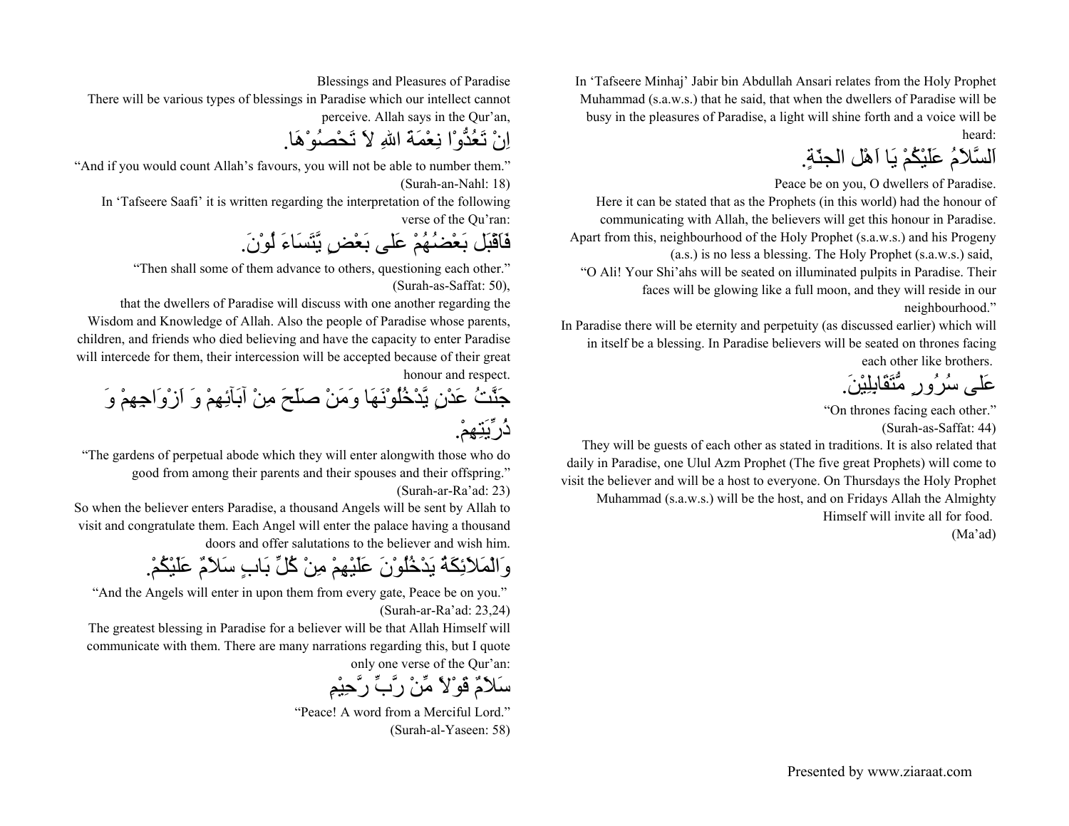## Blessings and Pleasures of Paradise

There will be various types of blessings in Paradise which our intellect cannot perceive. Allah says in the Qur'an,

اِنْ تَعُدُّوْا نِعْمَةَ اللهِ لاَ تَحْصُوْهَا.

"And if you would count Allah's favours, you will not be able to number them." (Surah-an-Nahl: 18)

In 'Tafseere Saafi' it is written regarding the interpretation of the following verse of the Qu'ran:

فَاَقْبَل بَعْضُهُمْ عَلى بَعْضٍ يَّتَسَاءَ لُوْنَ.

"Then shall some of them advance to others, questioning each other." (Surah-as-Saffat: 50),

that the dwellers of Paradise will discuss with one another regarding the Wisdom and Knowledge of Allah. Also the people of Paradise whose parents, children, and friends who died believing and have the capacity to enter Paradise will intercede for them, their intercession will be accepted because of their great honour and respect.

جَنَّتُ عَدْنٍ يَّدْخُلُوْنَهَا وَمَنْ صَلَحَ مِنْ آبَآئِهِمْ وَ اَزْوَاجِهِمْ وَ ذُرِّيَتِهِمْ.

"The gardens of perpetual abode which they will enter alongwith those who do good from among their parents and their spouses and their offspring." (Surah-ar-Ra'ad: 23)

So when the believer enters Paradise, a thousand Angels will be sent by Allah to visit and congratulate them. Each Angel will enter the palace having a thousand doors and offer salutations to the believer and wish him.

وَالْمَلاَئِكَةُ يَدْخُلُوْنَ عَلَيْهِمْ مِنْ كُلِّ بَابٍ سَلاَمٌ عَلَيْكُمْ.

"And the Angels will enter in upon them from every gate, Peace be on you." (Surah-ar-Ra'ad: 23,24)

The greatest blessing in Paradise for a believer will be that Allah Himself will communicate with them. There are many narrations regarding this, but I quote only one verse of the Qur'an:

سَلاَمٌ قَوْلاً مِّنْ رَّبٍّ رَّحِيْمٍ

"Peace! A word from a Merciful Lord." (Surah-al-Yaseen: 58)

In 'Tafseere Minhaj' Jabir bin Abdullah Ansari relates from the Holy Prophet Muhammad (s.a.w.s.) that he said, that when the dwellers of Paradise will be busy in the pleasures of Paradise, a light will shine forth and a voice will be heard:

اَلسَّلاَمُ عَلَيْكُمْ يَا اَهْل الجنّةٍ.

Peace be on you, O dwellers of Paradise.

Here it can be stated that as the Prophets (in this world) had the honour of communicating with Allah, the believers will get this honour in Paradise. Apart from this, neighbourhood of the Holy Prophet (s.a.w.s.) and his Progeny (a.s.) is no less a blessing. The Holy Prophet (s.a.w.s.) said,

"O Ali! Your Shi'ahs will be seated on illuminated pulpits in Paradise. Their faces will be glowing like a full moon, and they will reside in our neighbourhood."

In Paradise there will be eternity and perpetuity (as discussed earlier) which will in itself be a blessing. In Paradise believers will be seated on thrones facing each other like brothers.

عَلى سُرُرٍ مُّتَقَابِلِيْنَ.

"On thrones facing each other." (Surah-as-Saffat: 44)

They will be guests of each other as stated in traditions. It is also related that daily in Paradise, one Ulul Azm Prophet (The five great Prophets) will come to visit the believer and will be a host to everyone. On Thursdays the Holy Prophet Muhammad (s.a.w.s.) will be the host, and on Fridays Allah the Almighty Himself will invite all for food.

(Ma'ad)

Presented by www.ziaraat.com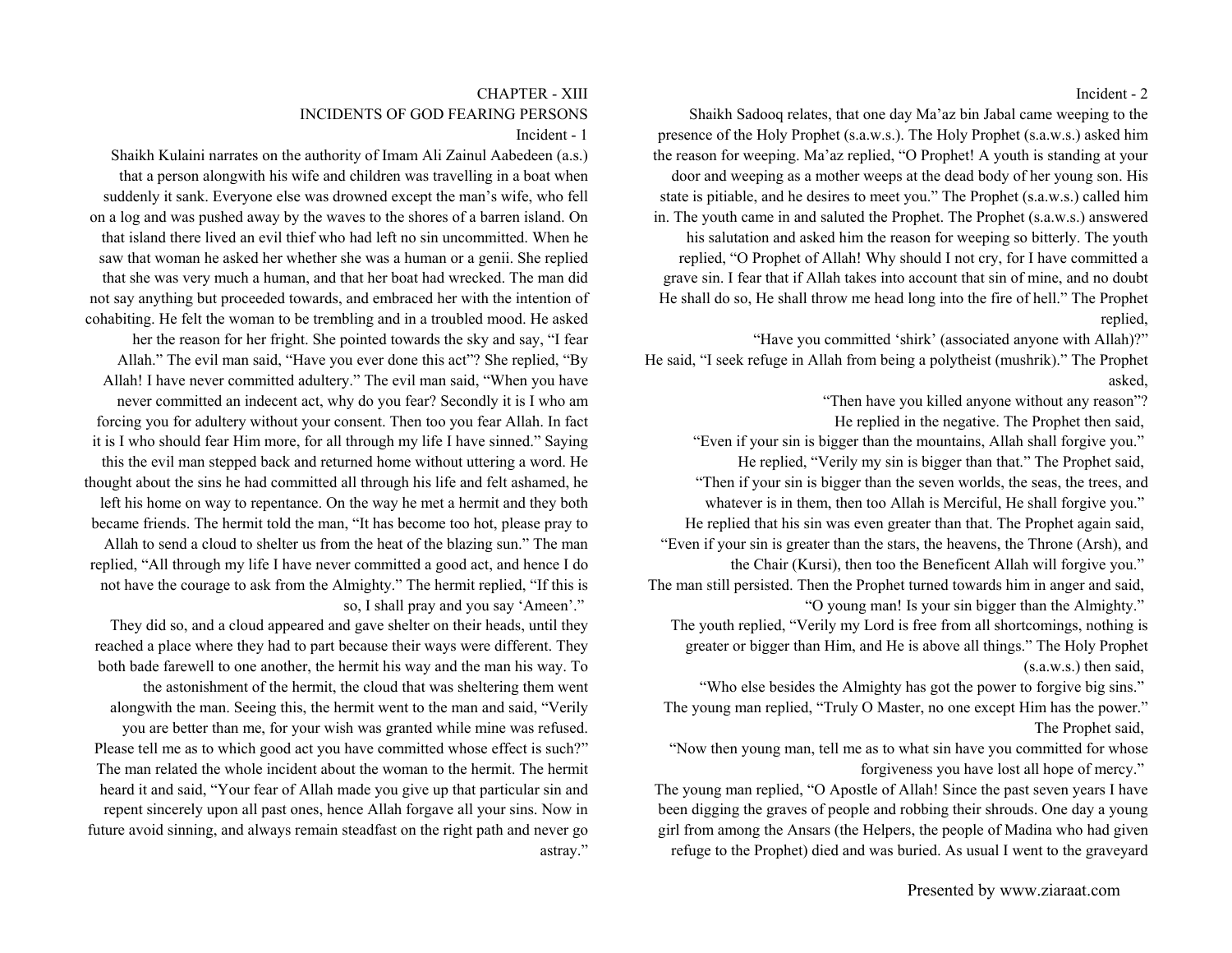# CHAPTER - XIII

## INCIDENTS OF GOD FEARING PERSONS

### Incident - 1

Shaikh Kulaini narrates on the authority of Imam Ali Zainul Aabedeen (a.s.) that a person alongwith his wife and children was travelling in a boat when suddenly it sank. Everyone else was drowned except the man's wife, who fell on a log and was pushed away by the waves to the shores of a barren island. On that island there lived an evil thief who had left no sin uncommitted. When he saw that woman he asked her whether she was a human or a genii. She replied that she was very much a human, and that her boat had wrecked. The man did not say anything but proceeded towards, and embraced her with the intention of cohabiting. He felt the woman to be trembling and in a troubled mood. He asked her the reason for her fright. She pointed towards the sky and say, "I fear Allah." The evil man said, "Have you ever done this act"? She replied, "By Allah! I have never committed adultery." The evil man said, "When you have never committed an indecent act, why do you fear? Secondly it is I who am forcing you for adultery without your consent. Then too you fear Allah. In fact it is I who should fear Him more, for all through my life I have sinned." Saying this the evil man stepped back and returned home without uttering a word. He thought about the sins he had committed all through his life and felt ashamed, he left his home on way to repentance. On the way he met a hermit and they both became friends. The hermit told the man, "It has become too hot, please pray to Allah to send a cloud to shelter us from the heat of the blazing sun." The man replied, "All through my life I have never committed a good act, and hence I do not have the courage to ask from the Almighty." The hermit replied, "If this is so, I shall pray and you say 'Ameen'."

They did so, and a cloud appeared and gave shelter on their heads, until they reached a place where they had to part because their ways were different. They both bade farewell to one another, the hermit his way and the man his way. To the astonishment of the hermit, the cloud that was sheltering them went alongwith the man. Seeing this, the hermit went to the man and said, "Verily you are better than me, for your wish was granted while mine was refused. Please tell me as to which good act you have committed whose effect is such?" The man related the whole incident about the woman to the hermit. The hermit heard it and said, "Your fear of Allah made you give up that particular sin and repent sincerely upon all past ones, hence Allah forgave all your sins. Now in future avoid sinning, and always remain steadfast on the right path and never go astray."

### Incident - 2

Shaikh Sadooq relates, that one day Ma'az bin Jabal came weeping to the presence of the Holy Prophet (s.a.w.s.). The Holy Prophet (s.a.w.s.) asked him the reason for weeping. Ma'az replied, "O Prophet! A youth is standing at your door and weeping as a mother weeps at the dead body of her young son. His state is pitiable, and he desires to meet you." The Prophet (s.a.w.s.) called him in. The youth came in and saluted the Prophet. The Prophet (s.a.w.s.) answered his salutation and asked him the reason for weeping so bitterly. The youth replied, "O Prophet of Allah! Why should I not cry, for I have committed a grave sin. I fear that if Allah takes into account that sin of mine, and no doubt He shall do so, He shall throw me head long into the fire of hell." The Prophet replied,

"Have you committed 'shirk' (associated anyone with Allah)?"

He said, "I seek refuge in Allah from being a polytheist (mushrik)." The Prophet asked,

"Then have you killed anyone without any reason"?

He replied in the negative. The Prophet then said,

"Even if your sin is bigger than the mountains, Allah shall forgive you."

He replied, "Verily my sin is bigger than that." The Prophet said,

"Then if your sin is bigger than the seven worlds, the seas, the trees, and whatever is in them, then too Allah is Merciful, He shall forgive you."

He replied that his sin was even greater than that. The Prophet again said,

"Even if your sin is greater than the stars, the heavens, the Throne (Arsh), and the Chair (Kursi), then too the Beneficent Allah will forgive you."

The man still persisted. Then the Prophet turned towards him in anger and said,

"O young man! Is your sin bigger than the Almighty."

The youth replied, "Verily my Lord is free from all shortcomings, nothing is greater or bigger than Him, and He is above all things." The Holy Prophet (s.a.w.s.) then said,

"Who else besides the Almighty has got the power to forgive big sins."

The young man replied, "Truly O Master, no one except Him has the power." The Prophet said,

"Now then young man, tell me as to what sin have you committed for whose forgiveness you have lost all hope of mercy."

The young man replied, "O Apostle of Allah! Since the past seven years I have been digging the graves of people and robbing their shrouds. One day a young girl from among the Ansars (the Helpers, the people of Madina who had given refuge to the Prophet) died and was buried. As usual I went to the graveyard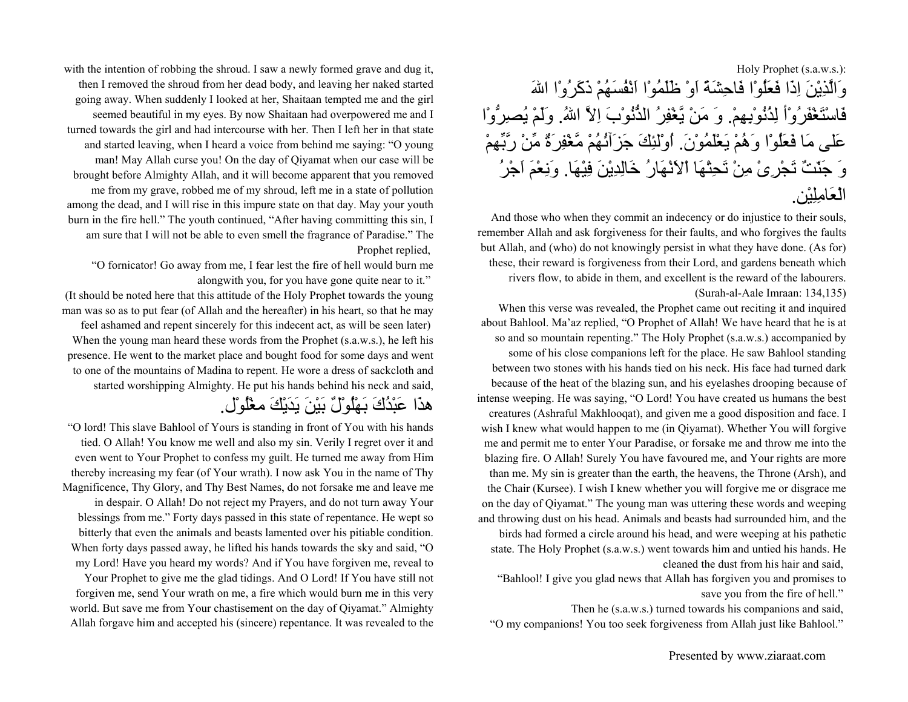with the intention of robbing the shroud. I saw a newly formed grave and dug it, then I removed the shroud from her dead body, and leaving her naked started going away. When suddenly I looked at her, Shaitaan tempted me and the girl seemed beautiful in my eyes. By now Shaitaan had overpowered me and I turned towards the girl and had intercourse with her. Then I left her in that state and started leaving, when I heard a voice from behind me saying: "O young man! May Allah curse you! On the day of Qiyamat when our case will be brought before Almighty Allah, and it will become apparent that you removed me from my grave, robbed me of my shroud, left me in a state of pollution among the dead, and I will rise in this impure state on that day. May your youth burn in the fire hell." The youth continued, "After having committing this sin, I am sure that I will not be able to even smell the fragrance of Paradise." The Prophet replied,

"O fornicator! Go away from me, I fear lest the fire of hell would burn me alongwith you, for you have gone quite near to it."

(It should be noted here that this attitude of the Holy Prophet towards the young man was so as to put fear (of Allah and the hereafter) in his heart, so that he may feel ashamed and repent sincerely for this indecent act, as will be seen later)

When the young man heard these words from the Prophet (s.a.w.s.), he left his presence. He went to the market place and bought food for some days and went to one of the mountains of Madina to repent. He wore a dress of sackcloth and started worshipping Almighty. He put his hands behind his neck and said,

هذَا عَبْدُكَ بَهْلُوْلٌ بَيْنَ يَدَيْكَ مغْلُوْل.

"O lord! This slave Bahlool of Yours is standing in front of You with his hands tied. O Allah! You know me well and also my sin. Verily I regret over it and even went to Your Prophet to confess my guilt. He turned me away from Him thereby increasing my fear (of Your wrath). I now ask You in the name of Thy Magnificence, Thy Glory, and Thy Best Names, do not forsake me and leave me in despair. O Allah! Do not reject my Prayers, and do not turn away Your blessings from me." Forty days passed in this state of repentance. He wept so bitterly that even the animals and beasts lamented over his pitiable condition. When forty days passed away, he lifted his hands towards the sky and said, "O my Lord! Have you heard my words? And if You have forgiven me, reveal to Your Prophet to give me the glad tidings. And O Lord! If You have still not forgiven me, send Your wrath on me, a fire which would burn me in this very world. But save me from Your chastisement on the day of Qiyamat." Almighty Allah forgave him and accepted his (sincere) repentance. It was revealed to the Holy Prophet (s.a.w.s.):

وَالَّذِيْنَ اِذَا فَعَلُوْا فَاحِشَةً اَوْ ظَلَمُوْا اَنْفُسَهُمْ ذَكَرُوْا اللهَ فَاسْتَغْفَرُوْاْ لِذُنُوْبِهِمْ. وَ مَنْ يَّغْفِرُ الذُّنُوْبَ اِلاَّ اللهُ. وَلَمْ يُصِرُّوْا عَلى مَا فَعَلُوْا وَهُمْ يَعْلَمُوْنَ. اُوْلَئِكَ جَزَآئُهُمْ مَّغْفِرَةٌ مِّنْ رَّبِّهِمْ وَ جَنّتٌ تَجْرِىْ مِنْ تَحتِهَا اْلاَنْهَارُ خَالِدِيْنَ فِيْهَا. وَنِعْمَ اَجْرُ الْعَامِلِيْن.

And those who when they commit an indecency or do injustice to their souls, remember Allah and ask forgiveness for their faults, and who forgives the faults but Allah, and (who) do not knowingly persist in what they have done. (As for) these, their reward is forgiveness from their Lord, and gardens beneath which rivers flow, to abide in them, and excellent is the reward of the labourers. (Surah-al-Aale Imraan: 134,135)

When this verse was revealed, the Prophet came out reciting it and inquired about Bahlool. Ma'az replied, "O Prophet of Allah! We have heard that he is at so and so mountain repenting." The Holy Prophet (s.a.w.s.) accompanied by some of his close companions left for the place. He saw Bahlool standing between two stones with his hands tied on his neck. His face had turned dark because of the heat of the blazing sun, and his eyelashes drooping because of intense weeping. He was saying, "O Lord! You have created us humans the best creatures (Ashraful Makhlooqat), and given me a good disposition and face. I wish I knew what would happen to me (in Qiyamat). Whether You will forgive me and permit me to enter Your Paradise, or forsake me and throw me into the blazing fire. O Allah! Surely You have favoured me, and Your rights are more than me. My sin is greater than the earth, the heavens, the Throne (Arsh), and the Chair (Kursee). I wish I knew whether you will forgive me or disgrace me on the day of Qiyamat." The young man was uttering these words and weeping and throwing dust on his head. Animals and beasts had surrounded him, and the birds had formed a circle around his head, and were weeping at his pathetic state. The Holy Prophet (s.a.w.s.) went towards him and untied his hands. He cleaned the dust from his hair and said,

"Bahlool! I give you glad news that Allah has forgiven you and promises to save you from the fire of hell."

Then he (s.a.w.s.) turned towards his companions and said,

"O my companions! You too seek forgiveness from Allah just like Bahlool."

Presented by www.ziaraat.com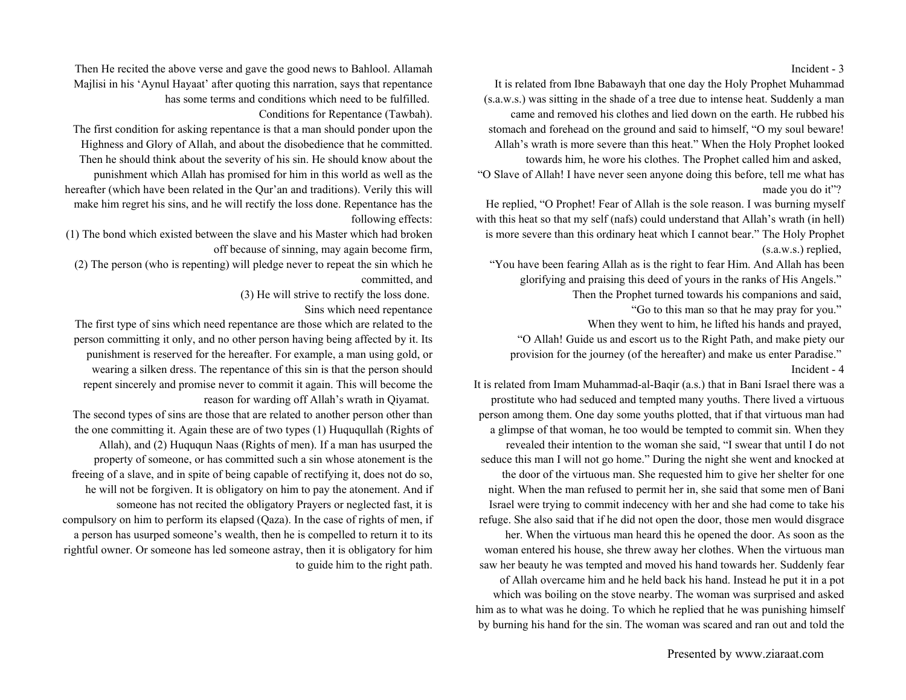Then He recited the above verse and gave the good news to Bahlool. Allamah Majlisi in his 'Aynul Hayaat' after quoting this narration, says that repentance has some terms and conditions which need to be fulfilled.

### Conditions for Repentance (Tawbah).

The first condition for asking repentance is that a man should ponder upon the Highness and Glory of Allah, and about the disobedience that he committed. Then he should think about the severity of his sin. He should know about the punishment which Allah has promised for him in this world as well as the hereafter (which have been related in the Qur'an and traditions). Verily this will make him regret his sins, and he will rectify the loss done. Repentance has the following effects:

(1) The bond which existed between the slave and his Master which had broken off because of sinning, may again become firm,

(2) The person (who is repenting) will pledge never to repeat the sin which he committed, and

(3) He will strive to rectify the loss done.

### Sins which need repentance

The first type of sins which need repentance are those which are related to the person committing it only, and no other person having being affected by it. Its punishment is reserved for the hereafter. For example, a man using gold, or wearing a silken dress. The repentance of this sin is that the person should repent sincerely and promise never to commit it again. This will become the reason for warding off Allah's wrath in Qiyamat.

The second types of sins are those that are related to another person other than the one committing it. Again these are of two types (1) Huququllah (Rights of Allah), and (2) Huququn Naas (Rights of men). If a man has usurped the property of someone, or has committed such a sin whose atonement is the freeing of a slave, and in spite of being capable of rectifying it, does not do so, he will not be forgiven. It is obligatory on him to pay the atonement. And if someone has not recited the obligatory Prayers or neglected fast, it is compulsory on him to perform its elapsed (Qaza). In the case of rights of men, if a person has usurped someone's wealth, then he is compelled to return it to its rightful owner. Or someone has led someone astray, then it is obligatory for him to guide him to the right path.

### Incident - 3

It is related from Ibne Babawayh that one day the Holy Prophet Muhammad (s.a.w.s.) was sitting in the shade of a tree due to intense heat. Suddenly a man came and removed his clothes and lied down on the earth. He rubbed his stomach and forehead on the ground and said to himself, "O my soul beware! Allah's wrath is more severe than this heat." When the Holy Prophet looked towards him, he wore his clothes. The Prophet called him and asked,

"O Slave of Allah! I have never seen anyone doing this before, tell me what has made you do it"?

He replied, "O Prophet! Fear of Allah is the sole reason. I was burning myself with this heat so that my self (nafs) could understand that Allah's wrath (in hell) is more severe than this ordinary heat which I cannot bear." The Holy Prophet (s.a.w.s.) replied,

"You have been fearing Allah as is the right to fear Him. And Allah has been glorifying and praising this deed of yours in the ranks of His Angels."

Then the Prophet turned towards his companions and said,

"Go to this man so that he may pray for you."

When they went to him, he lifted his hands and prayed,

"O Allah! Guide us and escort us to the Right Path, and make piety our provision for the journey (of the hereafter) and make us enter Paradise."

### Incident - 4

It is related from Imam Muhammad-al-Baqir (a.s.) that in Bani Israel there was a prostitute who had seduced and tempted many youths. There lived a virtuous person among them. One day some youths plotted, that if that virtuous man had a glimpse of that woman, he too would be tempted to commit sin. When they revealed their intention to the woman she said, "I swear that until I do not seduce this man I will not go home." During the night she went and knocked at the door of the virtuous man. She requested him to give her shelter for one night. When the man refused to permit her in, she said that some men of Bani Israel were trying to commit indecency with her and she had come to take his refuge. She also said that if he did not open the door, those men would disgrace her. When the virtuous man heard this he opened the door. As soon as the woman entered his house, she threw away her clothes. When the virtuous man saw her beauty he was tempted and moved his hand towards her. Suddenly fear of Allah overcame him and he held back his hand. Instead he put it in a pot which was boiling on the stove nearby. The woman was surprised and asked him as to what was he doing. To which he replied that he was punishing himself by burning his hand for the sin. The woman was scared and ran out and told the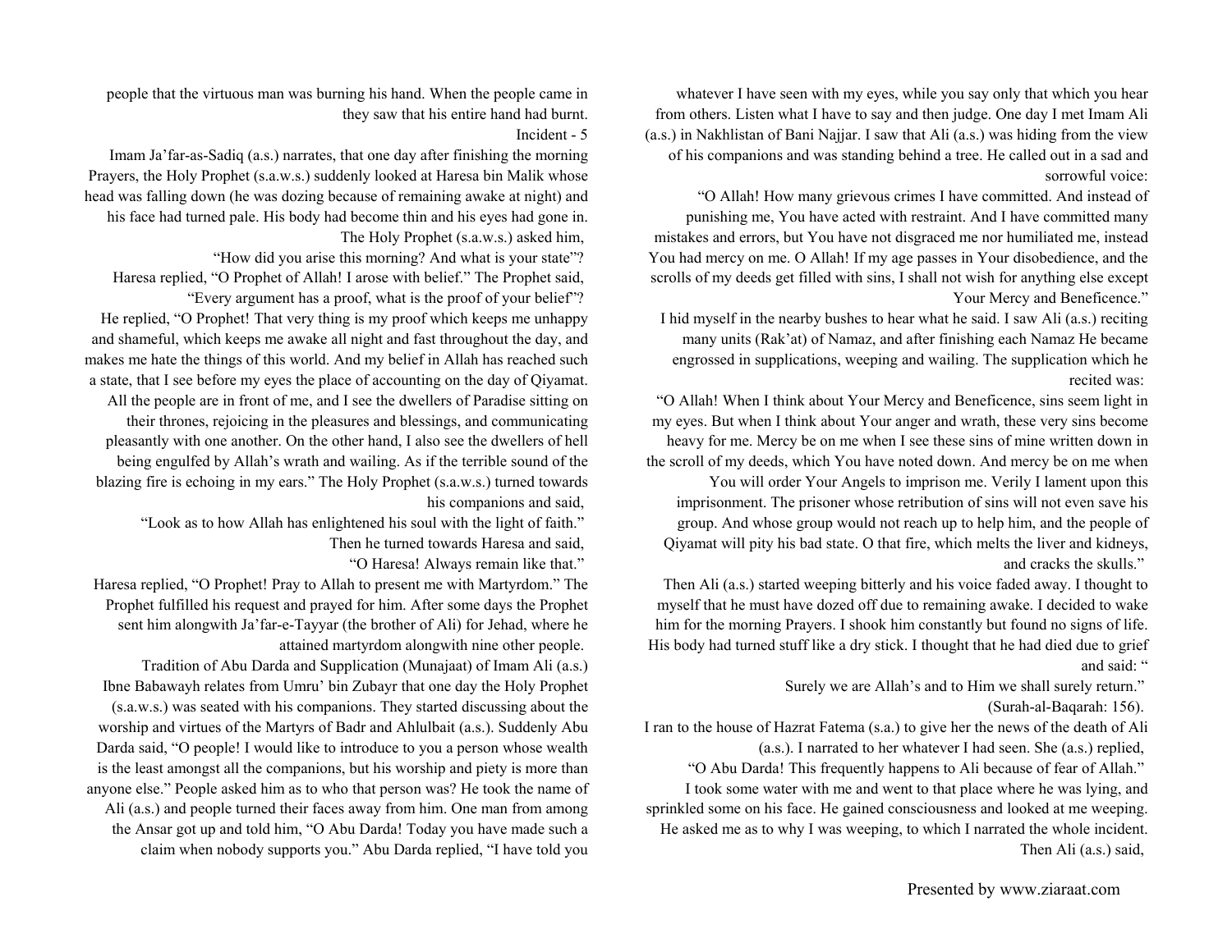people that the virtuous man was burning his hand. When the people came in they saw that his entire hand had burnt.

### Incident - 5

Imam Ja'far-as-Sadiq (a.s.) narrates, that one day after finishing the morning Prayers, the Holy Prophet (s.a.w.s.) suddenly looked at Haresa bin Malik whose head was falling down (he was dozing because of remaining awake at night) and his face had turned pale. His body had become thin and his eyes had gone in. The Holy Prophet (s.a.w.s.) asked him,

"How did you arise this morning? And what is your state"?

Haresa replied, "O Prophet of Allah! I arose with belief." The Prophet said,

"Every argument has a proof, what is the proof of your belief"?

He replied, "O Prophet! That very thing is my proof which keeps me unhappy and shameful, which keeps me awake all night and fast throughout the day, and makes me hate the things of this world. And my belief in Allah has reached such a state, that I see before my eyes the place of accounting on the day of Qiyamat. All the people are in front of me, and I see the dwellers of Paradise sitting on their thrones, rejoicing in the pleasures and blessings, and communicating pleasantly with one another. On the other hand, I also see the dwellers of hell being engulfed by Allah's wrath and wailing. As if the terrible sound of the blazing fire is echoing in my ears." The Holy Prophet (s.a.w.s.) turned towards his companions and said,

"Look as to how Allah has enlightened his soul with the light of faith."

Then he turned towards Haresa and said,

"O Haresa! Always remain like that."

Haresa replied, "O Prophet! Pray to Allah to present me with Martyrdom." The Prophet fulfilled his request and prayed for him. After some days the Prophet sent him alongwith Ja'far-e-Tayyar (the brother of Ali) for Jehad, where he attained martyrdom alongwith nine other people.

### Tradition of Abu Darda and Supplication (Munajaat) of Imam Ali (a.s.)

Ibne Babawayh relates from Umru' bin Zubayr that one day the Holy Prophet (s.a.w.s.) was seated with his companions. They started discussing about the worship and virtues of the Martyrs of Badr and Ahlulbait (a.s.). Suddenly Abu Darda said, "O people! I would like to introduce to you a person whose wealth is the least amongst all the companions, but his worship and piety is more than anyone else." People asked him as to who that person was? He took the name of Ali (a.s.) and people turned their faces away from him. One man from among the Ansar got up and told him, "O Abu Darda! Today you have made such a claim when nobody supports you." Abu Darda replied, "I have told you whatever I have seen with my eyes, while you say only that which you hear from others. Listen what I have to say and then judge. One day I met Imam Ali (a.s.) in Nakhlistan of Bani Najjar. I saw that Ali (a.s.) was hiding from the view of his companions and was standing behind a tree. He called out in a sad and sorrowful voice:

"O Allah! How many grievous crimes I have committed. And instead of punishing me, You have acted with restraint. And I have committed many mistakes and errors, but You have not disgraced me nor humiliated me, instead You had mercy on me. O Allah! If my age passes in Your disobedience, and the scrolls of my deeds get filled with sins, I shall not wish for anything else except Your Mercy and Beneficence."

I hid myself in the nearby bushes to hear what he said. I saw Ali (a.s.) reciting many units (Rak'at) of Namaz, and after finishing each Namaz He became engrossed in supplications, weeping and wailing. The supplication which he recited was:

"O Allah! When I think about Your Mercy and Beneficence, sins seem light in my eyes. But when I think about Your anger and wrath, these very sins become heavy for me. Mercy be on me when I see these sins of mine written down in the scroll of my deeds, which You have noted down. And mercy be on me when You will order Your Angels to imprison me. Verily I lament upon this imprisonment. The prisoner whose retribution of sins will not even save his group. And whose group would not reach up to help him, and the people of Qiyamat will pity his bad state. O that fire, which melts the liver and kidneys, and cracks the skulls."

Then Ali (a.s.) started weeping bitterly and his voice faded away. I thought to myself that he must have dozed off due to remaining awake. I decided to wake him for the morning Prayers. I shook him constantly but found no signs of life. His body had turned stuff like a dry stick. I thought that he had died due to grief and said: "

Surely we are Allah's and to Him we shall surely return."

(Surah-al-Baqarah: 156).

I ran to the house of Hazrat Fatema (s.a.) to give her the news of the death of Ali (a.s.). I narrated to her whatever I had seen. She (a.s.) replied,

"O Abu Darda! This frequently happens to Ali because of fear of Allah."

I took some water with me and went to that place where he was lying, and sprinkled some on his face. He gained consciousness and looked at me weeping. He asked me as to why I was weeping, to which I narrated the whole incident. Then Ali (a.s.) said,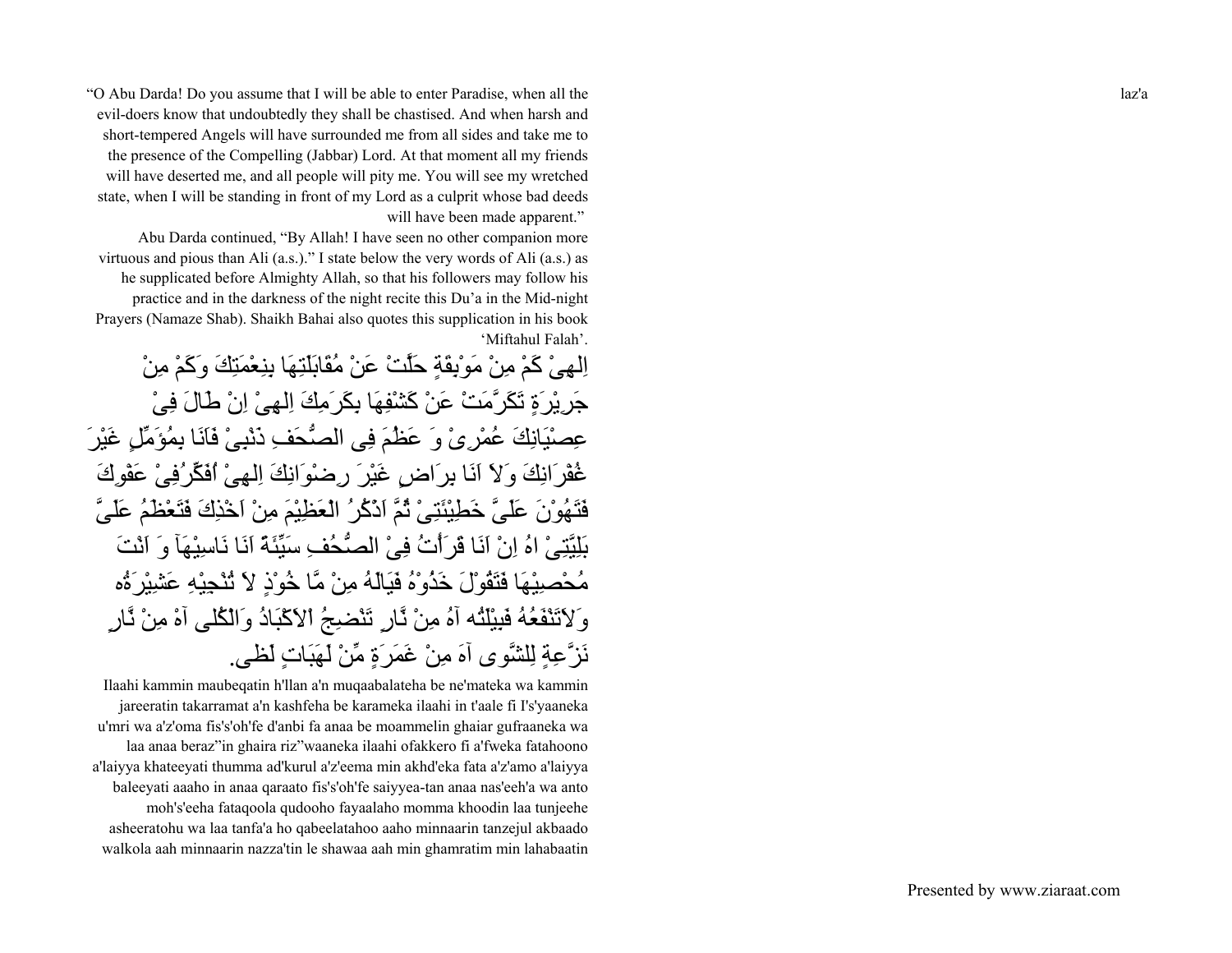laz'a

"O Abu Darda! Do you assume that I will be able to enter Paradise, when all the evil-doers know that undoubtedly they shall be chastised. And when harsh and short-tempered Angels will have surrounded me from all sides and take me to the presence of the Compelling (Jabbar) Lord. At that moment all my friends will have deserted me, and all people will pity me. You will see my wretched state, when I will be standing in front of my Lord as a culprit whose bad deeds will have been made apparent."

Abu Darda continued, "By Allah! I have seen no other companion more virtuous and pious than Ali (a.s.)." I state below the very words of Ali (a.s.) as he supplicated before Almighty Allah, so that his followers may follow his practice and in the darkness of the night recite this Du'a in the Mid-night Prayers (Namaze Shab). Shaikh Bahai also quotes this supplication in his book 'Miftahul Falah'.

اِلٰهِیْ كَمْ مِنْ مَوْبِقَةٍ حَلَّتْ عَنْ مُقَابَلَتِهَا بِنِعْمَتِكَ وَكَمْ مِنْ جَرِيْرَةٍ تَكَرَّمَتْ عَنْ كَشْفِهَا بِكَرَمِكَ اِلٰهِیْ اِنْ طَالَ فِیْ عِصْيَانِكَ عُمْرِیْ وَ عَظُمَ فِی الصُّحَفِ ذَنْبِیْ فَاَنَا بِمُؤَمِّلٍ غَيْرَ غُفْرَانِكَ وَلاَ اَنَا بِرَاضٍ غَيْرَ رِضْوَانِكَ اِلٰهِیْ اُفَكِّرُفِیْ عَفْوِكَ فَتَهُوْنَ عَلَیَّ خَطِيْئَتِیْ ثُمَّ اَذْكُرُ الْعَظِيْمَ مِنْ اَخْذِكَ فَتَعْظَمُ عَلَیَّ بَلِيَّتِیْ اٰهُ اِنْ اَنَا قَرَأْتُ فِیْ الصُّحُفِ سَيِّئَةً اَنَا نَاسِيْهَآ وَ اَنْتَ مُحْصِيْهَا فَتَقُوْلَ خَذُوْهُ فَيَالَهُ مِنْ مَّا خُوْذٍ لاَ تُنْجِيْهِ عَشِيْرَةُه وَلاَتَنْفَعُهُ قَبِيْلَتُه آهُ مِنْ نَّارٍ تَنْضِجُ الْاَكْبَادُ وَالْكُلی آهْ مِنْ نَّارٍ نَزَّعِةٍ لِلشَّوی آهَ مِنْ غَمَرَةٍ مِّنْ لَهَبَاتٍ لَظی.

Ilaahi kammin maubeqatin h'llan a'n muqaabalateha be ne'mateka wa kammin jareeratin takarramat a'n kashfeha be karameka ilaahi in t'aale fi I's'yaaneka u'mri wa a'z'oma fis's'oh'fe d'anbi fa anaa be moammelin ghaiar gufraaneka wa laa anaa beraz"in ghaira riz"waaneka ilaahi ofakkero fi a'fweka fatahoono a'laiyya khateeyati thumma ad'kurul a'z'eema min akhd'eka fata a'z'amo a'laiyya baleeyati aaaho in anaa qaraato fis's'oh'fe saiyyea-tan anaa nas'eeh'a wa anto moh's'eeha fataqoola qudooho fayaalaho momma khoodin laa tunjeehe asheeratohu wa laa tanfa'a ho qabeelatahoo aaho minnaarin tanzejul akbaado walkola aah minnaarin nazza'tin le shawaa aah min ghamratim min lahabaatin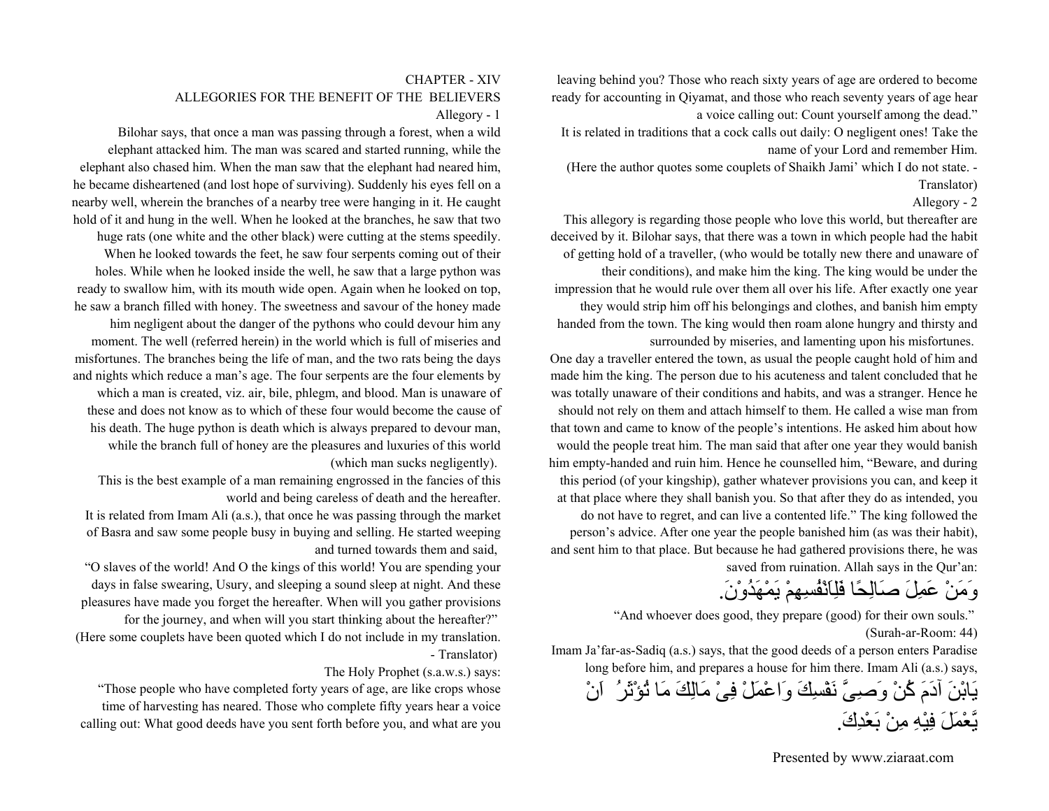## CHAPTER - XIV

## ALLEGORIES FOR THE BENEFIT OF THE BELIEVERS

### Allegory - 1

Bilohar says, that once a man was passing through a forest, when a wild elephant attacked him. The man was scared and started running, while the elephant also chased him. When the man saw that the elephant had neared him, he became disheartened (and lost hope of surviving). Suddenly his eyes fell on a nearby well, wherein the branches of a nearby tree were hanging in it. He caught hold of it and hung in the well. When he looked at the branches, he saw that two huge rats (one white and the other black) were cutting at the stems speedily. When he looked towards the feet, he saw four serpents coming out of their holes. While when he looked inside the well, he saw that a large python was ready to swallow him, with its mouth wide open. Again when he looked on top, he saw a branch filled with honey. The sweetness and savour of the honey made him negligent about the danger of the pythons who could devour him any moment. The well (referred herein) in the world which is full of miseries and misfortunes. The branches being the life of man, and the two rats being the days and nights which reduce a man's age. The four serpents are the four elements by which a man is created, viz. air, bile, phlegm, and blood. Man is unaware of these and does not know as to which of these four would become the cause of his death. The huge python is death which is always prepared to devour man, while the branch full of honey are the pleasures and luxuries of this world (which man sucks negligently).

This is the best example of a man remaining engrossed in the fancies of this world and being careless of death and the hereafter.

It is related from Imam Ali (a.s.), that once he was passing through the market of Basra and saw some people busy in buying and selling. He started weeping and turned towards them and said,

"O slaves of the world! And O the kings of this world! You are spending your days in false swearing, Usury, and sleeping a sound sleep at night. And these pleasures have made you forget the hereafter. When will you gather provisions for the journey, and when will you start thinking about the hereafter?"

(Here some couplets have been quoted which I do not include in my translation. - Translator)

The Holy Prophet (s.a.w.s.) says:

"Those people who have completed forty years of age, are like crops whose time of harvesting has neared. Those who complete fifty years hear a voice calling out: What good deeds have you sent forth before you, and what are you leaving behind you? Those who reach sixty years of age are ordered to become ready for accounting in Qiyamat, and those who reach seventy years of age hear a voice calling out: Count yourself among the dead."

It is related in traditions that a cock calls out daily: O negligent ones! Take the name of your Lord and remember Him.

(Here the author quotes some couplets of Shaikh Jami' which I do not state. - Translator)

### Allegory - 2

This allegory is regarding those people who love this world, but thereafter are deceived by it. Bilohar says, that there was a town in which people had the habit of getting hold of a traveller, (who would be totally new there and unaware of their conditions), and make him the king. The king would be under the impression that he would rule over them all over his life. After exactly one year they would strip him off his belongings and clothes, and banish him empty handed from the town. The king would then roam alone hungry and thirsty and surrounded by miseries, and lamenting upon his misfortunes.

One day a traveller entered the town, as usual the people caught hold of him and made him the king. The person due to his acuteness and talent concluded that he was totally unaware of their conditions and habits, and was a stranger. Hence he should not rely on them and attach himself to them. He called a wise man from that town and came to know of the people's intentions. He asked him about how would the people treat him. The man said that after one year they would banish him empty-handed and ruin him. Hence he counselled him, "Beware, and during this period (of your kingship), gather whatever provisions you can, and keep it at that place where they shall banish you. So that after they do as intended, you do not have to regret, and can live a contented life." The king followed the person's advice. After one year the people banished him (as was their habit), and sent him to that place. But because he had gathered provisions there, he was saved from ruination. Allah says in the Qur'an:

وَمَنْ عَمِلَ صَالِحًا فَلِاَنْفُسِهِمْ يَمْهَدُوْنَ.

"And whoever does good, they prepare (good) for their own souls." (Surah-ar-Room: 44)

Imam Ja'far-as-Sadiq (a.s.) says, that the good deeds of a person enters Paradise long before him, and prepares a house for him there. Imam Ali (a.s.) says,

يَابْنَ آدَمَ كُنْ وَصِيَّ نَفْسِكَ وَاعْمَلْ فِىْ مَالِكَ مَا تُؤْثَرُ اَنْ يَّعْمَلَ فِيْهِ مِنْ بَعْدِكَ.

Presented by www.ziaraat.com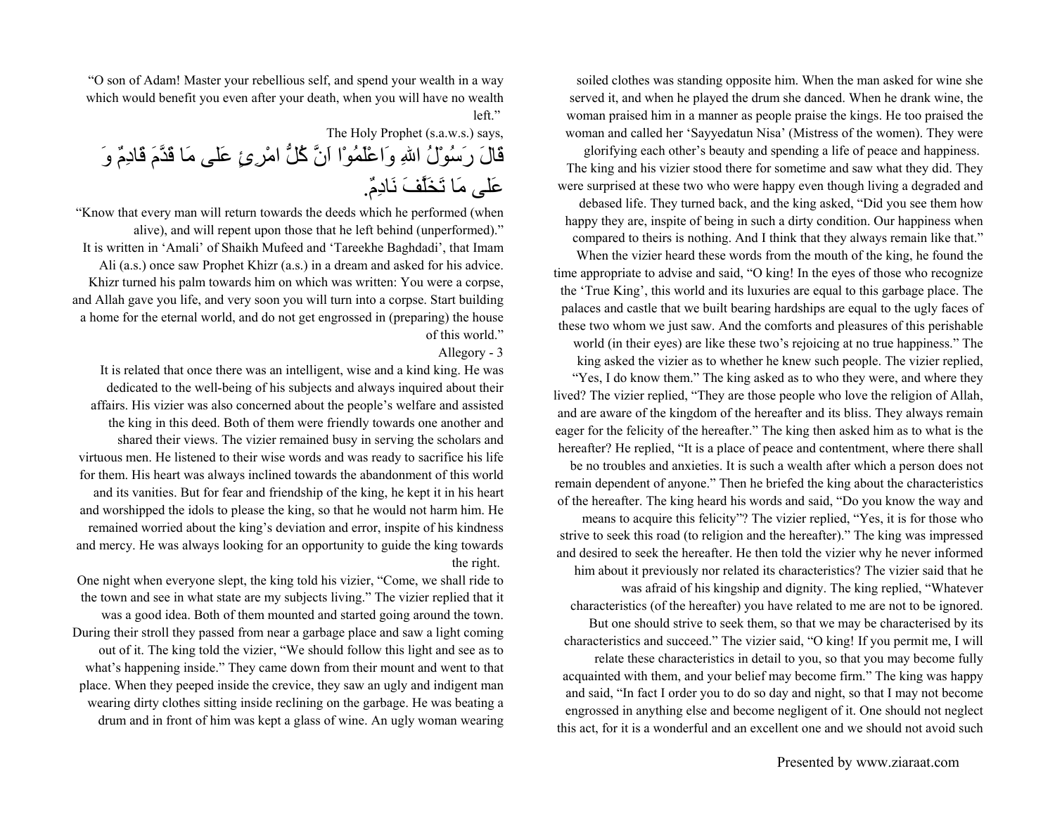"O son of Adam! Master your rebellious self, and spend your wealth in a way which would benefit you even after your death, when you will have no wealth left."

The Holy Prophet (s.a.w.s.) says,

قَالَ رَسُوْلُ اللهِ وَاعْلَمُوْا اَنَّ كُلُّ امْرِئٍ عَلى مَا قَدَّمَ قَادِمٌ وَ عَلى مَا تَخَلَّفَ نَادِمٌ.

"Know that every man will return towards the deeds which he performed (when alive), and will repent upon those that he left behind (unperformed)."

It is written in 'Amali' of Shaikh Mufeed and 'Tareekhe Baghdadi', that Imam Ali (a.s.) once saw Prophet Khizr (a.s.) in a dream and asked for his advice. Khizr turned his palm towards him on which was written: You were a corpse, and Allah gave you life, and very soon you will turn into a corpse. Start building a home for the eternal world, and do not get engrossed in (preparing) the house of this world."

## Allegory - 3

It is related that once there was an intelligent, wise and a kind king. He was dedicated to the well-being of his subjects and always inquired about their affairs. His vizier was also concerned about the people's welfare and assisted the king in this deed. Both of them were friendly towards one another and shared their views. The vizier remained busy in serving the scholars and virtuous men. He listened to their wise words and was ready to sacrifice his life for them. His heart was always inclined towards the abandonment of this world and its vanities. But for fear and friendship of the king, he kept it in his heart and worshipped the idols to please the king, so that he would not harm him. He remained worried about the king's deviation and error, inspite of his kindness and mercy. He was always looking for an opportunity to guide the king towards the right.

One night when everyone slept, the king told his vizier, "Come, we shall ride to the town and see in what state are my subjects living." The vizier replied that it was a good idea. Both of them mounted and started going around the town. During their stroll they passed from near a garbage place and saw a light coming out of it. The king told the vizier, "We should follow this light and see as to what's happening inside." They came down from their mount and went to that place. When they peeped inside the crevice, they saw an ugly and indigent man wearing dirty clothes sitting inside reclining on the garbage. He was beating a drum and in front of him was kept a glass of wine. An ugly woman wearing soiled clothes was standing opposite him. When the man asked for wine she served it, and when he played the drum she danced. When he drank wine, the woman praised him in a manner as people praise the kings. He too praised the woman and called her 'Sayyedatun Nisa' (Mistress of the women). They were glorifying each other's beauty and spending a life of peace and happiness.

The king and his vizier stood there for sometime and saw what they did. They were surprised at these two who were happy even though living a degraded and debased life. They turned back, and the king asked, "Did you see them how happy they are, inspite of being in such a dirty condition. Our happiness when compared to theirs is nothing. And I think that they always remain like that." When the vizier heard these words from the mouth of the king, he found the time appropriate to advise and said, "O king! In the eyes of those who recognize the 'True King', this world and its luxuries are equal to this garbage place. The palaces and castle that we built bearing hardships are equal to the ugly faces of these two whom we just saw. And the comforts and pleasures of this perishable world (in their eyes) are like these two's rejoicing at no true happiness." The king asked the vizier as to whether he knew such people. The vizier replied, "Yes, I do know them." The king asked as to who they were, and where they lived? The vizier replied, "They are those people who love the religion of Allah, and are aware of the kingdom of the hereafter and its bliss. They always remain eager for the felicity of the hereafter." The king then asked him as to what is the hereafter? He replied, "It is a place of peace and contentment, where there shall be no troubles and anxieties. It is such a wealth after which a person does not remain dependent of anyone." Then he briefed the king about the characteristics of the hereafter. The king heard his words and said, "Do you know the way and means to acquire this felicity"? The vizier replied, "Yes, it is for those who strive to seek this road (to religion and the hereafter)." The king was impressed and desired to seek the hereafter. He then told the vizier why he never informed him about it previously nor related its characteristics? The vizier said that he was afraid of his kingship and dignity. The king replied, "Whatever characteristics (of the hereafter) you have related to me are not to be ignored. But one should strive to seek them, so that we may be characterised by its characteristics and succeed." The vizier said, "O king! If you permit me, I will relate these characteristics in detail to you, so that you may become fully acquainted with them, and your belief may become firm." The king was happy and said, "In fact I order you to do so day and night, so that I may not become engrossed in anything else and become negligent of it. One should not neglect this act, for it is a wonderful and an excellent one and we should not avoid such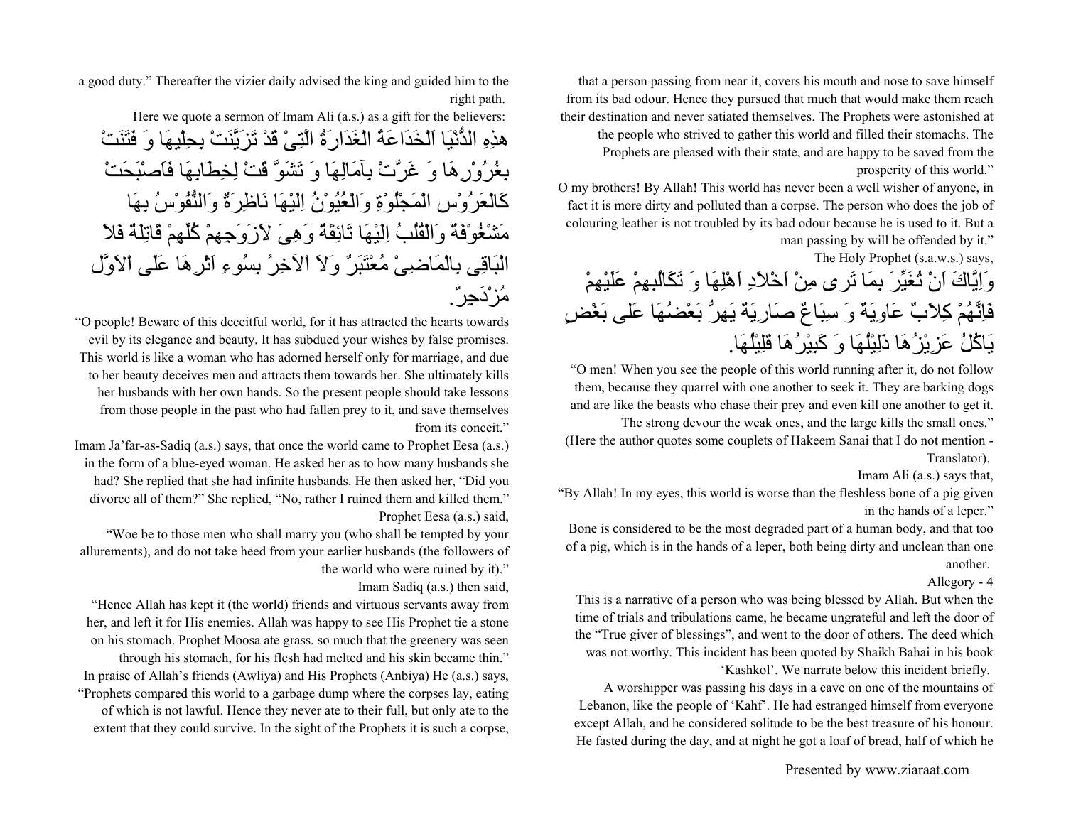a good duty." Thereafter the vizier daily advised the king and guided him to the right path.

Here we quote a sermon of Imam Ali (a.s.) as a gift for the believers:

هذِهِ الدُّنْيَا اَلْخَدَاعَةُ الْغَدَارَةُ الَّتِىْ قَدْ تَزَيَّنَتْ بِحِلِيهَا وَ فَتَنَتْ بِغُرُوْرِهَا وَ غَرَّتْ بِآمَالِهَا وَ تَشَوَّ قَتْ لِخِطَابِهَا فَاَصْبَحَتْ كَالْعَرُوْسِ الْمَجْلُوْةِ وَالْعُيُوْنُ اِلَيْهَا نَاظِرَةٌ وَالنُّفُوْسُ بِهَا مَشْغُوْفَةٌ وَالْقُلُبُ اِلَيْهَا تَائِقَةٌ وَهِىَ لاَزَوَجِهِمْ كُلِّهِمْ قَاتِلَةٌ فَلاَ الْبَاقِى بِالْمَاضِىْ مُعْتَبَرٌ وَلاَ الْآخِرُ بِسُوءِ اَثَرِهَا عَلَى الاَوَّلِ مُزْدَجِرٌ.

"O people! Beware of this deceitful world, for it has attracted the hearts towards evil by its elegance and beauty. It has subdued your wishes by false promises. This world is like a woman who has adorned herself only for marriage, and due to her beauty deceives men and attracts them towards her. She ultimately kills her husbands with her own hands. So the present people should take lessons from those people in the past who had fallen prey to it, and save themselves from its conceit."

Imam Ja'far-as-Sadiq (a.s.) says, that once the world came to Prophet Eesa (a.s.) in the form of a blue-eyed woman. He asked her as to how many husbands she had? She replied that she had infinite husbands. He then asked her, "Did you divorce all of them?" She replied, "No, rather I ruined them and killed them." Prophet Eesa (a.s.) said,

"Woe be to those men who shall marry you (who shall be tempted by your allurements), and do not take heed from your earlier husbands (the followers of the world who were ruined by it)."

Imam Sadiq (a.s.) then said,

"Hence Allah has kept it (the world) friends and virtuous servants away from her, and left it for His enemies. Allah was happy to see His Prophet tie a stone on his stomach. Prophet Moosa ate grass, so much that the greenery was seen through his stomach, for his flesh had melted and his skin became thin."

In praise of Allah's friends (Awliya) and His Prophets (Anbiya) He (a.s.) says, "Prophets compared this world to a garbage dump where the corpses lay, eating of which is not lawful. Hence they never ate to their full, but only ate to the extent that they could survive. In the sight of the Prophets it is such a corpse, that a person passing from near it, covers his mouth and nose to save himself from its bad odour. Hence they pursued that much that would make them reach their destination and never satiated themselves. The Prophets were astonished at the people who strived to gather this world and filled their stomachs. The Prophets are pleased with their state, and are happy to be saved from the prosperity of this world."

O my brothers! By Allah! This world has never been a well wisher of anyone, in fact it is more dirty and polluted than a corpse. The person who does the job of colouring leather is not troubled by its bad odour because he is used to it. But a man passing by will be offended by it."

The Holy Prophet (s.a.w.s.) says,

وَاِيَّاكَ اَنْ تُغَيِّرَ بِمَا تَرى مِنْ اَخْلاَدِ اَهْلِهَا وَ تَكَالُبِهِمْ عَلَيْهِمْ فَاِنَّهُمْ كِلاَبٌ عَاوِيَةٌ وَ سِبَاعٌ صَارِيَةٌ يَهِرُّ بَعْضُهَا عَلى بَعْضٍ يَاكُلُ عَزِيْزُهَا ذَلِيْلُهَا وَ كَبِيْرُهَا قَلِيْلُهَا.

"O men! When you see the people of this world running after it, do not follow them, because they quarrel with one another to seek it. They are barking dogs and are like the beasts who chase their prey and even kill one another to get it. The strong devour the weak ones, and the large kills the small ones."

(Here the author quotes some couplets of Hakeem Sanai that I do not mention - Translator).

Imam Ali (a.s.) says that,

"By Allah! In my eyes, this world is worse than the fleshless bone of a pig given in the hands of a leper."

Bone is considered to be the most degraded part of a human body, and that too of a pig, which is in the hands of a leper, both being dirty and unclean than one another.

## Allegory - 4

This is a narrative of a person who was being blessed by Allah. But when the time of trials and tribulations came, he became ungrateful and left the door of the "True giver of blessings", and went to the door of others. The deed which was not worthy. This incident has been quoted by Shaikh Bahai in his book 'Kashkol'. We narrate below this incident briefly.

A worshipper was passing his days in a cave on one of the mountains of Lebanon, like the people of 'Kahf'. He had estranged himself from everyone except Allah, and he considered solitude to be the best treasure of his honour. He fasted during the day, and at night he got a loaf of bread, half of which he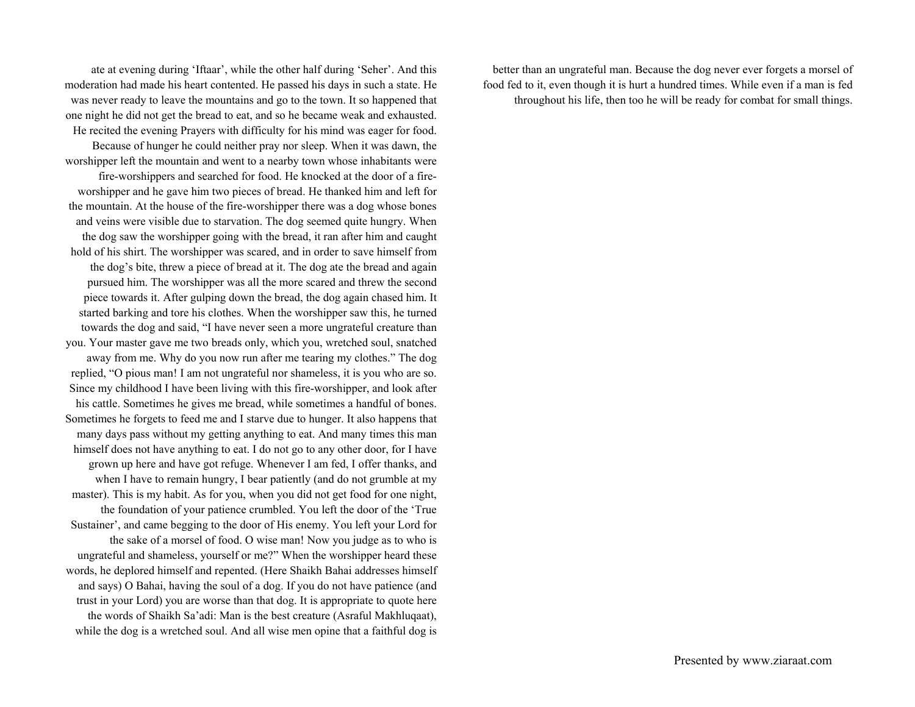ate at evening during 'Iftaar', while the other half during 'Seher'. And this moderation had made his heart contented. He passed his days in such a state. He was never ready to leave the mountains and go to the town. It so happened that one night he did not get the bread to eat, and so he became weak and exhausted. He recited the evening Prayers with difficulty for his mind was eager for food. Because of hunger he could neither pray nor sleep. When it was dawn, the worshipper left the mountain and went to a nearby town whose inhabitants were fire-worshippers and searched for food. He knocked at the door of a fire-worshipper and he gave him two pieces of bread. He thanked him and left for the mountain. At the house of the fire-worshipper there was a dog whose bones and veins were visible due to starvation. The dog seemed quite hungry. When the dog saw the worshipper going with the bread, it ran after him and caught hold of his shirt. The worshipper was scared, and in order to save himself from the dog's bite, threw a piece of bread at it. The dog ate the bread and again pursued him. The worshipper was all the more scared and threw the second piece towards it. After gulping down the bread, the dog again chased him. It started barking and tore his clothes. When the worshipper saw this, he turned towards the dog and said, "I have never seen a more ungrateful creature than you. Your master gave me two breads only, which you, wretched soul, snatched away from me. Why do you now run after me tearing my clothes." The dog replied, "O pious man! I am not ungrateful nor shameless, it is you who are so. Since my childhood I have been living with this fire-worshipper, and look after his cattle. Sometimes he gives me bread, while sometimes a handful of bones. Sometimes he forgets to feed me and I starve due to hunger. It also happens that many days pass without my getting anything to eat. And many times this man himself does not have anything to eat. I do not go to any other door, for I have grown up here and have got refuge. Whenever I am fed, I offer thanks, and when I have to remain hungry, I bear patiently (and do not grumble at my master). This is my habit. As for you, when you did not get food for one night, the foundation of your patience crumbled. You left the door of the 'True Sustainer', and came begging to the door of His enemy. You left your Lord for the sake of a morsel of food. O wise man! Now you judge as to who is ungrateful and shameless, yourself or me?" When the worshipper heard these words, he deplored himself and repented. (Here Shaikh Bahai addresses himself and says) O Bahai, having the soul of a dog. If you do not have patience (and trust in your Lord) you are worse than that dog. It is appropriate to quote here the words of Shaikh Sa'adi: Man is the best creature (Asraful Makhluqaat), while the dog is a wretched soul. And all wise men opine that a faithful dog is better than an ungrateful man. Because the dog never ever forgets a morsel of food fed to it, even though it is hurt a hundred times. While even if a man is fed throughout his life, then too he will be ready for combat for small things.

Presented by www.ziaraat.com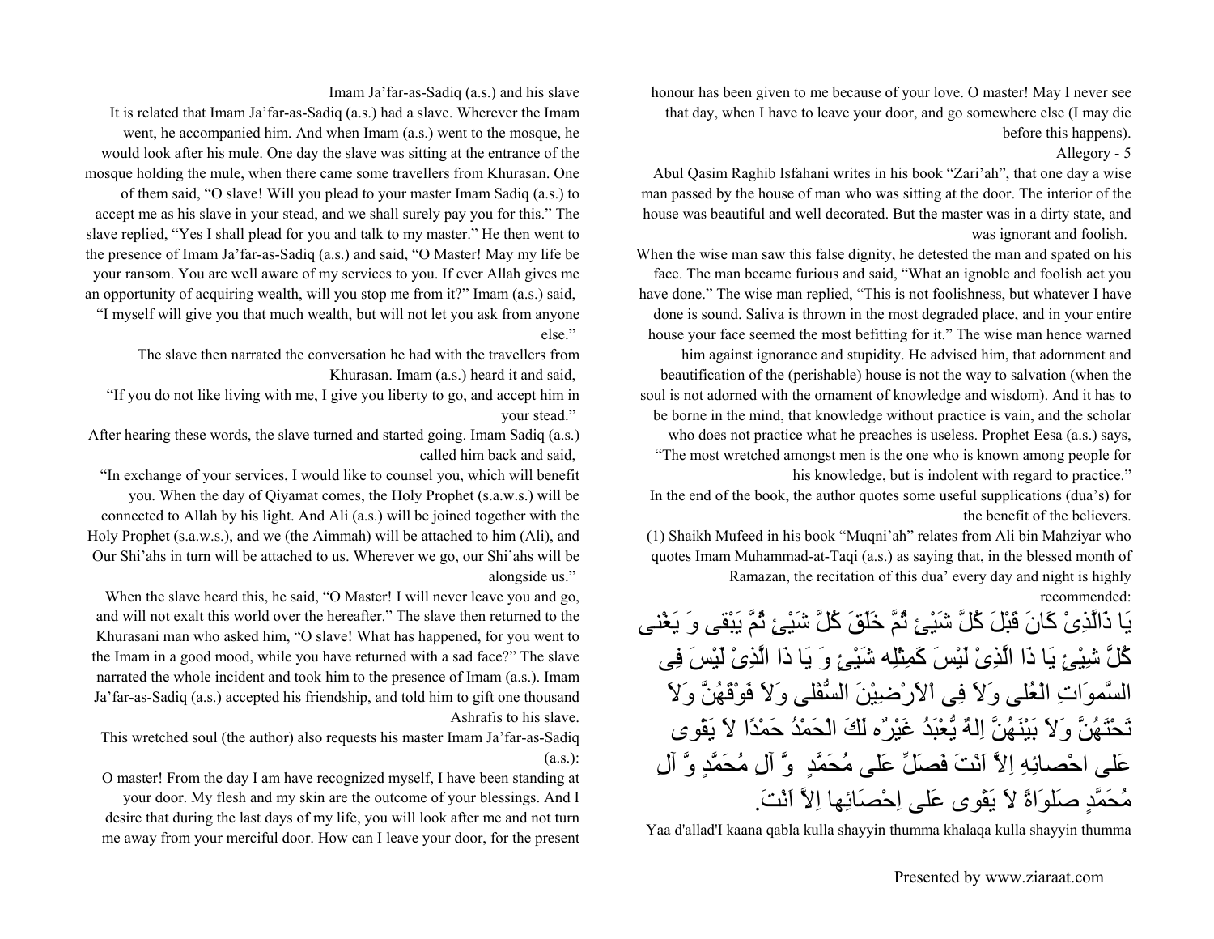Imam Ja'far-as-Sadiq (a.s.) and his slave

It is related that Imam Ja'far-as-Sadiq (a.s.) had a slave. Wherever the Imam went, he accompanied him. And when Imam (a.s.) went to the mosque, he would look after his mule. One day the slave was sitting at the entrance of the mosque holding the mule, when there came some travellers from Khurasan. One of them said, "O slave! Will you plead to your master Imam Sadiq (a.s.) to accept me as his slave in your stead, and we shall surely pay you for this." The slave replied, "Yes I shall plead for you and talk to my master." He then went to the presence of Imam Ja'far-as-Sadiq (a.s.) and said, "O Master! May my life be your ransom. You are well aware of my services to you. If ever Allah gives me an opportunity of acquiring wealth, will you stop me from it?" Imam (a.s.) said, "I myself will give you that much wealth, but will not let you ask from anyone else."

The slave then narrated the conversation he had with the travellers from Khurasan. Imam (a.s.) heard it and said,

"If you do not like living with me, I give you liberty to go, and accept him in your stead."

After hearing these words, the slave turned and started going. Imam Sadiq (a.s.) called him back and said,

"In exchange of your services, I would like to counsel you, which will benefit you. When the day of Qiyamat comes, the Holy Prophet (s.a.w.s.) will be connected to Allah by his light. And Ali (a.s.) will be joined together with the Holy Prophet (s.a.w.s.), and we (the Aimmah) will be attached to him (Ali), and Our Shi'ahs in turn will be attached to us. Wherever we go, our Shi'ahs will be alongside us."

When the slave heard this, he said, "O Master! I will never leave you and go, and will not exalt this world over the hereafter." The slave then returned to the Khurasani man who asked him, "O slave! What has happened, for you went to the Imam in a good mood, while you have returned with a sad face?" The slave narrated the whole incident and took him to the presence of Imam (a.s.). Imam Ja'far-as-Sadiq (a.s.) accepted his friendship, and told him to gift one thousand Ashrafis to his slave.

This wretched soul (the author) also requests his master Imam Ja'far-as-Sadiq (a.s.):

O master! From the day I am have recognized myself, I have been standing at your door. My flesh and my skin are the outcome of your blessings. And I desire that during the last days of my life, you will look after me and not turn me away from your merciful door. How can I leave your door, for the present honour has been given to me because of your love. O master! May I never see that day, when I have to leave your door, and go somewhere else (I may die before this happens).

Allegory - 5

Abul Qasim Raghib Isfahani writes in his book "Zari'ah", that one day a wise man passed by the house of man who was sitting at the door. The interior of the house was beautiful and well decorated. But the master was in a dirty state, and was ignorant and foolish.

When the wise man saw this false dignity, he detested the man and spated on his face. The man became furious and said, "What an ignoble and foolish act you have done." The wise man replied, "This is not foolishness, but whatever I have done is sound. Saliva is thrown in the most degraded place, and in your entire house your face seemed the most befitting for it." The wise man hence warned him against ignorance and stupidity. He advised him, that adornment and beautification of the (perishable) house is not the way to salvation (when the soul is not adorned with the ornament of knowledge and wisdom). And it has to be borne in the mind, that knowledge without practice is vain, and the scholar who does not practice what he preaches is useless. Prophet Eesa (a.s.) says, "The most wretched amongst men is the one who is known among people for his knowledge, but is indolent with regard to practice."

In the end of the book, the author quotes some useful supplications (dua's) for the benefit of the believers.

(1) Shaikh Mufeed in his book "Muqni'ah" relates from Ali bin Mahziyar who quotes Imam Muhammad-at-Taqi (a.s.) as saying that, in the blessed month of Ramazan, the recitation of this dua' every day and night is highly recommended:

يَا ذَالَّذِىْ كَانَ قَبْلَ كُلَّ شَيْئٍ ثُمَّ خَلَقَ كُلَّ شَيْئٍ ثُمَّ يَبْقى وَ يَغْنى كُلَّ شَيْئٍ يَا ذَا الَّذِىْ لَيْسَ كَمِثْلِه شَيْئٍ وَ يَا ذَا الَّذِىْ لَيْسَ فِى السَّموَاتِ الْعُلى وَلاَ فِى اْلاَرْضِيْنَ السُّفْلى وَلاَ فَوْقَهُنَّ وَلاَ تَحْتَهُنَّ وَلاَ بَيْنَهُنَّ اِلهٌ يُّعْبَدُ غَيْرُه لَكَ الْحَمْدُ حَمْدًا لاَ يَقْوى عَلى احْصائِهِ اِلاَّ اَنْتَ فَصَلِّ عَلى مُحَمَّدٍ وَّ آلِ مُحَمَّدٍ وَّ آلِ مُحَمَّدٍ صَلَوَاةً لاَ يَقْوى عَلى اِحْصَائِها اِلاَّ اَنْتَ.

Yaa d'allad'I kaana qabla kulla shayyin thumma khalaqa kulla shayyin thumma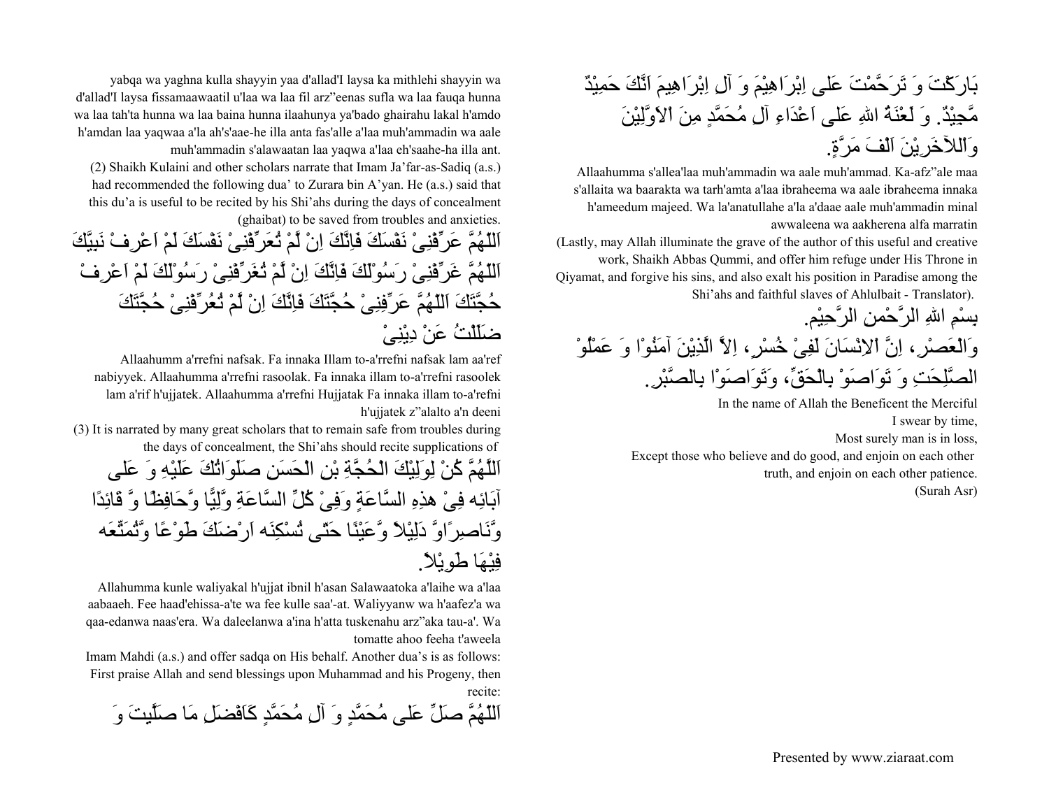yabqa wa yaghna kulla shayyin yaa d'allad'I laysa ka mithlehi shayyin wa d'allad'I laysa fissamaawaatil u'laa wa laa fil arz"eenas sufla wa laa fauqa hunna wa laa tah'ta hunna wa laa baina hunna ilaahunya ya'bado ghairahu lakal h'amdo h'amdan laa yaqwaa a'la ah's'aae-he illa anta fas'alle a'laa muh'ammadin wa aale muh'ammadin s'alawaatan laa yaqwa a'laa eh'saahe-ha illa ant.

(2) Shaikh Kulaini and other scholars narrate that Imam Ja'far-as-Sadiq (a.s.) had recommended the following dua' to Zurara bin A'yan. He (a.s.) said that this du'a is useful to be recited by his Shi'ahs during the days of concealment (ghaibat) to be saved from troubles and anxieties.

اَللّٰهُمَّ عَرِّفْنِیْ نَفْسَكَ فَاِنَّكَ اِنْ لَّمْ تُعَرِّفْنِیْ نَفْسَكَ لَمْ اَعْرِفْ نَبِیَّكَ اَللّٰهُمَّ عَرِّفْنِیْ رَسُوْلَكَ فَاِنَّكَ اِنْ لَّمْ تُعَرِّفْنِیْ رَسُوْلَكَ لَمْ اَعْرِفْ حُجَّتَكَ اَللّٰهُمَّ عَرِّفْنِیْ حُجَّتَكَ فَاِنَّكَ اِنْ لَّمْ تُعَرِّفْنِیْ حُجَّتَكَ ضَلَلْتُ عَنْ دِیْنِیْ

Allaahumm a'rrefni nafsak. Fa innaka Illam to-a'rrefni nafsak lam aa'ref nabiyyek. Allaahumma a'rrefni rasoolak. Fa innaka illam to-a'rrefni rasoolek lam a'rif h'ujjatek. Allaahumma a'rrefni Hujjatak Fa innaka illam to-a'refni h'ujjatek z"alalto a'n deeni

(3) It is narrated by many great scholars that to remain safe from troubles during the days of concealment, the Shi'ahs should recite supplications of

اَللّٰهُمَّ كُنْ لِوَلِیِّكَ الْحُجَّةِ بْنِ الْحَسَنِ صَلَوَاتُكَ عَلَیْهِ وَ عَلٰی آبَائِه فِیْ هٰذِهِ السَّاعَةِ وَفِیْ كُلِّ السَّاعَةِ وَّلِیًّا وَّحَافِظًا وَّ قَائِدًا وَّنَاصِرًاوَّ دَلِیْلاً وَّعَیْنًا حَتّٰی تُسْكِنَه اَرْضَكَ طَوْعًا وَّتُمَتِّعَه فِیْهَا طَوِیْلاً.

Allahumma kunle waliyakal h'ujjat ibnil h'asan Salawaatoka a'laihe wa a'laa aabaaeh. Fee haad'ehissa-a'te wa fee kulle saa'-at. Waliyyanw wa h'aafez'a wa qaa-edanwa naas'era. Wa daleelanwa a'ina h'atta tuskenahu arz"aka tau-a'. Wa tomatte ahoo feeha t'aweela

Imam Mahdi (a.s.) and offer sadqa on His behalf. Another dua's is as follows: First praise Allah and send blessings upon Muhammad and his Progeny, then recite:

اَللّٰهُمَّ صَلِّ عَلٰی مُحَمَّدٍ وَ آلِ مُحَمَّدٍ كَاَفْضَلِ مَا صَلَّیتَ وَ بَارَكْتَ وَ تَرَحَّمْتَ عَلٰی اِبْرَاهِیْمَ وَ آلِ اِبْرَاهِیمَ اِنَّكَ حَمِیْدٌ مَّجِیْدٌ. وَ لَعْنَةُ اللهِ عَلٰی اَعْدَاءِ آلِ مُحَمَّدٍ مِنَ الْاَوَّلِیْنَ وَالْاٰخَرِیْنَ اَلْفَ مَرَّةٍ.

Allaahumma s'allea'laa muh'ammadin wa aale muh'ammad. Ka-afz"ale maa s'allaita wa baarakta wa tarh'amta a'laa ibraheema wa aale ibraheema innaka h'ameedum majeed. Wa la'anatullahe a'la a'daae aale muh'ammadin minal awwaleena wa aakherena alfa marratin

(Lastly, may Allah illuminate the grave of the author of this useful and creative work, Shaikh Abbas Qummi, and offer him refuge under His Throne in Qiyamat, and forgive his sins, and also exalt his position in Paradise among the Shi'ahs and faithful slaves of Ahlulbait - Translator).

بِسْمِ اللهِ الرَّحْمٰنِ الرَّحِیْمِ.

وَالْعَصْرِ، اِنَّ الْاِنْسَانَ لَفِیْ خُسْرٍ، اِلاَّ الَّذِیْنَ آمَنُوْا وَ عَمِلُوْا الصّٰلِحٰتِ وَ تَوَاصَوْا بِالْحَقِّ، وَتَوَاصَوْا بِالصَّبْرِ.

In the name of Allah the Beneficent the Merciful

I swear by time,

Most surely man is in loss,

Except those who believe and do good, and enjoin on each other truth, and enjoin on each other patience.

(Surah Asr)

Presented by www.ziaraat.com